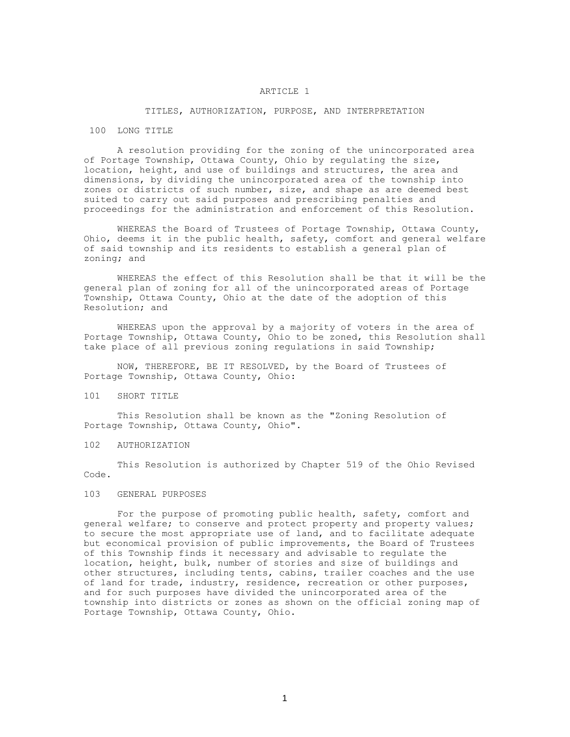# ARTICLE 1

## TITLES, AUTHORIZATION, PURPOSE, AND INTERPRETATION

### 100 LONG TITLE

A resolution providing for the zoning of the unincorporated area of Portage Township, Ottawa County, Ohio by regulating the size, location, height, and use of buildings and structures, the area and dimensions, by dividing the unincorporated area of the township into zones or districts of such number, size, and shape as are deemed best suited to carry out said purposes and prescribing penalties and proceedings for the administration and enforcement of this Resolution.

WHEREAS the Board of Trustees of Portage Township, Ottawa County, Ohio, deems it in the public health, safety, comfort and general welfare of said township and its residents to establish a general plan of zoning; and

WHEREAS the effect of this Resolution shall be that it will be the general plan of zoning for all of the unincorporated areas of Portage Township, Ottawa County, Ohio at the date of the adoption of this Resolution; and

WHEREAS upon the approval by a majority of voters in the area of Portage Township, Ottawa County, Ohio to be zoned, this Resolution shall take place of all previous zoning regulations in said Township;

NOW, THEREFORE, BE IT RESOLVED, by the Board of Trustees of Portage Township, Ottawa County, Ohio:

### 101 SHORT TITLE

This Resolution shall be known as the "Zoning Resolution of Portage Township, Ottawa County, Ohio".

### 102 AUTHORIZATION

This Resolution is authorized by Chapter 519 of the Ohio Revised Code.

### 103 GENERAL PURPOSES

For the purpose of promoting public health, safety, comfort and general welfare; to conserve and protect property and property values; to secure the most appropriate use of land, and to facilitate adequate but economical provision of public improvements, the Board of Trustees of this Township finds it necessary and advisable to regulate the location, height, bulk, number of stories and size of buildings and other structures, including tents, cabins, trailer coaches and the use of land for trade, industry, residence, recreation or other purposes, and for such purposes have divided the unincorporated area of the township into districts or zones as shown on the official zoning map of Portage Township, Ottawa County, Ohio.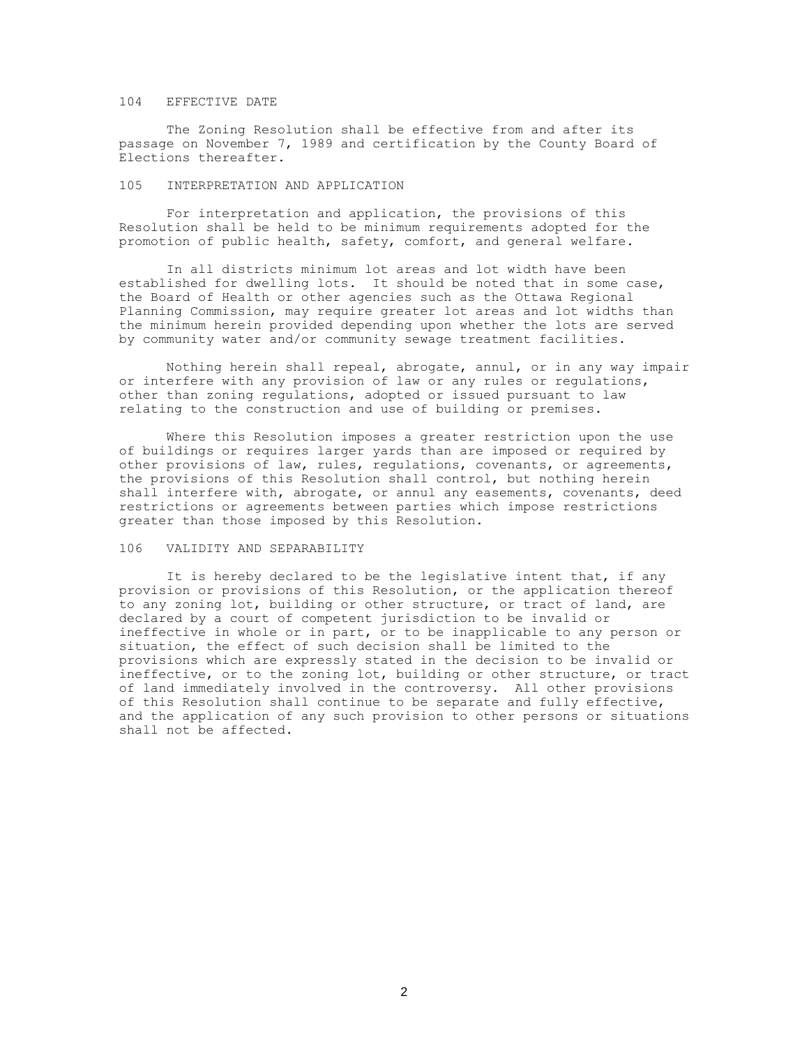## 104 EFFECTIVE DATE

The Zoning Resolution shall be effective from and after its passage on November 7, 1989 and certification by the County Board of Elections thereafter.

## 105 INTERPRETATION AND APPLICATION

For interpretation and application, the provisions of this Resolution shall be held to be minimum requirements adopted for the promotion of public health, safety, comfort, and general welfare.

In all districts minimum lot areas and lot width have been established for dwelling lots. It should be noted that in some case, the Board of Health or other agencies such as the Ottawa Regional Planning Commission, may require greater lot areas and lot widths than the minimum herein provided depending upon whether the lots are served by community water and/or community sewage treatment facilities.

Nothing herein shall repeal, abrogate, annul, or in any way impair or interfere with any provision of law or any rules or regulations, other than zoning regulations, adopted or issued pursuant to law relating to the construction and use of building or premises.

Where this Resolution imposes a greater restriction upon the use of buildings or requires larger yards than are imposed or required by other provisions of law, rules, regulations, covenants, or agreements, the provisions of this Resolution shall control, but nothing herein shall interfere with, abrogate, or annul any easements, covenants, deed restrictions or agreements between parties which impose restrictions greater than those imposed by this Resolution.

## 106 VALIDITY AND SEPARABILITY

It is hereby declared to be the legislative intent that, if any provision or provisions of this Resolution, or the application thereof to any zoning lot, building or other structure, or tract of land, are declared by a court of competent jurisdiction to be invalid or ineffective in whole or in part, or to be inapplicable to any person or situation, the effect of such decision shall be limited to the provisions which are expressly stated in the decision to be invalid or ineffective, or to the zoning lot, building or other structure, or tract of land immediately involved in the controversy. All other provisions of this Resolution shall continue to be separate and fully effective, and the application of any such provision to other persons or situations shall not be affected.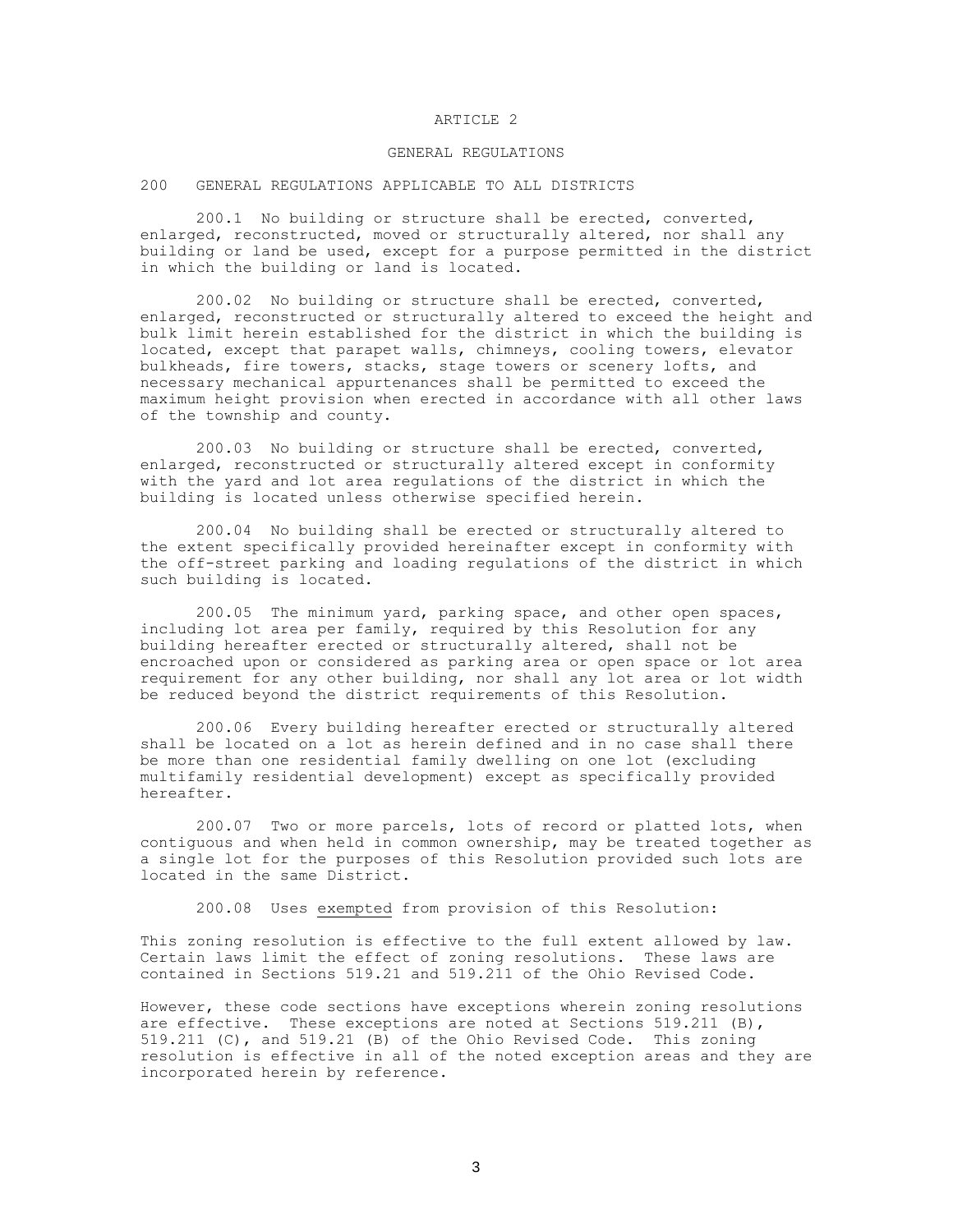# ARTICLE 2

## GENERAL REGULATIONS

### 200 GENERAL REGULATIONS APPLICABLE TO ALL DISTRICTS

200.1 No building or structure shall be erected, converted, enlarged, reconstructed, moved or structurally altered, nor shall any building or land be used, except for a purpose permitted in the district in which the building or land is located.

200.02 No building or structure shall be erected, converted, enlarged, reconstructed or structurally altered to exceed the height and bulk limit herein established for the district in which the building is located, except that parapet walls, chimneys, cooling towers, elevator bulkheads, fire towers, stacks, stage towers or scenery lofts, and necessary mechanical appurtenances shall be permitted to exceed the maximum height provision when erected in accordance with all other laws of the township and county.

200.03 No building or structure shall be erected, converted, enlarged, reconstructed or structurally altered except in conformity with the yard and lot area regulations of the district in which the building is located unless otherwise specified herein.

200.04 No building shall be erected or structurally altered to the extent specifically provided hereinafter except in conformity with the off-street parking and loading regulations of the district in which such building is located.

200.05 The minimum yard, parking space, and other open spaces, including lot area per family, required by this Resolution for any building hereafter erected or structurally altered, shall not be encroached upon or considered as parking area or open space or lot area requirement for any other building, nor shall any lot area or lot width be reduced beyond the district requirements of this Resolution.

200.06 Every building hereafter erected or structurally altered shall be located on a lot as herein defined and in no case shall there be more than one residential family dwelling on one lot (excluding multifamily residential development) except as specifically provided hereafter.

200.07 Two or more parcels, lots of record or platted lots, when contiguous and when held in common ownership, may be treated together as a single lot for the purposes of this Resolution provided such lots are located in the same District.

200.08 Uses exempted from provision of this Resolution:

This zoning resolution is effective to the full extent allowed by law. Certain laws limit the effect of zoning resolutions. These laws are contained in Sections 519.21 and 519.211 of the Ohio Revised Code.

However, these code sections have exceptions wherein zoning resolutions are effective. These exceptions are noted at Sections 519.211 (B), 519.211 (C), and 519.21 (B) of the Ohio Revised Code. This zoning resolution is effective in all of the noted exception areas and they are incorporated herein by reference.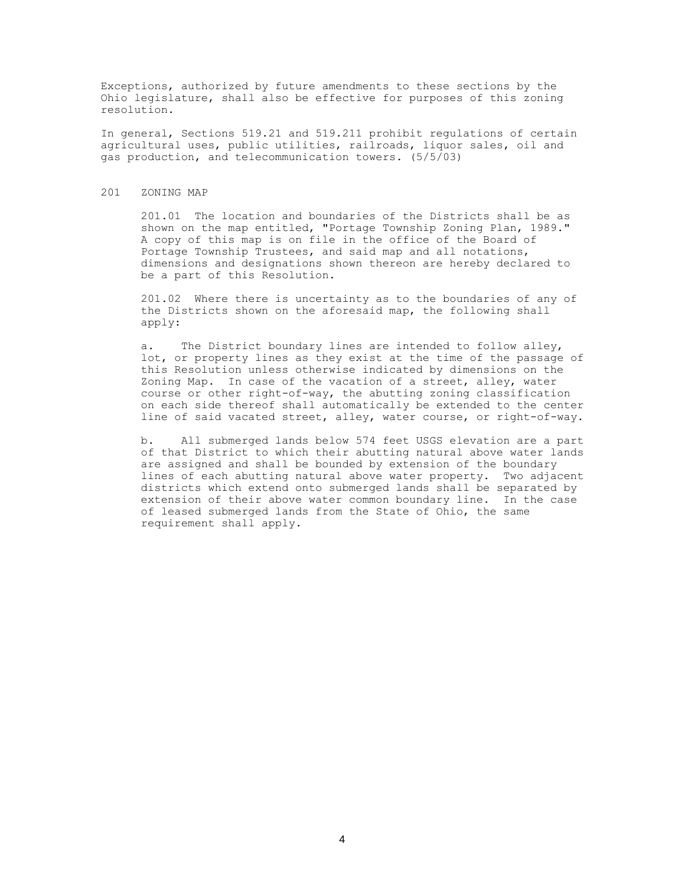Exceptions, authorized by future amendments to these sections by the Ohio legislature, shall also be effective for purposes of this zoning resolution.

In general, Sections 519.21 and 519.211 prohibit regulations of certain agricultural uses, public utilities, railroads, liquor sales, oil and gas production, and telecommunication towers. (5/5/03)

## 201 ZONING MAP

201.01 The location and boundaries of the Districts shall be as shown on the map entitled, "Portage Township Zoning Plan, 1989." A copy of this map is on file in the office of the Board of Portage Township Trustees, and said map and all notations, dimensions and designations shown thereon are hereby declared to be a part of this Resolution.

201.02 Where there is uncertainty as to the boundaries of any of the Districts shown on the aforesaid map, the following shall apply:

a. The District boundary lines are intended to follow alley, lot, or property lines as they exist at the time of the passage of this Resolution unless otherwise indicated by dimensions on the Zoning Map. In case of the vacation of a street, alley, water course or other right-of-way, the abutting zoning classification on each side thereof shall automatically be extended to the center line of said vacated street, alley, water course, or right-of-way.

b. All submerged lands below 574 feet USGS elevation are a part of that District to which their abutting natural above water lands are assigned and shall be bounded by extension of the boundary lines of each abutting natural above water property. Two adjacent districts which extend onto submerged lands shall be separated by extension of their above water common boundary line. In the case of leased submerged lands from the State of Ohio, the same requirement shall apply.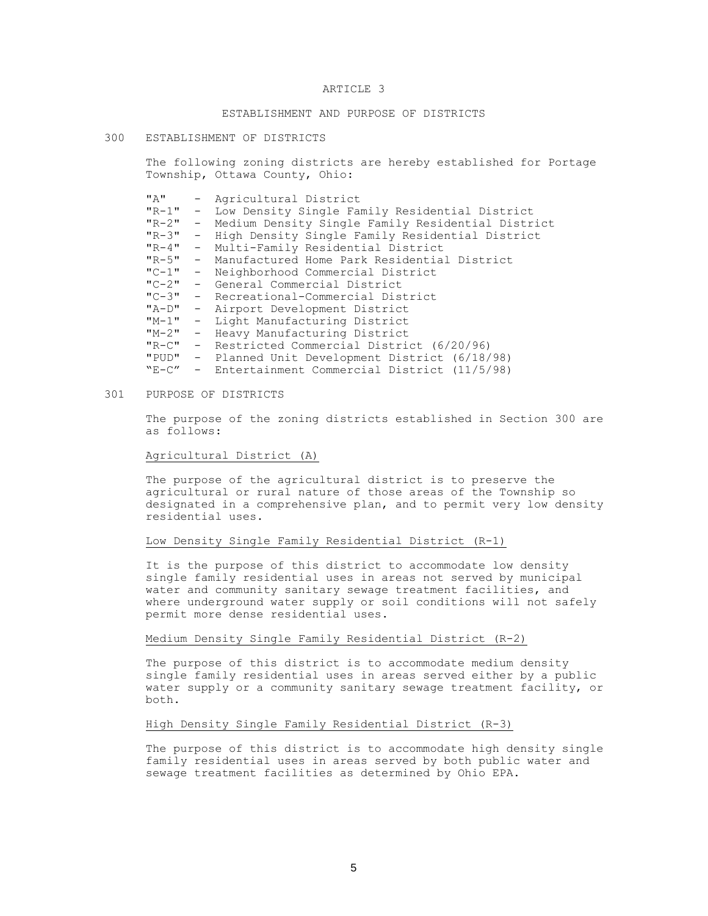# ARTICLE 3

## ESTABLISHMENT AND PURPOSE OF DISTRICTS

## 300 ESTABLISHMENT OF DISTRICTS

The following zoning districts are hereby established for Portage Township, Ottawa County, Ohio:

"A" - Agricultural District
"R-1" - Low Density Single Family Residential District
"R-2" - Medium Density Single Family Residential District
"R-3" - High Density Single Family Residential District
"R-4" - Multi-Family Residential District
"R-5" - Manufactured Home Park Residential District
"C-1" - Neighborhood Commercial District
"C-2" - General Commercial District
"C-3" - Recreational-Commercial District
"A-D" - Airport Development District
"M-1" - Light Manufacturing District
"M-2" - Heavy Manufacturing District
"R-C" - Restricted Commercial District (6/20/96)
"PUD" - Planned Unit Development District (6/18/98)
"E-C" - Entertainment Commercial District (11/5/98)

## 301 PURPOSE OF DISTRICTS

The purpose of the zoning districts established in Section 300 are as follows:

Agricultural District (A)

The purpose of the agricultural district is to preserve the agricultural or rural nature of those areas of the Township so designated in a comprehensive plan, and to permit very low density residential uses.

Low Density Single Family Residential District (R-1)

It is the purpose of this district to accommodate low density single family residential uses in areas not served by municipal water and community sanitary sewage treatment facilities, and where underground water supply or soil conditions will not safely permit more dense residential uses.

Medium Density Single Family Residential District (R-2)

The purpose of this district is to accommodate medium density single family residential uses in areas served either by a public water supply or a community sanitary sewage treatment facility, or both.

High Density Single Family Residential District (R-3)

The purpose of this district is to accommodate high density single family residential uses in areas served by both public water and sewage treatment facilities as determined by Ohio EPA.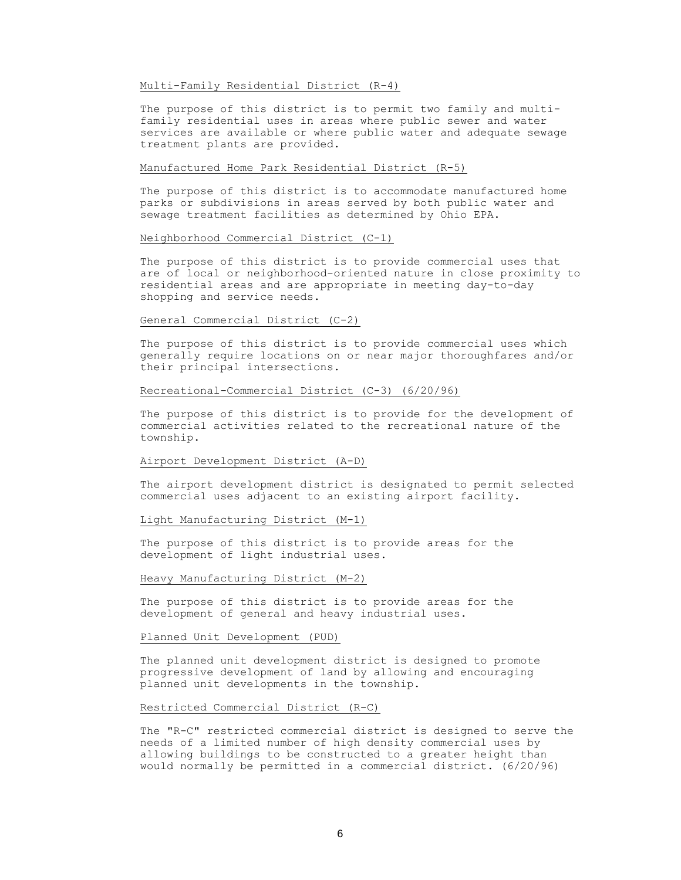Multi-Family Residential District (R-4)

The purpose of this district is to permit two family and multi-family residential uses in areas where public sewer and water services are available or where public water and adequate sewage treatment plants are provided.

Manufactured Home Park Residential District (R-5)

The purpose of this district is to accommodate manufactured home parks or subdivisions in areas served by both public water and sewage treatment facilities as determined by Ohio EPA.

Neighborhood Commercial District (C-1)

The purpose of this district is to provide commercial uses that are of local or neighborhood-oriented nature in close proximity to residential areas and are appropriate in meeting day-to-day shopping and service needs.

General Commercial District (C-2)

The purpose of this district is to provide commercial uses which generally require locations on or near major thoroughfares and/or their principal intersections.

Recreational-Commercial District (C-3) (6/20/96)

The purpose of this district is to provide for the development of commercial activities related to the recreational nature of the township.

Airport Development District (A-D)

The airport development district is designated to permit selected commercial uses adjacent to an existing airport facility.

Light Manufacturing District (M-1)

The purpose of this district is to provide areas for the development of light industrial uses.

Heavy Manufacturing District (M-2)

The purpose of this district is to provide areas for the development of general and heavy industrial uses.

Planned Unit Development (PUD)

The planned unit development district is designed to promote progressive development of land by allowing and encouraging planned unit developments in the township.

Restricted Commercial District (R-C)

The "R-C" restricted commercial district is designed to serve the needs of a limited number of high density commercial uses by allowing buildings to be constructed to a greater height than would normally be permitted in a commercial district. (6/20/96)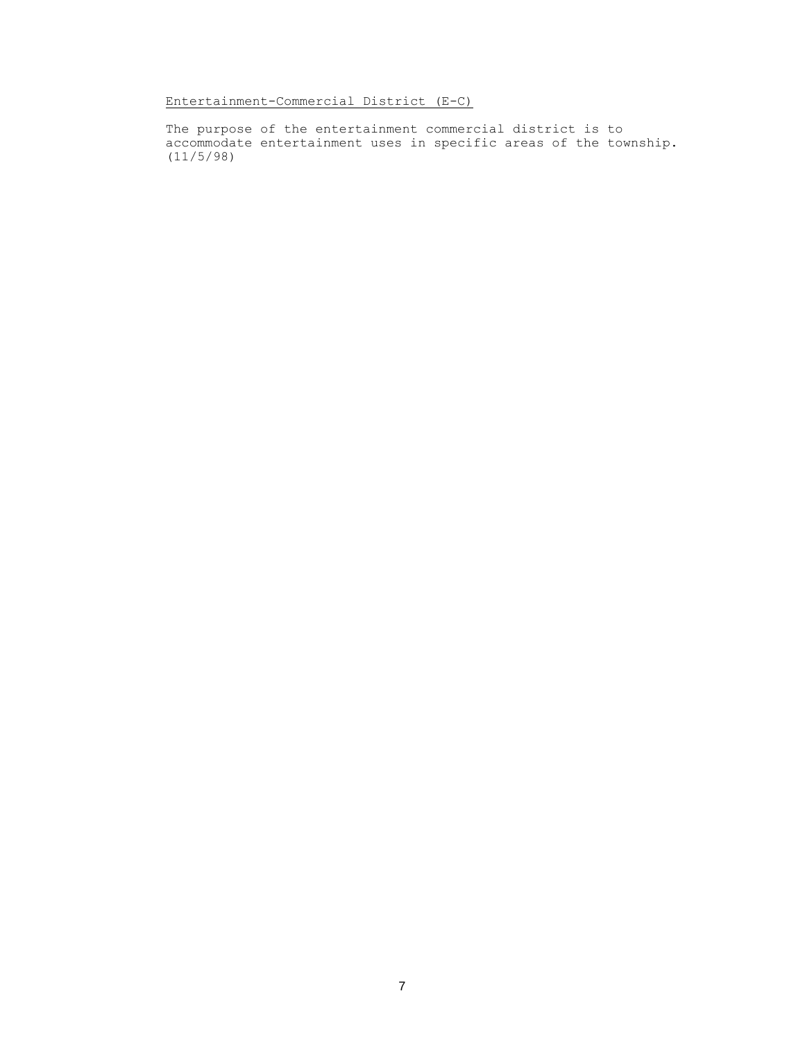Entertainment-Commercial District (E-C)

The purpose of the entertainment commercial district is to accommodate entertainment uses in specific areas of the township. (11/5/98)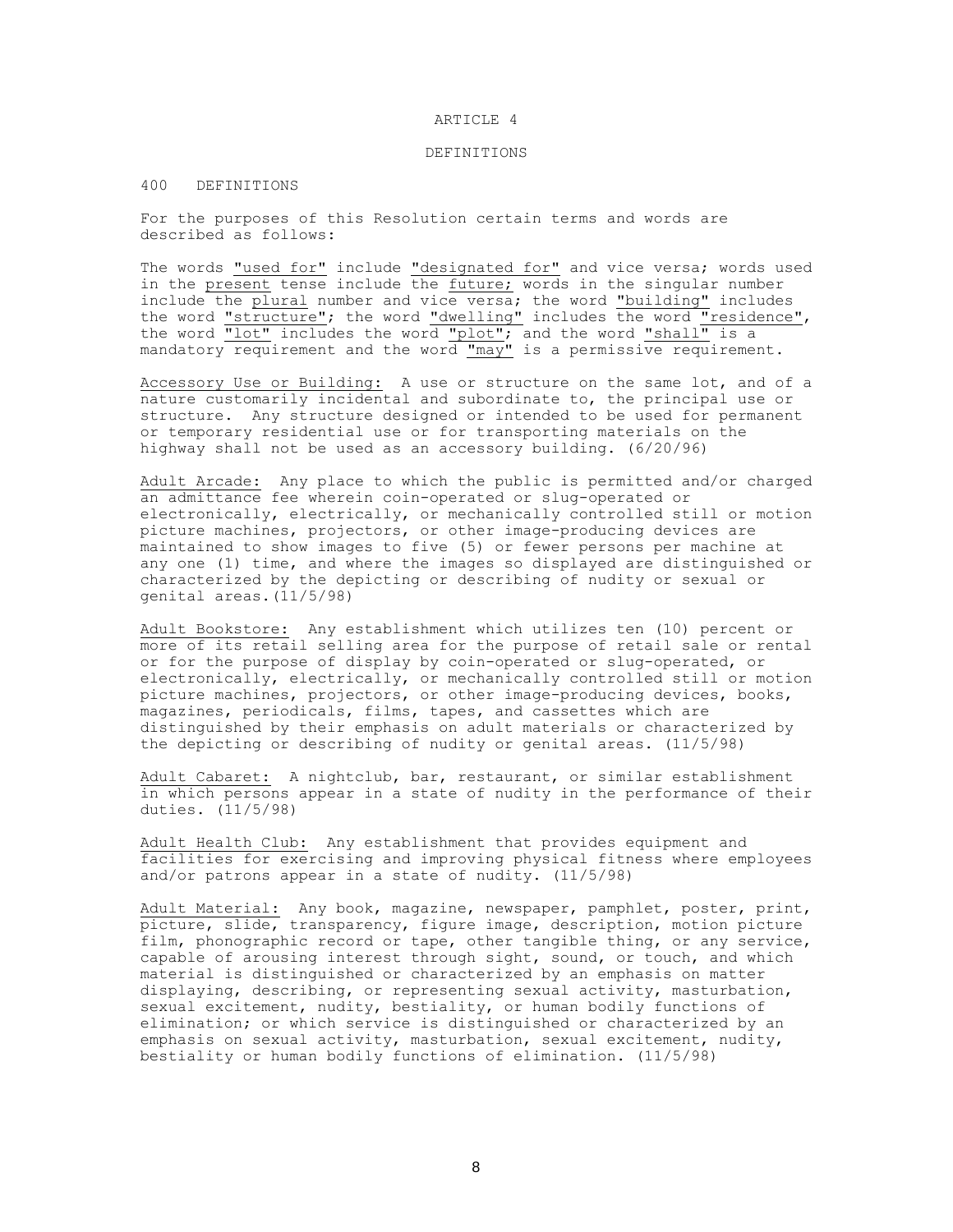# ARTICLE 4

## DEFINITIONS

### 400 DEFINITIONS

For the purposes of this Resolution certain terms and words are described as follows:

The words "used for" include "designated for" and vice versa; words used in the present tense include the future; words in the singular number include the plural number and vice versa; the word "building" includes the word "structure"; the word "dwelling" includes the word "residence", the word "lot" includes the word "plot"; and the word "shall" is a mandatory requirement and the word "may" is a permissive requirement.

Accessory Use or Building: A use or structure on the same lot, and of a nature customarily incidental and subordinate to, the principal use or structure. Any structure designed or intended to be used for permanent or temporary residential use or for transporting materials on the highway shall not be used as an accessory building. (6/20/96)

Adult Arcade: Any place to which the public is permitted and/or charged an admittance fee wherein coin-operated or slug-operated or electronically, electrically, or mechanically controlled still or motion picture machines, projectors, or other image-producing devices are maintained to show images to five (5) or fewer persons per machine at any one (1) time, and where the images so displayed are distinguished or characterized by the depicting or describing of nudity or sexual or genital areas.(11/5/98)

Adult Bookstore: Any establishment which utilizes ten (10) percent or more of its retail selling area for the purpose of retail sale or rental or for the purpose of display by coin-operated or slug-operated, or electronically, electrically, or mechanically controlled still or motion picture machines, projectors, or other image-producing devices, books, magazines, periodicals, films, tapes, and cassettes which are distinguished by their emphasis on adult materials or characterized by the depicting or describing of nudity or genital areas. (11/5/98)

Adult Cabaret: A nightclub, bar, restaurant, or similar establishment in which persons appear in a state of nudity in the performance of their duties. (11/5/98)

Adult Health Club: Any establishment that provides equipment and facilities for exercising and improving physical fitness where employees and/or patrons appear in a state of nudity. (11/5/98)

Adult Material: Any book, magazine, newspaper, pamphlet, poster, print, picture, slide, transparency, figure image, description, motion picture film, phonographic record or tape, other tangible thing, or any service, capable of arousing interest through sight, sound, or touch, and which material is distinguished or characterized by an emphasis on matter displaying, describing, or representing sexual activity, masturbation, sexual excitement, nudity, bestiality, or human bodily functions of elimination; or which service is distinguished or characterized by an emphasis on sexual activity, masturbation, sexual excitement, nudity, bestiality or human bodily functions of elimination. (11/5/98)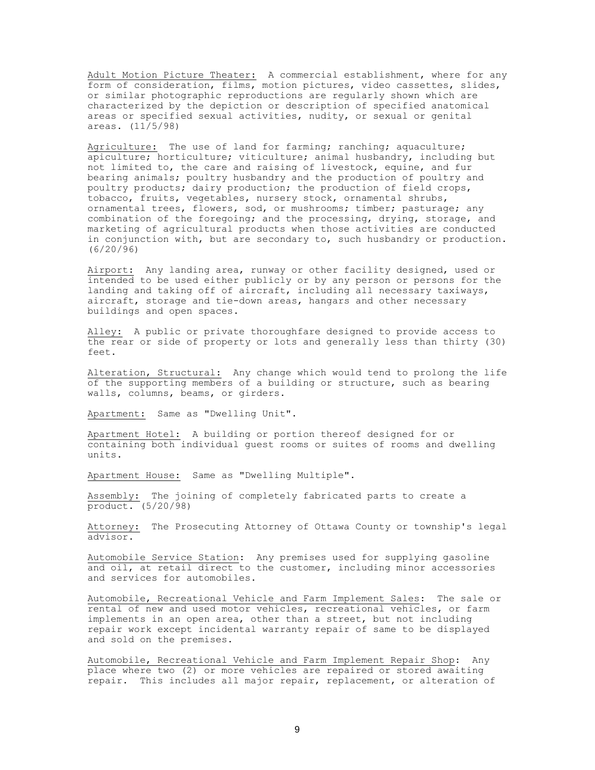Adult Motion Picture Theater: A commercial establishment, where for any form of consideration, films, motion pictures, video cassettes, slides, or similar photographic reproductions are regularly shown which are characterized by the depiction or description of specified anatomical areas or specified sexual activities, nudity, or sexual or genital areas. (11/5/98)

Agriculture: The use of land for farming; ranching; aquaculture; apiculture; horticulture; viticulture; animal husbandry, including but not limited to, the care and raising of livestock, equine, and fur bearing animals; poultry husbandry and the production of poultry and poultry products; dairy production; the production of field crops, tobacco, fruits, vegetables, nursery stock, ornamental shrubs, ornamental trees, flowers, sod, or mushrooms; timber; pasturage; any combination of the foregoing; and the processing, drying, storage, and marketing of agricultural products when those activities are conducted in conjunction with, but are secondary to, such husbandry or production. (6/20/96)

Airport: Any landing area, runway or other facility designed, used or intended to be used either publicly or by any person or persons for the landing and taking off of aircraft, including all necessary taxiways, aircraft, storage and tie-down areas, hangars and other necessary buildings and open spaces.

Alley: A public or private thoroughfare designed to provide access to the rear or side of property or lots and generally less than thirty (30) feet.

Alteration, Structural: Any change which would tend to prolong the life of the supporting members of a building or structure, such as bearing walls, columns, beams, or girders.

Apartment: Same as "Dwelling Unit".

Apartment Hotel: A building or portion thereof designed for or containing both individual guest rooms or suites of rooms and dwelling units.

Apartment House: Same as "Dwelling Multiple".

Assembly: The joining of completely fabricated parts to create a product. (5/20/98)

Attorney: The Prosecuting Attorney of Ottawa County or township's legal advisor.

Automobile Service Station: Any premises used for supplying gasoline and oil, at retail direct to the customer, including minor accessories and services for automobiles.

Automobile, Recreational Vehicle and Farm Implement Sales: The sale or rental of new and used motor vehicles, recreational vehicles, or farm implements in an open area, other than a street, but not including repair work except incidental warranty repair of same to be displayed and sold on the premises.

Automobile, Recreational Vehicle and Farm Implement Repair Shop: Any place where two (2) or more vehicles are repaired or stored awaiting repair. This includes all major repair, replacement, or alteration of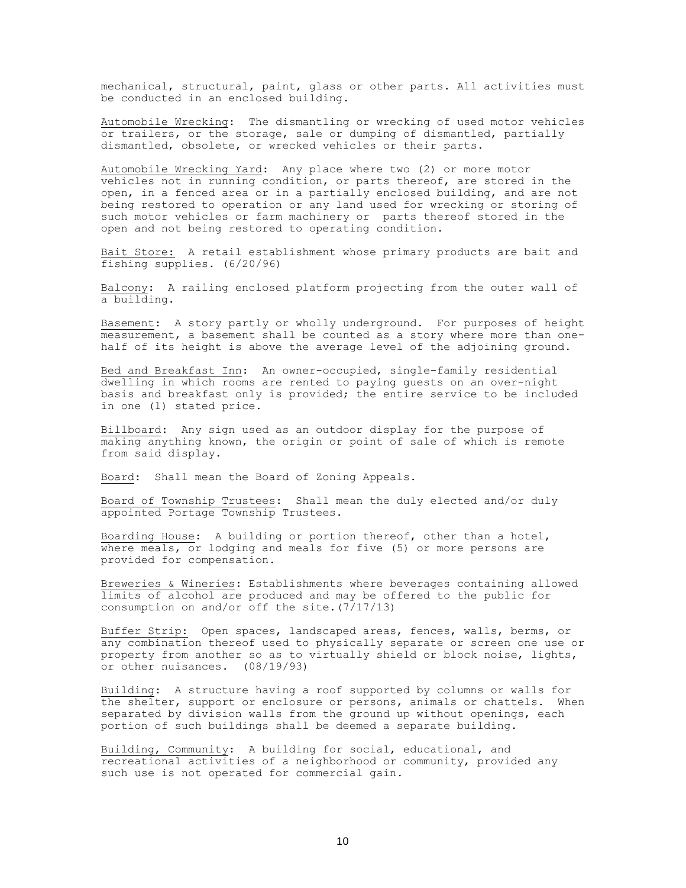mechanical, structural, paint, glass or other parts. All activities must be conducted in an enclosed building.

Automobile Wrecking: The dismantling or wrecking of used motor vehicles or trailers, or the storage, sale or dumping of dismantled, partially dismantled, obsolete, or wrecked vehicles or their parts.

Automobile Wrecking Yard: Any place where two (2) or more motor vehicles not in running condition, or parts thereof, are stored in the open, in a fenced area or in a partially enclosed building, and are not being restored to operation or any land used for wrecking or storing of such motor vehicles or farm machinery or parts thereof stored in the open and not being restored to operating condition.

Bait Store: A retail establishment whose primary products are bait and fishing supplies. (6/20/96)

Balcony: A railing enclosed platform projecting from the outer wall of a building.

Basement: A story partly or wholly underground. For purposes of height measurement, a basement shall be counted as a story where more than one-half of its height is above the average level of the adjoining ground.

Bed and Breakfast Inn: An owner-occupied, single-family residential dwelling in which rooms are rented to paying guests on an over-night basis and breakfast only is provided; the entire service to be included in one (1) stated price.

Billboard: Any sign used as an outdoor display for the purpose of making anything known, the origin or point of sale of which is remote from said display.

Board: Shall mean the Board of Zoning Appeals.

Board of Township Trustees: Shall mean the duly elected and/or duly appointed Portage Township Trustees.

Boarding House: A building or portion thereof, other than a hotel, where meals, or lodging and meals for five (5) or more persons are provided for compensation.

Breweries & Wineries: Establishments where beverages containing allowed limits of alcohol are produced and may be offered to the public for consumption on and/or off the site.(7/17/13)

Buffer Strip: Open spaces, landscaped areas, fences, walls, berms, or any combination thereof used to physically separate or screen one use or property from another so as to virtually shield or block noise, lights, or other nuisances. (08/19/93)

Building: A structure having a roof supported by columns or walls for the shelter, support or enclosure or persons, animals or chattels. When separated by division walls from the ground up without openings, each portion of such buildings shall be deemed a separate building.

Building, Community: A building for social, educational, and recreational activities of a neighborhood or community, provided any such use is not operated for commercial gain.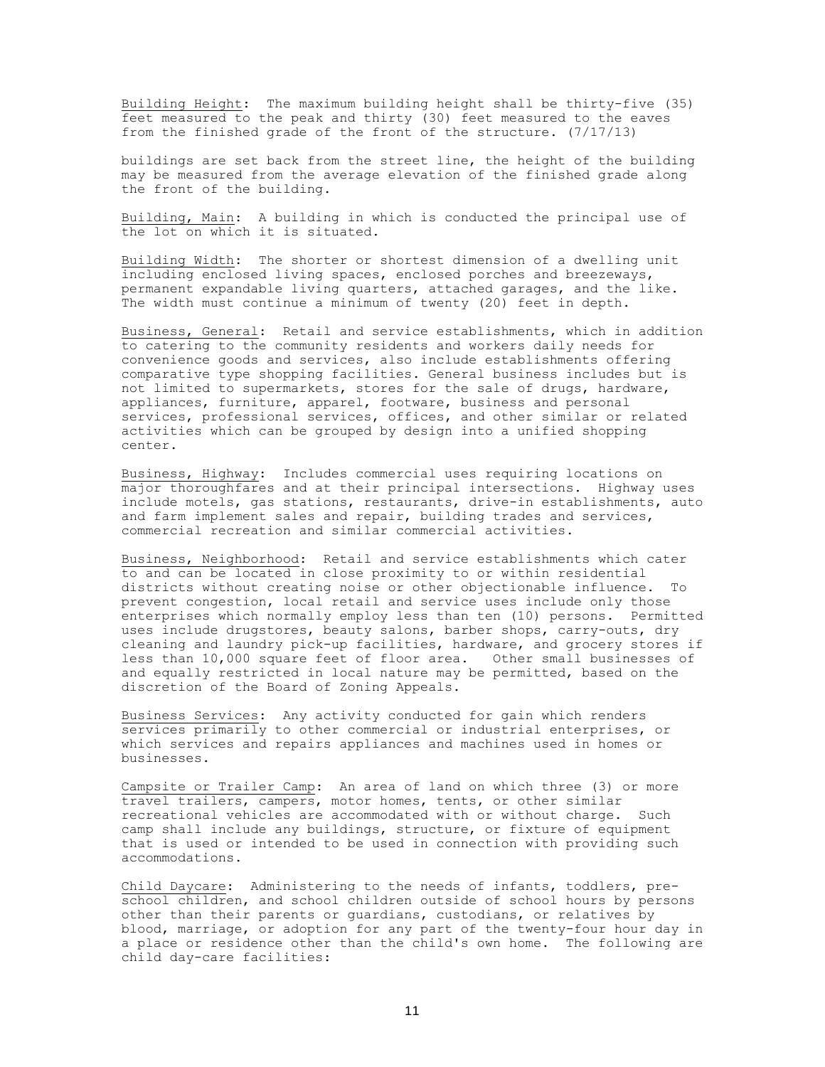Building Height: The maximum building height shall be thirty-five (35) feet measured to the peak and thirty (30) feet measured to the eaves from the finished grade of the front of the structure. (7/17/13)

buildings are set back from the street line, the height of the building may be measured from the average elevation of the finished grade along the front of the building.

Building, Main: A building in which is conducted the principal use of the lot on which it is situated.

Building Width: The shorter or shortest dimension of a dwelling unit including enclosed living spaces, enclosed porches and breezeways, permanent expandable living quarters, attached garages, and the like. The width must continue a minimum of twenty (20) feet in depth.

Business, General: Retail and service establishments, which in addition to catering to the community residents and workers daily needs for convenience goods and services, also include establishments offering comparative type shopping facilities. General business includes but is not limited to supermarkets, stores for the sale of drugs, hardware, appliances, furniture, apparel, footware, business and personal services, professional services, offices, and other similar or related activities which can be grouped by design into a unified shopping center.

Business, Highway: Includes commercial uses requiring locations on major thoroughfares and at their principal intersections. Highway uses include motels, gas stations, restaurants, drive-in establishments, auto and farm implement sales and repair, building trades and services, commercial recreation and similar commercial activities.

Business, Neighborhood: Retail and service establishments which cater to and can be located in close proximity to or within residential districts without creating noise or other objectionable influence. To prevent congestion, local retail and service uses include only those enterprises which normally employ less than ten (10) persons. Permitted uses include drugstores, beauty salons, barber shops, carry-outs, dry cleaning and laundry pick-up facilities, hardware, and grocery stores if less than 10,000 square feet of floor area. Other small businesses of and equally restricted in local nature may be permitted, based on the discretion of the Board of Zoning Appeals.

Business Services: Any activity conducted for gain which renders services primarily to other commercial or industrial enterprises, or which services and repairs appliances and machines used in homes or businesses.

Campsite or Trailer Camp: An area of land on which three (3) or more travel trailers, campers, motor homes, tents, or other similar recreational vehicles are accommodated with or without charge. Such camp shall include any buildings, structure, or fixture of equipment that is used or intended to be used in connection with providing such accommodations.

Child Daycare: Administering to the needs of infants, toddlers, pre-school children, and school children outside of school hours by persons other than their parents or guardians, custodians, or relatives by blood, marriage, or adoption for any part of the twenty-four hour day in a place or residence other than the child's own home. The following are child day-care facilities: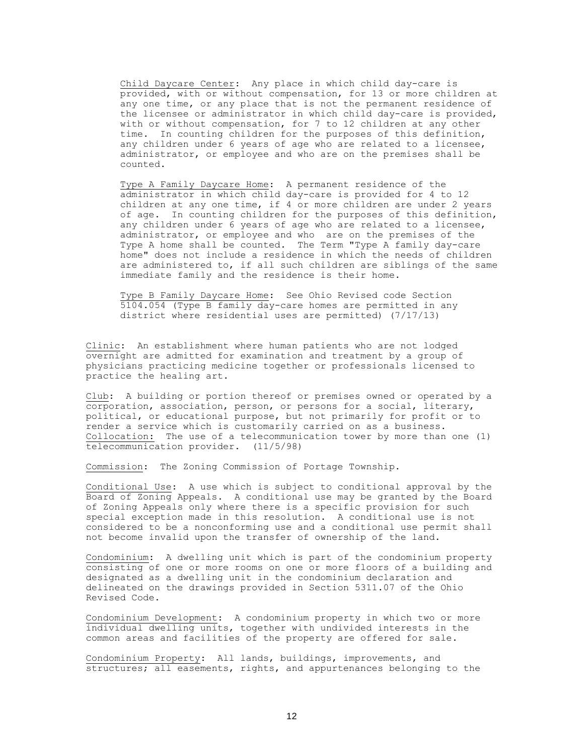Child Daycare Center: Any place in which child day-care is provided, with or without compensation, for 13 or more children at any one time, or any place that is not the permanent residence of the licensee or administrator in which child day-care is provided, with or without compensation, for 7 to 12 children at any other time. In counting children for the purposes of this definition, any children under 6 years of age who are related to a licensee, administrator, or employee and who are on the premises shall be counted.

Type A Family Daycare Home: A permanent residence of the administrator in which child day-care is provided for 4 to 12 children at any one time, if 4 or more children are under 2 years of age. In counting children for the purposes of this definition, any children under 6 years of age who are related to a licensee, administrator, or employee and who are on the premises of the Type A home shall be counted. The Term "Type A family day-care home" does not include a residence in which the needs of children are administered to, if all such children are siblings of the same immediate family and the residence is their home.

Type B Family Daycare Home: See Ohio Revised code Section 5104.054 (Type B family day-care homes are permitted in any district where residential uses are permitted) (7/17/13)

Clinic: An establishment where human patients who are not lodged overnight are admitted for examination and treatment by a group of physicians practicing medicine together or professionals licensed to practice the healing art.

Club: A building or portion thereof or premises owned or operated by a corporation, association, person, or persons for a social, literary, political, or educational purpose, but not primarily for profit or to render a service which is customarily carried on as a business.

Collocation: The use of a telecommunication tower by more than one (1) telecommunication provider. (11/5/98)

Commission: The Zoning Commission of Portage Township.

Conditional Use: A use which is subject to conditional approval by the Board of Zoning Appeals. A conditional use may be granted by the Board of Zoning Appeals only where there is a specific provision for such special exception made in this resolution. A conditional use is not considered to be a nonconforming use and a conditional use permit shall not become invalid upon the transfer of ownership of the land.

Condominium: A dwelling unit which is part of the condominium property consisting of one or more rooms on one or more floors of a building and designated as a dwelling unit in the condominium declaration and delineated on the drawings provided in Section 5311.07 of the Ohio Revised Code.

Condominium Development: A condominium property in which two or more individual dwelling units, together with undivided interests in the common areas and facilities of the property are offered for sale.

Condominium Property: All lands, buildings, improvements, and structures; all easements, rights, and appurtenances belonging to the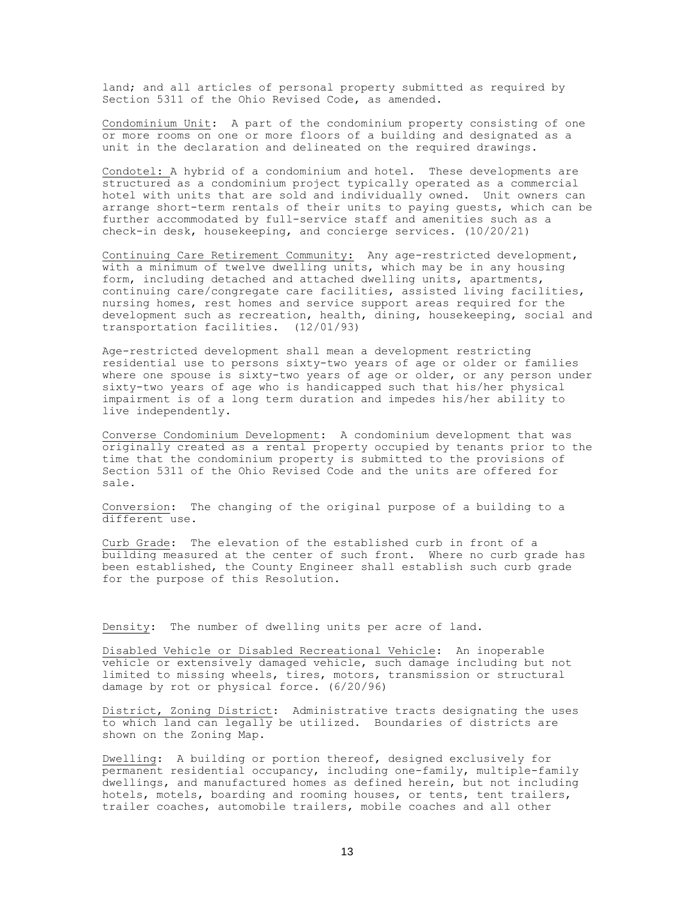land; and all articles of personal property submitted as required by Section 5311 of the Ohio Revised Code, as amended.

Condominium Unit: A part of the condominium property consisting of one or more rooms on one or more floors of a building and designated as a unit in the declaration and delineated on the required drawings.

Condotel: A hybrid of a condominium and hotel. These developments are structured as a condominium project typically operated as a commercial hotel with units that are sold and individually owned. Unit owners can arrange short-term rentals of their units to paying guests, which can be further accommodated by full-service staff and amenities such as a check-in desk, housekeeping, and concierge services. (10/20/21)

Continuing Care Retirement Community: Any age-restricted development, with a minimum of twelve dwelling units, which may be in any housing form, including detached and attached dwelling units, apartments, continuing care/congregate care facilities, assisted living facilities, nursing homes, rest homes and service support areas required for the development such as recreation, health, dining, housekeeping, social and transportation facilities. (12/01/93)

Age-restricted development shall mean a development restricting residential use to persons sixty-two years of age or older or families where one spouse is sixty-two years of age or older, or any person under sixty-two years of age who is handicapped such that his/her physical impairment is of a long term duration and impedes his/her ability to live independently.

Converse Condominium Development: A condominium development that was originally created as a rental property occupied by tenants prior to the time that the condominium property is submitted to the provisions of Section 5311 of the Ohio Revised Code and the units are offered for sale.

Conversion: The changing of the original purpose of a building to a different use.

Curb Grade: The elevation of the established curb in front of a building measured at the center of such front. Where no curb grade has been established, the County Engineer shall establish such curb grade for the purpose of this Resolution.

Density: The number of dwelling units per acre of land.

Disabled Vehicle or Disabled Recreational Vehicle: An inoperable vehicle or extensively damaged vehicle, such damage including but not limited to missing wheels, tires, motors, transmission or structural damage by rot or physical force. (6/20/96)

District, Zoning District: Administrative tracts designating the uses to which land can legally be utilized. Boundaries of districts are shown on the Zoning Map.

Dwelling: A building or portion thereof, designed exclusively for permanent residential occupancy, including one-family, multiple-family dwellings, and manufactured homes as defined herein, but not including hotels, motels, boarding and rooming houses, or tents, tent trailers, trailer coaches, automobile trailers, mobile coaches and all other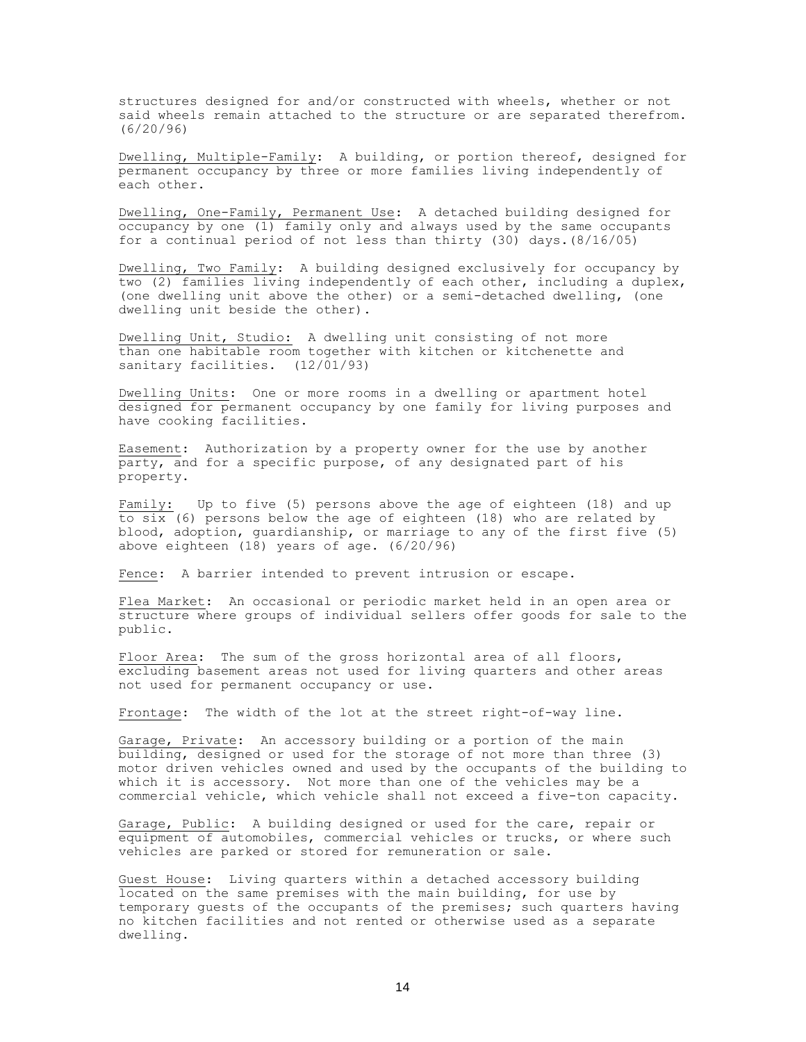structures designed for and/or constructed with wheels, whether or not said wheels remain attached to the structure or are separated therefrom. (6/20/96)

Dwelling, Multiple-Family: A building, or portion thereof, designed for permanent occupancy by three or more families living independently of each other.

Dwelling, One-Family, Permanent Use: A detached building designed for occupancy by one (1) family only and always used by the same occupants for a continual period of not less than thirty (30) days.(8/16/05)

Dwelling, Two Family: A building designed exclusively for occupancy by two (2) families living independently of each other, including a duplex, (one dwelling unit above the other) or a semi-detached dwelling, (one dwelling unit beside the other).

Dwelling Unit, Studio: A dwelling unit consisting of not more than one habitable room together with kitchen or kitchenette and sanitary facilities. (12/01/93)

Dwelling Units: One or more rooms in a dwelling or apartment hotel designed for permanent occupancy by one family for living purposes and have cooking facilities.

Easement: Authorization by a property owner for the use by another party, and for a specific purpose, of any designated part of his property.

Family: Up to five (5) persons above the age of eighteen (18) and up to six (6) persons below the age of eighteen (18) who are related by blood, adoption, guardianship, or marriage to any of the first five (5) above eighteen (18) years of age. (6/20/96)

Fence: A barrier intended to prevent intrusion or escape.

Flea Market: An occasional or periodic market held in an open area or structure where groups of individual sellers offer goods for sale to the public.

Floor Area: The sum of the gross horizontal area of all floors, excluding basement areas not used for living quarters and other areas not used for permanent occupancy or use.

Frontage: The width of the lot at the street right-of-way line.

Garage, Private: An accessory building or a portion of the main building, designed or used for the storage of not more than three (3) motor driven vehicles owned and used by the occupants of the building to which it is accessory. Not more than one of the vehicles may be a commercial vehicle, which vehicle shall not exceed a five-ton capacity.

Garage, Public: A building designed or used for the care, repair or equipment of automobiles, commercial vehicles or trucks, or where such vehicles are parked or stored for remuneration or sale.

Guest House: Living quarters within a detached accessory building located on the same premises with the main building, for use by temporary guests of the occupants of the premises; such quarters having no kitchen facilities and not rented or otherwise used as a separate dwelling.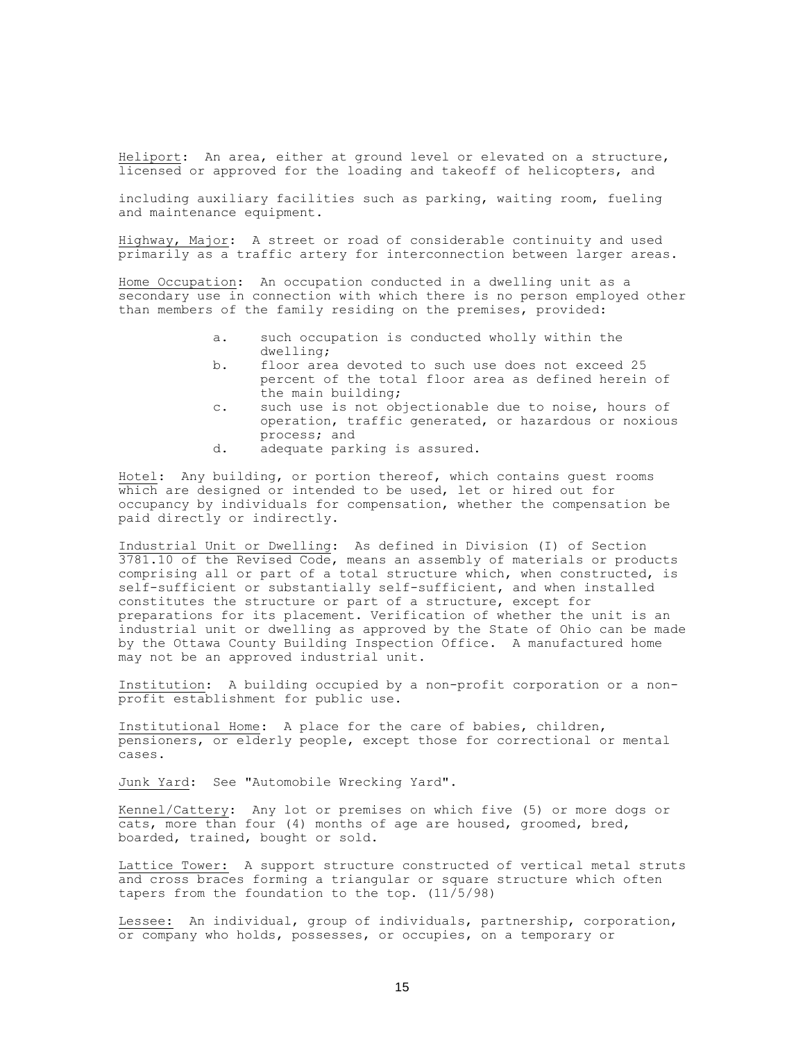Heliport: An area, either at ground level or elevated on a structure, licensed or approved for the loading and takeoff of helicopters, and

including auxiliary facilities such as parking, waiting room, fueling and maintenance equipment.

Highway, Major: A street or road of considerable continuity and used primarily as a traffic artery for interconnection between larger areas.

Home Occupation: An occupation conducted in a dwelling unit as a secondary use in connection with which there is no person employed other than members of the family residing on the premises, provided:

a. such occupation is conducted wholly within the dwelling;
b. floor area devoted to such use does not exceed 25 percent of the total floor area as defined herein of the main building;
c. such use is not objectionable due to noise, hours of operation, traffic generated, or hazardous or noxious process; and
d. adequate parking is assured.

Hotel: Any building, or portion thereof, which contains guest rooms which are designed or intended to be used, let or hired out for occupancy by individuals for compensation, whether the compensation be paid directly or indirectly.

Industrial Unit or Dwelling: As defined in Division (I) of Section 3781.10 of the Revised Code, means an assembly of materials or products comprising all or part of a total structure which, when constructed, is self-sufficient or substantially self-sufficient, and when installed constitutes the structure or part of a structure, except for preparations for its placement. Verification of whether the unit is an industrial unit or dwelling as approved by the State of Ohio can be made by the Ottawa County Building Inspection Office. A manufactured home may not be an approved industrial unit.

Institution: A building occupied by a non-profit corporation or a non-profit establishment for public use.

Institutional Home: A place for the care of babies, children, pensioners, or elderly people, except those for correctional or mental cases.

Junk Yard: See "Automobile Wrecking Yard".

Kennel/Cattery: Any lot or premises on which five (5) or more dogs or cats, more than four (4) months of age are housed, groomed, bred, boarded, trained, bought or sold.

Lattice Tower: A support structure constructed of vertical metal struts and cross braces forming a triangular or square structure which often tapers from the foundation to the top. (11/5/98)

Lessee: An individual, group of individuals, partnership, corporation, or company who holds, possesses, or occupies, on a temporary or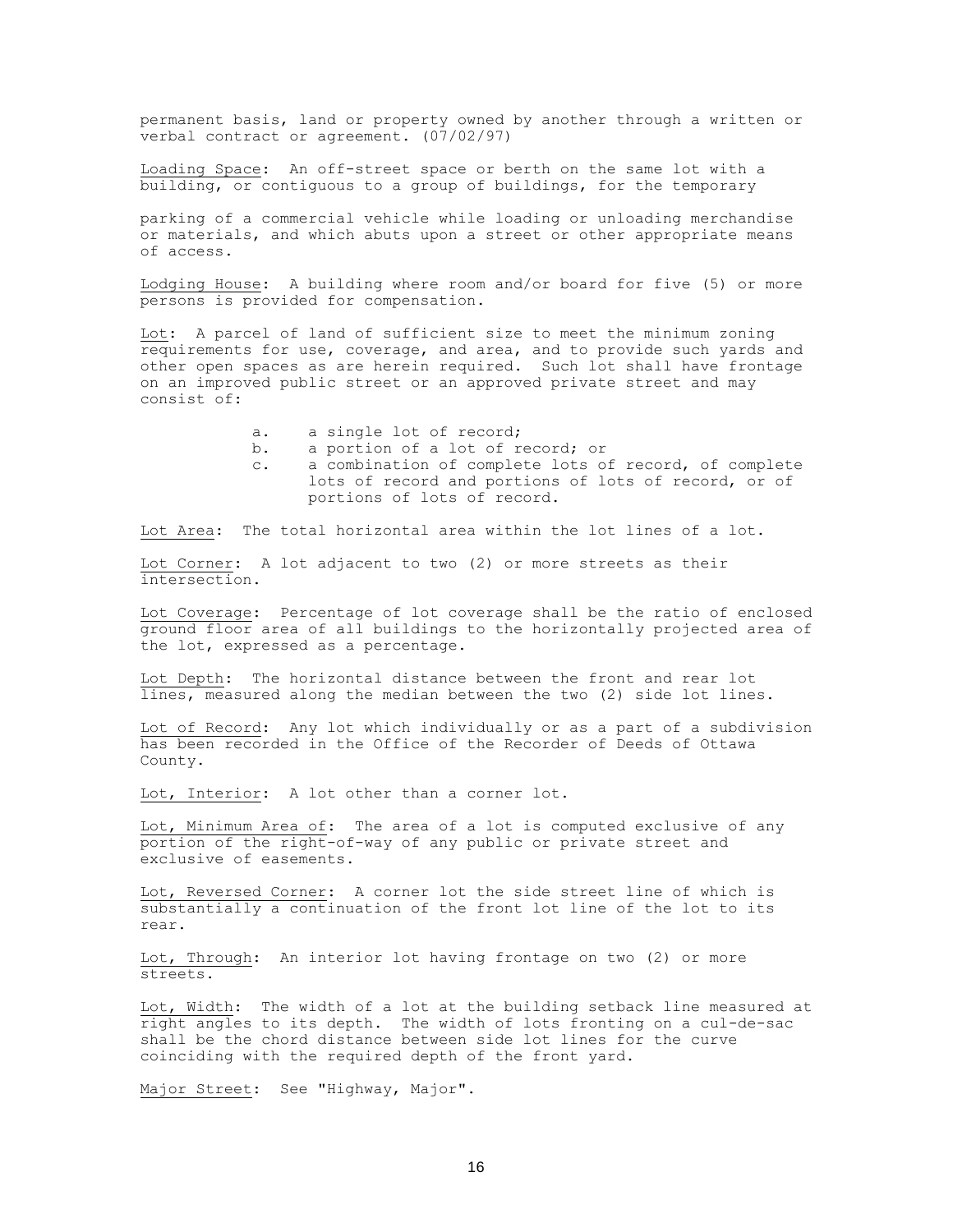permanent basis, land or property owned by another through a written or verbal contract or agreement. (07/02/97)

<u>Loading Space</u>: An off-street space or berth on the same lot with a building, or contiguous to a group of buildings, for the temporary

parking of a commercial vehicle while loading or unloading merchandise or materials, and which abuts upon a street or other appropriate means of access.

<u>Lodging House</u>: A building where room and/or board for five (5) or more persons is provided for compensation.

<u>Lot</u>: A parcel of land of sufficient size to meet the minimum zoning requirements for use, coverage, and area, and to provide such yards and other open spaces as are herein required. Such lot shall have frontage on an improved public street or an approved private street and may consist of:

a. a single lot of record;
b. a portion of a lot of record; or
c. a combination of complete lots of record, of complete lots of record and portions of lots of record, or of portions of lots of record.

<u>Lot Area</u>: The total horizontal area within the lot lines of a lot.

<u>Lot Corner</u>: A lot adjacent to two (2) or more streets as their intersection.

<u>Lot Coverage</u>: Percentage of lot coverage shall be the ratio of enclosed ground floor area of all buildings to the horizontally projected area of the lot, expressed as a percentage.

<u>Lot Depth</u>: The horizontal distance between the front and rear lot lines, measured along the median between the two (2) side lot lines.

<u>Lot of Record</u>: Any lot which individually or as a part of a subdivision has been recorded in the Office of the Recorder of Deeds of Ottawa County.

<u>Lot, Interior</u>: A lot other than a corner lot.

<u>Lot, Minimum Area of</u>: The area of a lot is computed exclusive of any portion of the right-of-way of any public or private street and exclusive of easements.

<u>Lot, Reversed Corner</u>: A corner lot the side street line of which is substantially a continuation of the front lot line of the lot to its rear.

<u>Lot, Through</u>: An interior lot having frontage on two (2) or more streets.

<u>Lot, Width</u>: The width of a lot at the building setback line measured at right angles to its depth. The width of lots fronting on a cul-de-sac shall be the chord distance between side lot lines for the curve coinciding with the required depth of the front yard.

<u>Major Street</u>: See "Highway, Major".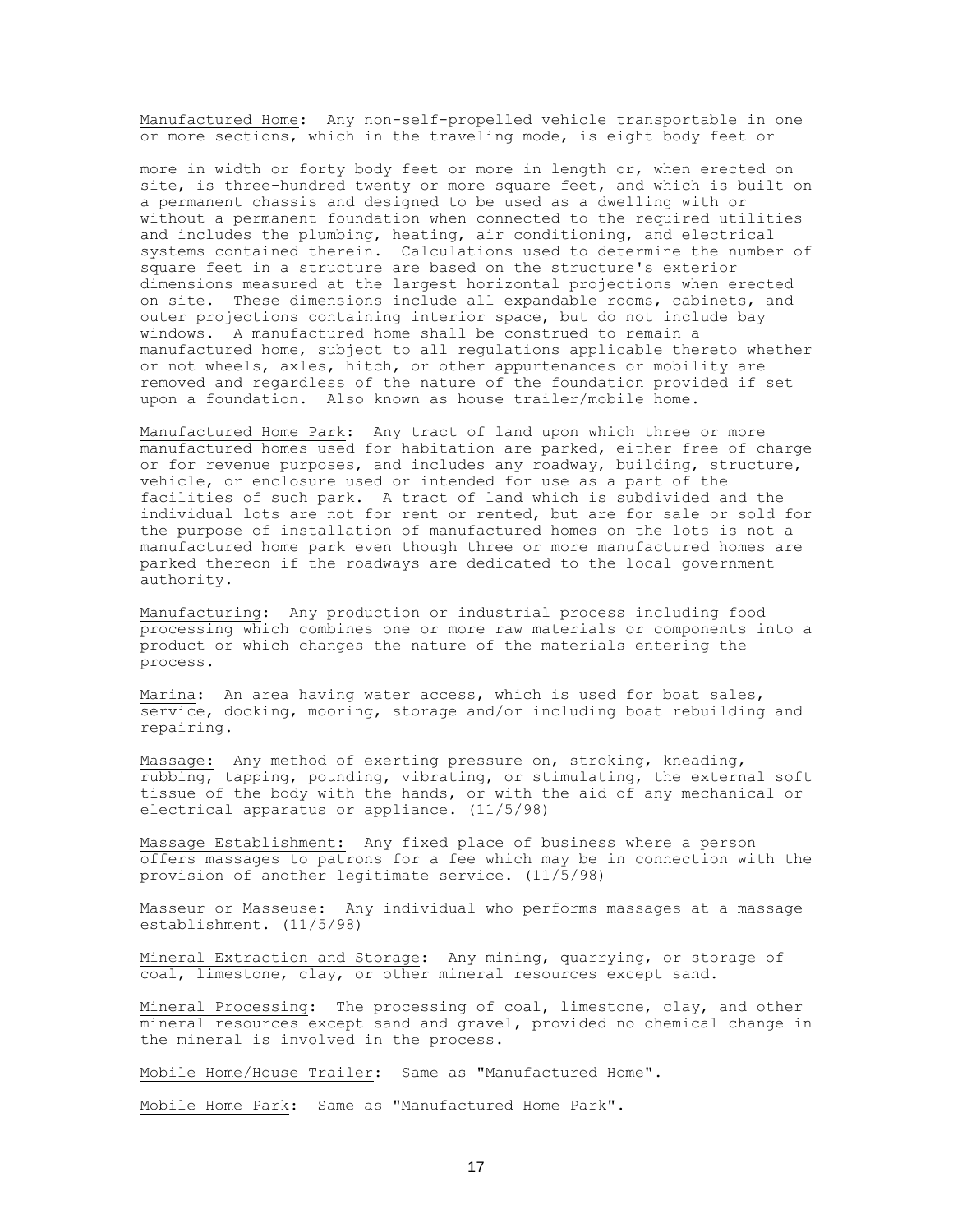<u>Manufactured Home</u>: Any non-self-propelled vehicle transportable in one or more sections, which in the traveling mode, is eight body feet or more in width or forty body feet or more in length or, when erected on site, is three-hundred twenty or more square feet, and which is built on a permanent chassis and designed to be used as a dwelling with or without a permanent foundation when connected to the required utilities and includes the plumbing, heating, air conditioning, and electrical systems contained therein. Calculations used to determine the number of square feet in a structure are based on the structure's exterior dimensions measured at the largest horizontal projections when erected on site. These dimensions include all expandable rooms, cabinets, and outer projections containing interior space, but do not include bay windows. A manufactured home shall be construed to remain a manufactured home, subject to all regulations applicable thereto whether or not wheels, axles, hitch, or other appurtenances or mobility are removed and regardless of the nature of the foundation provided if set upon a foundation. Also known as house trailer/mobile home.

<u>Manufactured Home Park</u>: Any tract of land upon which three or more manufactured homes used for habitation are parked, either free of charge or for revenue purposes, and includes any roadway, building, structure, vehicle, or enclosure used or intended for use as a part of the facilities of such park. A tract of land which is subdivided and the individual lots are not for rent or rented, but are for sale or sold for the purpose of installation of manufactured homes on the lots is not a manufactured home park even though three or more manufactured homes are parked thereon if the roadways are dedicated to the local government authority.

<u>Manufacturing</u>: Any production or industrial process including food processing which combines one or more raw materials or components into a product or which changes the nature of the materials entering the process.

<u>Marina</u>: An area having water access, which is used for boat sales, service, docking, mooring, storage and/or including boat rebuilding and repairing.

<u>Massage:</u> Any method of exerting pressure on, stroking, kneading, rubbing, tapping, pounding, vibrating, or stimulating, the external soft tissue of the body with the hands, or with the aid of any mechanical or electrical apparatus or appliance. (11/5/98)

<u>Massage Establishment:</u> Any fixed place of business where a person offers massages to patrons for a fee which may be in connection with the provision of another legitimate service. (11/5/98)

<u>Masseur or Masseuse:</u> Any individual who performs massages at a massage establishment. (11/5/98)

<u>Mineral Extraction and Storage</u>: Any mining, quarrying, or storage of coal, limestone, clay, or other mineral resources except sand.

<u>Mineral Processing</u>: The processing of coal, limestone, clay, and other mineral resources except sand and gravel, provided no chemical change in the mineral is involved in the process.

<u>Mobile Home/House Trailer</u>: Same as "Manufactured Home".

<u>Mobile Home Park</u>: Same as "Manufactured Home Park".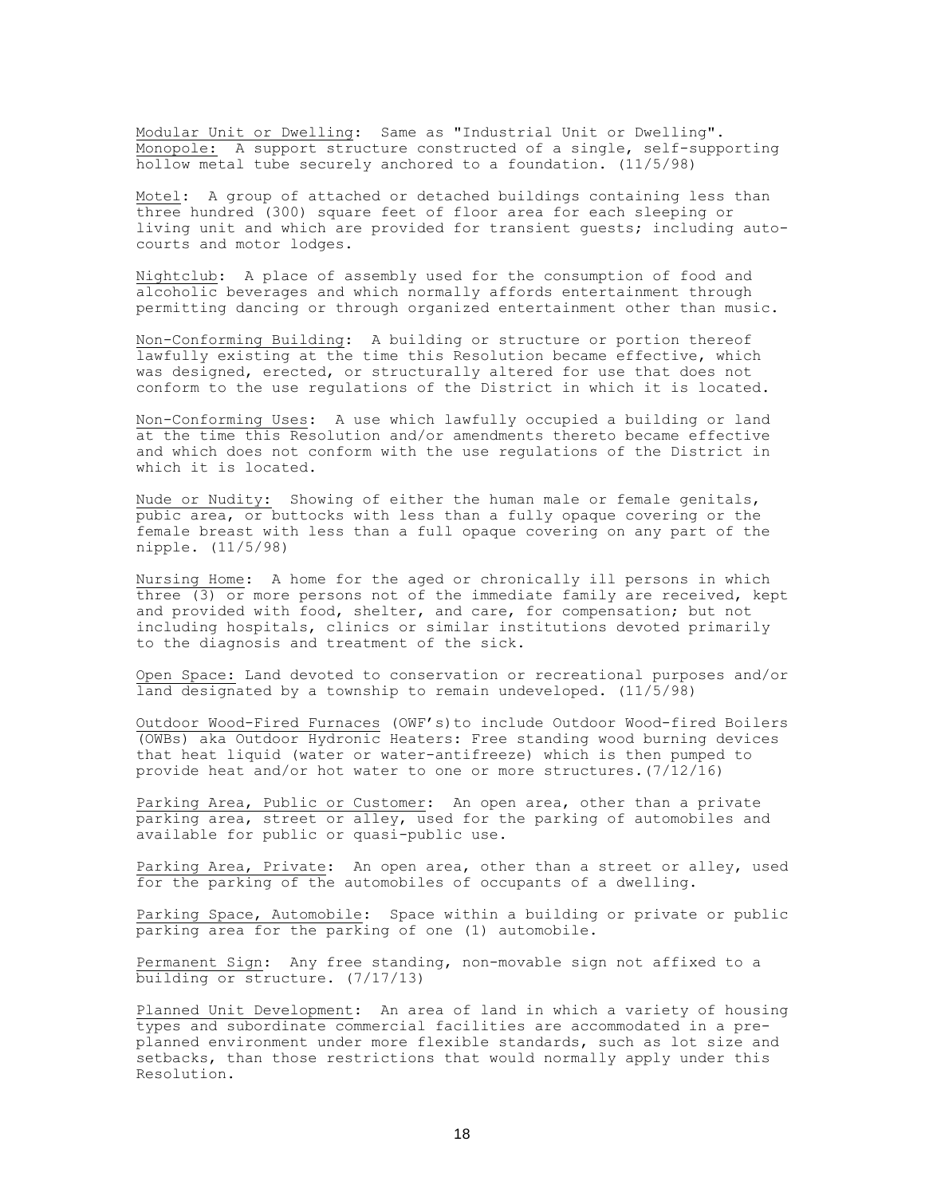Modular Unit or Dwelling: Same as "Industrial Unit or Dwelling".
Monopole: A support structure constructed of a single, self-supporting hollow metal tube securely anchored to a foundation. (11/5/98)

Motel: A group of attached or detached buildings containing less than three hundred (300) square feet of floor area for each sleeping or living unit and which are provided for transient guests; including auto-courts and motor lodges.

Nightclub: A place of assembly used for the consumption of food and alcoholic beverages and which normally affords entertainment through permitting dancing or through organized entertainment other than music.

Non-Conforming Building: A building or structure or portion thereof lawfully existing at the time this Resolution became effective, which was designed, erected, or structurally altered for use that does not conform to the use regulations of the District in which it is located.

Non-Conforming Uses: A use which lawfully occupied a building or land at the time this Resolution and/or amendments thereto became effective and which does not conform with the use regulations of the District in which it is located.

Nude or Nudity: Showing of either the human male or female genitals, pubic area, or buttocks with less than a fully opaque covering or the female breast with less than a full opaque covering on any part of the nipple. (11/5/98)

Nursing Home: A home for the aged or chronically ill persons in which three (3) or more persons not of the immediate family are received, kept and provided with food, shelter, and care, for compensation; but not including hospitals, clinics or similar institutions devoted primarily to the diagnosis and treatment of the sick.

Open Space: Land devoted to conservation or recreational purposes and/or land designated by a township to remain undeveloped. (11/5/98)

Outdoor Wood-Fired Furnaces (OWF's)to include Outdoor Wood-fired Boilers (OWBs) aka Outdoor Hydronic Heaters: Free standing wood burning devices that heat liquid (water or water-antifreeze) which is then pumped to provide heat and/or hot water to one or more structures.(7/12/16)

Parking Area, Public or Customer: An open area, other than a private parking area, street or alley, used for the parking of automobiles and available for public or quasi-public use.

Parking Area, Private: An open area, other than a street or alley, used for the parking of the automobiles of occupants of a dwelling.

Parking Space, Automobile: Space within a building or private or public parking area for the parking of one (1) automobile.

Permanent Sign: Any free standing, non-movable sign not affixed to a building or structure. (7/17/13)

Planned Unit Development: An area of land in which a variety of housing types and subordinate commercial facilities are accommodated in a pre-planned environment under more flexible standards, such as lot size and setbacks, than those restrictions that would normally apply under this Resolution.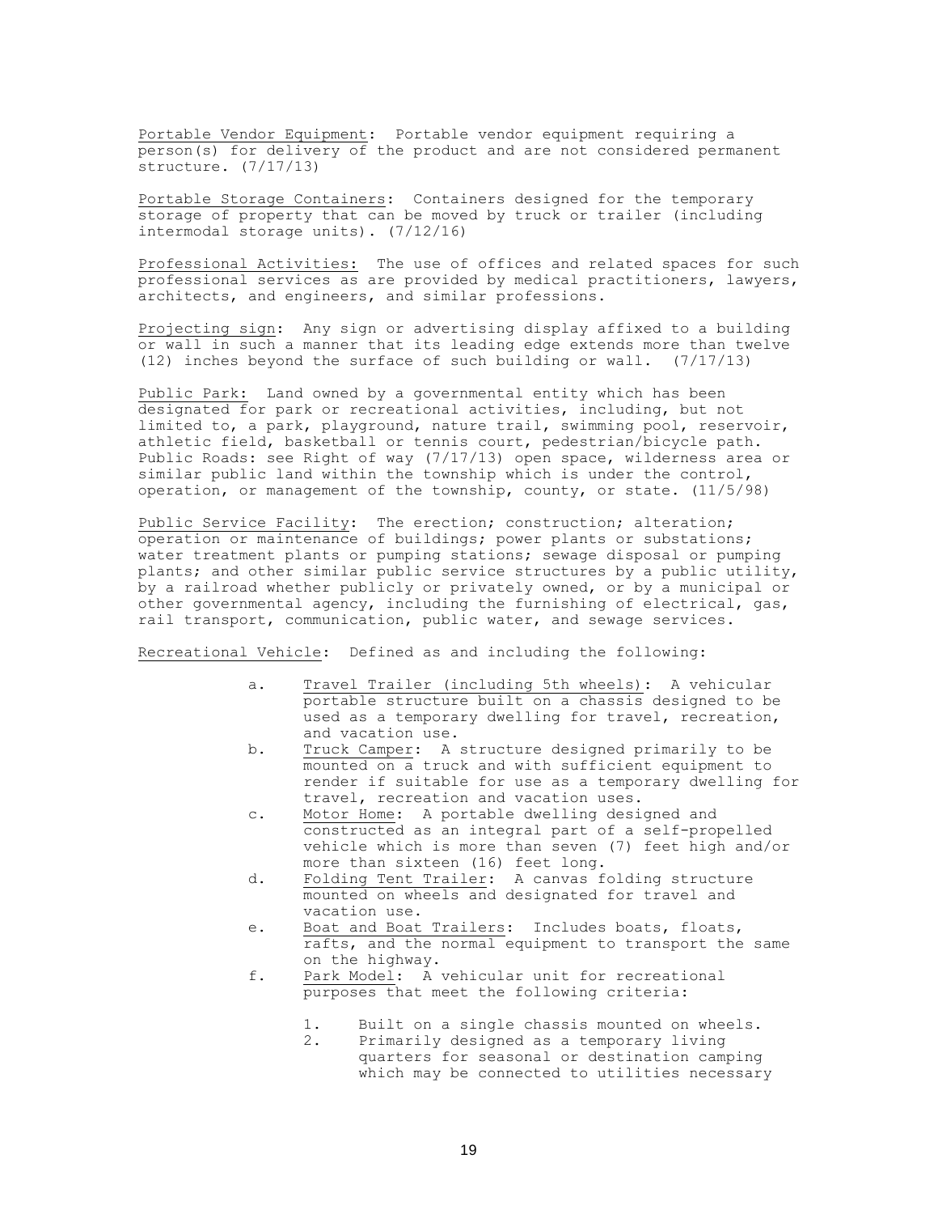Portable Vendor Equipment: Portable vendor equipment requiring a person(s) for delivery of the product and are not considered permanent structure. (7/17/13)

Portable Storage Containers: Containers designed for the temporary storage of property that can be moved by truck or trailer (including intermodal storage units). (7/12/16)

Professional Activities: The use of offices and related spaces for such professional services as are provided by medical practitioners, lawyers, architects, and engineers, and similar professions.

Projecting sign: Any sign or advertising display affixed to a building or wall in such a manner that its leading edge extends more than twelve (12) inches beyond the surface of such building or wall. (7/17/13)

Public Park: Land owned by a governmental entity which has been designated for park or recreational activities, including, but not limited to, a park, playground, nature trail, swimming pool, reservoir, athletic field, basketball or tennis court, pedestrian/bicycle path. Public Roads: see Right of way (7/17/13) open space, wilderness area or similar public land within the township which is under the control, operation, or management of the township, county, or state. (11/5/98)

Public Service Facility: The erection; construction; alteration; operation or maintenance of buildings; power plants or substations; water treatment plants or pumping stations; sewage disposal or pumping plants; and other similar public service structures by a public utility, by a railroad whether publicly or privately owned, or by a municipal or other governmental agency, including the furnishing of electrical, gas, rail transport, communication, public water, and sewage services.

Recreational Vehicle: Defined as and including the following:

a. Travel Trailer (including 5th wheels): A vehicular portable structure built on a chassis designed to be used as a temporary dwelling for travel, recreation, and vacation use.
b. Truck Camper: A structure designed primarily to be mounted on a truck and with sufficient equipment to render if suitable for use as a temporary dwelling for travel, recreation and vacation uses.
c. Motor Home: A portable dwelling designed and constructed as an integral part of a self-propelled vehicle which is more than seven (7) feet high and/or more than sixteen (16) feet long.
d. Folding Tent Trailer: A canvas folding structure mounted on wheels and designated for travel and vacation use.
e. Boat and Boat Trailers: Includes boats, floats, rafts, and the normal equipment to transport the same on the highway.
f. Park Model: A vehicular unit for recreational purposes that meet the following criteria:

    1. Built on a single chassis mounted on wheels.
    2. Primarily designed as a temporary living quarters for seasonal or destination camping which may be connected to utilities necessary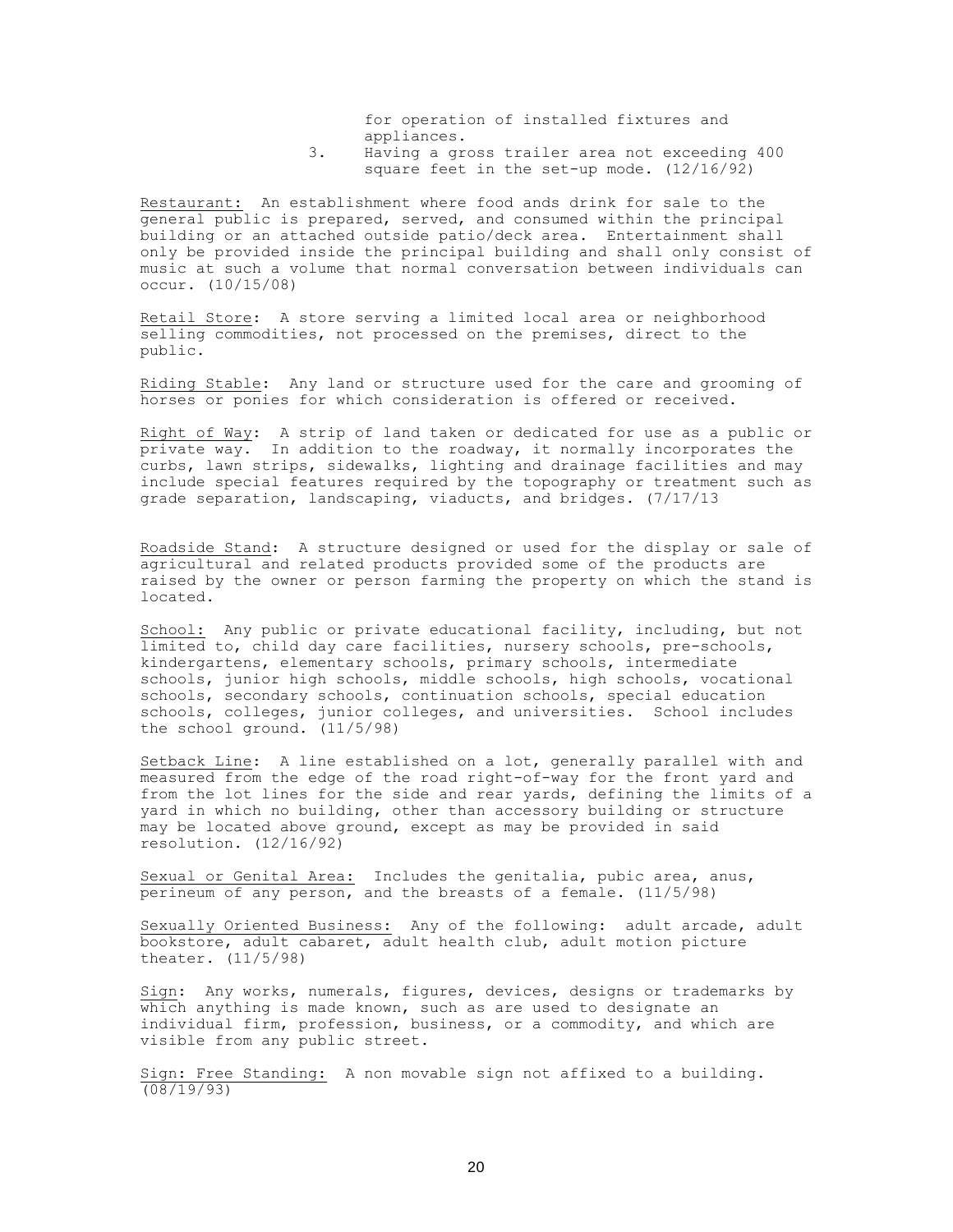for operation of installed fixtures and appliances.

3. Having a gross trailer area not exceeding 400 square feet in the set-up mode. (12/16/92)

Restaurant: An establishment where food ands drink for sale to the general public is prepared, served, and consumed within the principal building or an attached outside patio/deck area. Entertainment shall only be provided inside the principal building and shall only consist of music at such a volume that normal conversation between individuals can occur. (10/15/08)

Retail Store: A store serving a limited local area or neighborhood selling commodities, not processed on the premises, direct to the public.

Riding Stable: Any land or structure used for the care and grooming of horses or ponies for which consideration is offered or received.

Right of Way: A strip of land taken or dedicated for use as a public or private way. In addition to the roadway, it normally incorporates the curbs, lawn strips, sidewalks, lighting and drainage facilities and may include special features required by the topography or treatment such as grade separation, landscaping, viaducts, and bridges. (7/17/13

Roadside Stand: A structure designed or used for the display or sale of agricultural and related products provided some of the products are raised by the owner or person farming the property on which the stand is located.

School: Any public or private educational facility, including, but not limited to, child day care facilities, nursery schools, pre-schools, kindergartens, elementary schools, primary schools, intermediate schools, junior high schools, middle schools, high schools, vocational schools, secondary schools, continuation schools, special education schools, colleges, junior colleges, and universities. School includes the school ground. (11/5/98)

Setback Line: A line established on a lot, generally parallel with and measured from the edge of the road right-of-way for the front yard and from the lot lines for the side and rear yards, defining the limits of a yard in which no building, other than accessory building or structure may be located above ground, except as may be provided in said resolution. (12/16/92)

Sexual or Genital Area: Includes the genitalia, pubic area, anus, perineum of any person, and the breasts of a female. (11/5/98)

Sexually Oriented Business: Any of the following: adult arcade, adult bookstore, adult cabaret, adult health club, adult motion picture theater. (11/5/98)

Sign: Any works, numerals, figures, devices, designs or trademarks by which anything is made known, such as are used to designate an individual firm, profession, business, or a commodity, and which are visible from any public street.

Sign: Free Standing: A non movable sign not affixed to a building. (08/19/93)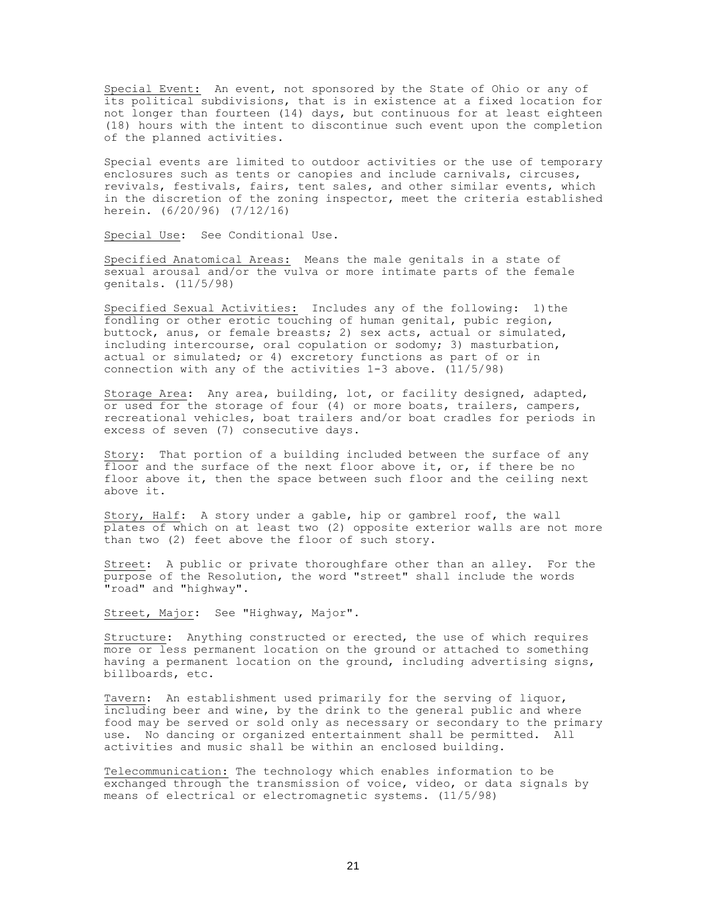Special Event: An event, not sponsored by the State of Ohio or any of its political subdivisions, that is in existence at a fixed location for not longer than fourteen (14) days, but continuous for at least eighteen (18) hours with the intent to discontinue such event upon the completion of the planned activities.

Special events are limited to outdoor activities or the use of temporary enclosures such as tents or canopies and include carnivals, circuses, revivals, festivals, fairs, tent sales, and other similar events, which in the discretion of the zoning inspector, meet the criteria established herein. (6/20/96) (7/12/16)

Special Use: See Conditional Use.

Specified Anatomical Areas: Means the male genitals in a state of sexual arousal and/or the vulva or more intimate parts of the female genitals. (11/5/98)

Specified Sexual Activities: Includes any of the following: 1) the fondling or other erotic touching of human genital, pubic region, buttock, anus, or female breasts; 2) sex acts, actual or simulated, including intercourse, oral copulation or sodomy; 3) masturbation, actual or simulated; or 4) excretory functions as part of or in connection with any of the activities 1-3 above. (11/5/98)

Storage Area: Any area, building, lot, or facility designed, adapted, or used for the storage of four (4) or more boats, trailers, campers, recreational vehicles, boat trailers and/or boat cradles for periods in excess of seven (7) consecutive days.

Story: That portion of a building included between the surface of any floor and the surface of the next floor above it, or, if there be no floor above it, then the space between such floor and the ceiling next above it.

Story, Half: A story under a gable, hip or gambrel roof, the wall plates of which on at least two (2) opposite exterior walls are not more than two (2) feet above the floor of such story.

Street: A public or private thoroughfare other than an alley. For the purpose of the Resolution, the word "street" shall include the words "road" and "highway".

Street, Major: See "Highway, Major".

Structure: Anything constructed or erected, the use of which requires more or less permanent location on the ground or attached to something having a permanent location on the ground, including advertising signs, billboards, etc.

Tavern: An establishment used primarily for the serving of liquor, including beer and wine, by the drink to the general public and where food may be served or sold only as necessary or secondary to the primary use. No dancing or organized entertainment shall be permitted. All activities and music shall be within an enclosed building.

Telecommunication: The technology which enables information to be exchanged through the transmission of voice, video, or data signals by means of electrical or electromagnetic systems. (11/5/98)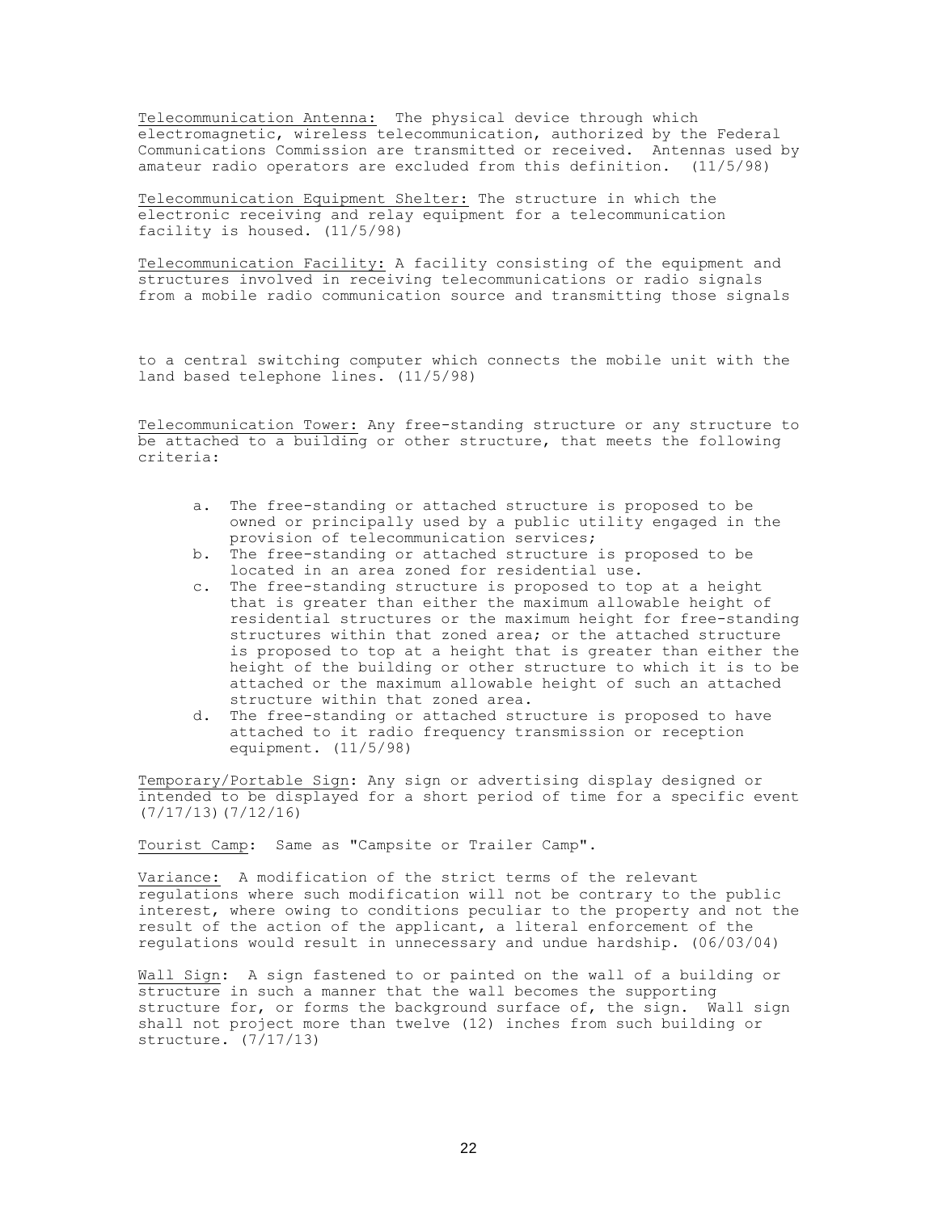Telecommunication Antenna: The physical device through which electromagnetic, wireless telecommunication, authorized by the Federal Communications Commission are transmitted or received. Antennas used by amateur radio operators are excluded from this definition. (11/5/98)

Telecommunication Equipment Shelter: The structure in which the electronic receiving and relay equipment for a telecommunication facility is housed. (11/5/98)

Telecommunication Facility: A facility consisting of the equipment and structures involved in receiving telecommunications or radio signals from a mobile radio communication source and transmitting those signals to a central switching computer which connects the mobile unit with the land based telephone lines. (11/5/98)

Telecommunication Tower: Any free-standing structure or any structure to be attached to a building or other structure, that meets the following criteria:

a. The free-standing or attached structure is proposed to be owned or principally used by a public utility engaged in the provision of telecommunication services;
b. The free-standing or attached structure is proposed to be located in an area zoned for residential use.
c. The free-standing structure is proposed to top at a height that is greater than either the maximum allowable height of residential structures or the maximum height for free-standing structures within that zoned area; or the attached structure is proposed to top at a height that is greater than either the height of the building or other structure to which it is to be attached or the maximum allowable height of such an attached structure within that zoned area.
d. The free-standing or attached structure is proposed to have attached to it radio frequency transmission or reception equipment. (11/5/98)

Temporary/Portable Sign: Any sign or advertising display designed or intended to be displayed for a short period of time for a specific event (7/17/13)(7/12/16)

Tourist Camp: Same as "Campsite or Trailer Camp".

Variance: A modification of the strict terms of the relevant regulations where such modification will not be contrary to the public interest, where owing to conditions peculiar to the property and not the result of the action of the applicant, a literal enforcement of the regulations would result in unnecessary and undue hardship. (06/03/04)

Wall Sign: A sign fastened to or painted on the wall of a building or structure in such a manner that the wall becomes the supporting structure for, or forms the background surface of, the sign. Wall sign shall not project more than twelve (12) inches from such building or structure. (7/17/13)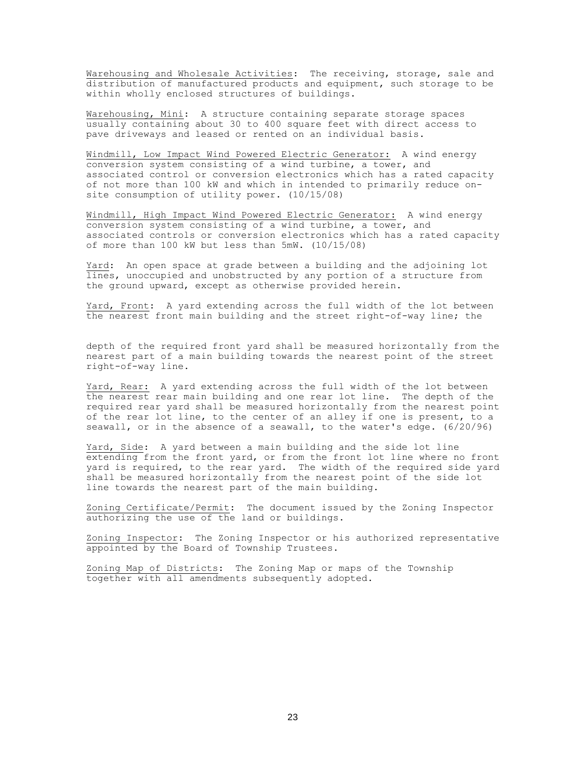Warehousing and Wholesale Activities: The receiving, storage, sale and distribution of manufactured products and equipment, such storage to be within wholly enclosed structures of buildings.

Warehousing, Mini: A structure containing separate storage spaces usually containing about 30 to 400 square feet with direct access to pave driveways and leased or rented on an individual basis.

Windmill, Low Impact Wind Powered Electric Generator: A wind energy conversion system consisting of a wind turbine, a tower, and associated control or conversion electronics which has a rated capacity of not more than 100 kW and which in intended to primarily reduce on-site consumption of utility power. (10/15/08)

Windmill, High Impact Wind Powered Electric Generator: A wind energy conversion system consisting of a wind turbine, a tower, and associated controls or conversion electronics which has a rated capacity of more than 100 kW but less than 5mW. (10/15/08)

Yard: An open space at grade between a building and the adjoining lot lines, unoccupied and unobstructed by any portion of a structure from the ground upward, except as otherwise provided herein.

Yard, Front: A yard extending across the full width of the lot between the nearest front main building and the street right-of-way line; the depth of the required front yard shall be measured horizontally from the nearest part of a main building towards the nearest point of the street right-of-way line.

Yard, Rear: A yard extending across the full width of the lot between the nearest rear main building and one rear lot line. The depth of the required rear yard shall be measured horizontally from the nearest point of the rear lot line, to the center of an alley if one is present, to a seawall, or in the absence of a seawall, to the water's edge. (6/20/96)

Yard, Side: A yard between a main building and the side lot line extending from the front yard, or from the front lot line where no front yard is required, to the rear yard. The width of the required side yard shall be measured horizontally from the nearest point of the side lot line towards the nearest part of the main building.

Zoning Certificate/Permit: The document issued by the Zoning Inspector authorizing the use of the land or buildings.

Zoning Inspector: The Zoning Inspector or his authorized representative appointed by the Board of Township Trustees.

Zoning Map of Districts: The Zoning Map or maps of the Township together with all amendments subsequently adopted.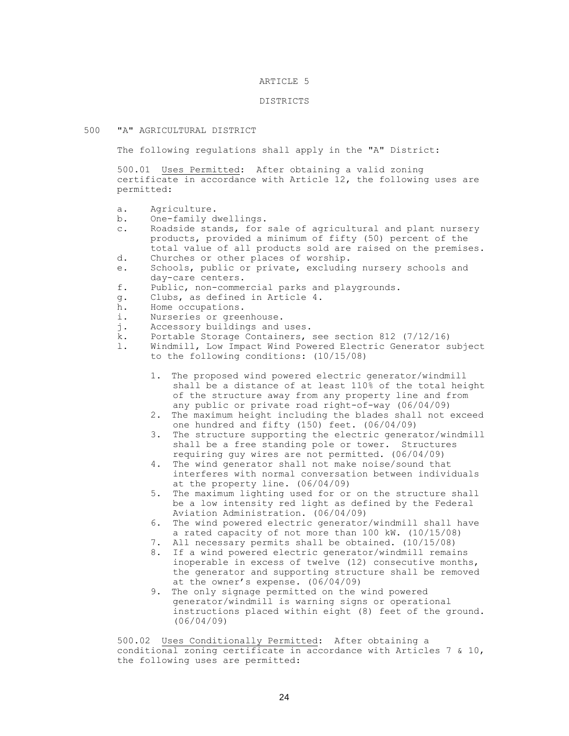# ARTICLE 5

## DISTRICTS

### 500 "A" AGRICULTURAL DISTRICT

The following regulations shall apply in the "A" District:

500.01 Uses Permitted: After obtaining a valid zoning certificate in accordance with Article 12, the following uses are permitted:

a. Agriculture.
b. One-family dwellings.
c. Roadside stands, for sale of agricultural and plant nursery products, provided a minimum of fifty (50) percent of the total value of all products sold are raised on the premises.
d. Churches or other places of worship.
e. Schools, public or private, excluding nursery schools and day-care centers.
f. Public, non-commercial parks and playgrounds.
g. Clubs, as defined in Article 4.
h. Home occupations.
i. Nurseries or greenhouse.
j. Accessory buildings and uses.
k. Portable Storage Containers, see section 812 (7/12/16)
l. Windmill, Low Impact Wind Powered Electric Generator subject to the following conditions: (10/15/08)

   1. The proposed wind powered electric generator/windmill shall be a distance of at least 110% of the total height of the structure away from any property line and from any public or private road right-of-way (06/04/09)
   2. The maximum height including the blades shall not exceed one hundred and fifty (150) feet. (06/04/09)
   3. The structure supporting the electric generator/windmill shall be a free standing pole or tower. Structures requiring guy wires are not permitted. (06/04/09)
   4. The wind generator shall not make noise/sound that interferes with normal conversation between individuals at the property line. (06/04/09)
   5. The maximum lighting used for or on the structure shall be a low intensity red light as defined by the Federal Aviation Administration. (06/04/09)
   6. The wind powered electric generator/windmill shall have a rated capacity of not more than 100 kW. (10/15/08)
   7. All necessary permits shall be obtained. (10/15/08)
   8. If a wind powered electric generator/windmill remains inoperable in excess of twelve (12) consecutive months, the generator and supporting structure shall be removed at the owner's expense. (06/04/09)
   9. The only signage permitted on the wind powered generator/windmill is warning signs or operational instructions placed within eight (8) feet of the ground. (06/04/09)

500.02 Uses Conditionally Permitted: After obtaining a conditional zoning certificate in accordance with Articles 7 & 10, the following uses are permitted: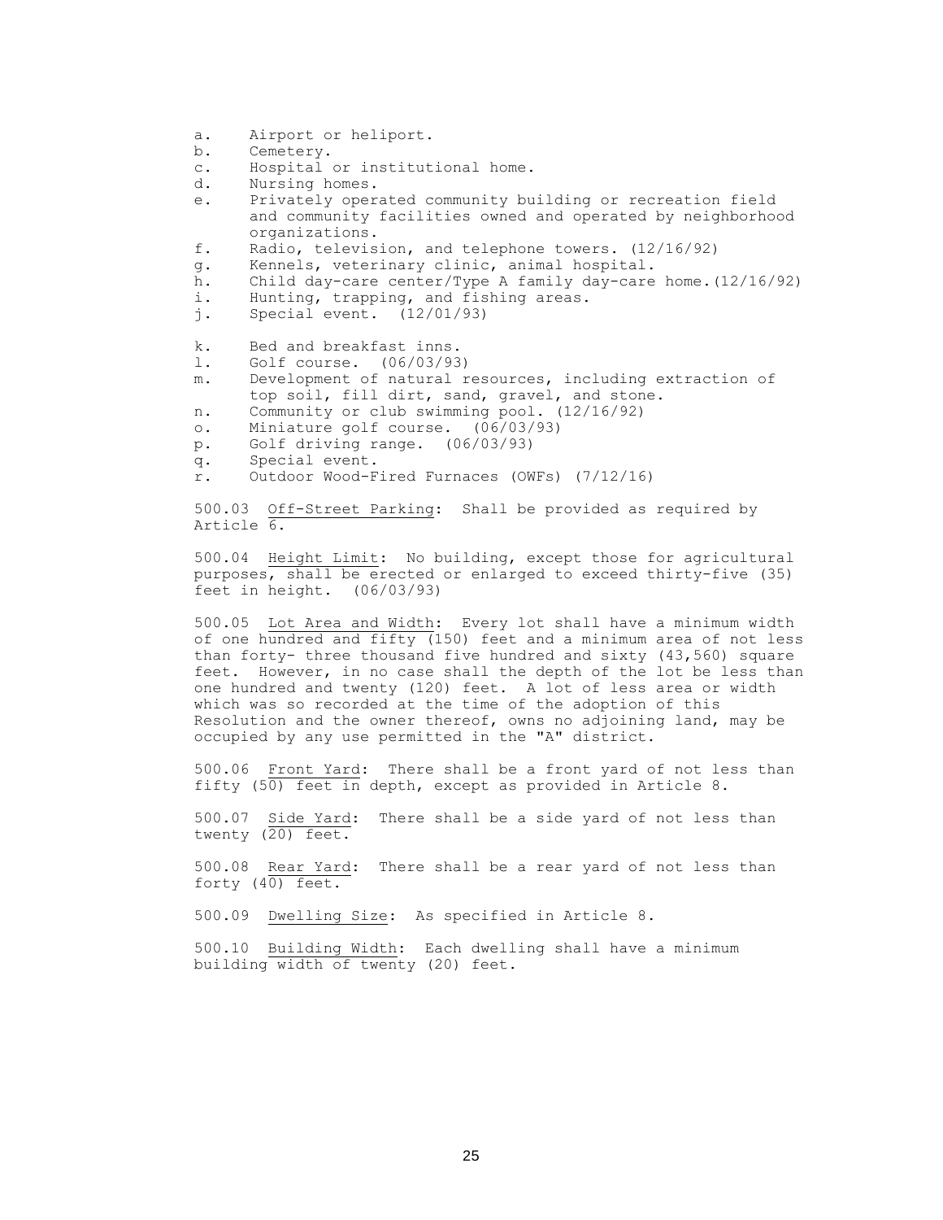a. Airport or heliport.
b. Cemetery.
c. Hospital or institutional home.
d. Nursing homes.
e. Privately operated community building or recreation field and community facilities owned and operated by neighborhood organizations.
f. Radio, television, and telephone towers. (12/16/92)
g. Kennels, veterinary clinic, animal hospital.
h. Child day-care center/Type A family day-care home.(12/16/92)
i. Hunting, trapping, and fishing areas.
j. Special event. (12/01/93)
k. Bed and breakfast inns.
l. Golf course. (06/03/93)
m. Development of natural resources, including extraction of top soil, fill dirt, sand, gravel, and stone.
n. Community or club swimming pool. (12/16/92)
o. Miniature golf course. (06/03/93)
p. Golf driving range. (06/03/93)
q. Special event.
r. Outdoor Wood-Fired Furnaces (OWFs) (7/12/16)

500.03 Off-Street Parking: Shall be provided as required by Article 6.

500.04 Height Limit: No building, except those for agricultural purposes, shall be erected or enlarged to exceed thirty-five (35) feet in height. (06/03/93)

500.05 Lot Area and Width: Every lot shall have a minimum width of one hundred and fifty (150) feet and a minimum area of not less than forty- three thousand five hundred and sixty (43,560) square feet. However, in no case shall the depth of the lot be less than one hundred and twenty (120) feet. A lot of less area or width which was so recorded at the time of the adoption of this Resolution and the owner thereof, owns no adjoining land, may be occupied by any use permitted in the "A" district.

500.06 Front Yard: There shall be a front yard of not less than fifty (50) feet in depth, except as provided in Article 8.

500.07 Side Yard: There shall be a side yard of not less than twenty (20) feet.

500.08 Rear Yard: There shall be a rear yard of not less than forty (40) feet.

500.09 Dwelling Size: As specified in Article 8.

500.10 Building Width: Each dwelling shall have a minimum building width of twenty (20) feet.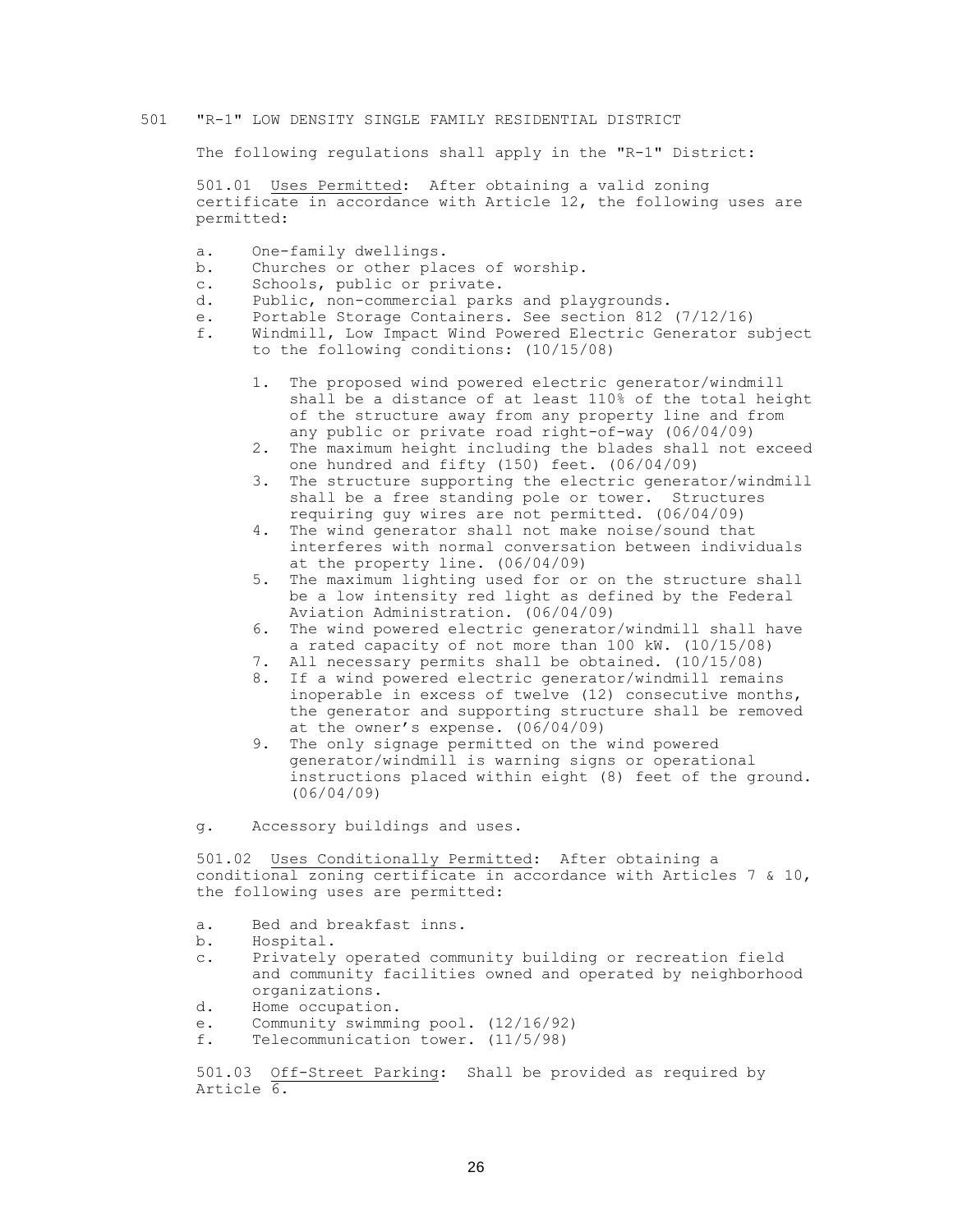## 501 "R-1" LOW DENSITY SINGLE FAMILY RESIDENTIAL DISTRICT

The following regulations shall apply in the "R-1" District:

501.01 Uses Permitted: After obtaining a valid zoning certificate in accordance with Article 12, the following uses are permitted:

a. One-family dwellings.
b. Churches or other places of worship.
c. Schools, public or private.
d. Public, non-commercial parks and playgrounds.
e. Portable Storage Containers. See section 812 (7/12/16)
f. Windmill, Low Impact Wind Powered Electric Generator subject to the following conditions: (10/15/08)

   1. The proposed wind powered electric generator/windmill shall be a distance of at least 110% of the total height of the structure away from any property line and from any public or private road right-of-way (06/04/09)
   2. The maximum height including the blades shall not exceed one hundred and fifty (150) feet. (06/04/09)
   3. The structure supporting the electric generator/windmill shall be a free standing pole or tower. Structures requiring guy wires are not permitted. (06/04/09)
   4. The wind generator shall not make noise/sound that interferes with normal conversation between individuals at the property line. (06/04/09)
   5. The maximum lighting used for or on the structure shall be a low intensity red light as defined by the Federal Aviation Administration. (06/04/09)
   6. The wind powered electric generator/windmill shall have a rated capacity of not more than 100 kW. (10/15/08)
   7. All necessary permits shall be obtained. (10/15/08)
   8. If a wind powered electric generator/windmill remains inoperable in excess of twelve (12) consecutive months, the generator and supporting structure shall be removed at the owner's expense. (06/04/09)
   9. The only signage permitted on the wind powered generator/windmill is warning signs or operational instructions placed within eight (8) feet of the ground. (06/04/09)

g. Accessory buildings and uses.

501.02 Uses Conditionally Permitted: After obtaining a conditional zoning certificate in accordance with Articles 7 & 10, the following uses are permitted:

a. Bed and breakfast inns.
b. Hospital.
c. Privately operated community building or recreation field and community facilities owned and operated by neighborhood organizations.
d. Home occupation.
e. Community swimming pool. (12/16/92)
f. Telecommunication tower. (11/5/98)

501.03 Off-Street Parking: Shall be provided as required by Article 6.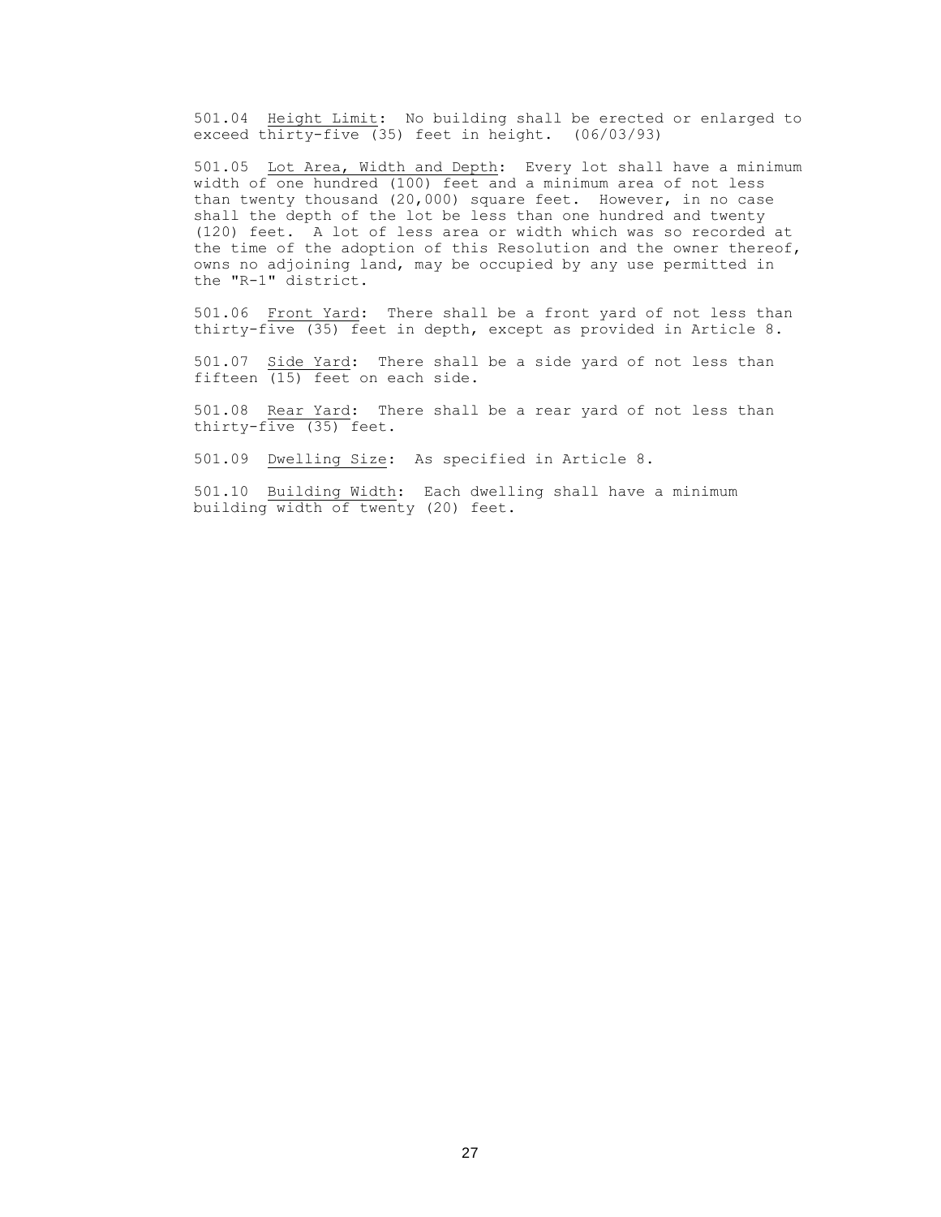501.04 Height Limit: No building shall be erected or enlarged to exceed thirty-five (35) feet in height. (06/03/93)

501.05 Lot Area, Width and Depth: Every lot shall have a minimum width of one hundred (100) feet and a minimum area of not less than twenty thousand (20,000) square feet. However, in no case shall the depth of the lot be less than one hundred and twenty (120) feet. A lot of less area or width which was so recorded at the time of the adoption of this Resolution and the owner thereof, owns no adjoining land, may be occupied by any use permitted in the "R-1" district.

501.06 Front Yard: There shall be a front yard of not less than thirty-five (35) feet in depth, except as provided in Article 8.

501.07 Side Yard: There shall be a side yard of not less than fifteen (15) feet on each side.

501.08 Rear Yard: There shall be a rear yard of not less than thirty-five (35) feet.

501.09 Dwelling Size: As specified in Article 8.

501.10 Building Width: Each dwelling shall have a minimum building width of twenty (20) feet.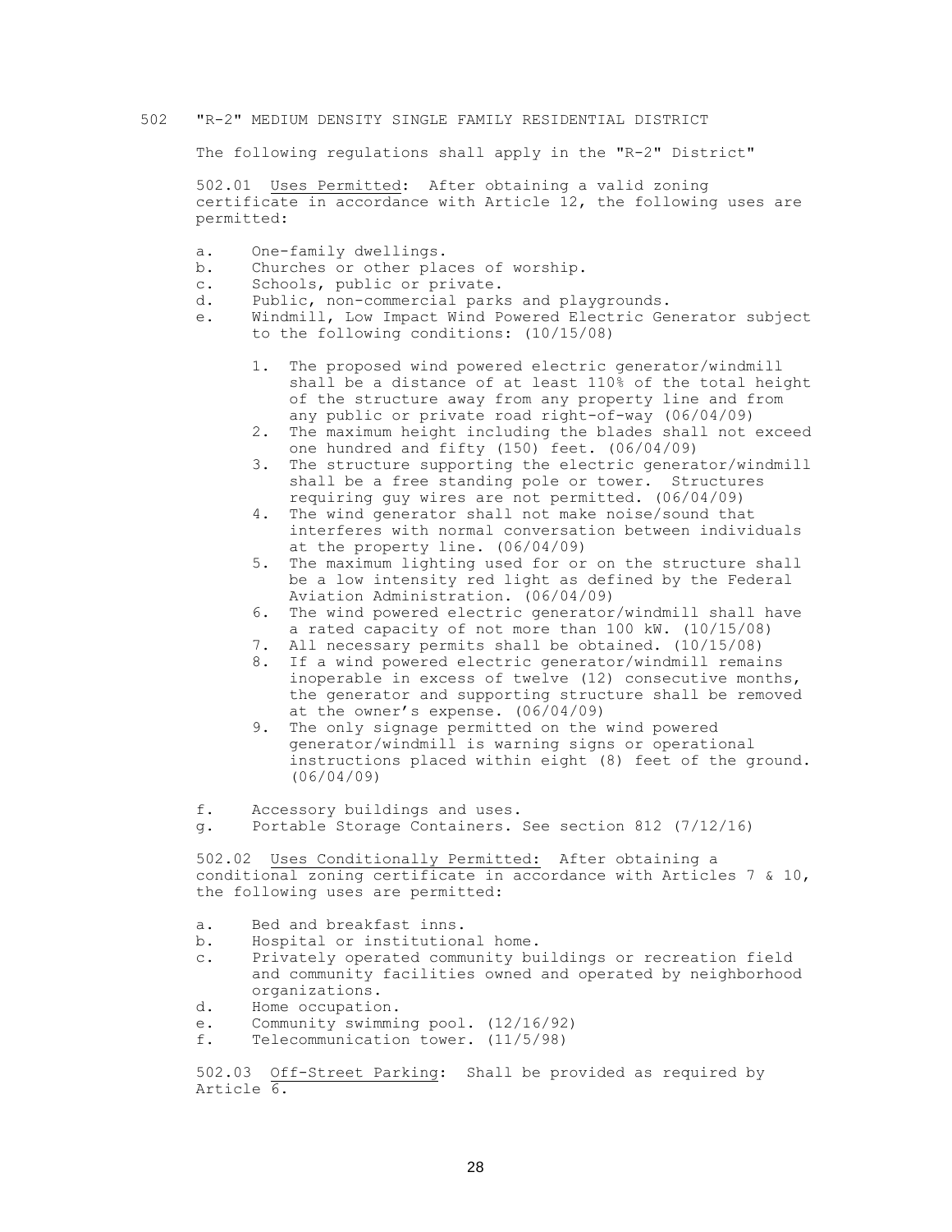## 502 "R-2" MEDIUM DENSITY SINGLE FAMILY RESIDENTIAL DISTRICT

The following regulations shall apply in the "R-2" District"

502.01 Uses Permitted: After obtaining a valid zoning certificate in accordance with Article 12, the following uses are permitted:

a. One-family dwellings.
b. Churches or other places of worship.
c. Schools, public or private.
d. Public, non-commercial parks and playgrounds.
e. Windmill, Low Impact Wind Powered Electric Generator subject to the following conditions: (10/15/08)

   1. The proposed wind powered electric generator/windmill shall be a distance of at least 110% of the total height of the structure away from any property line and from any public or private road right-of-way (06/04/09)
   2. The maximum height including the blades shall not exceed one hundred and fifty (150) feet. (06/04/09)
   3. The structure supporting the electric generator/windmill shall be a free standing pole or tower. Structures requiring guy wires are not permitted. (06/04/09)
   4. The wind generator shall not make noise/sound that interferes with normal conversation between individuals at the property line. (06/04/09)
   5. The maximum lighting used for or on the structure shall be a low intensity red light as defined by the Federal Aviation Administration. (06/04/09)
   6. The wind powered electric generator/windmill shall have a rated capacity of not more than 100 kW. (10/15/08)
   7. All necessary permits shall be obtained. (10/15/08)
   8. If a wind powered electric generator/windmill remains inoperable in excess of twelve (12) consecutive months, the generator and supporting structure shall be removed at the owner's expense. (06/04/09)
   9. The only signage permitted on the wind powered generator/windmill is warning signs or operational instructions placed within eight (8) feet of the ground. (06/04/09)

f. Accessory buildings and uses.
g. Portable Storage Containers. See section 812 (7/12/16)

502.02 Uses Conditionally Permitted: After obtaining a conditional zoning certificate in accordance with Articles 7 & 10, the following uses are permitted:

a. Bed and breakfast inns.
b. Hospital or institutional home.
c. Privately operated community buildings or recreation field and community facilities owned and operated by neighborhood organizations.
d. Home occupation.
e. Community swimming pool. (12/16/92)
f. Telecommunication tower. (11/5/98)

502.03 Off-Street Parking: Shall be provided as required by Article 6.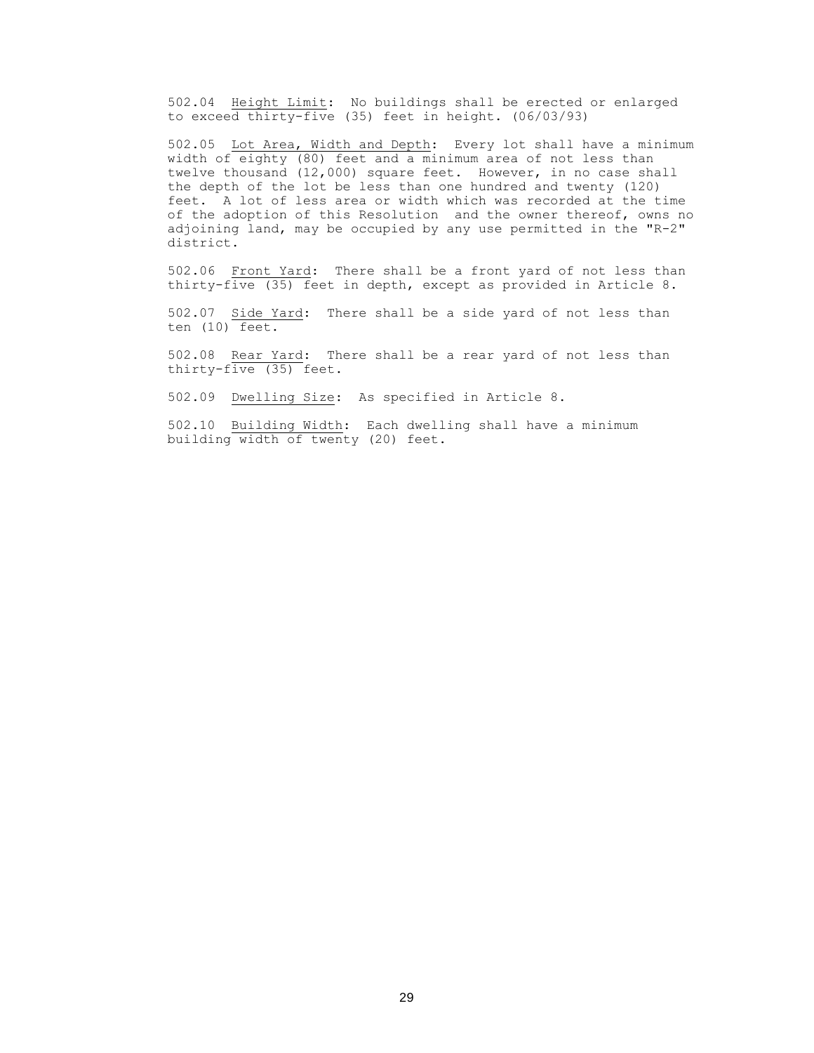502.04 Height Limit: No buildings shall be erected or enlarged to exceed thirty-five (35) feet in height. (06/03/93)

502.05 Lot Area, Width and Depth: Every lot shall have a minimum width of eighty (80) feet and a minimum area of not less than twelve thousand (12,000) square feet. However, in no case shall the depth of the lot be less than one hundred and twenty (120) feet. A lot of less area or width which was recorded at the time of the adoption of this Resolution and the owner thereof, owns no adjoining land, may be occupied by any use permitted in the "R-2" district.

502.06 Front Yard: There shall be a front yard of not less than thirty-five (35) feet in depth, except as provided in Article 8.

502.07 Side Yard: There shall be a side yard of not less than ten (10) feet.

502.08 Rear Yard: There shall be a rear yard of not less than thirty-five (35) feet.

502.09 Dwelling Size: As specified in Article 8.

502.10 Building Width: Each dwelling shall have a minimum building width of twenty (20) feet.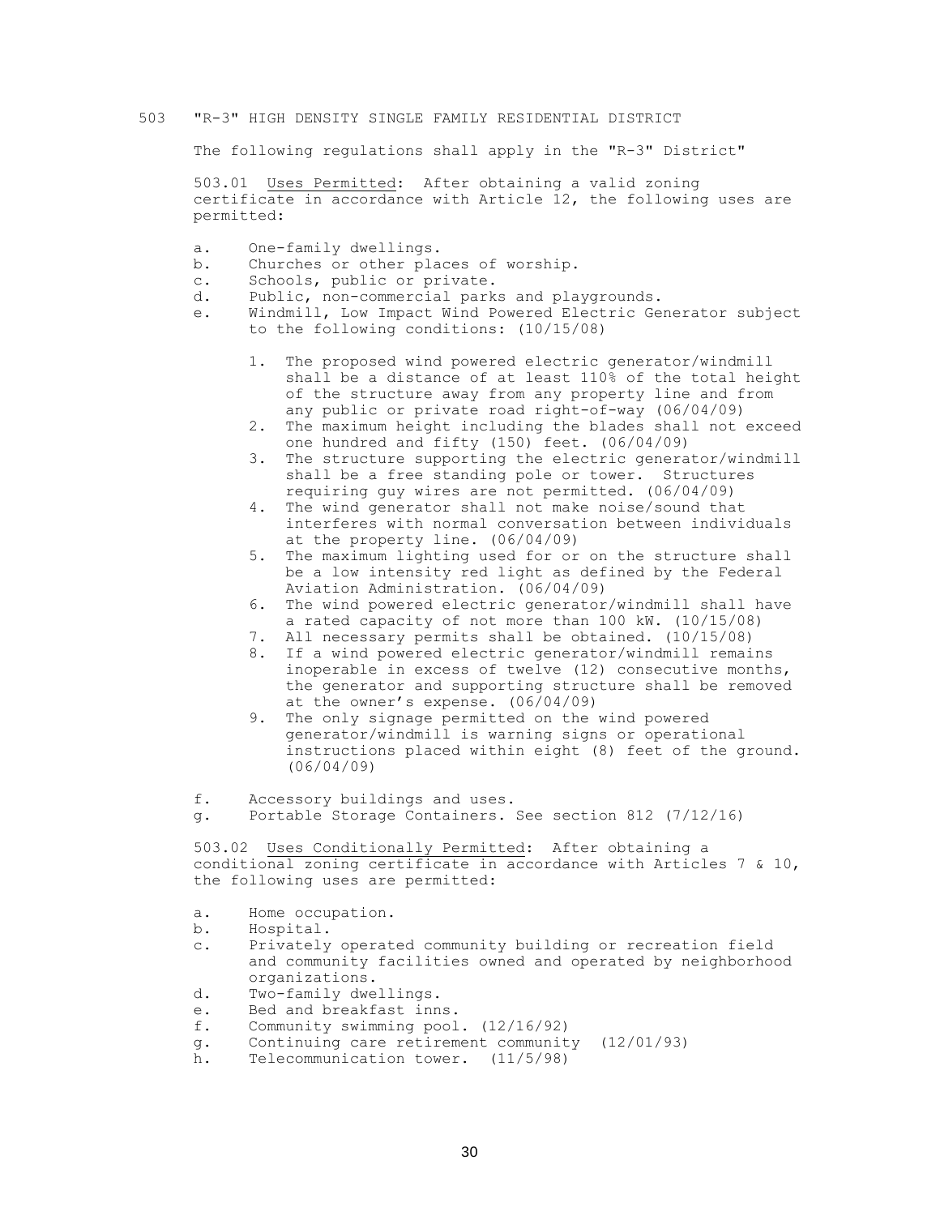## 503 "R-3" HIGH DENSITY SINGLE FAMILY RESIDENTIAL DISTRICT

The following regulations shall apply in the "R-3" District"

503.01 Uses Permitted: After obtaining a valid zoning certificate in accordance with Article 12, the following uses are permitted:

a. One-family dwellings.
b. Churches or other places of worship.
c. Schools, public or private.
d. Public, non-commercial parks and playgrounds.
e. Windmill, Low Impact Wind Powered Electric Generator subject to the following conditions: (10/15/08)

   1. The proposed wind powered electric generator/windmill shall be a distance of at least 110% of the total height of the structure away from any property line and from any public or private road right-of-way (06/04/09)
   2. The maximum height including the blades shall not exceed one hundred and fifty (150) feet. (06/04/09)
   3. The structure supporting the electric generator/windmill shall be a free standing pole or tower. Structures requiring guy wires are not permitted. (06/04/09)
   4. The wind generator shall not make noise/sound that interferes with normal conversation between individuals at the property line. (06/04/09)
   5. The maximum lighting used for or on the structure shall be a low intensity red light as defined by the Federal Aviation Administration. (06/04/09)
   6. The wind powered electric generator/windmill shall have a rated capacity of not more than 100 kW. (10/15/08)
   7. All necessary permits shall be obtained. (10/15/08)
   8. If a wind powered electric generator/windmill remains inoperable in excess of twelve (12) consecutive months, the generator and supporting structure shall be removed at the owner's expense. (06/04/09)
   9. The only signage permitted on the wind powered generator/windmill is warning signs or operational instructions placed within eight (8) feet of the ground. (06/04/09)

f. Accessory buildings and uses.
g. Portable Storage Containers. See section 812 (7/12/16)

503.02 Uses Conditionally Permitted: After obtaining a conditional zoning certificate in accordance with Articles 7 & 10, the following uses are permitted:

a. Home occupation.
b. Hospital.
c. Privately operated community building or recreation field and community facilities owned and operated by neighborhood organizations.
d. Two-family dwellings.
e. Bed and breakfast inns.
f. Community swimming pool. (12/16/92)
g. Continuing care retirement community (12/01/93)
h. Telecommunication tower. (11/5/98)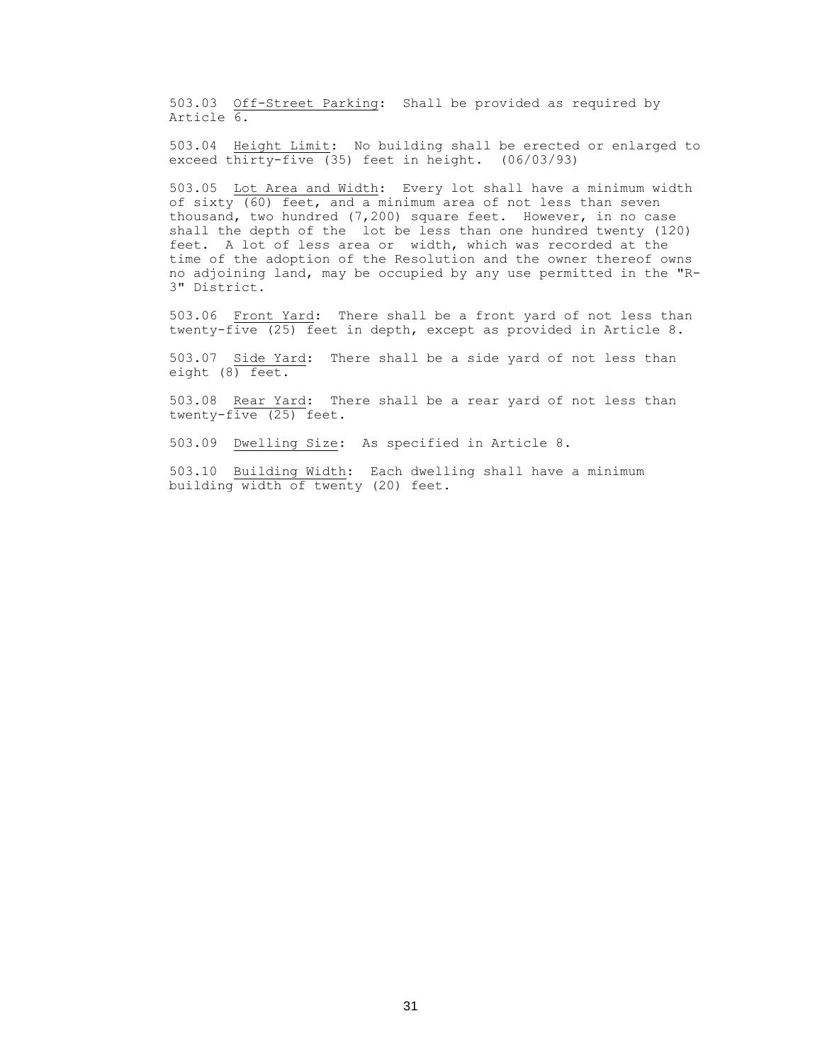503.03 Off-Street Parking: Shall be provided as required by Article 6.

503.04 Height Limit: No building shall be erected or enlarged to exceed thirty-five (35) feet in height. (06/03/93)

503.05 Lot Area and Width: Every lot shall have a minimum width of sixty (60) feet, and a minimum area of not less than seven thousand, two hundred (7,200) square feet. However, in no case shall the depth of the lot be less than one hundred twenty (120) feet. A lot of less area or width, which was recorded at the time of the adoption of the Resolution and the owner thereof owns no adjoining land, may be occupied by any use permitted in the "R-3" District.

503.06 Front Yard: There shall be a front yard of not less than twenty-five (25) feet in depth, except as provided in Article 8.

503.07 Side Yard: There shall be a side yard of not less than eight (8) feet.

503.08 Rear Yard: There shall be a rear yard of not less than twenty-five (25) feet.

503.09 Dwelling Size: As specified in Article 8.

503.10 Building Width: Each dwelling shall have a minimum building width of twenty (20) feet.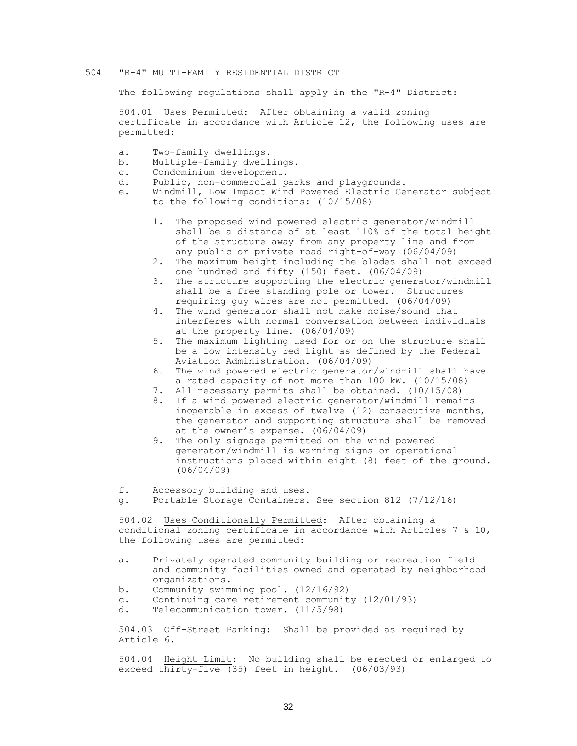## 504 "R-4" MULTI-FAMILY RESIDENTIAL DISTRICT

The following regulations shall apply in the "R-4" District:

504.01 <u>Uses Permitted</u>: After obtaining a valid zoning certificate in accordance with Article 12, the following uses are permitted:

a. Two-family dwellings.
b. Multiple-family dwellings.
c. Condominium development.
d. Public, non-commercial parks and playgrounds.
e. Windmill, Low Impact Wind Powered Electric Generator subject to the following conditions: (10/15/08)

   1. The proposed wind powered electric generator/windmill shall be a distance of at least 110% of the total height of the structure away from any property line and from any public or private road right-of-way (06/04/09)
   2. The maximum height including the blades shall not exceed one hundred and fifty (150) feet. (06/04/09)
   3. The structure supporting the electric generator/windmill shall be a free standing pole or tower. Structures requiring guy wires are not permitted. (06/04/09)
   4. The wind generator shall not make noise/sound that interferes with normal conversation between individuals at the property line. (06/04/09)
   5. The maximum lighting used for or on the structure shall be a low intensity red light as defined by the Federal Aviation Administration. (06/04/09)
   6. The wind powered electric generator/windmill shall have a rated capacity of not more than 100 kW. (10/15/08)
   7. All necessary permits shall be obtained. (10/15/08)
   8. If a wind powered electric generator/windmill remains inoperable in excess of twelve (12) consecutive months, the generator and supporting structure shall be removed at the owner's expense. (06/04/09)
   9. The only signage permitted on the wind powered generator/windmill is warning signs or operational instructions placed within eight (8) feet of the ground. (06/04/09)

f. Accessory building and uses.
g. Portable Storage Containers. See section 812 (7/12/16)

504.02 <u>Uses Conditionally Permitted</u>: After obtaining a conditional zoning certificate in accordance with Articles 7 & 10, the following uses are permitted:

a. Privately operated community building or recreation field and community facilities owned and operated by neighborhood organizations.
b. Community swimming pool. (12/16/92)
c. Continuing care retirement community (12/01/93)
d. Telecommunication tower. (11/5/98)

504.03 <u>Off-Street Parking</u>: Shall be provided as required by Article 6.

504.04 <u>Height Limit</u>: No building shall be erected or enlarged to exceed thirty-five (35) feet in height. (06/03/93)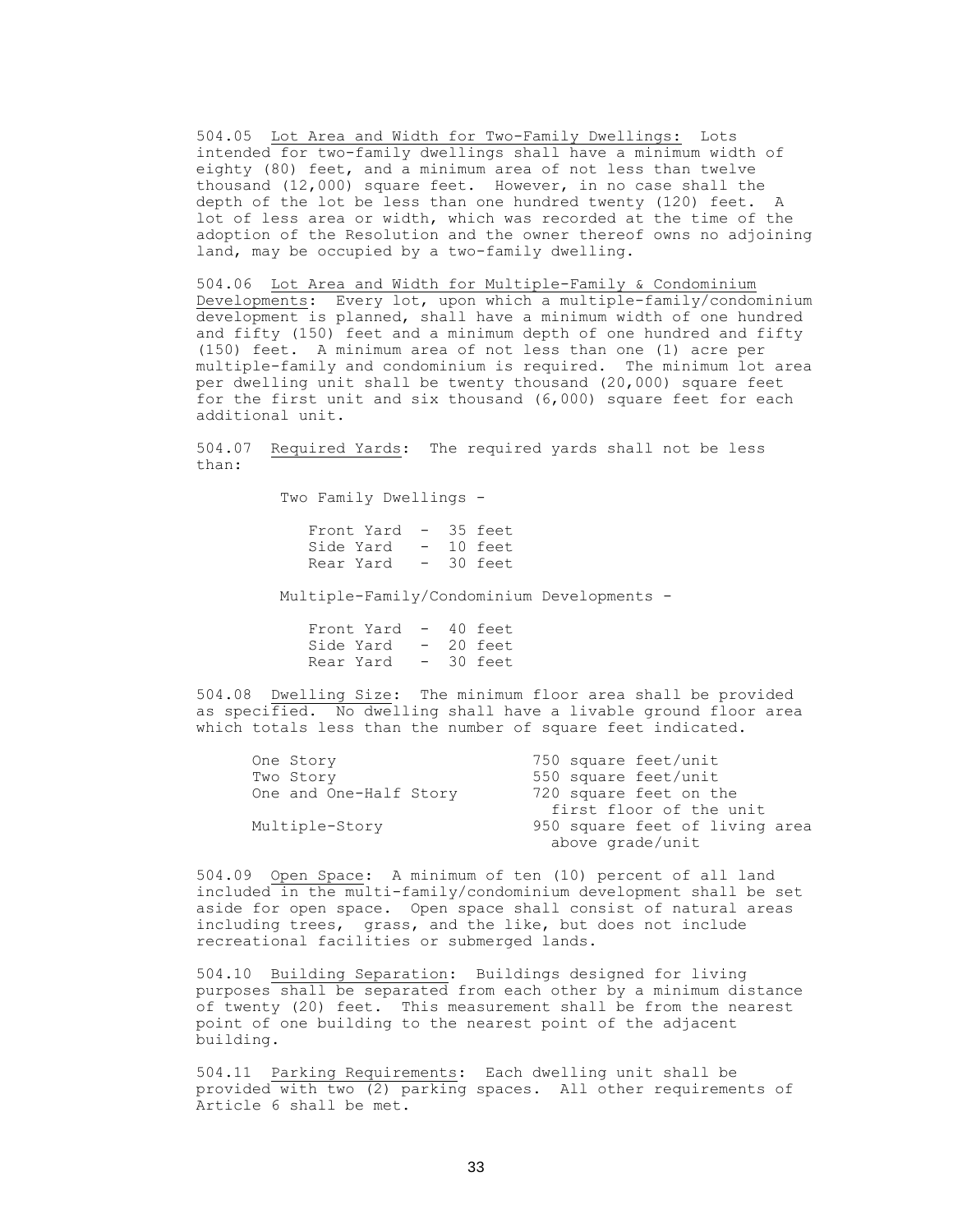504.05 <u>Lot Area and Width for Two-Family Dwellings:</u> Lots intended for two-family dwellings shall have a minimum width of eighty (80) feet, and a minimum area of not less than twelve thousand (12,000) square feet. However, in no case shall the depth of the lot be less than one hundred twenty (120) feet. A lot of less area or width, which was recorded at the time of the adoption of the Resolution and the owner thereof owns no adjoining land, may be occupied by a two-family dwelling.

504.06 <u>Lot Area and Width for Multiple-Family & Condominium Developments</u>: Every lot, upon which a multiple-family/condominium development is planned, shall have a minimum width of one hundred and fifty (150) feet and a minimum depth of one hundred and fifty (150) feet. A minimum area of not less than one (1) acre per multiple-family and condominium is required. The minimum lot area per dwelling unit shall be twenty thousand (20,000) square feet for the first unit and six thousand (6,000) square feet for each additional unit.

504.07 <u>Required Yards</u>: The required yards shall not be less than:

Two Family Dwellings -

- Front Yard - 35 feet
- Side Yard - 10 feet
- Rear Yard - 30 feet

Multiple-Family/Condominium Developments -

- Front Yard - 40 feet
- Side Yard - 20 feet
- Rear Yard - 30 feet

504.08 <u>Dwelling Size</u>: The minimum floor area shall be provided as specified. No dwelling shall have a livable ground floor area which totals less than the number of square feet indicated.

| | |
|---|---|
| One Story | 750 square feet/unit |
| Two Story | 550 square feet/unit |
| One and One-Half Story | 720 square feet on the first floor of the unit |
| Multiple-Story | 950 square feet of living area above grade/unit |

504.09 <u>Open Space</u>: A minimum of ten (10) percent of all land included in the multi-family/condominium development shall be set aside for open space. Open space shall consist of natural areas including trees, grass, and the like, but does not include recreational facilities or submerged lands.

504.10 <u>Building Separation</u>: Buildings designed for living purposes shall be separated from each other by a minimum distance of twenty (20) feet. This measurement shall be from the nearest point of one building to the nearest point of the adjacent building.

504.11 <u>Parking Requirements</u>: Each dwelling unit shall be provided with two (2) parking spaces. All other requirements of Article 6 shall be met.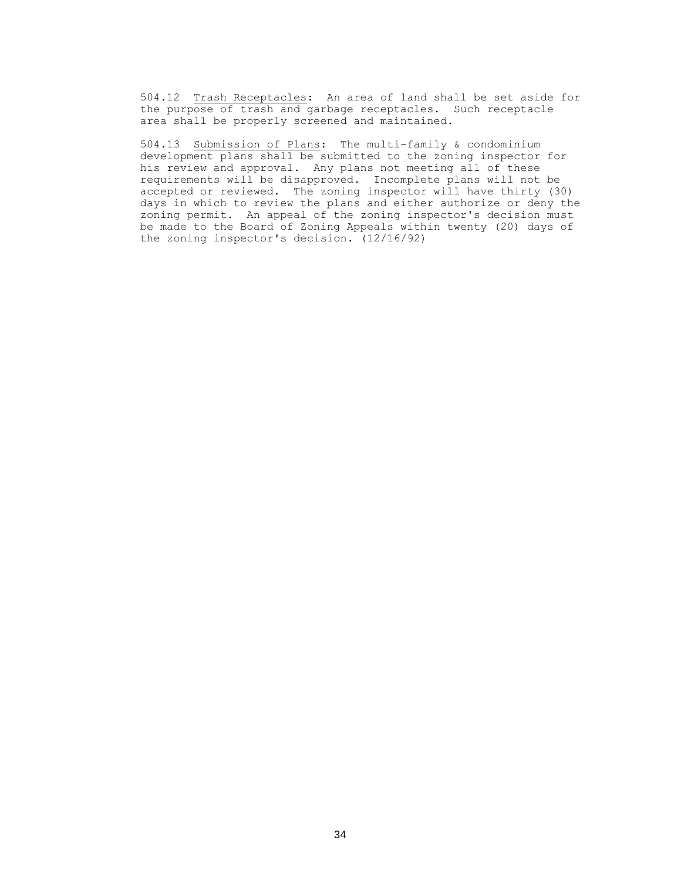504.12 Trash Receptacles: An area of land shall be set aside for the purpose of trash and garbage receptacles. Such receptacle area shall be properly screened and maintained.

504.13 Submission of Plans: The multi-family & condominium development plans shall be submitted to the zoning inspector for his review and approval. Any plans not meeting all of these requirements will be disapproved. Incomplete plans will not be accepted or reviewed. The zoning inspector will have thirty (30) days in which to review the plans and either authorize or deny the zoning permit. An appeal of the zoning inspector's decision must be made to the Board of Zoning Appeals within twenty (20) days of the zoning inspector's decision. (12/16/92)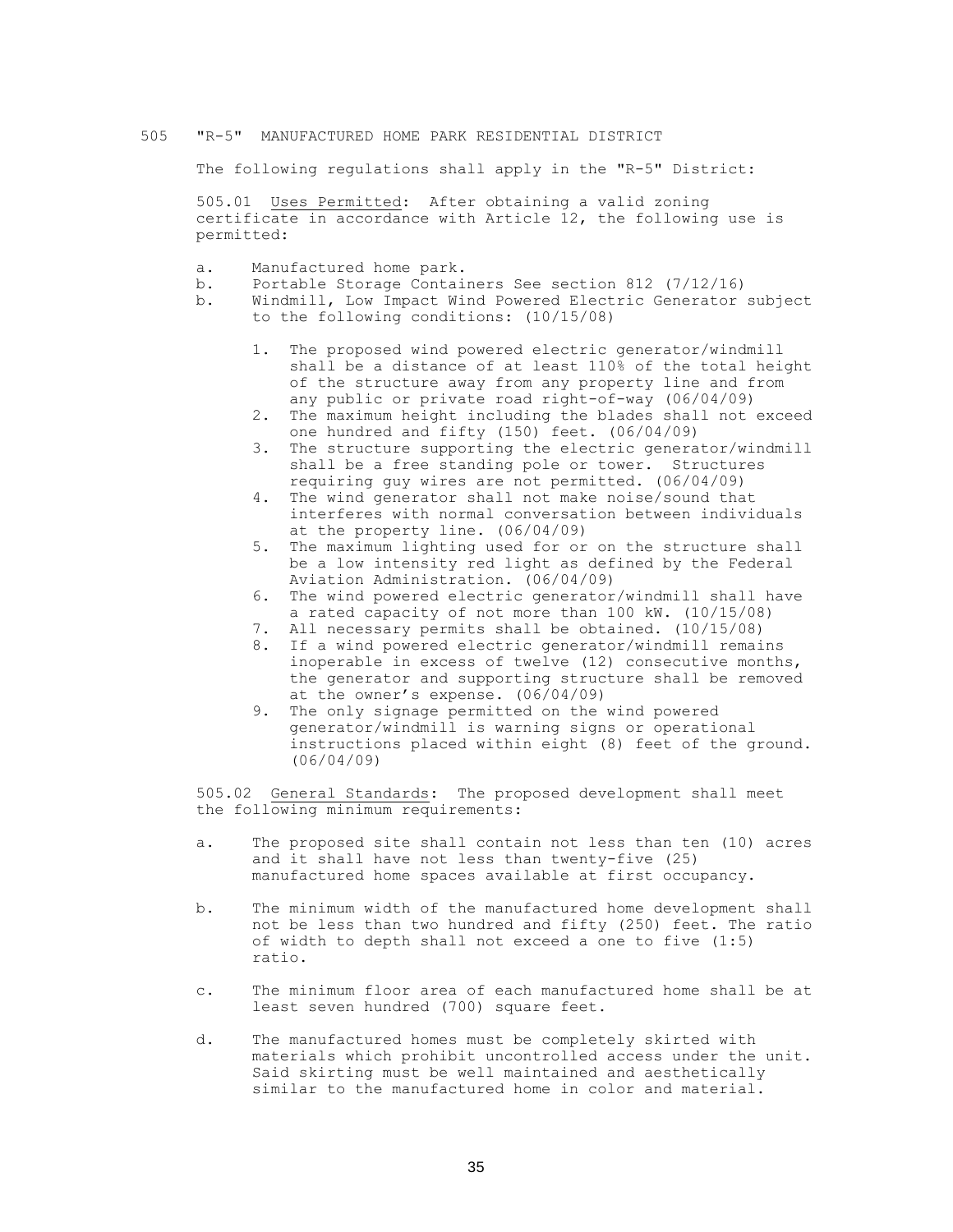## 505 "R-5" MANUFACTURED HOME PARK RESIDENTIAL DISTRICT

The following regulations shall apply in the "R-5" District:

505.01 Uses Permitted: After obtaining a valid zoning certificate in accordance with Article 12, the following use is permitted:

a. Manufactured home park.
b. Portable Storage Containers See section 812 (7/12/16)
b. Windmill, Low Impact Wind Powered Electric Generator subject to the following conditions: (10/15/08)

   1. The proposed wind powered electric generator/windmill shall be a distance of at least 110% of the total height of the structure away from any property line and from any public or private road right-of-way (06/04/09)
   2. The maximum height including the blades shall not exceed one hundred and fifty (150) feet. (06/04/09)
   3. The structure supporting the electric generator/windmill shall be a free standing pole or tower. Structures requiring guy wires are not permitted. (06/04/09)
   4. The wind generator shall not make noise/sound that interferes with normal conversation between individuals at the property line. (06/04/09)
   5. The maximum lighting used for or on the structure shall be a low intensity red light as defined by the Federal Aviation Administration. (06/04/09)
   6. The wind powered electric generator/windmill shall have a rated capacity of not more than 100 kW. (10/15/08)
   7. All necessary permits shall be obtained. (10/15/08)
   8. If a wind powered electric generator/windmill remains inoperable in excess of twelve (12) consecutive months, the generator and supporting structure shall be removed at the owner's expense. (06/04/09)
   9. The only signage permitted on the wind powered generator/windmill is warning signs or operational instructions placed within eight (8) feet of the ground. (06/04/09)

505.02 General Standards: The proposed development shall meet the following minimum requirements:

a. The proposed site shall contain not less than ten (10) acres and it shall have not less than twenty-five (25) manufactured home spaces available at first occupancy.

b. The minimum width of the manufactured home development shall not be less than two hundred and fifty (250) feet. The ratio of width to depth shall not exceed a one to five (1:5) ratio.

c. The minimum floor area of each manufactured home shall be at least seven hundred (700) square feet.

d. The manufactured homes must be completely skirted with materials which prohibit uncontrolled access under the unit. Said skirting must be well maintained and aesthetically similar to the manufactured home in color and material.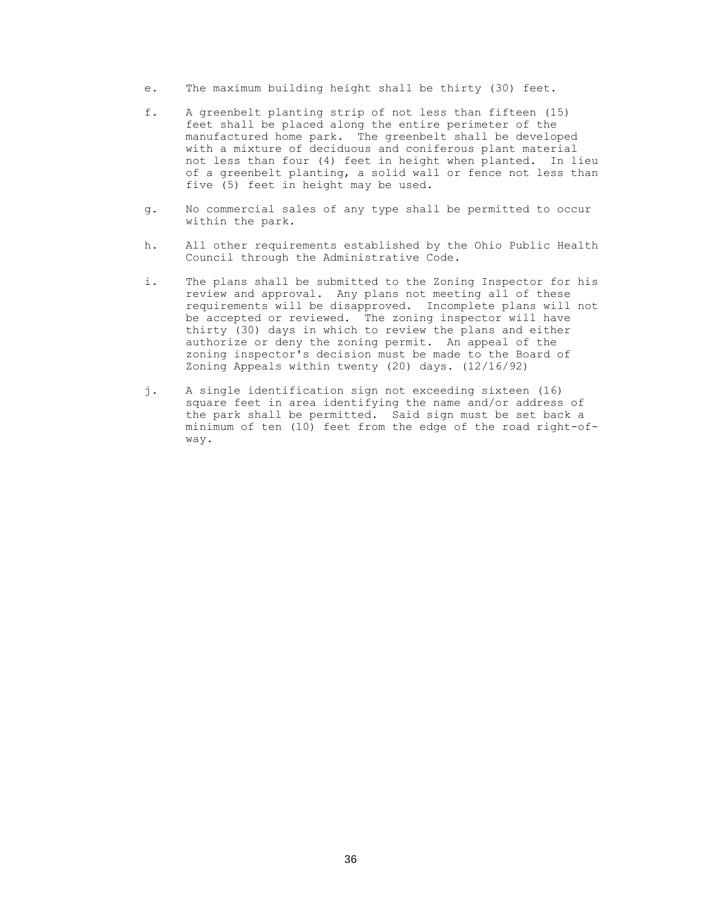e. The maximum building height shall be thirty (30) feet.

f. A greenbelt planting strip of not less than fifteen (15) feet shall be placed along the entire perimeter of the manufactured home park. The greenbelt shall be developed with a mixture of deciduous and coniferous plant material not less than four (4) feet in height when planted. In lieu of a greenbelt planting, a solid wall or fence not less than five (5) feet in height may be used.

g. No commercial sales of any type shall be permitted to occur within the park.

h. All other requirements established by the Ohio Public Health Council through the Administrative Code.

i. The plans shall be submitted to the Zoning Inspector for his review and approval. Any plans not meeting all of these requirements will be disapproved. Incomplete plans will not be accepted or reviewed. The zoning inspector will have thirty (30) days in which to review the plans and either authorize or deny the zoning permit. An appeal of the zoning inspector's decision must be made to the Board of Zoning Appeals within twenty (20) days. (12/16/92)

j. A single identification sign not exceeding sixteen (16) square feet in area identifying the name and/or address of the park shall be permitted. Said sign must be set back a minimum of ten (10) feet from the edge of the road right-of-way.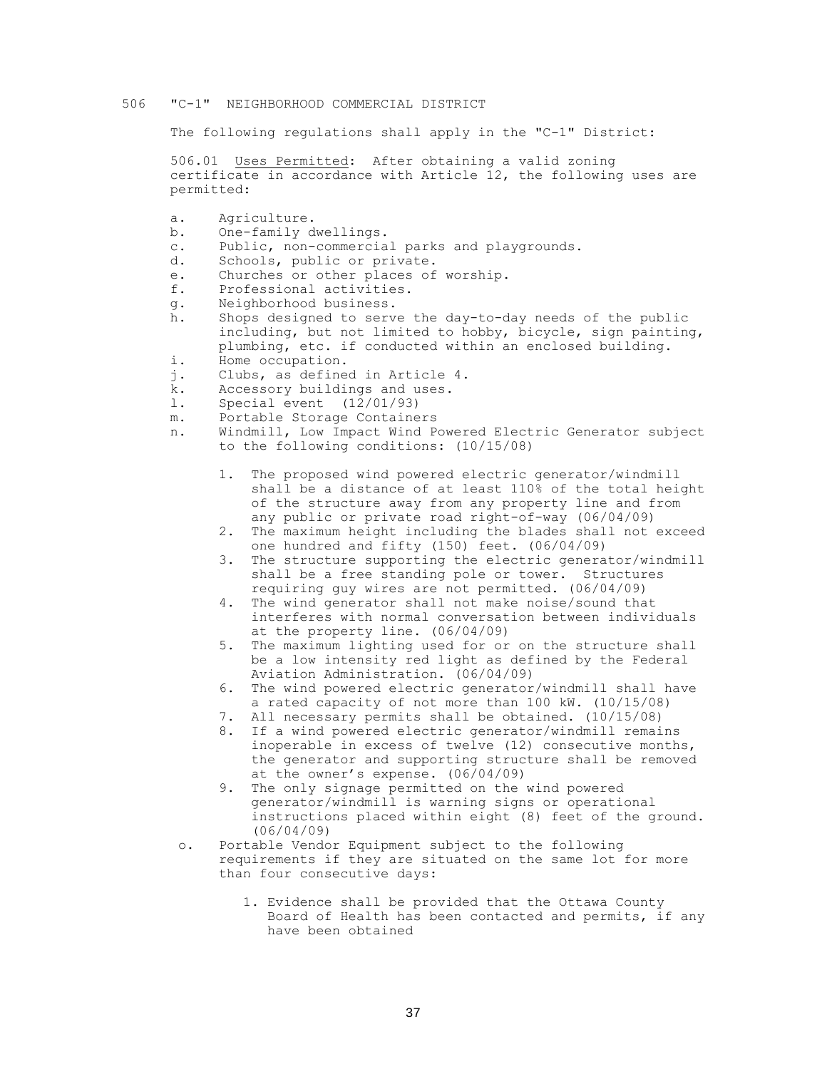## 506 "C-1" NEIGHBORHOOD COMMERCIAL DISTRICT

The following regulations shall apply in the "C-1" District:

506.01 Uses Permitted: After obtaining a valid zoning certificate in accordance with Article 12, the following uses are permitted:

a. Agriculture.
b. One-family dwellings.
c. Public, non-commercial parks and playgrounds.
d. Schools, public or private.
e. Churches or other places of worship.
f. Professional activities.
g. Neighborhood business.
h. Shops designed to serve the day-to-day needs of the public including, but not limited to hobby, bicycle, sign painting, plumbing, etc. if conducted within an enclosed building.
i. Home occupation.
j. Clubs, as defined in Article 4.
k. Accessory buildings and uses.
l. Special event (12/01/93)
m. Portable Storage Containers
n. Windmill, Low Impact Wind Powered Electric Generator subject to the following conditions: (10/15/08)

   1. The proposed wind powered electric generator/windmill shall be a distance of at least 110% of the total height of the structure away from any property line and from any public or private road right-of-way (06/04/09)
   2. The maximum height including the blades shall not exceed one hundred and fifty (150) feet. (06/04/09)
   3. The structure supporting the electric generator/windmill shall be a free standing pole or tower. Structures requiring guy wires are not permitted. (06/04/09)
   4. The wind generator shall not make noise/sound that interferes with normal conversation between individuals at the property line. (06/04/09)
   5. The maximum lighting used for or on the structure shall be a low intensity red light as defined by the Federal Aviation Administration. (06/04/09)
   6. The wind powered electric generator/windmill shall have a rated capacity of not more than 100 kW. (10/15/08)
   7. All necessary permits shall be obtained. (10/15/08)
   8. If a wind powered electric generator/windmill remains inoperable in excess of twelve (12) consecutive months, the generator and supporting structure shall be removed at the owner's expense. (06/04/09)
   9. The only signage permitted on the wind powered generator/windmill is warning signs or operational instructions placed within eight (8) feet of the ground. (06/04/09)

o. Portable Vendor Equipment subject to the following requirements if they are situated on the same lot for more than four consecutive days:

   1. Evidence shall be provided that the Ottawa County Board of Health has been contacted and permits, if any have been obtained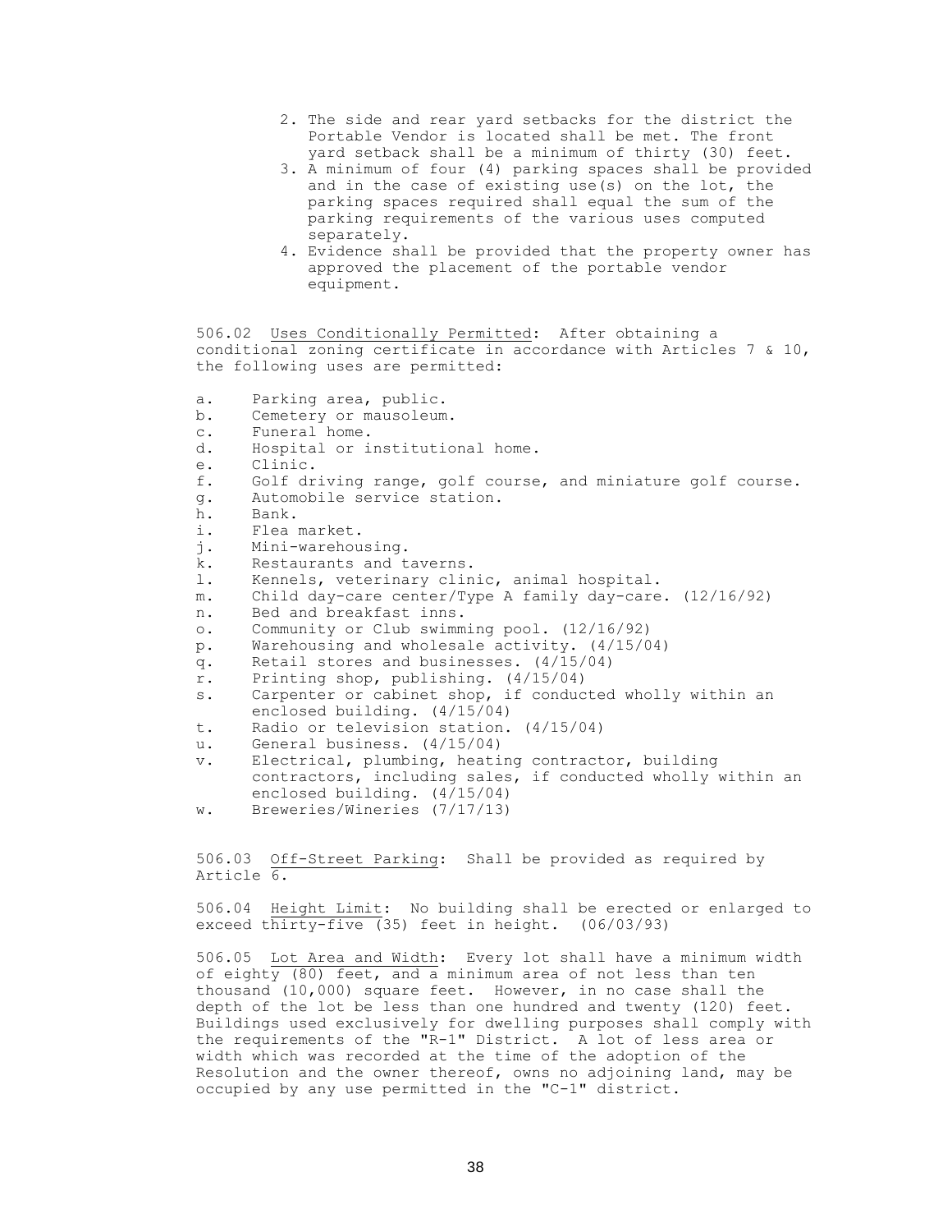2. The side and rear yard setbacks for the district the Portable Vendor is located shall be met. The front yard setback shall be a minimum of thirty (30) feet.
3. A minimum of four (4) parking spaces shall be provided and in the case of existing use(s) on the lot, the parking spaces required shall equal the sum of the parking requirements of the various uses computed separately.
4. Evidence shall be provided that the property owner has approved the placement of the portable vendor equipment.

506.02 Uses Conditionally Permitted: After obtaining a conditional zoning certificate in accordance with Articles 7 & 10, the following uses are permitted:

a. Parking area, public.
b. Cemetery or mausoleum.
c. Funeral home.
d. Hospital or institutional home.
e. Clinic.
f. Golf driving range, golf course, and miniature golf course.
g. Automobile service station.
h. Bank.
i. Flea market.
j. Mini-warehousing.
k. Restaurants and taverns.
l. Kennels, veterinary clinic, animal hospital.
m. Child day-care center/Type A family day-care. (12/16/92)
n. Bed and breakfast inns.
o. Community or Club swimming pool. (12/16/92)
p. Warehousing and wholesale activity. (4/15/04)
q. Retail stores and businesses. (4/15/04)
r. Printing shop, publishing. (4/15/04)
s. Carpenter or cabinet shop, if conducted wholly within an enclosed building. (4/15/04)
t. Radio or television station. (4/15/04)
u. General business. (4/15/04)
v. Electrical, plumbing, heating contractor, building contractors, including sales, if conducted wholly within an enclosed building. (4/15/04)
w. Breweries/Wineries (7/17/13)

506.03 Off-Street Parking: Shall be provided as required by Article 6.

506.04 Height Limit: No building shall be erected or enlarged to exceed thirty-five (35) feet in height. (06/03/93)

506.05 Lot Area and Width: Every lot shall have a minimum width of eighty (80) feet, and a minimum area of not less than ten thousand (10,000) square feet. However, in no case shall the depth of the lot be less than one hundred and twenty (120) feet. Buildings used exclusively for dwelling purposes shall comply with the requirements of the "R-1" District. A lot of less area or width which was recorded at the time of the adoption of the Resolution and the owner thereof, owns no adjoining land, may be occupied by any use permitted in the "C-1" district.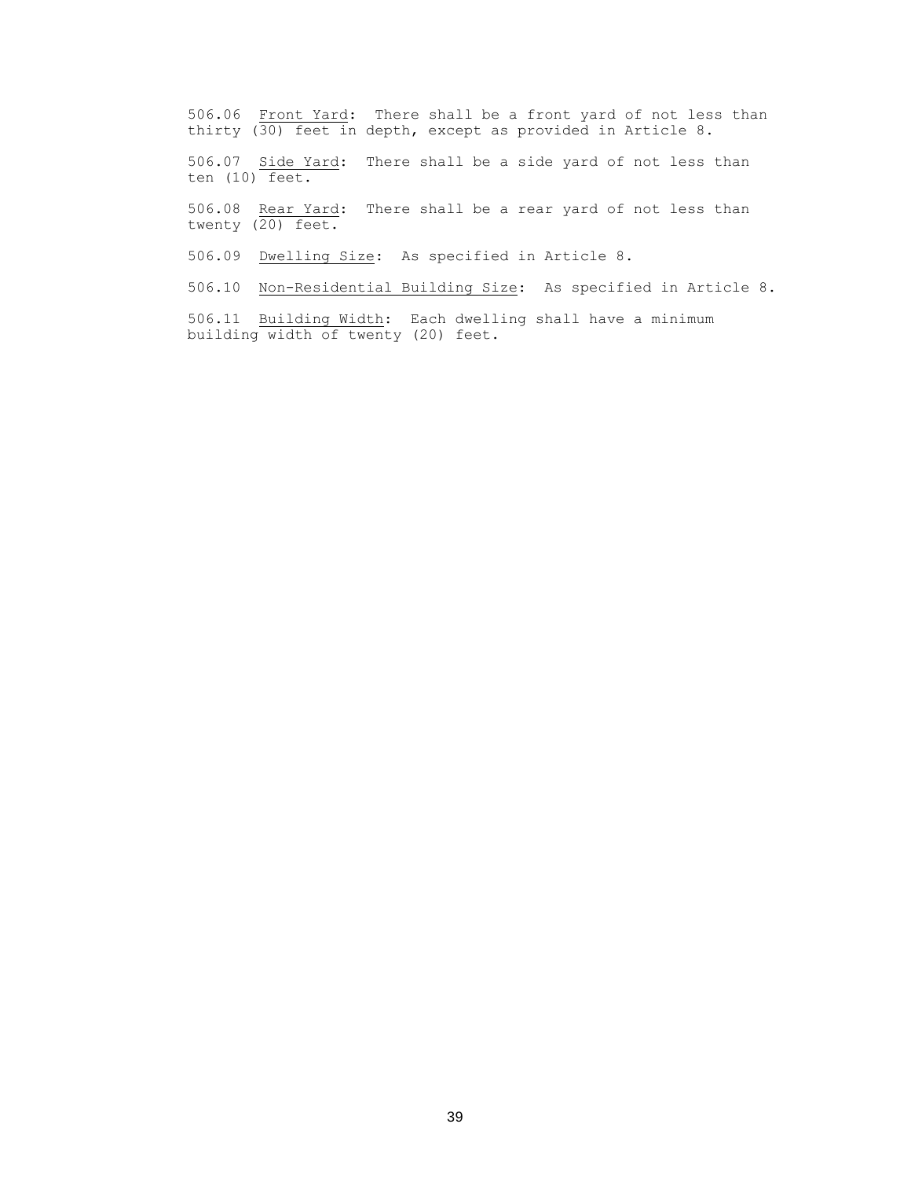506.06 Front Yard: There shall be a front yard of not less than thirty (30) feet in depth, except as provided in Article 8.

506.07 Side Yard: There shall be a side yard of not less than ten (10) feet.

506.08 Rear Yard: There shall be a rear yard of not less than twenty (20) feet.

506.09 Dwelling Size: As specified in Article 8.

506.10 Non-Residential Building Size: As specified in Article 8.

506.11 Building Width: Each dwelling shall have a minimum building width of twenty (20) feet.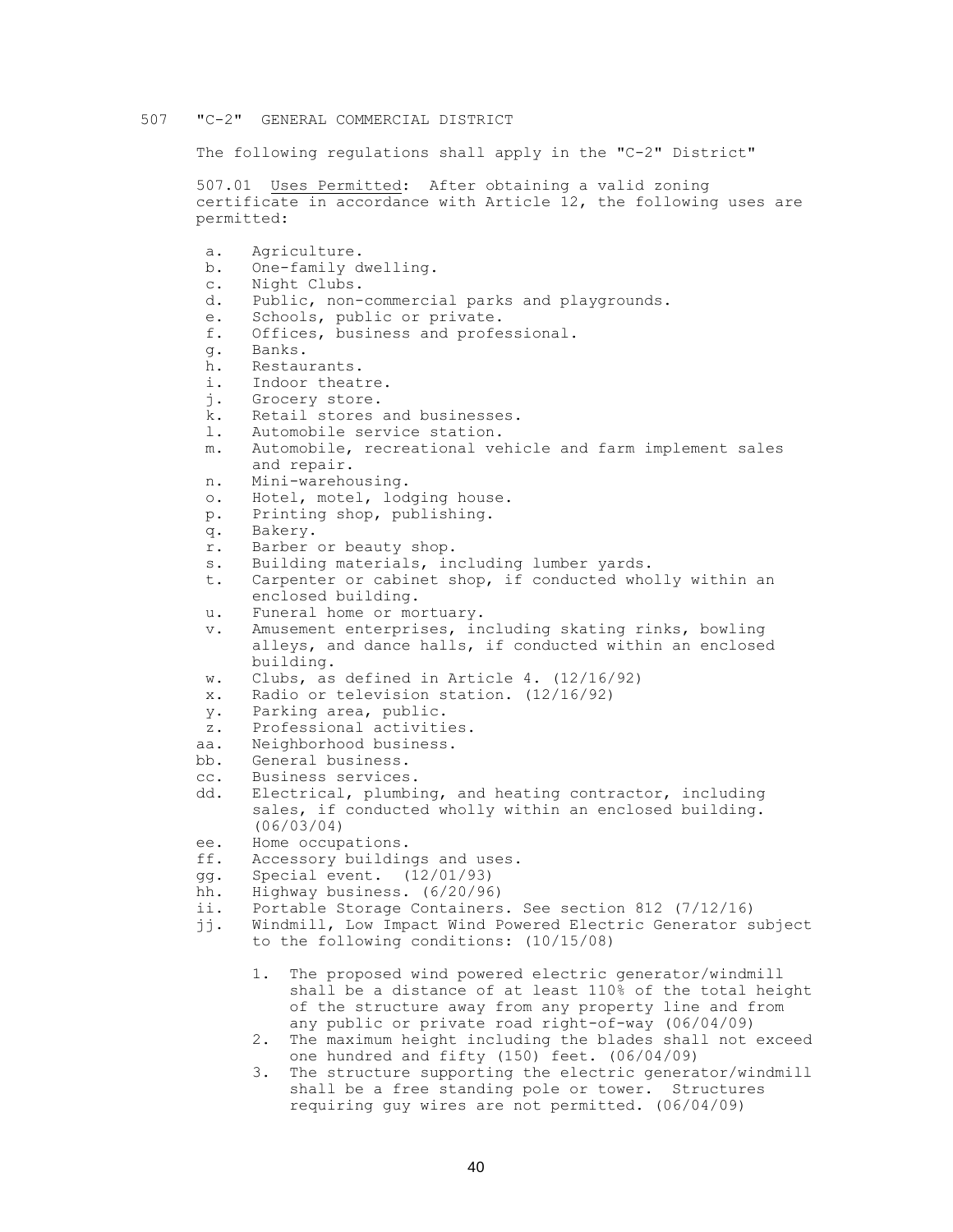## 507 "C-2" GENERAL COMMERCIAL DISTRICT

The following regulations shall apply in the "C-2" District"

507.01 Uses Permitted: After obtaining a valid zoning certificate in accordance with Article 12, the following uses are permitted:

a. Agriculture.
b. One-family dwelling.
c. Night Clubs.
d. Public, non-commercial parks and playgrounds.
e. Schools, public or private.
f. Offices, business and professional.
g. Banks.
h. Restaurants.
i. Indoor theatre.
j. Grocery store.
k. Retail stores and businesses.
l. Automobile service station.
m. Automobile, recreational vehicle and farm implement sales and repair.
n. Mini-warehousing.
o. Hotel, motel, lodging house.
p. Printing shop, publishing.
q. Bakery.
r. Barber or beauty shop.
s. Building materials, including lumber yards.
t. Carpenter or cabinet shop, if conducted wholly within an enclosed building.
u. Funeral home or mortuary.
v. Amusement enterprises, including skating rinks, bowling alleys, and dance halls, if conducted within an enclosed building.
w. Clubs, as defined in Article 4. (12/16/92)
x. Radio or television station. (12/16/92)
y. Parking area, public.
z. Professional activities.
aa. Neighborhood business.
bb. General business.
cc. Business services.
dd. Electrical, plumbing, and heating contractor, including sales, if conducted wholly within an enclosed building. (06/03/04)
ee. Home occupations.
ff. Accessory buildings and uses.
gg. Special event. (12/01/93)
hh. Highway business. (6/20/96)
ii. Portable Storage Containers. See section 812 (7/12/16)
jj. Windmill, Low Impact Wind Powered Electric Generator subject to the following conditions: (10/15/08)

    1. The proposed wind powered electric generator/windmill shall be a distance of at least 110% of the total height of the structure away from any property line and from any public or private road right-of-way (06/04/09)
    2. The maximum height including the blades shall not exceed one hundred and fifty (150) feet. (06/04/09)
    3. The structure supporting the electric generator/windmill shall be a free standing pole or tower. Structures requiring guy wires are not permitted. (06/04/09)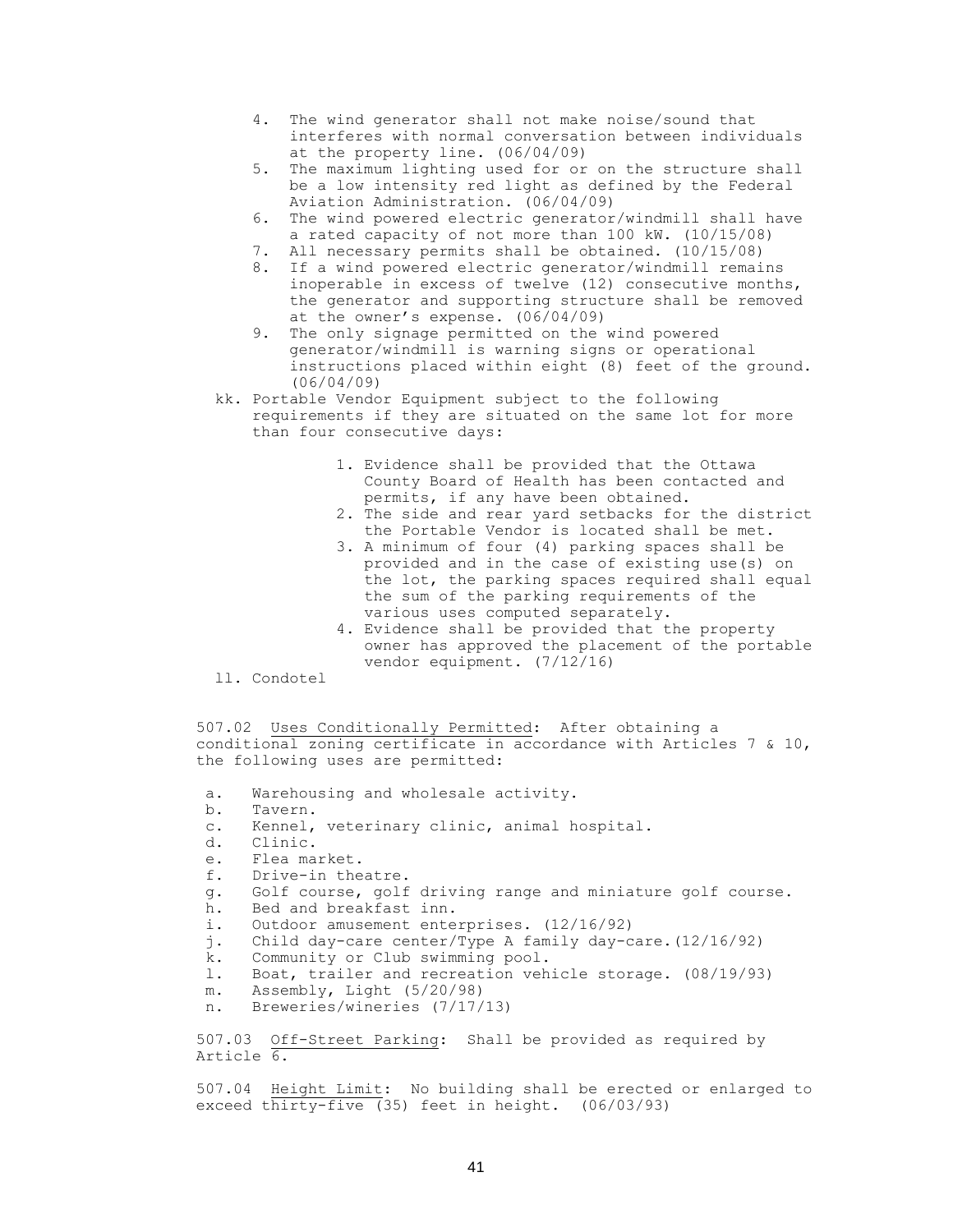4. The wind generator shall not make noise/sound that interferes with normal conversation between individuals at the property line. (06/04/09)
5. The maximum lighting used for or on the structure shall be a low intensity red light as defined by the Federal Aviation Administration. (06/04/09)
6. The wind powered electric generator/windmill shall have a rated capacity of not more than 100 kW. (10/15/08)
7. All necessary permits shall be obtained. (10/15/08)
8. If a wind powered electric generator/windmill remains inoperable in excess of twelve (12) consecutive months, the generator and supporting structure shall be removed at the owner's expense. (06/04/09)
9. The only signage permitted on the wind powered generator/windmill is warning signs or operational instructions placed within eight (8) feet of the ground. (06/04/09)

kk. Portable Vendor Equipment subject to the following requirements if they are situated on the same lot for more than four consecutive days:

1. Evidence shall be provided that the Ottawa County Board of Health has been contacted and permits, if any have been obtained.
2. The side and rear yard setbacks for the district the Portable Vendor is located shall be met.
3. A minimum of four (4) parking spaces shall be provided and in the case of existing use(s) on the lot, the parking spaces required shall equal the sum of the parking requirements of the various uses computed separately.
4. Evidence shall be provided that the property owner has approved the placement of the portable vendor equipment. (7/12/16)

ll. Condotel

507.02 Uses Conditionally Permitted: After obtaining a conditional zoning certificate in accordance with Articles 7 & 10, the following uses are permitted:

a. Warehousing and wholesale activity.
b. Tavern.
c. Kennel, veterinary clinic, animal hospital.
d. Clinic.
e. Flea market.
f. Drive-in theatre.
g. Golf course, golf driving range and miniature golf course.
h. Bed and breakfast inn.
i. Outdoor amusement enterprises. (12/16/92)
j. Child day-care center/Type A family day-care.(12/16/92)
k. Community or Club swimming pool.
l. Boat, trailer and recreation vehicle storage. (08/19/93)
m. Assembly, Light (5/20/98)
n. Breweries/wineries (7/17/13)

507.03 Off-Street Parking: Shall be provided as required by Article 6.

507.04 Height Limit: No building shall be erected or enlarged to exceed thirty-five (35) feet in height. (06/03/93)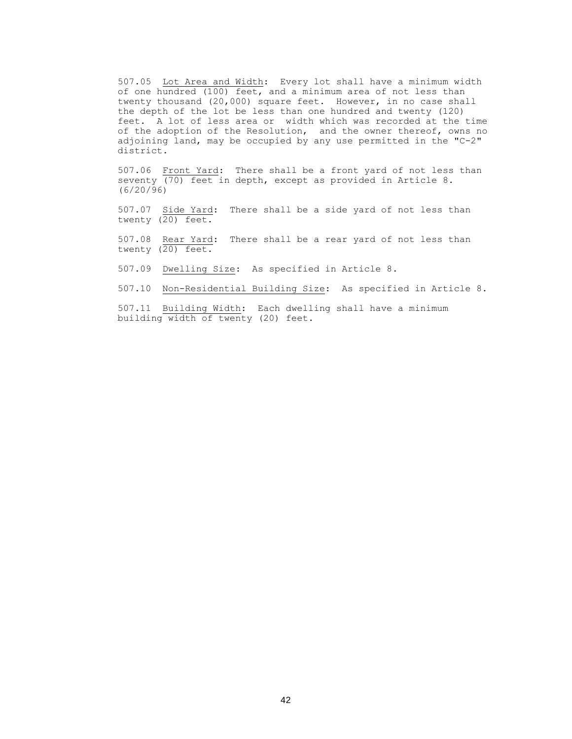507.05 Lot Area and Width: Every lot shall have a minimum width of one hundred (100) feet, and a minimum area of not less than twenty thousand (20,000) square feet. However, in no case shall the depth of the lot be less than one hundred and twenty (120) feet. A lot of less area or width which was recorded at the time of the adoption of the Resolution, and the owner thereof, owns no adjoining land, may be occupied by any use permitted in the "C-2" district.

507.06 Front Yard: There shall be a front yard of not less than seventy (70) feet in depth, except as provided in Article 8. (6/20/96)

507.07 Side Yard: There shall be a side yard of not less than twenty (20) feet.

507.08 Rear Yard: There shall be a rear yard of not less than twenty (20) feet.

507.09 Dwelling Size: As specified in Article 8.

507.10 Non-Residential Building Size: As specified in Article 8.

507.11 Building Width: Each dwelling shall have a minimum building width of twenty (20) feet.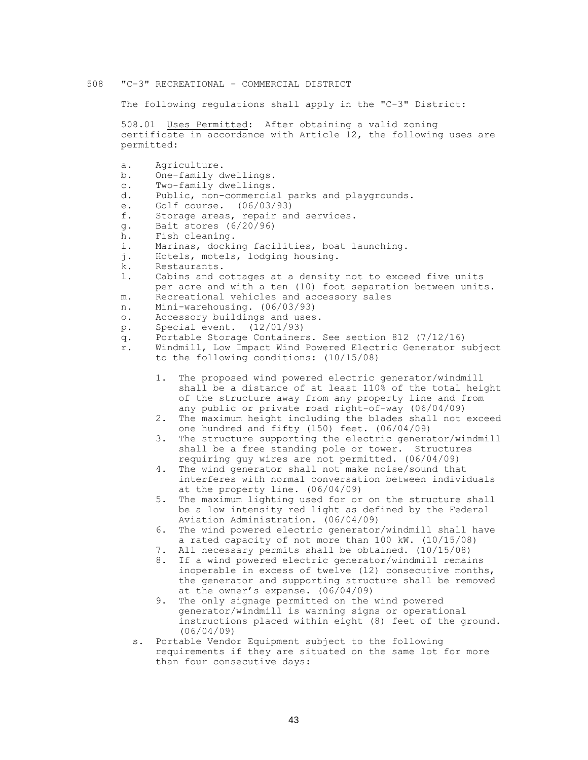## 508 "C-3" RECREATIONAL - COMMERCIAL DISTRICT

The following regulations shall apply in the "C-3" District:

508.01 Uses Permitted: After obtaining a valid zoning certificate in accordance with Article 12, the following uses are permitted:

a. Agriculture.
b. One-family dwellings.
c. Two-family dwellings.
d. Public, non-commercial parks and playgrounds.
e. Golf course. (06/03/93)
f. Storage areas, repair and services.
g. Bait stores (6/20/96)
h. Fish cleaning.
i. Marinas, docking facilities, boat launching.
j. Hotels, motels, lodging housing.
k. Restaurants.
l. Cabins and cottages at a density not to exceed five units per acre and with a ten (10) foot separation between units.
m. Recreational vehicles and accessory sales
n. Mini-warehousing. (06/03/93)
o. Accessory buildings and uses.
p. Special event. (12/01/93)
q. Portable Storage Containers. See section 812 (7/12/16)
r. Windmill, Low Impact Wind Powered Electric Generator subject to the following conditions: (10/15/08)

    1. The proposed wind powered electric generator/windmill shall be a distance of at least 110% of the total height of the structure away from any property line and from any public or private road right-of-way (06/04/09)
    2. The maximum height including the blades shall not exceed one hundred and fifty (150) feet. (06/04/09)
    3. The structure supporting the electric generator/windmill shall be a free standing pole or tower. Structures requiring guy wires are not permitted. (06/04/09)
    4. The wind generator shall not make noise/sound that interferes with normal conversation between individuals at the property line. (06/04/09)
    5. The maximum lighting used for or on the structure shall be a low intensity red light as defined by the Federal Aviation Administration. (06/04/09)
    6. The wind powered electric generator/windmill shall have a rated capacity of not more than 100 kW. (10/15/08)
    7. All necessary permits shall be obtained. (10/15/08)
    8. If a wind powered electric generator/windmill remains inoperable in excess of twelve (12) consecutive months, the generator and supporting structure shall be removed at the owner's expense. (06/04/09)
    9. The only signage permitted on the wind powered generator/windmill is warning signs or operational instructions placed within eight (8) feet of the ground. (06/04/09)

s. Portable Vendor Equipment subject to the following requirements if they are situated on the same lot for more than four consecutive days: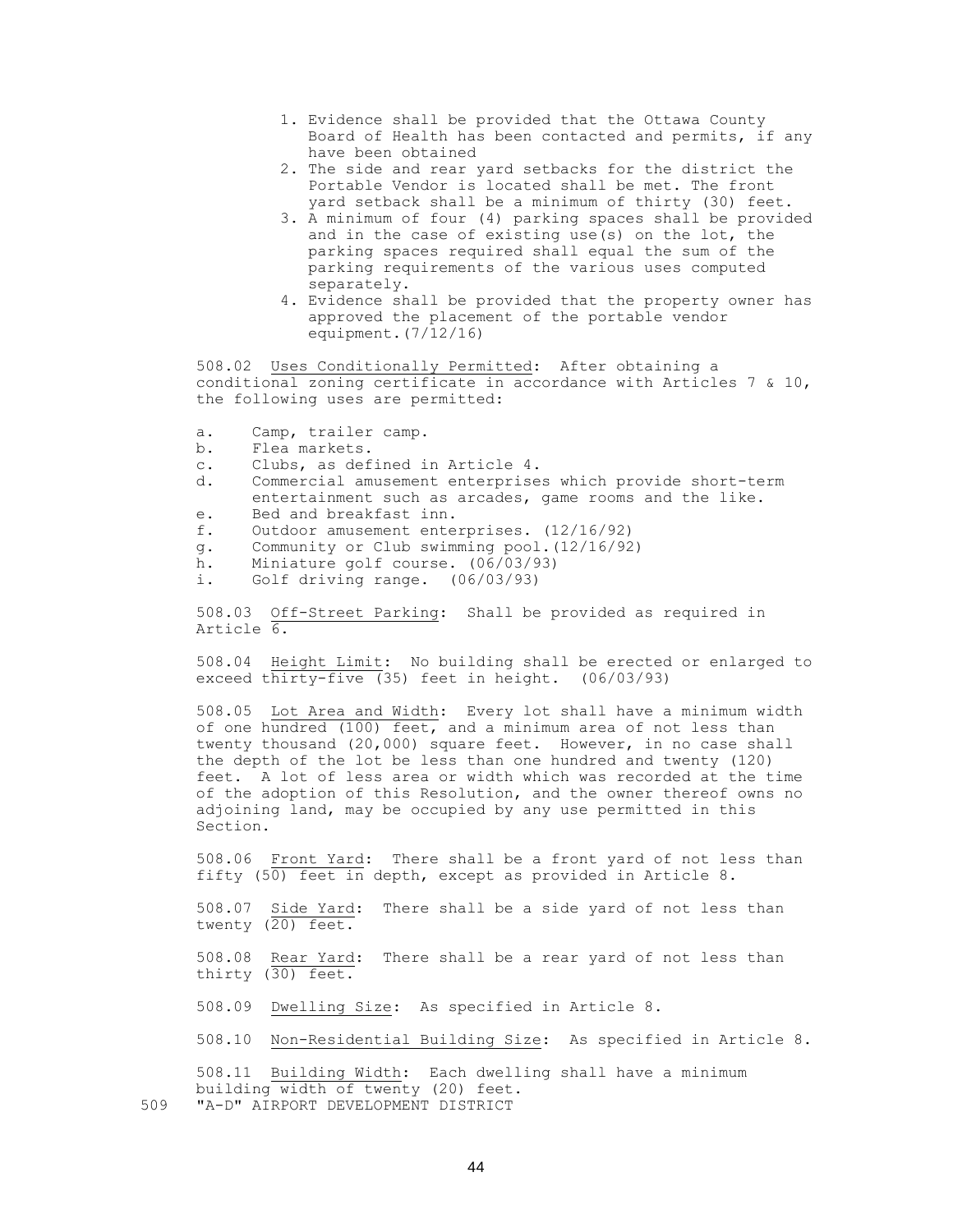1. Evidence shall be provided that the Ottawa County Board of Health has been contacted and permits, if any have been obtained
2. The side and rear yard setbacks for the district the Portable Vendor is located shall be met. The front yard setback shall be a minimum of thirty (30) feet.
3. A minimum of four (4) parking spaces shall be provided and in the case of existing use(s) on the lot, the parking spaces required shall equal the sum of the parking requirements of the various uses computed separately.
4. Evidence shall be provided that the property owner has approved the placement of the portable vendor equipment.(7/12/16)

508.02 Uses Conditionally Permitted: After obtaining a conditional zoning certificate in accordance with Articles 7 & 10, the following uses are permitted:

a. Camp, trailer camp.
b. Flea markets.
c. Clubs, as defined in Article 4.
d. Commercial amusement enterprises which provide short-term entertainment such as arcades, game rooms and the like.
e. Bed and breakfast inn.
f. Outdoor amusement enterprises. (12/16/92)
g. Community or Club swimming pool.(12/16/92)
h. Miniature golf course. (06/03/93)
i. Golf driving range. (06/03/93)

508.03 Off-Street Parking: Shall be provided as required in Article 6.

508.04 Height Limit: No building shall be erected or enlarged to exceed thirty-five (35) feet in height. (06/03/93)

508.05 Lot Area and Width: Every lot shall have a minimum width of one hundred (100) feet, and a minimum area of not less than twenty thousand (20,000) square feet. However, in no case shall the depth of the lot be less than one hundred and twenty (120) feet. A lot of less area or width which was recorded at the time of the adoption of this Resolution, and the owner thereof owns no adjoining land, may be occupied by any use permitted in this Section.

508.06 Front Yard: There shall be a front yard of not less than fifty (50) feet in depth, except as provided in Article 8.

508.07 Side Yard: There shall be a side yard of not less than twenty (20) feet.

508.08 Rear Yard: There shall be a rear yard of not less than thirty (30) feet.

508.09 Dwelling Size: As specified in Article 8.

508.10 Non-Residential Building Size: As specified in Article 8.

508.11 Building Width: Each dwelling shall have a minimum building width of twenty (20) feet.

## 509 "A-D" AIRPORT DEVELOPMENT DISTRICT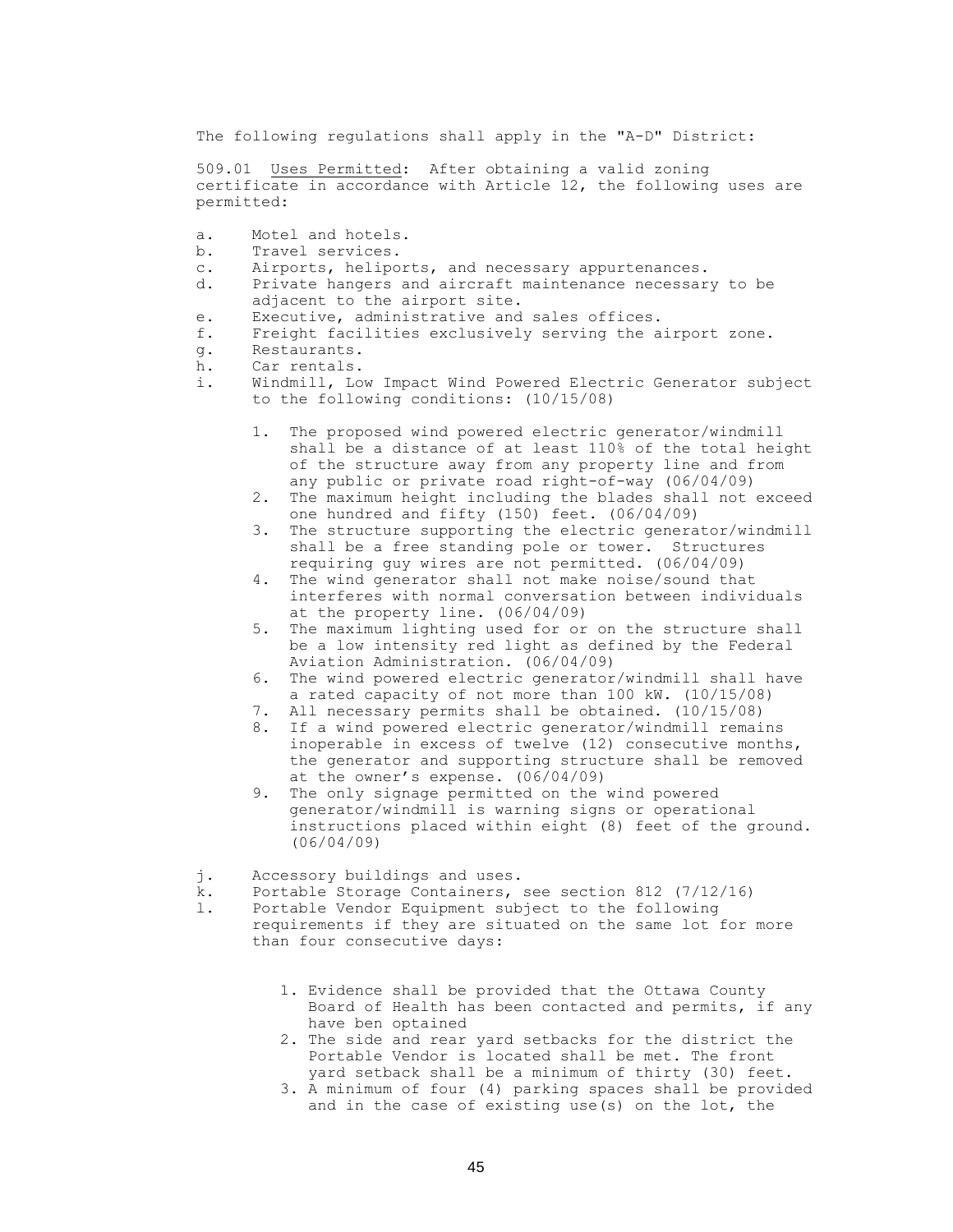The following regulations shall apply in the "A-D" District:

509.01 Uses Permitted: After obtaining a valid zoning certificate in accordance with Article 12, the following uses are permitted:

a. Motel and hotels.
b. Travel services.
c. Airports, heliports, and necessary appurtenances.
d. Private hangers and aircraft maintenance necessary to be adjacent to the airport site.
e. Executive, administrative and sales offices.
f. Freight facilities exclusively serving the airport zone.
g. Restaurants.
h. Car rentals.
i. Windmill, Low Impact Wind Powered Electric Generator subject to the following conditions: (10/15/08)

   1. The proposed wind powered electric generator/windmill shall be a distance of at least 110% of the total height of the structure away from any property line and from any public or private road right-of-way (06/04/09)
   2. The maximum height including the blades shall not exceed one hundred and fifty (150) feet. (06/04/09)
   3. The structure supporting the electric generator/windmill shall be a free standing pole or tower. Structures requiring guy wires are not permitted. (06/04/09)
   4. The wind generator shall not make noise/sound that interferes with normal conversation between individuals at the property line. (06/04/09)
   5. The maximum lighting used for or on the structure shall be a low intensity red light as defined by the Federal Aviation Administration. (06/04/09)
   6. The wind powered electric generator/windmill shall have a rated capacity of not more than 100 kW. (10/15/08)
   7. All necessary permits shall be obtained. (10/15/08)
   8. If a wind powered electric generator/windmill remains inoperable in excess of twelve (12) consecutive months, the generator and supporting structure shall be removed at the owner's expense. (06/04/09)
   9. The only signage permitted on the wind powered generator/windmill is warning signs or operational instructions placed within eight (8) feet of the ground. (06/04/09)

j. Accessory buildings and uses.
k. Portable Storage Containers, see section 812 (7/12/16)
l. Portable Vendor Equipment subject to the following requirements if they are situated on the same lot for more than four consecutive days:

   1. Evidence shall be provided that the Ottawa County Board of Health has been contacted and permits, if any have ben optained
   2. The side and rear yard setbacks for the district the Portable Vendor is located shall be met. The front yard setback shall be a minimum of thirty (30) feet.
   3. A minimum of four (4) parking spaces shall be provided and in the case of existing use(s) on the lot, the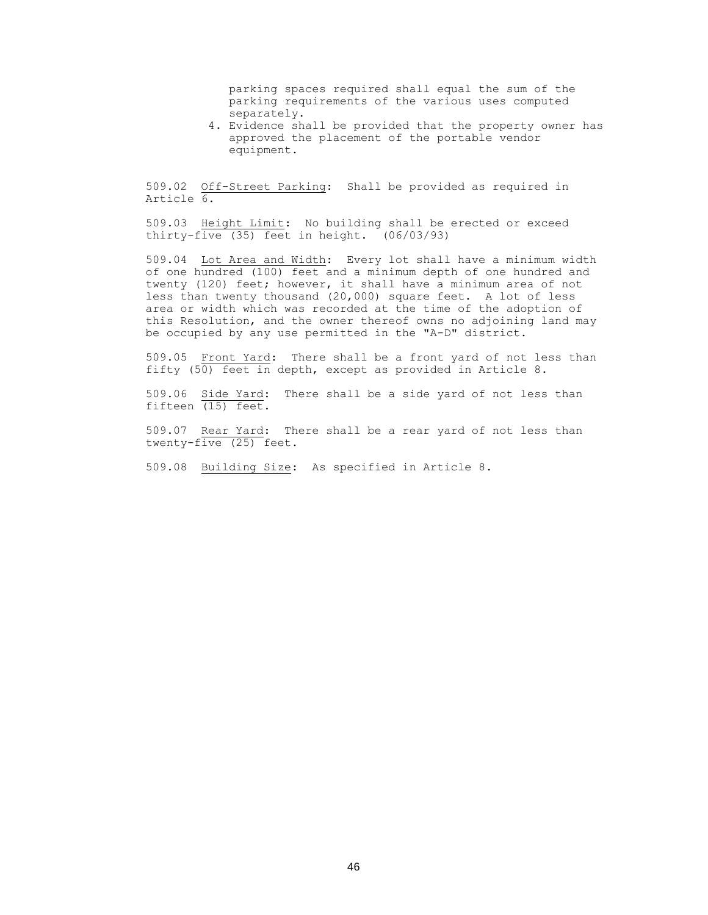parking spaces required shall equal the sum of the parking requirements of the various uses computed separately.

4. Evidence shall be provided that the property owner has approved the placement of the portable vendor equipment.

509.02 <u>Off-Street Parking</u>: Shall be provided as required in Article 6.

509.03 <u>Height Limit</u>: No building shall be erected or exceed thirty-five (35) feet in height. (06/03/93)

509.04 <u>Lot Area and Width</u>: Every lot shall have a minimum width of one hundred (100) feet and a minimum depth of one hundred and twenty (120) feet; however, it shall have a minimum area of not less than twenty thousand (20,000) square feet. A lot of less area or width which was recorded at the time of the adoption of this Resolution, and the owner thereof owns no adjoining land may be occupied by any use permitted in the "A-D" district.

509.05 <u>Front Yard</u>: There shall be a front yard of not less than fifty (50) feet in depth, except as provided in Article 8.

509.06 <u>Side Yard</u>: There shall be a side yard of not less than fifteen (15) feet.

509.07 <u>Rear Yard</u>: There shall be a rear yard of not less than twenty-five (25) feet.

509.08 <u>Building Size</u>: As specified in Article 8.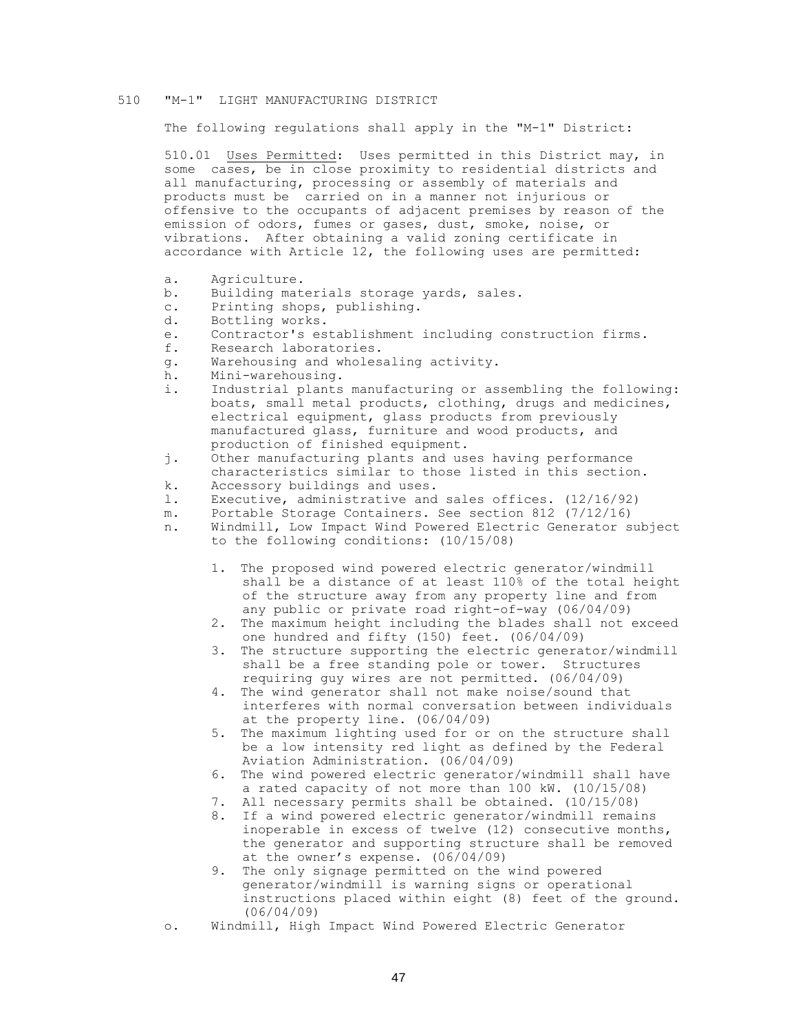## 510 "M-1" LIGHT MANUFACTURING DISTRICT

The following regulations shall apply in the "M-1" District:

510.01 Uses Permitted: Uses permitted in this District may, in some cases, be in close proximity to residential districts and all manufacturing, processing or assembly of materials and products must be carried on in a manner not injurious or offensive to the occupants of adjacent premises by reason of the emission of odors, fumes or gases, dust, smoke, noise, or vibrations. After obtaining a valid zoning certificate in accordance with Article 12, the following uses are permitted:

a. Agriculture.
b. Building materials storage yards, sales.
c. Printing shops, publishing.
d. Bottling works.
e. Contractor's establishment including construction firms.
f. Research laboratories.
g. Warehousing and wholesaling activity.
h. Mini-warehousing.
i. Industrial plants manufacturing or assembling the following: boats, small metal products, clothing, drugs and medicines, electrical equipment, glass products from previously manufactured glass, furniture and wood products, and production of finished equipment.
j. Other manufacturing plants and uses having performance characteristics similar to those listed in this section.
k. Accessory buildings and uses.
l. Executive, administrative and sales offices. (12/16/92)
m. Portable Storage Containers. See section 812 (7/12/16)
n. Windmill, Low Impact Wind Powered Electric Generator subject to the following conditions: (10/15/08)

    1. The proposed wind powered electric generator/windmill shall be a distance of at least 110% of the total height of the structure away from any property line and from any public or private road right-of-way (06/04/09)
    2. The maximum height including the blades shall not exceed one hundred and fifty (150) feet. (06/04/09)
    3. The structure supporting the electric generator/windmill shall be a free standing pole or tower. Structures requiring guy wires are not permitted. (06/04/09)
    4. The wind generator shall not make noise/sound that interferes with normal conversation between individuals at the property line. (06/04/09)
    5. The maximum lighting used for or on the structure shall be a low intensity red light as defined by the Federal Aviation Administration. (06/04/09)
    6. The wind powered electric generator/windmill shall have a rated capacity of not more than 100 kW. (10/15/08)
    7. All necessary permits shall be obtained. (10/15/08)
    8. If a wind powered electric generator/windmill remains inoperable in excess of twelve (12) consecutive months, the generator and supporting structure shall be removed at the owner's expense. (06/04/09)
    9. The only signage permitted on the wind powered generator/windmill is warning signs or operational instructions placed within eight (8) feet of the ground. (06/04/09)

o. Windmill, High Impact Wind Powered Electric Generator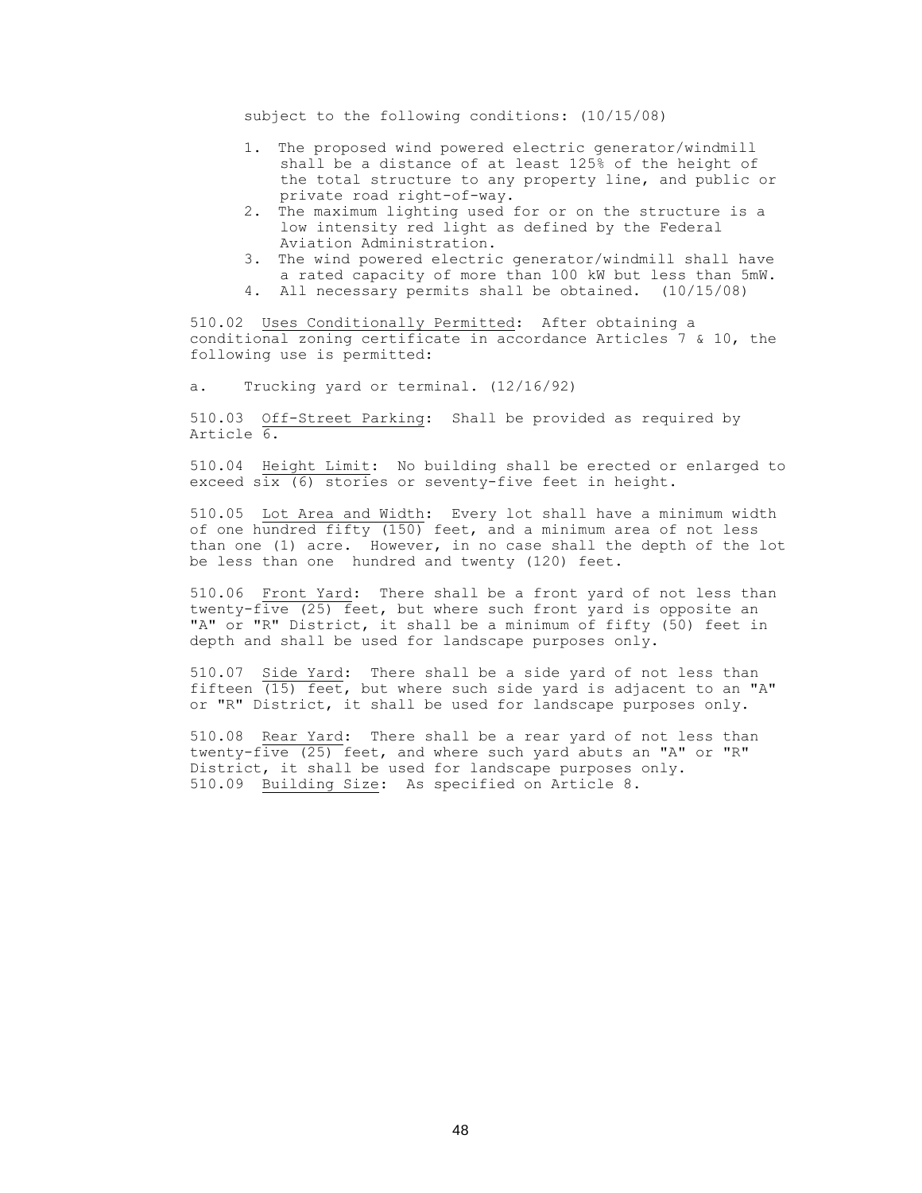subject to the following conditions: (10/15/08)

1. The proposed wind powered electric generator/windmill shall be a distance of at least 125% of the height of the total structure to any property line, and public or private road right-of-way.
2. The maximum lighting used for or on the structure is a low intensity red light as defined by the Federal Aviation Administration.
3. The wind powered electric generator/windmill shall have a rated capacity of more than 100 kW but less than 5mW.
4. All necessary permits shall be obtained. (10/15/08)

510.02 Uses Conditionally Permitted: After obtaining a conditional zoning certificate in accordance Articles 7 & 10, the following use is permitted:

a. Trucking yard or terminal. (12/16/92)

510.03 Off-Street Parking: Shall be provided as required by Article 6.

510.04 Height Limit: No building shall be erected or enlarged to exceed six (6) stories or seventy-five feet in height.

510.05 Lot Area and Width: Every lot shall have a minimum width of one hundred fifty (150) feet, and a minimum area of not less than one (1) acre. However, in no case shall the depth of the lot be less than one hundred and twenty (120) feet.

510.06 Front Yard: There shall be a front yard of not less than twenty-five (25) feet, but where such front yard is opposite an "A" or "R" District, it shall be a minimum of fifty (50) feet in depth and shall be used for landscape purposes only.

510.07 Side Yard: There shall be a side yard of not less than fifteen (15) feet, but where such side yard is adjacent to an "A" or "R" District, it shall be used for landscape purposes only.

510.08 Rear Yard: There shall be a rear yard of not less than twenty-five (25) feet, and where such yard abuts an "A" or "R" District, it shall be used for landscape purposes only.

510.09 Building Size: As specified on Article 8.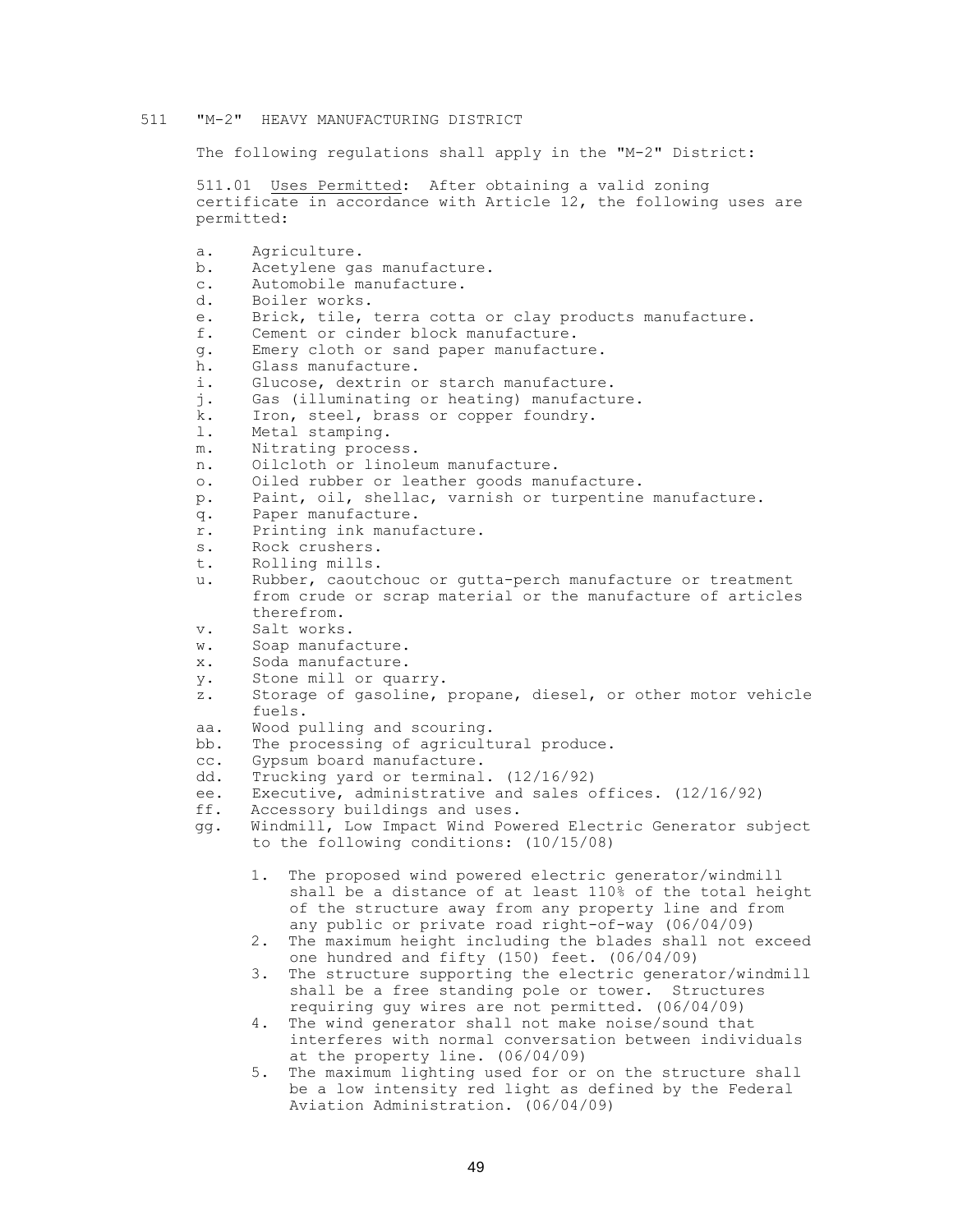## 511 "M-2" HEAVY MANUFACTURING DISTRICT

The following regulations shall apply in the "M-2" District:

511.01 Uses Permitted: After obtaining a valid zoning certificate in accordance with Article 12, the following uses are permitted:

a. Agriculture.
b. Acetylene gas manufacture.
c. Automobile manufacture.
d. Boiler works.
e. Brick, tile, terra cotta or clay products manufacture.
f. Cement or cinder block manufacture.
g. Emery cloth or sand paper manufacture.
h. Glass manufacture.
i. Glucose, dextrin or starch manufacture.
j. Gas (illuminating or heating) manufacture.
k. Iron, steel, brass or copper foundry.
l. Metal stamping.
m. Nitrating process.
n. Oilcloth or linoleum manufacture.
o. Oiled rubber or leather goods manufacture.
p. Paint, oil, shellac, varnish or turpentine manufacture.
q. Paper manufacture.
r. Printing ink manufacture.
s. Rock crushers.
t. Rolling mills.
u. Rubber, caoutchouc or gutta-perch manufacture or treatment from crude or scrap material or the manufacture of articles therefrom.
v. Salt works.
w. Soap manufacture.
x. Soda manufacture.
y. Stone mill or quarry.
z. Storage of gasoline, propane, diesel, or other motor vehicle fuels.
aa. Wood pulling and scouring.
bb. The processing of agricultural produce.
cc. Gypsum board manufacture.
dd. Trucking yard or terminal. (12/16/92)
ee. Executive, administrative and sales offices. (12/16/92)
ff. Accessory buildings and uses.
gg. Windmill, Low Impact Wind Powered Electric Generator subject to the following conditions: (10/15/08)

    1. The proposed wind powered electric generator/windmill shall be a distance of at least 110% of the total height of the structure away from any property line and from any public or private road right-of-way (06/04/09)
    2. The maximum height including the blades shall not exceed one hundred and fifty (150) feet. (06/04/09)
    3. The structure supporting the electric generator/windmill shall be a free standing pole or tower. Structures requiring guy wires are not permitted. (06/04/09)
    4. The wind generator shall not make noise/sound that interferes with normal conversation between individuals at the property line. (06/04/09)
    5. The maximum lighting used for or on the structure shall be a low intensity red light as defined by the Federal Aviation Administration. (06/04/09)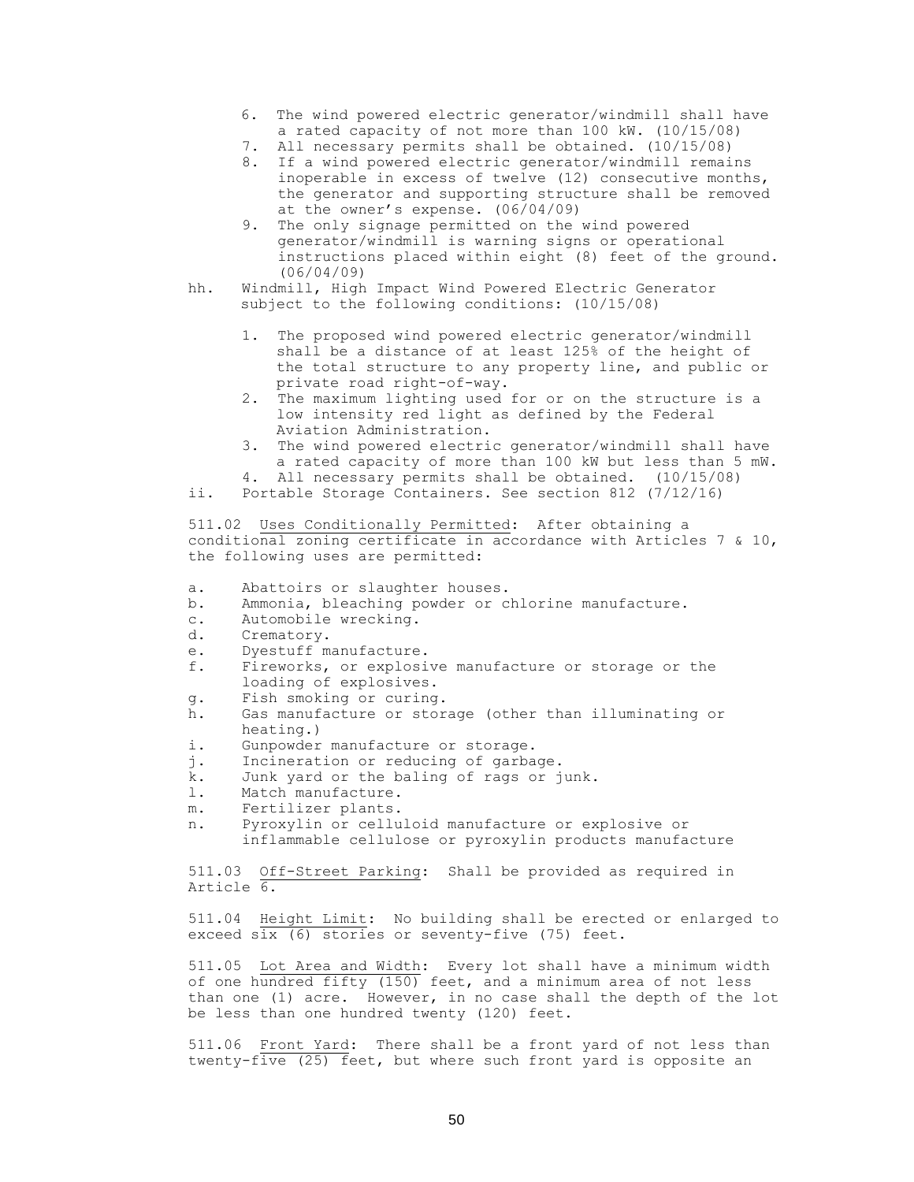6. The wind powered electric generator/windmill shall have a rated capacity of not more than 100 kW. (10/15/08)
7. All necessary permits shall be obtained. (10/15/08)
8. If a wind powered electric generator/windmill remains inoperable in excess of twelve (12) consecutive months, the generator and supporting structure shall be removed at the owner's expense. (06/04/09)
9. The only signage permitted on the wind powered generator/windmill is warning signs or operational instructions placed within eight (8) feet of the ground. (06/04/09)

hh. Windmill, High Impact Wind Powered Electric Generator subject to the following conditions: (10/15/08)

1. The proposed wind powered electric generator/windmill shall be a distance of at least 125% of the height of the total structure to any property line, and public or private road right-of-way.
2. The maximum lighting used for or on the structure is a low intensity red light as defined by the Federal Aviation Administration.
3. The wind powered electric generator/windmill shall have a rated capacity of more than 100 kW but less than 5 mW.
4. All necessary permits shall be obtained. (10/15/08)

ii. Portable Storage Containers. See section 812 (7/12/16)

511.02 Uses Conditionally Permitted: After obtaining a conditional zoning certificate in accordance with Articles 7 & 10, the following uses are permitted:

a. Abattoirs or slaughter houses.
b. Ammonia, bleaching powder or chlorine manufacture.
c. Automobile wrecking.
d. Crematory.
e. Dyestuff manufacture.
f. Fireworks, or explosive manufacture or storage or the loading of explosives.
g. Fish smoking or curing.
h. Gas manufacture or storage (other than illuminating or heating.)
i. Gunpowder manufacture or storage.
j. Incineration or reducing of garbage.
k. Junk yard or the baling of rags or junk.
l. Match manufacture.
m. Fertilizer plants.
n. Pyroxylin or celluloid manufacture or explosive or inflammable cellulose or pyroxylin products manufacture

511.03 Off-Street Parking: Shall be provided as required in Article 6.

511.04 Height Limit: No building shall be erected or enlarged to exceed six (6) stories or seventy-five (75) feet.

511.05 Lot Area and Width: Every lot shall have a minimum width of one hundred fifty (150) feet, and a minimum area of not less than one (1) acre. However, in no case shall the depth of the lot be less than one hundred twenty (120) feet.

511.06 Front Yard: There shall be a front yard of not less than twenty-five (25) feet, but where such front yard is opposite an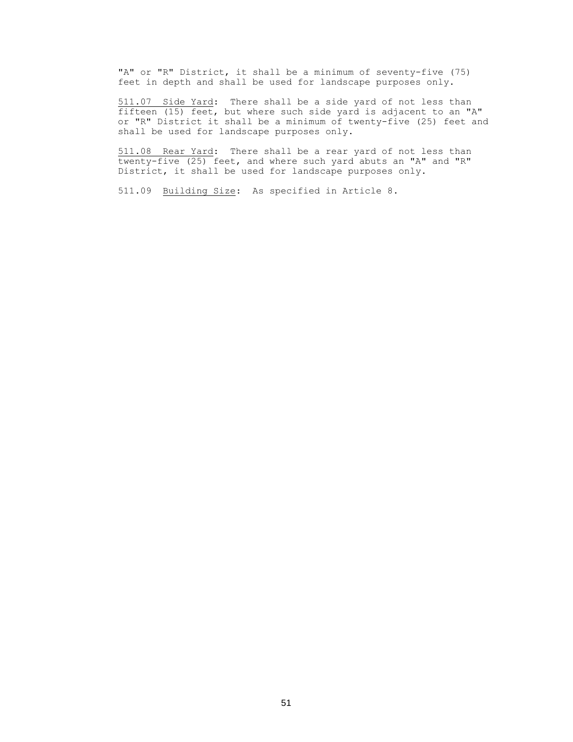"A" or "R" District, it shall be a minimum of seventy-five (75) feet in depth and shall be used for landscape purposes only.

<u>511.07 Side Yard</u>: There shall be a side yard of not less than fifteen (15) feet, but where such side yard is adjacent to an "A" or "R" District it shall be a minimum of twenty-five (25) feet and shall be used for landscape purposes only.

<u>511.08 Rear Yard</u>: There shall be a rear yard of not less than twenty-five (25) feet, and where such yard abuts an "A" and "R" District, it shall be used for landscape purposes only.

511.09 <u>Building Size</u>: As specified in Article 8.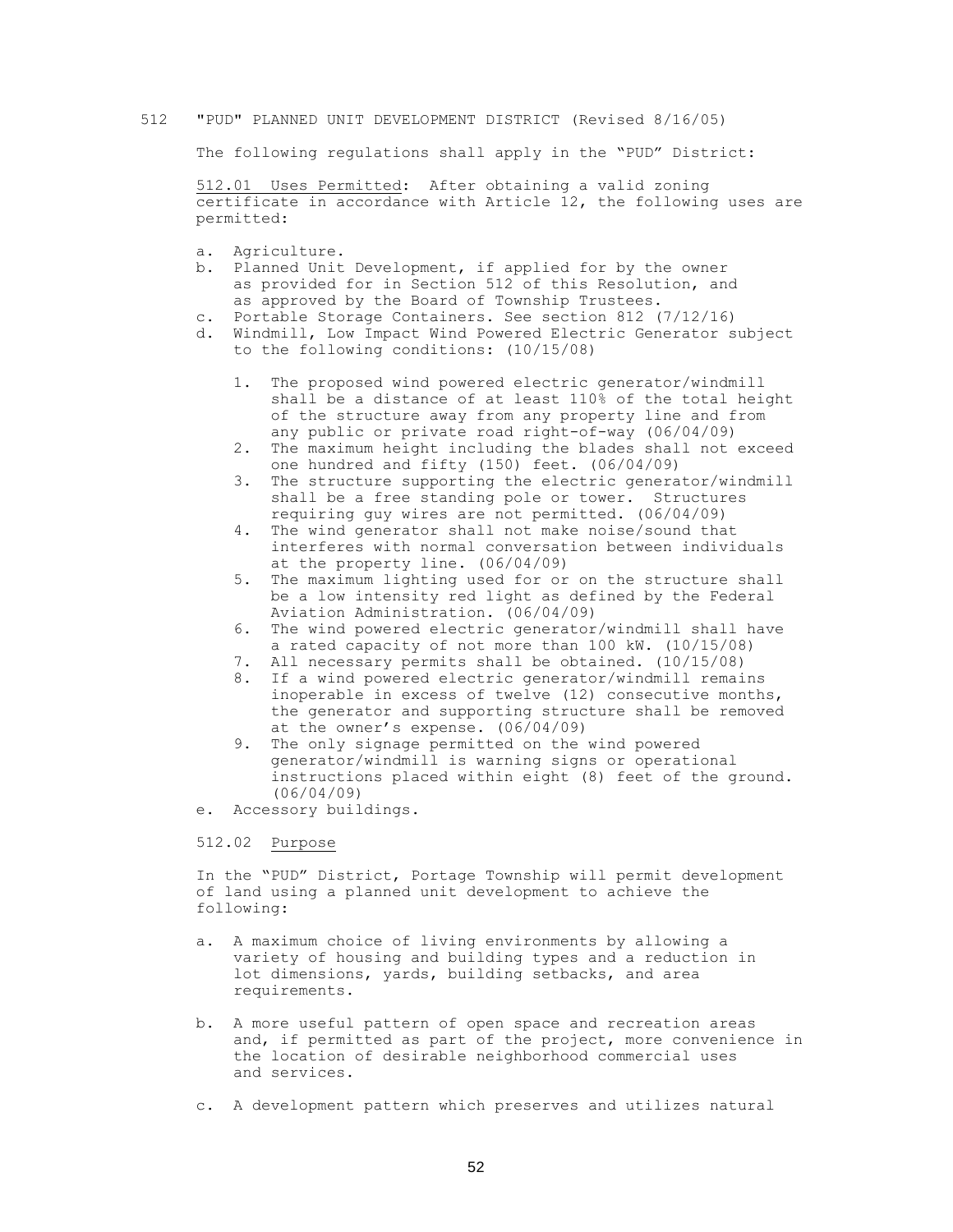## 512 "PUD" PLANNED UNIT DEVELOPMENT DISTRICT (Revised 8/16/05)

The following regulations shall apply in the "PUD" District:

512.01 Uses Permitted: After obtaining a valid zoning certificate in accordance with Article 12, the following uses are permitted:

a. Agriculture.
b. Planned Unit Development, if applied for by the owner as provided for in Section 512 of this Resolution, and as approved by the Board of Township Trustees.
c. Portable Storage Containers. See section 812 (7/12/16)
d. Windmill, Low Impact Wind Powered Electric Generator subject to the following conditions: (10/15/08)

    1. The proposed wind powered electric generator/windmill shall be a distance of at least 110% of the total height of the structure away from any property line and from any public or private road right-of-way (06/04/09)
    2. The maximum height including the blades shall not exceed one hundred and fifty (150) feet. (06/04/09)
    3. The structure supporting the electric generator/windmill shall be a free standing pole or tower. Structures requiring guy wires are not permitted. (06/04/09)
    4. The wind generator shall not make noise/sound that interferes with normal conversation between individuals at the property line. (06/04/09)
    5. The maximum lighting used for or on the structure shall be a low intensity red light as defined by the Federal Aviation Administration. (06/04/09)
    6. The wind powered electric generator/windmill shall have a rated capacity of not more than 100 kW. (10/15/08)
    7. All necessary permits shall be obtained. (10/15/08)
    8. If a wind powered electric generator/windmill remains inoperable in excess of twelve (12) consecutive months, the generator and supporting structure shall be removed at the owner's expense. (06/04/09)
    9. The only signage permitted on the wind powered generator/windmill is warning signs or operational instructions placed within eight (8) feet of the ground. (06/04/09)

e. Accessory buildings.

512.02 Purpose

In the "PUD" District, Portage Township will permit development of land using a planned unit development to achieve the following:

a. A maximum choice of living environments by allowing a variety of housing and building types and a reduction in lot dimensions, yards, building setbacks, and area requirements.

b. A more useful pattern of open space and recreation areas and, if permitted as part of the project, more convenience in the location of desirable neighborhood commercial uses and services.

c. A development pattern which preserves and utilizes natural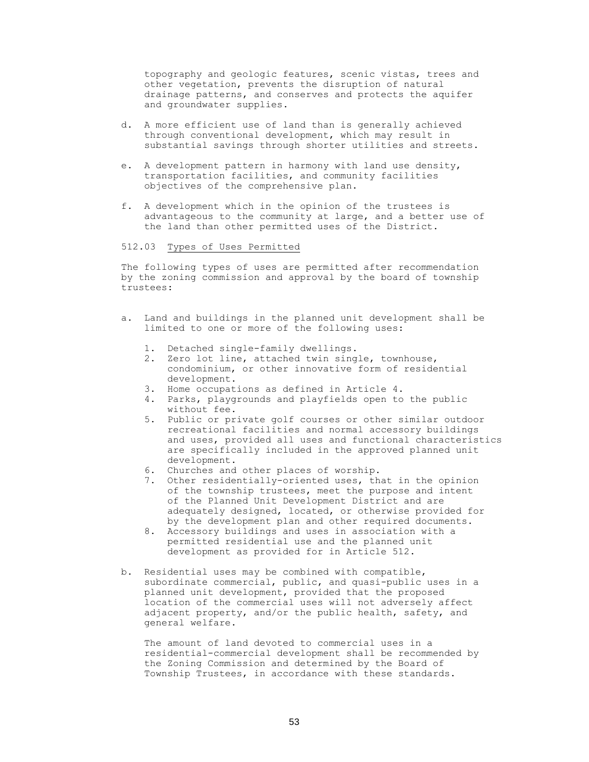topography and geologic features, scenic vistas, trees and other vegetation, prevents the disruption of natural drainage patterns, and conserves and protects the aquifer and groundwater supplies.

d. A more efficient use of land than is generally achieved through conventional development, which may result in substantial savings through shorter utilities and streets.

e. A development pattern in harmony with land use density, transportation facilities, and community facilities objectives of the comprehensive plan.

f. A development which in the opinion of the trustees is advantageous to the community at large, and a better use of the land than other permitted uses of the District.

512.03 <u>Types of Uses Permitted</u>

The following types of uses are permitted after recommendation by the zoning commission and approval by the board of township trustees:

a. Land and buildings in the planned unit development shall be limited to one or more of the following uses:

   1. Detached single-family dwellings.
   2. Zero lot line, attached twin single, townhouse, condominium, or other innovative form of residential development.
   3. Home occupations as defined in Article 4.
   4. Parks, playgrounds and playfields open to the public without fee.
   5. Public or private golf courses or other similar outdoor recreational facilities and normal accessory buildings and uses, provided all uses and functional characteristics are specifically included in the approved planned unit development.
   6. Churches and other places of worship.
   7. Other residentially-oriented uses, that in the opinion of the township trustees, meet the purpose and intent of the Planned Unit Development District and are adequately designed, located, or otherwise provided for by the development plan and other required documents.
   8. Accessory buildings and uses in association with a permitted residential use and the planned unit development as provided for in Article 512.

b. Residential uses may be combined with compatible, subordinate commercial, public, and quasi-public uses in a planned unit development, provided that the proposed location of the commercial uses will not adversely affect adjacent property, and/or the public health, safety, and general welfare.

   The amount of land devoted to commercial uses in a residential-commercial development shall be recommended by the Zoning Commission and determined by the Board of Township Trustees, in accordance with these standards.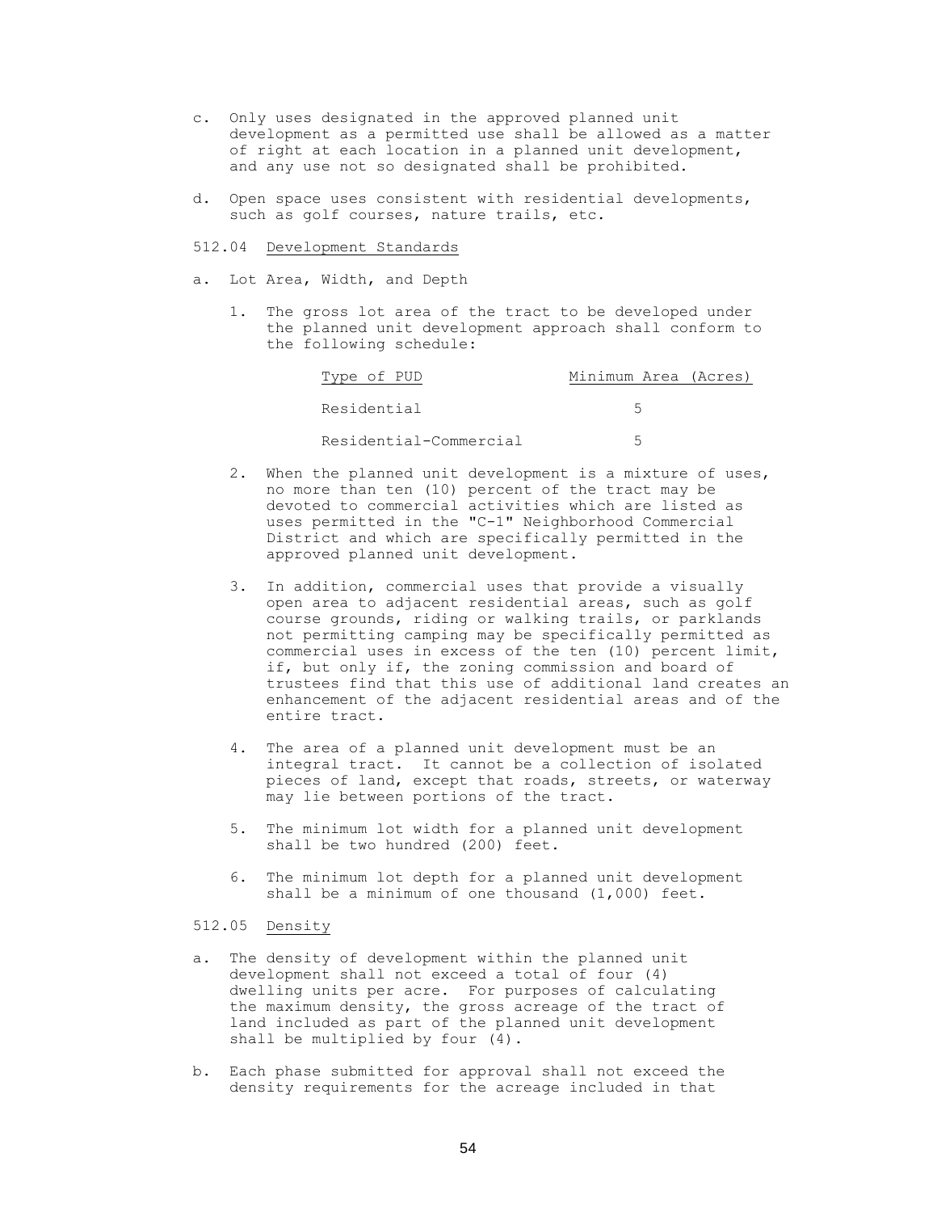c. Only uses designated in the approved planned unit development as a permitted use shall be allowed as a matter of right at each location in a planned unit development, and any use not so designated shall be prohibited.

d. Open space uses consistent with residential developments, such as golf courses, nature trails, etc.

512.04 Development Standards

a. Lot Area, Width, and Depth

1. The gross lot area of the tract to be developed under the planned unit development approach shall conform to the following schedule:

| Type of PUD | Minimum Area (Acres) |
|---|---|
| Residential | 5 |
| Residential-Commercial | 5 |

2. When the planned unit development is a mixture of uses, no more than ten (10) percent of the tract may be devoted to commercial activities which are listed as uses permitted in the "C-1" Neighborhood Commercial District and which are specifically permitted in the approved planned unit development.

3. In addition, commercial uses that provide a visually open area to adjacent residential areas, such as golf course grounds, riding or walking trails, or parklands not permitting camping may be specifically permitted as commercial uses in excess of the ten (10) percent limit, if, but only if, the zoning commission and board of trustees find that this use of additional land creates an enhancement of the adjacent residential areas and of the entire tract.

4. The area of a planned unit development must be an integral tract. It cannot be a collection of isolated pieces of land, except that roads, streets, or waterway may lie between portions of the tract.

5. The minimum lot width for a planned unit development shall be two hundred (200) feet.

6. The minimum lot depth for a planned unit development shall be a minimum of one thousand (1,000) feet.

512.05 Density

a. The density of development within the planned unit development shall not exceed a total of four (4) dwelling units per acre. For purposes of calculating the maximum density, the gross acreage of the tract of land included as part of the planned unit development shall be multiplied by four (4).

b. Each phase submitted for approval shall not exceed the density requirements for the acreage included in that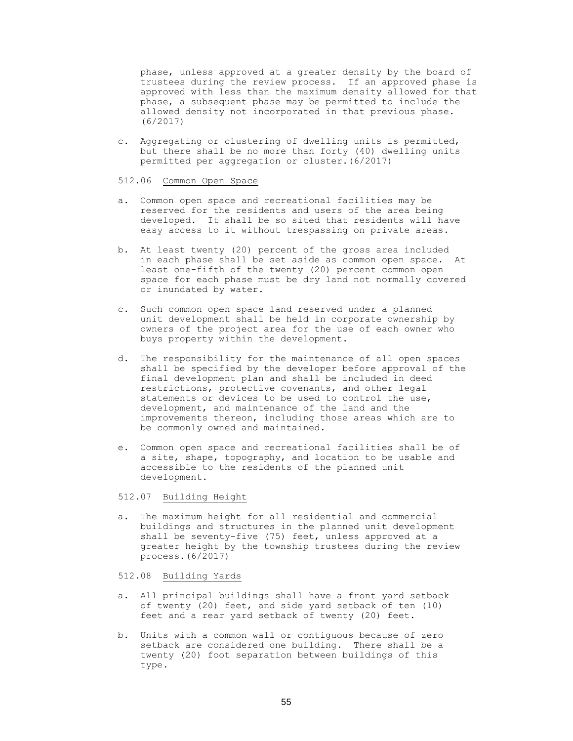phase, unless approved at a greater density by the board of trustees during the review process. If an approved phase is approved with less than the maximum density allowed for that phase, a subsequent phase may be permitted to include the allowed density not incorporated in that previous phase. (6/2017)

c. Aggregating or clustering of dwelling units is permitted, but there shall be no more than forty (40) dwelling units permitted per aggregation or cluster.(6/2017)

512.06 Common Open Space

a. Common open space and recreational facilities may be reserved for the residents and users of the area being developed. It shall be so sited that residents will have easy access to it without trespassing on private areas.

b. At least twenty (20) percent of the gross area included in each phase shall be set aside as common open space. At least one-fifth of the twenty (20) percent common open space for each phase must be dry land not normally covered or inundated by water.

c. Such common open space land reserved under a planned unit development shall be held in corporate ownership by owners of the project area for the use of each owner who buys property within the development.

d. The responsibility for the maintenance of all open spaces shall be specified by the developer before approval of the final development plan and shall be included in deed restrictions, protective covenants, and other legal statements or devices to be used to control the use, development, and maintenance of the land and the improvements thereon, including those areas which are to be commonly owned and maintained.

e. Common open space and recreational facilities shall be of a site, shape, topography, and location to be usable and accessible to the residents of the planned unit development.

512.07 Building Height

a. The maximum height for all residential and commercial buildings and structures in the planned unit development shall be seventy-five (75) feet, unless approved at a greater height by the township trustees during the review process.(6/2017)

512.08 Building Yards

a. All principal buildings shall have a front yard setback of twenty (20) feet, and side yard setback of ten (10) feet and a rear yard setback of twenty (20) feet.

b. Units with a common wall or contiguous because of zero setback are considered one building. There shall be a twenty (20) foot separation between buildings of this type.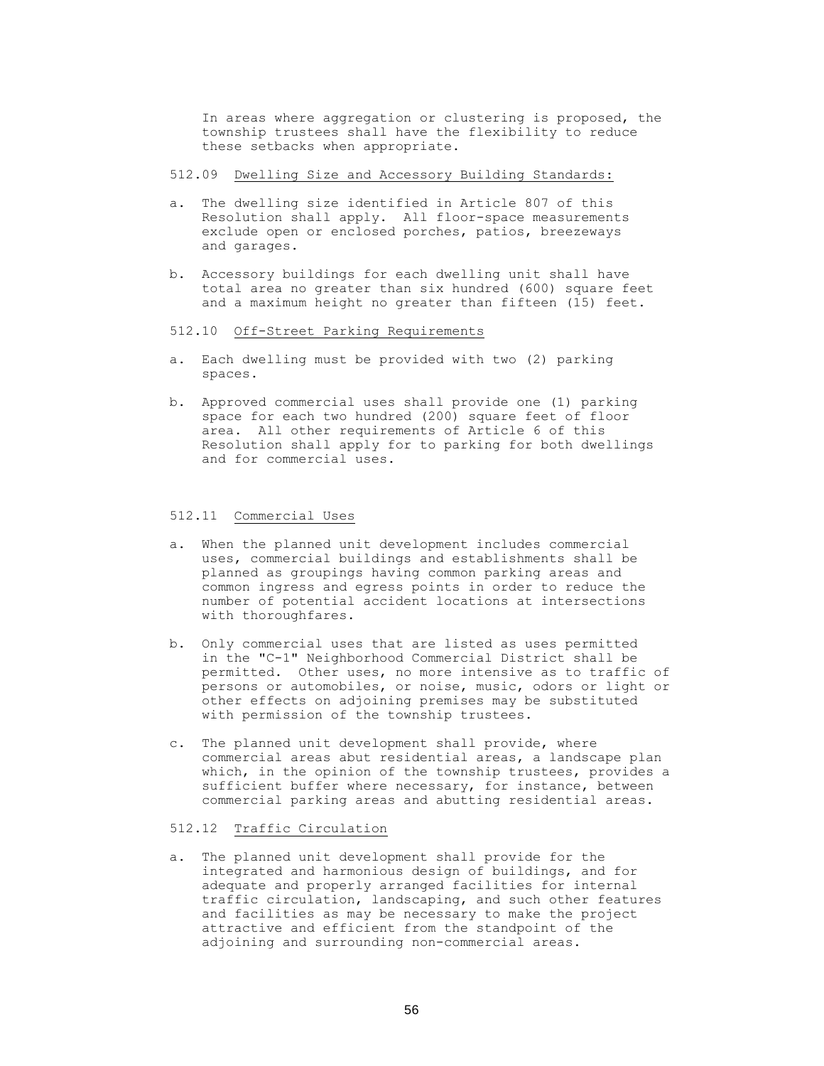In areas where aggregation or clustering is proposed, the township trustees shall have the flexibility to reduce these setbacks when appropriate.

512.09 Dwelling Size and Accessory Building Standards:

a. The dwelling size identified in Article 807 of this Resolution shall apply. All floor-space measurements exclude open or enclosed porches, patios, breezeways and garages.

b. Accessory buildings for each dwelling unit shall have total area no greater than six hundred (600) square feet and a maximum height no greater than fifteen (15) feet.

512.10 Off-Street Parking Requirements

a. Each dwelling must be provided with two (2) parking spaces.

b. Approved commercial uses shall provide one (1) parking space for each two hundred (200) square feet of floor area. All other requirements of Article 6 of this Resolution shall apply for to parking for both dwellings and for commercial uses.

512.11 Commercial Uses

a. When the planned unit development includes commercial uses, commercial buildings and establishments shall be planned as groupings having common parking areas and common ingress and egress points in order to reduce the number of potential accident locations at intersections with thoroughfares.

b. Only commercial uses that are listed as uses permitted in the "C-1" Neighborhood Commercial District shall be permitted. Other uses, no more intensive as to traffic of persons or automobiles, or noise, music, odors or light or other effects on adjoining premises may be substituted with permission of the township trustees.

c. The planned unit development shall provide, where commercial areas abut residential areas, a landscape plan which, in the opinion of the township trustees, provides a sufficient buffer where necessary, for instance, between commercial parking areas and abutting residential areas.

512.12 Traffic Circulation

a. The planned unit development shall provide for the integrated and harmonious design of buildings, and for adequate and properly arranged facilities for internal traffic circulation, landscaping, and such other features and facilities as may be necessary to make the project attractive and efficient from the standpoint of the adjoining and surrounding non-commercial areas.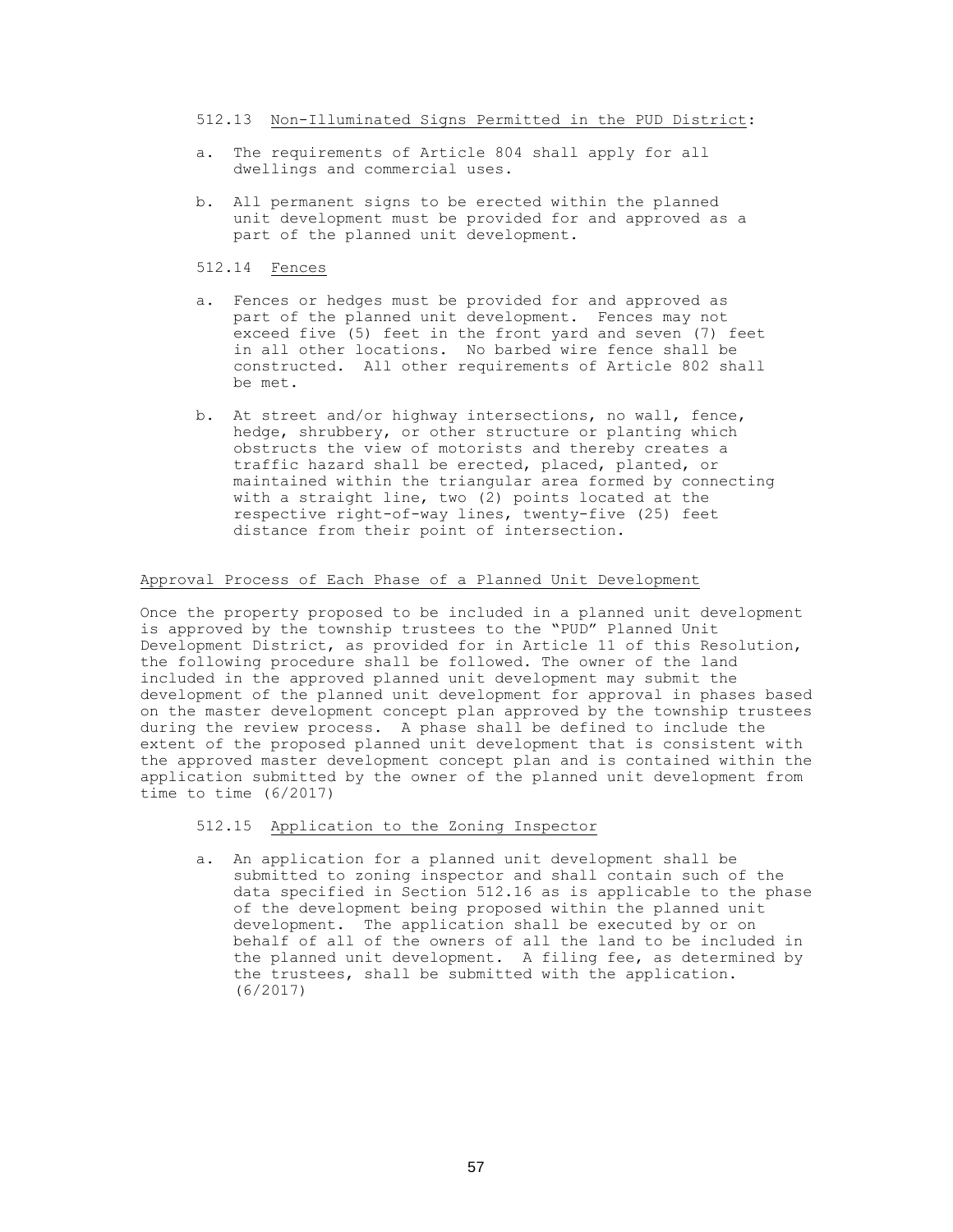512.13 Non-Illuminated Signs Permitted in the PUD District:

a. The requirements of Article 804 shall apply for all dwellings and commercial uses.

b. All permanent signs to be erected within the planned unit development must be provided for and approved as a part of the planned unit development.

512.14 Fences

a. Fences or hedges must be provided for and approved as part of the planned unit development. Fences may not exceed five (5) feet in the front yard and seven (7) feet in all other locations. No barbed wire fence shall be constructed. All other requirements of Article 802 shall be met.

b. At street and/or highway intersections, no wall, fence, hedge, shrubbery, or other structure or planting which obstructs the view of motorists and thereby creates a traffic hazard shall be erected, placed, planted, or maintained within the triangular area formed by connecting with a straight line, two (2) points located at the respective right-of-way lines, twenty-five (25) feet distance from their point of intersection.

Approval Process of Each Phase of a Planned Unit Development

Once the property proposed to be included in a planned unit development is approved by the township trustees to the "PUD" Planned Unit Development District, as provided for in Article 11 of this Resolution, the following procedure shall be followed. The owner of the land included in the approved planned unit development may submit the development of the planned unit development for approval in phases based on the master development concept plan approved by the township trustees during the review process. A phase shall be defined to include the extent of the proposed planned unit development that is consistent with the approved master development concept plan and is contained within the application submitted by the owner of the planned unit development from time to time (6/2017)

512.15 Application to the Zoning Inspector

a. An application for a planned unit development shall be submitted to zoning inspector and shall contain such of the data specified in Section 512.16 as is applicable to the phase of the development being proposed within the planned unit development. The application shall be executed by or on behalf of all of the owners of all the land to be included in the planned unit development. A filing fee, as determined by the trustees, shall be submitted with the application. (6/2017)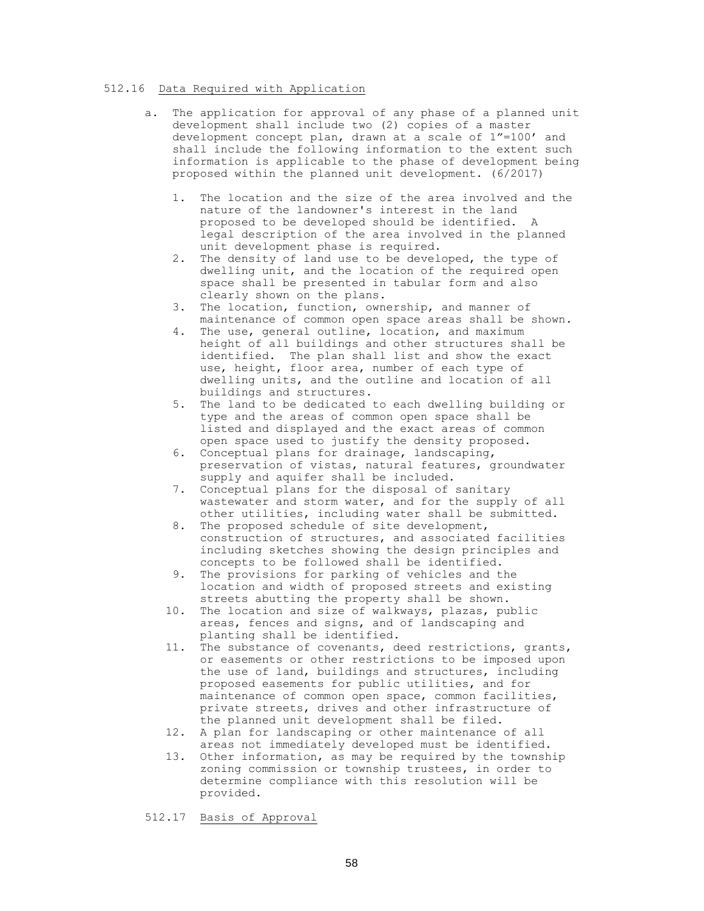512.16 Data Required with Application

a. The application for approval of any phase of a planned unit development shall include two (2) copies of a master development concept plan, drawn at a scale of 1”=100’ and shall include the following information to the extent such information is applicable to the phase of development being proposed within the planned unit development. (6/2017)

   1. The location and the size of the area involved and the nature of the landowner's interest in the land proposed to be developed should be identified. A legal description of the area involved in the planned unit development phase is required.
   2. The density of land use to be developed, the type of dwelling unit, and the location of the required open space shall be presented in tabular form and also clearly shown on the plans.
   3. The location, function, ownership, and manner of maintenance of common open space areas shall be shown.
   4. The use, general outline, location, and maximum height of all buildings and other structures shall be identified. The plan shall list and show the exact use, height, floor area, number of each type of dwelling units, and the outline and location of all buildings and structures.
   5. The land to be dedicated to each dwelling building or type and the areas of common open space shall be listed and displayed and the exact areas of common open space used to justify the density proposed.
   6. Conceptual plans for drainage, landscaping, preservation of vistas, natural features, groundwater supply and aquifer shall be included.
   7. Conceptual plans for the disposal of sanitary wastewater and storm water, and for the supply of all other utilities, including water shall be submitted.
   8. The proposed schedule of site development, construction of structures, and associated facilities including sketches showing the design principles and concepts to be followed shall be identified.
   9. The provisions for parking of vehicles and the location and width of proposed streets and existing streets abutting the property shall be shown.
   10. The location and size of walkways, plazas, public areas, fences and signs, and of landscaping and planting shall be identified.
   11. The substance of covenants, deed restrictions, grants, or easements or other restrictions to be imposed upon the use of land, buildings and structures, including proposed easements for public utilities, and for maintenance of common open space, common facilities, private streets, drives and other infrastructure of the planned unit development shall be filed.
   12. A plan for landscaping or other maintenance of all areas not immediately developed must be identified.
   13. Other information, as may be required by the township zoning commission or township trustees, in order to determine compliance with this resolution will be provided.

512.17 Basis of Approval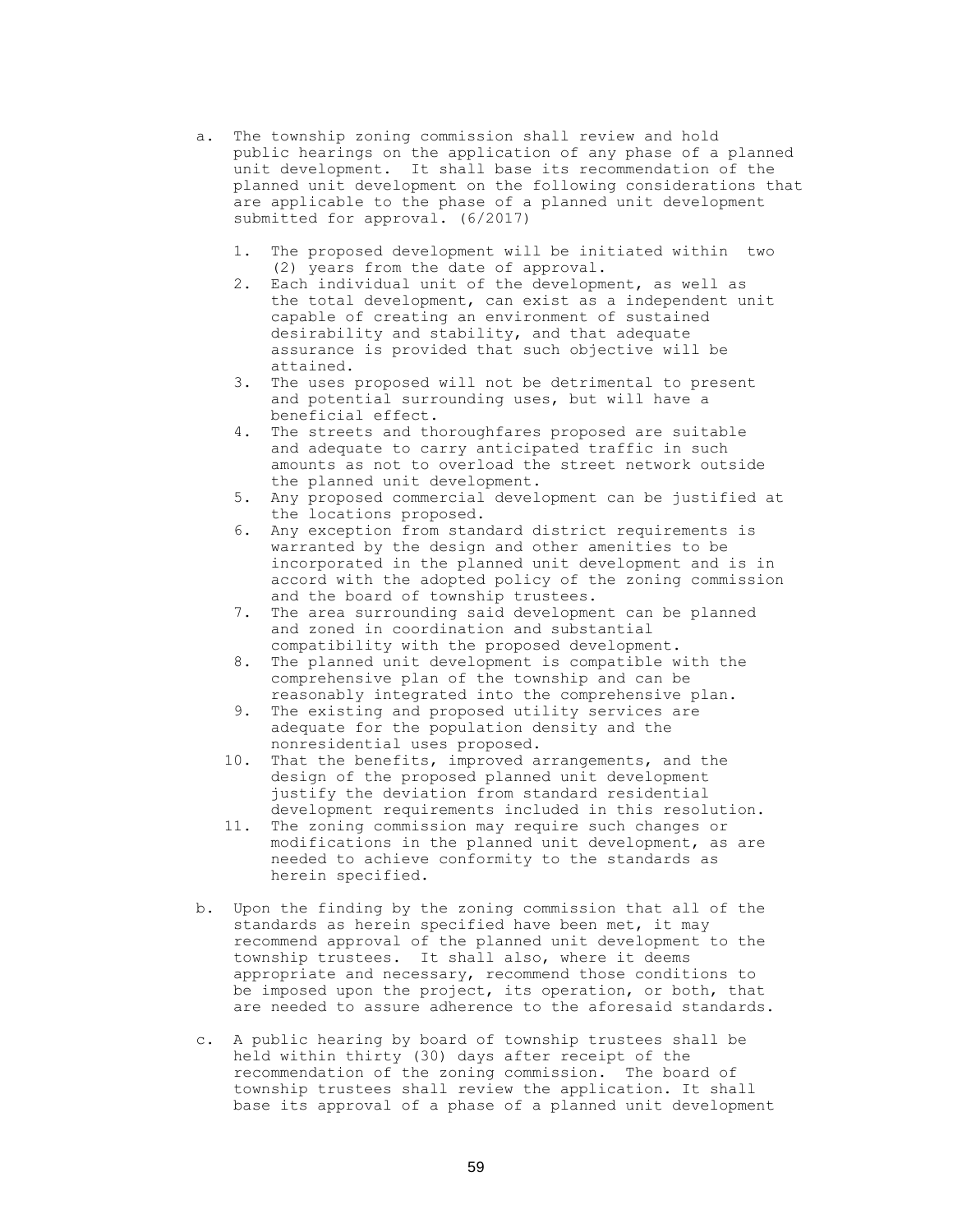a. The township zoning commission shall review and hold public hearings on the application of any phase of a planned unit development. It shall base its recommendation of the planned unit development on the following considerations that are applicable to the phase of a planned unit development submitted for approval. (6/2017)

   1. The proposed development will be initiated within two (2) years from the date of approval.
   2. Each individual unit of the development, as well as the total development, can exist as a independent unit capable of creating an environment of sustained desirability and stability, and that adequate assurance is provided that such objective will be attained.
   3. The uses proposed will not be detrimental to present and potential surrounding uses, but will have a beneficial effect.
   4. The streets and thoroughfares proposed are suitable and adequate to carry anticipated traffic in such amounts as not to overload the street network outside the planned unit development.
   5. Any proposed commercial development can be justified at the locations proposed.
   6. Any exception from standard district requirements is warranted by the design and other amenities to be incorporated in the planned unit development and is in accord with the adopted policy of the zoning commission and the board of township trustees.
   7. The area surrounding said development can be planned and zoned in coordination and substantial compatibility with the proposed development.
   8. The planned unit development is compatible with the comprehensive plan of the township and can be reasonably integrated into the comprehensive plan.
   9. The existing and proposed utility services are adequate for the population density and the nonresidential uses proposed.
   10. That the benefits, improved arrangements, and the design of the proposed planned unit development justify the deviation from standard residential development requirements included in this resolution.
   11. The zoning commission may require such changes or modifications in the planned unit development, as are needed to achieve conformity to the standards as herein specified.

b. Upon the finding by the zoning commission that all of the standards as herein specified have been met, it may recommend approval of the planned unit development to the township trustees. It shall also, where it deems appropriate and necessary, recommend those conditions to be imposed upon the project, its operation, or both, that are needed to assure adherence to the aforesaid standards.

c. A public hearing by board of township trustees shall be held within thirty (30) days after receipt of the recommendation of the zoning commission. The board of township trustees shall review the application. It shall base its approval of a phase of a planned unit development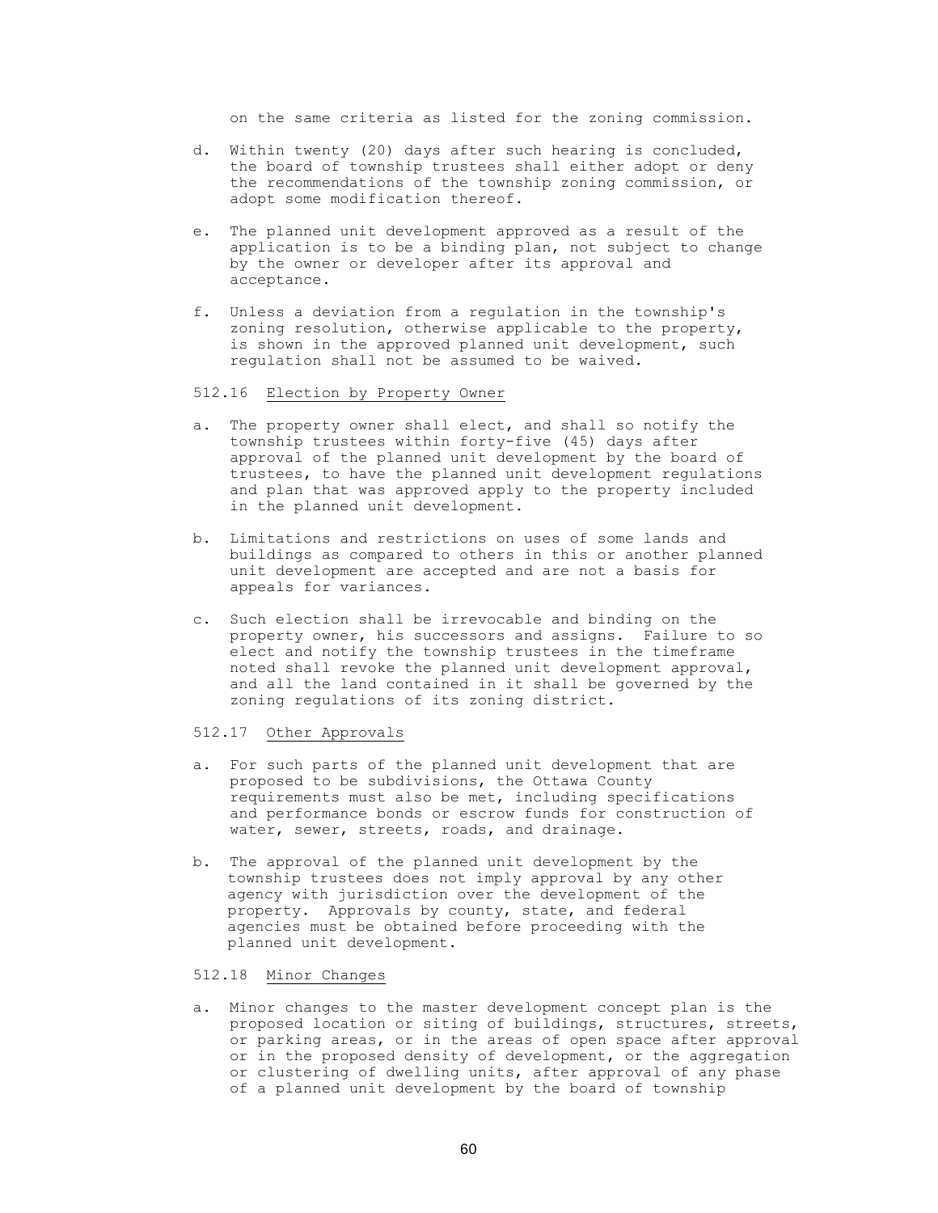on the same criteria as listed for the zoning commission.

d. Within twenty (20) days after such hearing is concluded, the board of township trustees shall either adopt or deny the recommendations of the township zoning commission, or adopt some modification thereof.

e. The planned unit development approved as a result of the application is to be a binding plan, not subject to change by the owner or developer after its approval and acceptance.

f. Unless a deviation from a regulation in the township's zoning resolution, otherwise applicable to the property, is shown in the approved planned unit development, such regulation shall not be assumed to be waived.

512.16 Election by Property Owner

a. The property owner shall elect, and shall so notify the township trustees within forty-five (45) days after approval of the planned unit development by the board of trustees, to have the planned unit development regulations and plan that was approved apply to the property included in the planned unit development.

b. Limitations and restrictions on uses of some lands and buildings as compared to others in this or another planned unit development are accepted and are not a basis for appeals for variances.

c. Such election shall be irrevocable and binding on the property owner, his successors and assigns. Failure to so elect and notify the township trustees in the timeframe noted shall revoke the planned unit development approval, and all the land contained in it shall be governed by the zoning regulations of its zoning district.

512.17 Other Approvals

a. For such parts of the planned unit development that are proposed to be subdivisions, the Ottawa County requirements must also be met, including specifications and performance bonds or escrow funds for construction of water, sewer, streets, roads, and drainage.

b. The approval of the planned unit development by the township trustees does not imply approval by any other agency with jurisdiction over the development of the property. Approvals by county, state, and federal agencies must be obtained before proceeding with the planned unit development.

512.18 Minor Changes

a. Minor changes to the master development concept plan is the proposed location or siting of buildings, structures, streets, or parking areas, or in the areas of open space after approval or in the proposed density of development, or the aggregation or clustering of dwelling units, after approval of any phase of a planned unit development by the board of township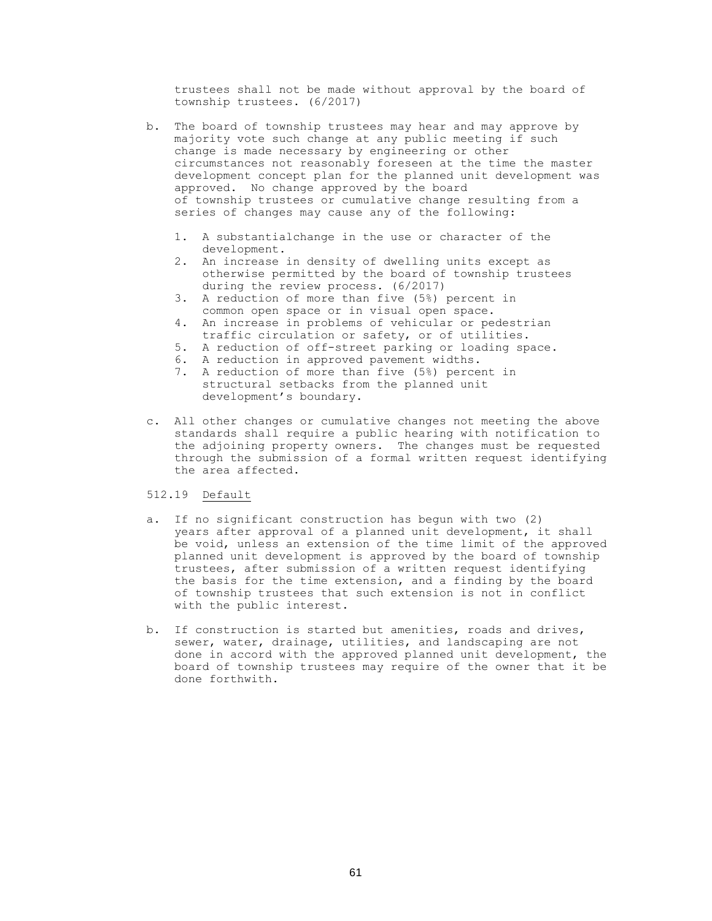trustees shall not be made without approval by the board of township trustees. (6/2017)

b. The board of township trustees may hear and may approve by majority vote such change at any public meeting if such change is made necessary by engineering or other circumstances not reasonably foreseen at the time the master development concept plan for the planned unit development was approved. No change approved by the board of township trustees or cumulative change resulting from a series of changes may cause any of the following:

   1. A substantialchange in the use or character of the development.
   2. An increase in density of dwelling units except as otherwise permitted by the board of township trustees during the review process. (6/2017)
   3. A reduction of more than five (5%) percent in common open space or in visual open space.
   4. An increase in problems of vehicular or pedestrian traffic circulation or safety, or of utilities.
   5. A reduction of off-street parking or loading space.
   6. A reduction in approved pavement widths.
   7. A reduction of more than five (5%) percent in structural setbacks from the planned unit development's boundary.

c. All other changes or cumulative changes not meeting the above standards shall require a public hearing with notification to the adjoining property owners. The changes must be requested through the submission of a formal written request identifying the area affected.

512.19 <u>Default</u>

a. If no significant construction has begun with two (2) years after approval of a planned unit development, it shall be void, unless an extension of the time limit of the approved planned unit development is approved by the board of township trustees, after submission of a written request identifying the basis for the time extension, and a finding by the board of township trustees that such extension is not in conflict with the public interest.

b. If construction is started but amenities, roads and drives, sewer, water, drainage, utilities, and landscaping are not done in accord with the approved planned unit development, the board of township trustees may require of the owner that it be done forthwith.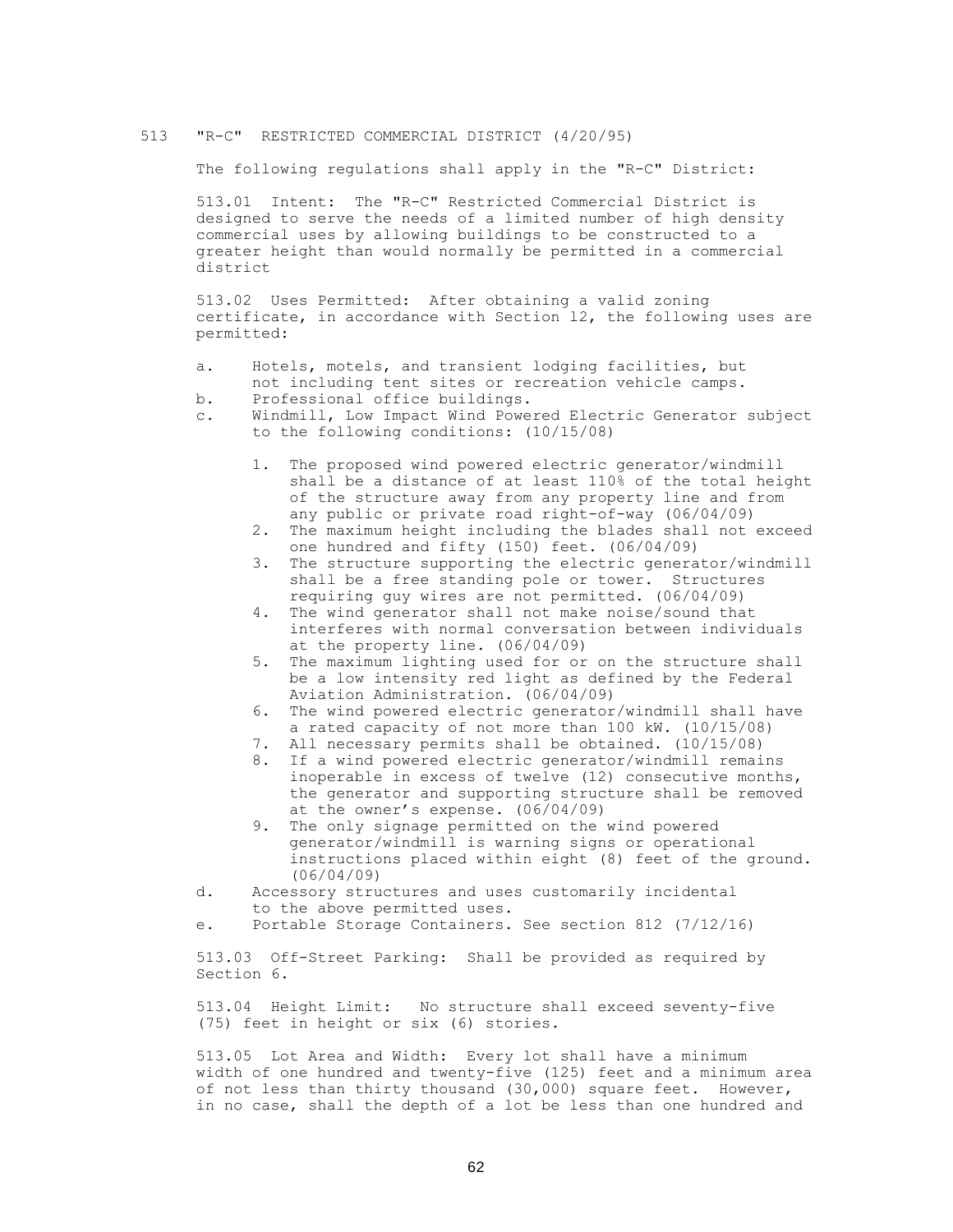## 513 "R-C" RESTRICTED COMMERCIAL DISTRICT (4/20/95)

The following regulations shall apply in the "R-C" District:

513.01 Intent: The "R-C" Restricted Commercial District is designed to serve the needs of a limited number of high density commercial uses by allowing buildings to be constructed to a greater height than would normally be permitted in a commercial district

513.02 Uses Permitted: After obtaining a valid zoning certificate, in accordance with Section 12, the following uses are permitted:

a. Hotels, motels, and transient lodging facilities, but not including tent sites or recreation vehicle camps.
b. Professional office buildings.
c. Windmill, Low Impact Wind Powered Electric Generator subject to the following conditions: (10/15/08)
   1. The proposed wind powered electric generator/windmill shall be a distance of at least 110% of the total height of the structure away from any property line and from any public or private road right-of-way (06/04/09)
   2. The maximum height including the blades shall not exceed one hundred and fifty (150) feet. (06/04/09)
   3. The structure supporting the electric generator/windmill shall be a free standing pole or tower. Structures requiring guy wires are not permitted. (06/04/09)
   4. The wind generator shall not make noise/sound that interferes with normal conversation between individuals at the property line. (06/04/09)
   5. The maximum lighting used for or on the structure shall be a low intensity red light as defined by the Federal Aviation Administration. (06/04/09)
   6. The wind powered electric generator/windmill shall have a rated capacity of not more than 100 kW. (10/15/08)
   7. All necessary permits shall be obtained. (10/15/08)
   8. If a wind powered electric generator/windmill remains inoperable in excess of twelve (12) consecutive months, the generator and supporting structure shall be removed at the owner's expense. (06/04/09)
   9. The only signage permitted on the wind powered generator/windmill is warning signs or operational instructions placed within eight (8) feet of the ground. (06/04/09)
d. Accessory structures and uses customarily incidental to the above permitted uses.
e. Portable Storage Containers. See section 812 (7/12/16)

513.03 Off-Street Parking: Shall be provided as required by Section 6.

513.04 Height Limit: No structure shall exceed seventy-five (75) feet in height or six (6) stories.

513.05 Lot Area and Width: Every lot shall have a minimum width of one hundred and twenty-five (125) feet and a minimum area of not less than thirty thousand (30,000) square feet. However, in no case, shall the depth of a lot be less than one hundred and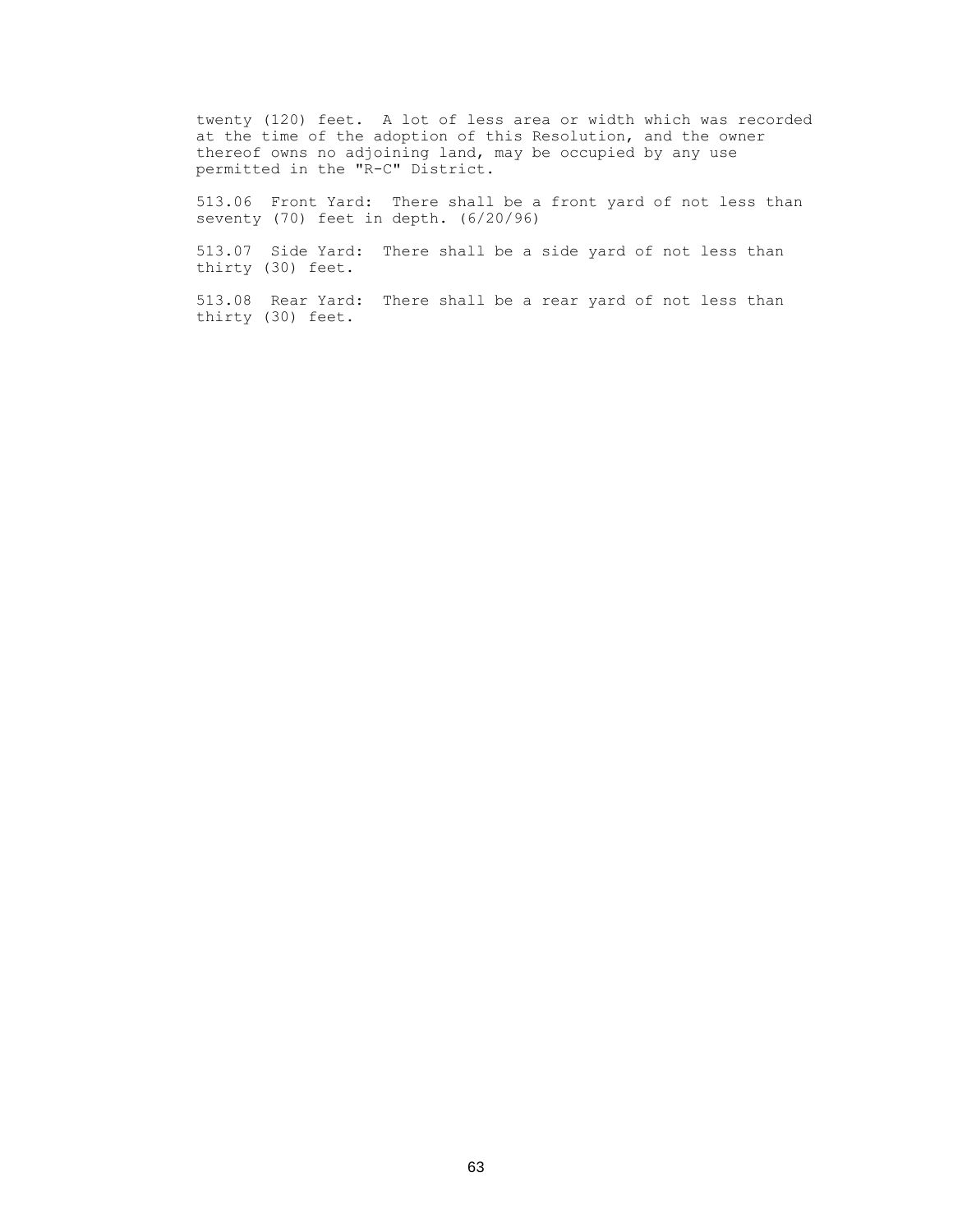twenty (120) feet. A lot of less area or width which was recorded at the time of the adoption of this Resolution, and the owner thereof owns no adjoining land, may be occupied by any use permitted in the "R-C" District.

513.06 Front Yard: There shall be a front yard of not less than seventy (70) feet in depth. (6/20/96)

513.07 Side Yard: There shall be a side yard of not less than thirty (30) feet.

513.08 Rear Yard: There shall be a rear yard of not less than thirty (30) feet.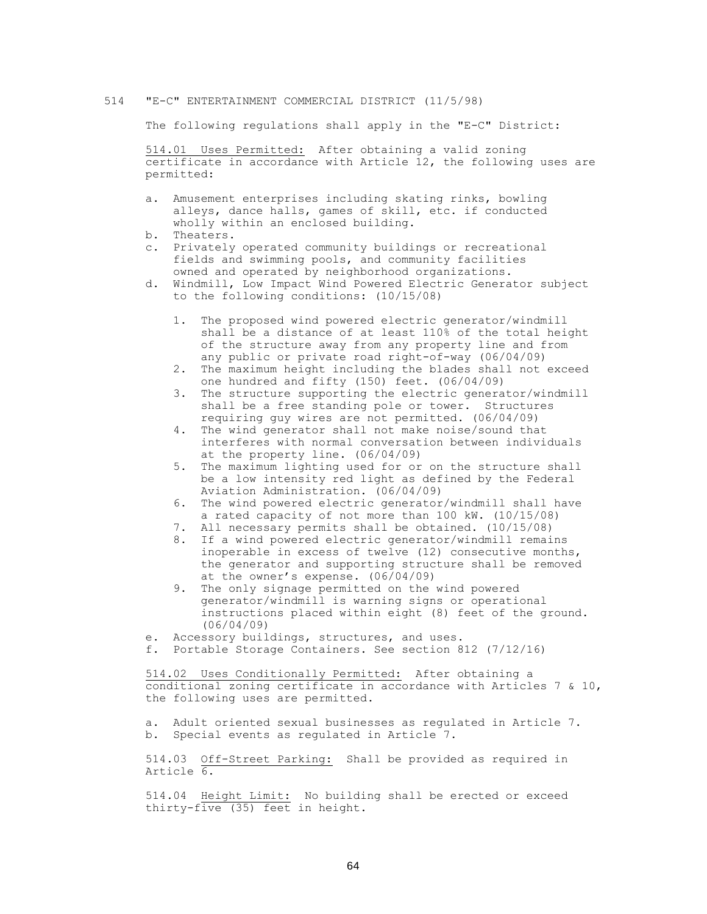## 514 "E-C" ENTERTAINMENT COMMERCIAL DISTRICT (11/5/98)

The following regulations shall apply in the "E-C" District:

514.01 Uses Permitted: After obtaining a valid zoning certificate in accordance with Article 12, the following uses are permitted:

a. Amusement enterprises including skating rinks, bowling alleys, dance halls, games of skill, etc. if conducted wholly within an enclosed building.
b. Theaters.
c. Privately operated community buildings or recreational fields and swimming pools, and community facilities owned and operated by neighborhood organizations.
d. Windmill, Low Impact Wind Powered Electric Generator subject to the following conditions: (10/15/08)

   1. The proposed wind powered electric generator/windmill shall be a distance of at least 110% of the total height of the structure away from any property line and from any public or private road right-of-way (06/04/09)
   2. The maximum height including the blades shall not exceed one hundred and fifty (150) feet. (06/04/09)
   3. The structure supporting the electric generator/windmill shall be a free standing pole or tower. Structures requiring guy wires are not permitted. (06/04/09)
   4. The wind generator shall not make noise/sound that interferes with normal conversation between individuals at the property line. (06/04/09)
   5. The maximum lighting used for or on the structure shall be a low intensity red light as defined by the Federal Aviation Administration. (06/04/09)
   6. The wind powered electric generator/windmill shall have a rated capacity of not more than 100 kW. (10/15/08)
   7. All necessary permits shall be obtained. (10/15/08)
   8. If a wind powered electric generator/windmill remains inoperable in excess of twelve (12) consecutive months, the generator and supporting structure shall be removed at the owner's expense. (06/04/09)
   9. The only signage permitted on the wind powered generator/windmill is warning signs or operational instructions placed within eight (8) feet of the ground. (06/04/09)

e. Accessory buildings, structures, and uses.
f. Portable Storage Containers. See section 812 (7/12/16)

514.02 Uses Conditionally Permitted: After obtaining a conditional zoning certificate in accordance with Articles 7 & 10, the following uses are permitted.

a. Adult oriented sexual businesses as regulated in Article 7.
b. Special events as regulated in Article 7.

514.03 Off-Street Parking: Shall be provided as required in Article 6.

514.04 Height Limit: No building shall be erected or exceed thirty-five (35) feet in height.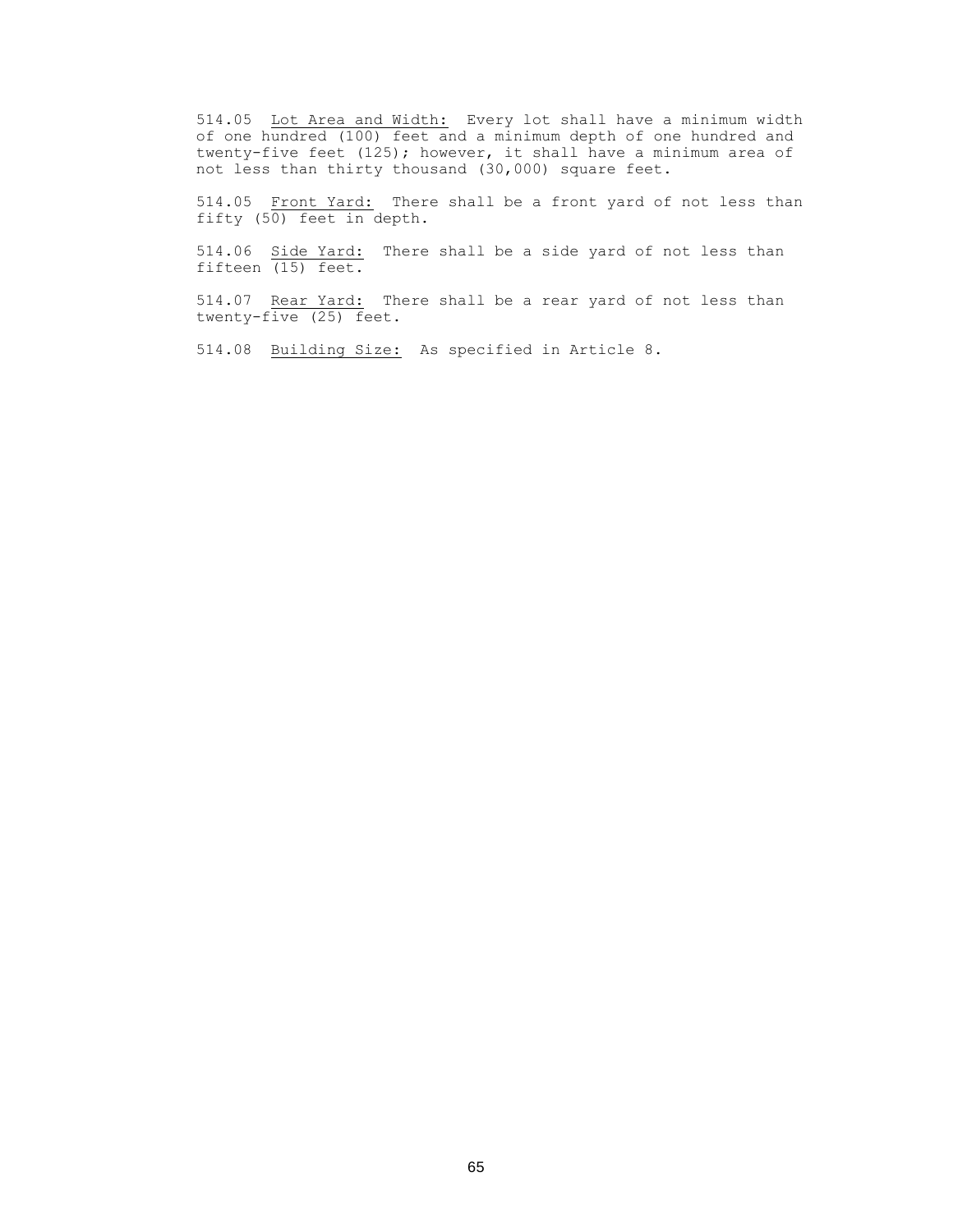514.05 Lot Area and Width: Every lot shall have a minimum width of one hundred (100) feet and a minimum depth of one hundred and twenty-five feet (125); however, it shall have a minimum area of not less than thirty thousand (30,000) square feet.

514.05 Front Yard: There shall be a front yard of not less than fifty (50) feet in depth.

514.06 Side Yard: There shall be a side yard of not less than fifteen (15) feet.

514.07 Rear Yard: There shall be a rear yard of not less than twenty-five (25) feet.

514.08 Building Size: As specified in Article 8.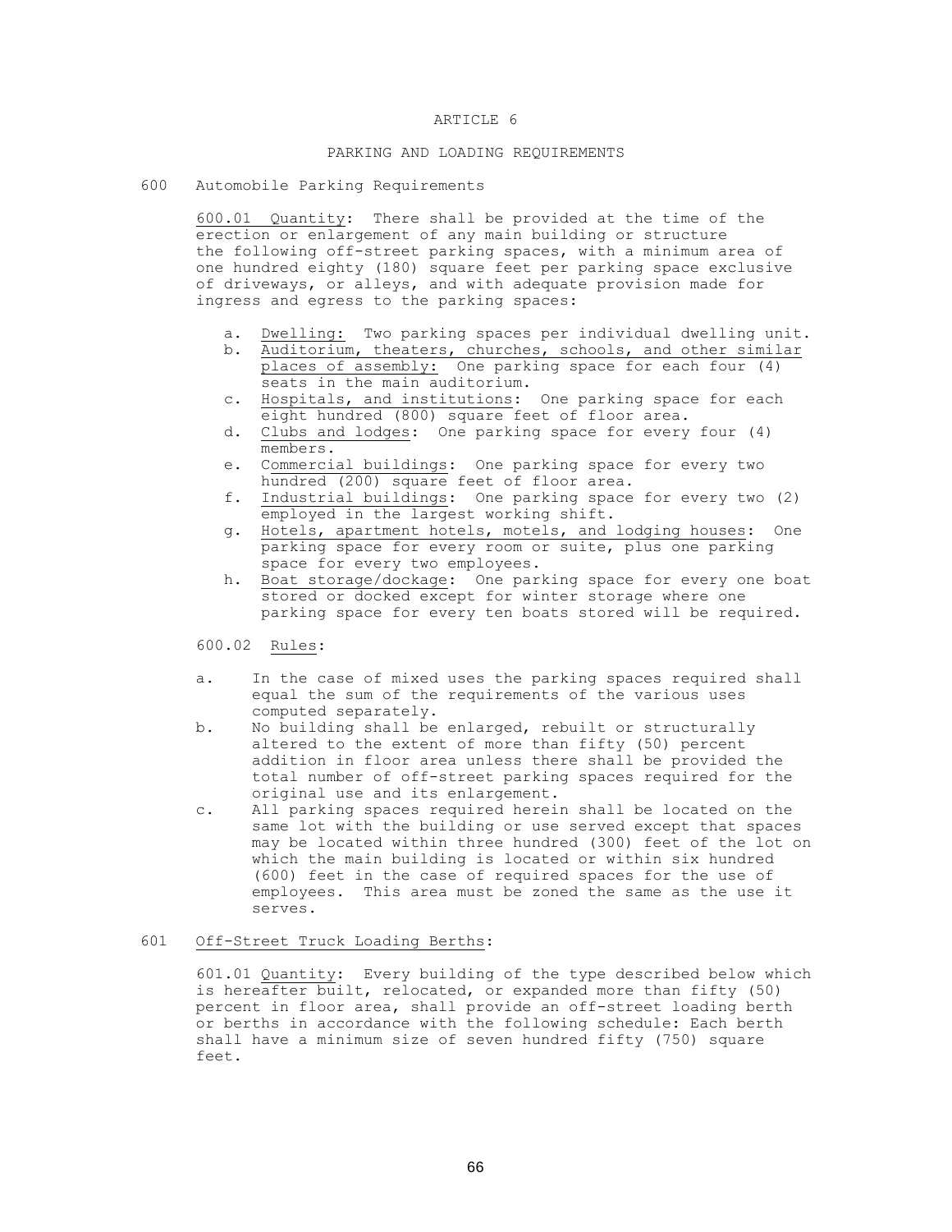# ARTICLE 6

## PARKING AND LOADING REQUIREMENTS

### 600 Automobile Parking Requirements

600.01 Quantity: There shall be provided at the time of the erection or enlargement of any main building or structure the following off-street parking spaces, with a minimum area of one hundred eighty (180) square feet per parking space exclusive of driveways, or alleys, and with adequate provision made for ingress and egress to the parking spaces:

a. Dwelling: Two parking spaces per individual dwelling unit.
b. Auditorium, theaters, churches, schools, and other similar places of assembly: One parking space for each four (4) seats in the main auditorium.
c. Hospitals, and institutions: One parking space for each eight hundred (800) square feet of floor area.
d. Clubs and lodges: One parking space for every four (4) members.
e. Commercial buildings: One parking space for every two hundred (200) square feet of floor area.
f. Industrial buildings: One parking space for every two (2) employed in the largest working shift.
g. Hotels, apartment hotels, motels, and lodging houses: One parking space for every room or suite, plus one parking space for every two employees.
h. Boat storage/dockage: One parking space for every one boat stored or docked except for winter storage where one parking space for every ten boats stored will be required.

600.02 Rules:

a. In the case of mixed uses the parking spaces required shall equal the sum of the requirements of the various uses computed separately.
b. No building shall be enlarged, rebuilt or structurally altered to the extent of more than fifty (50) percent addition in floor area unless there shall be provided the total number of off-street parking spaces required for the original use and its enlargement.
c. All parking spaces required herein shall be located on the same lot with the building or use served except that spaces may be located within three hundred (300) feet of the lot on which the main building is located or within six hundred (600) feet in the case of required spaces for the use of employees. This area must be zoned the same as the use it serves.

### 601 Off-Street Truck Loading Berths:

601.01 Quantity: Every building of the type described below which is hereafter built, relocated, or expanded more than fifty (50) percent in floor area, shall provide an off-street loading berth or berths in accordance with the following schedule: Each berth shall have a minimum size of seven hundred fifty (750) square feet.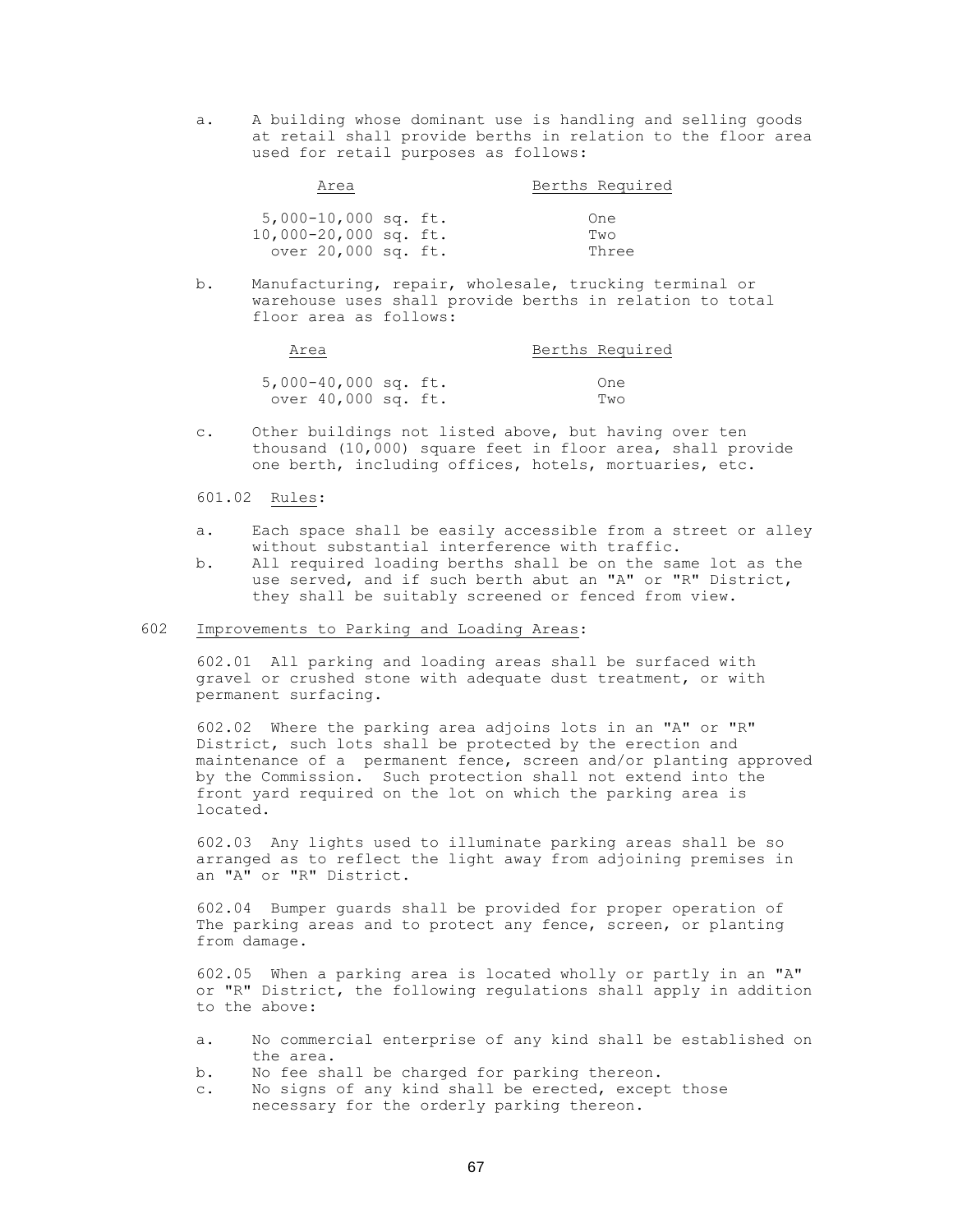a. A building whose dominant use is handling and selling goods at retail shall provide berths in relation to the floor area used for retail purposes as follows:

| Area | Berths Required |
|---|---|
| 5,000-10,000 sq. ft. | One |
| 10,000-20,000 sq. ft. | Two |
| over 20,000 sq. ft. | Three |

b. Manufacturing, repair, wholesale, trucking terminal or warehouse uses shall provide berths in relation to total floor area as follows:

| Area | Berths Required |
|---|---|
| 5,000-40,000 sq. ft. | One |
| over 40,000 sq. ft. | Two |

c. Other buildings not listed above, but having over ten thousand (10,000) square feet in floor area, shall provide one berth, including offices, hotels, mortuaries, etc.

601.02 Rules:

a. Each space shall be easily accessible from a street or alley without substantial interference with traffic.
b. All required loading berths shall be on the same lot as the use served, and if such berth abut an "A" or "R" District, they shall be suitably screened or fenced from view.

## 602 Improvements to Parking and Loading Areas:

602.01 All parking and loading areas shall be surfaced with gravel or crushed stone with adequate dust treatment, or with permanent surfacing.

602.02 Where the parking area adjoins lots in an "A" or "R" District, such lots shall be protected by the erection and maintenance of a permanent fence, screen and/or planting approved by the Commission. Such protection shall not extend into the front yard required on the lot on which the parking area is located.

602.03 Any lights used to illuminate parking areas shall be so arranged as to reflect the light away from adjoining premises in an "A" or "R" District.

602.04 Bumper guards shall be provided for proper operation of The parking areas and to protect any fence, screen, or planting from damage.

602.05 When a parking area is located wholly or partly in an "A" or "R" District, the following regulations shall apply in addition to the above:

a. No commercial enterprise of any kind shall be established on the area.
b. No fee shall be charged for parking thereon.
c. No signs of any kind shall be erected, except those necessary for the orderly parking thereon.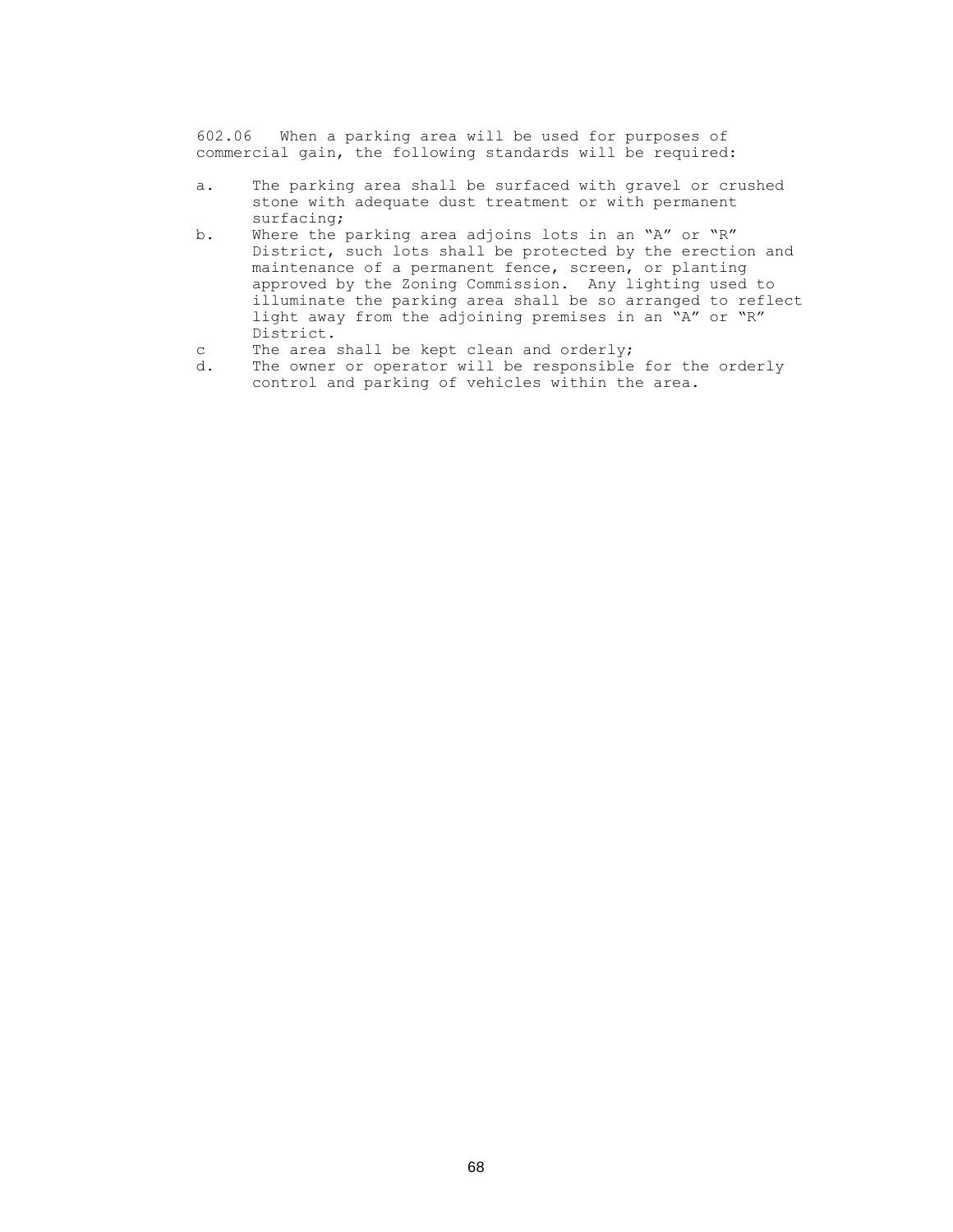602.06 When a parking area will be used for purposes of commercial gain, the following standards will be required:

a. The parking area shall be surfaced with gravel or crushed stone with adequate dust treatment or with permanent surfacing;
b. Where the parking area adjoins lots in an "A" or "R" District, such lots shall be protected by the erection and maintenance of a permanent fence, screen, or planting approved by the Zoning Commission. Any lighting used to illuminate the parking area shall be so arranged to reflect light away from the adjoining premises in an "A" or "R" District.
c The area shall be kept clean and orderly;
d. The owner or operator will be responsible for the orderly control and parking of vehicles within the area.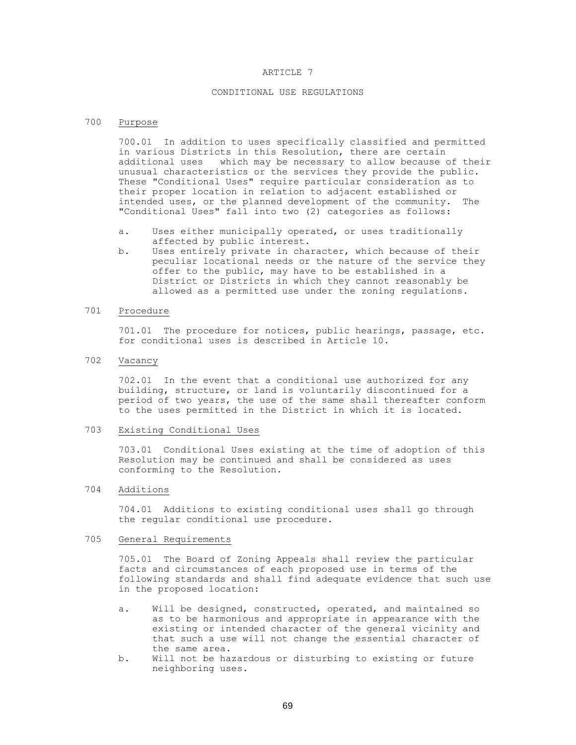# ARTICLE 7

## CONDITIONAL USE REGULATIONS

### 700 Purpose

700.01 In addition to uses specifically classified and permitted in various Districts in this Resolution, there are certain additional uses which may be necessary to allow because of their unusual characteristics or the services they provide the public. These "Conditional Uses" require particular consideration as to their proper location in relation to adjacent established or intended uses, or the planned development of the community. The "Conditional Uses" fall into two (2) categories as follows:

a. Uses either municipally operated, or uses traditionally affected by public interest.
b. Uses entirely private in character, which because of their peculiar locational needs or the nature of the service they offer to the public, may have to be established in a District or Districts in which they cannot reasonably be allowed as a permitted use under the zoning regulations.

### 701 Procedure

701.01 The procedure for notices, public hearings, passage, etc. for conditional uses is described in Article 10.

### 702 Vacancy

702.01 In the event that a conditional use authorized for any building, structure, or land is voluntarily discontinued for a period of two years, the use of the same shall thereafter conform to the uses permitted in the District in which it is located.

### 703 Existing Conditional Uses

703.01 Conditional Uses existing at the time of adoption of this Resolution may be continued and shall be considered as uses conforming to the Resolution.

### 704 Additions

704.01 Additions to existing conditional uses shall go through the regular conditional use procedure.

### 705 General Requirements

705.01 The Board of Zoning Appeals shall review the particular facts and circumstances of each proposed use in terms of the following standards and shall find adequate evidence that such use in the proposed location:

a. Will be designed, constructed, operated, and maintained so as to be harmonious and appropriate in appearance with the existing or intended character of the general vicinity and that such a use will not change the essential character of the same area.
b. Will not be hazardous or disturbing to existing or future neighboring uses.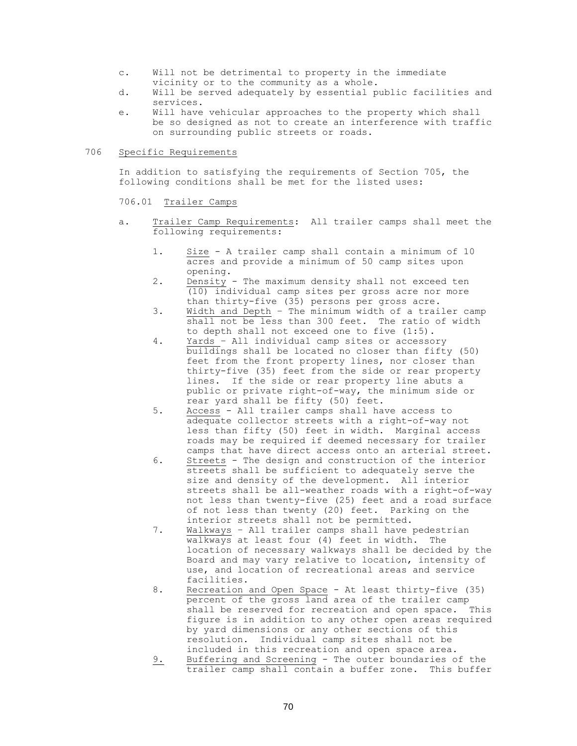c. Will not be detrimental to property in the immediate vicinity or to the community as a whole.

d. Will be served adequately by essential public facilities and services.

e. Will have vehicular approaches to the property which shall be so designed as not to create an interference with traffic on surrounding public streets or roads.

706 Specific Requirements

In addition to satisfying the requirements of Section 705, the following conditions shall be met for the listed uses:

706.01 Trailer Camps

a. Trailer Camp Requirements: All trailer camps shall meet the following requirements:

1. Size - A trailer camp shall contain a minimum of 10 acres and provide a minimum of 50 camp sites upon opening.

2. Density - The maximum density shall not exceed ten (10) individual camp sites per gross acre nor more than thirty-five (35) persons per gross acre.

3. Width and Depth – The minimum width of a trailer camp shall not be less than 300 feet. The ratio of width to depth shall not exceed one to five (1:5).

4. Yards – All individual camp sites or accessory buildings shall be located no closer than fifty (50) feet from the front property lines, nor closer than thirty-five (35) feet from the side or rear property lines. If the side or rear property line abuts a public or private right-of-way, the minimum side or rear yard shall be fifty (50) feet.

5. Access - All trailer camps shall have access to adequate collector streets with a right-of-way not less than fifty (50) feet in width. Marginal access roads may be required if deemed necessary for trailer camps that have direct access onto an arterial street.

6. Streets - The design and construction of the interior streets shall be sufficient to adequately serve the size and density of the development. All interior streets shall be all-weather roads with a right-of-way not less than twenty-five (25) feet and a road surface of not less than twenty (20) feet. Parking on the interior streets shall not be permitted.

7. Walkways – All trailer camps shall have pedestrian walkways at least four (4) feet in width. The location of necessary walkways shall be decided by the Board and may vary relative to location, intensity of use, and location of recreational areas and service facilities.

8. Recreation and Open Space - At least thirty-five (35) percent of the gross land area of the trailer camp shall be reserved for recreation and open space. This figure is in addition to any other open areas required by yard dimensions or any other sections of this resolution. Individual camp sites shall not be included in this recreation and open space area.

9. Buffering and Screening - The outer boundaries of the trailer camp shall contain a buffer zone. This buffer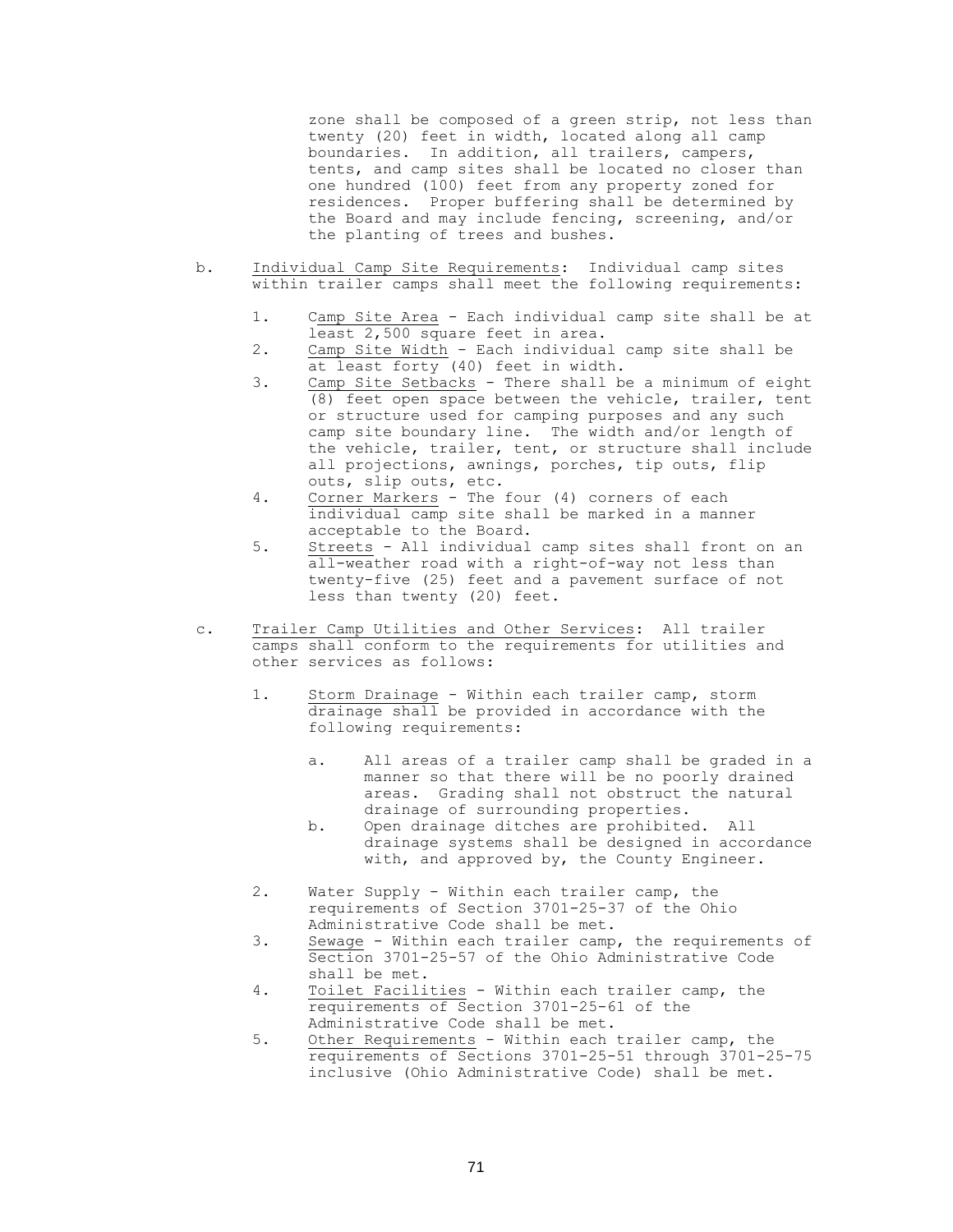zone shall be composed of a green strip, not less than twenty (20) feet in width, located along all camp boundaries. In addition, all trailers, campers, tents, and camp sites shall be located no closer than one hundred (100) feet from any property zoned for residences. Proper buffering shall be determined by the Board and may include fencing, screening, and/or the planting of trees and bushes.

b. Individual Camp Site Requirements: Individual camp sites within trailer camps shall meet the following requirements:

   1. Camp Site Area - Each individual camp site shall be at least 2,500 square feet in area.
   2. Camp Site Width - Each individual camp site shall be at least forty (40) feet in width.
   3. Camp Site Setbacks - There shall be a minimum of eight (8) feet open space between the vehicle, trailer, tent or structure used for camping purposes and any such camp site boundary line. The width and/or length of the vehicle, trailer, tent, or structure shall include all projections, awnings, porches, tip outs, flip outs, slip outs, etc.
   4. Corner Markers - The four (4) corners of each individual camp site shall be marked in a manner acceptable to the Board.
   5. Streets - All individual camp sites shall front on an all-weather road with a right-of-way not less than twenty-five (25) feet and a pavement surface of not less than twenty (20) feet.

c. Trailer Camp Utilities and Other Services: All trailer camps shall conform to the requirements for utilities and other services as follows:

   1. Storm Drainage - Within each trailer camp, storm drainage shall be provided in accordance with the following requirements:

      a. All areas of a trailer camp shall be graded in a manner so that there will be no poorly drained areas. Grading shall not obstruct the natural drainage of surrounding properties.
      b. Open drainage ditches are prohibited. All drainage systems shall be designed in accordance with, and approved by, the County Engineer.

   2. Water Supply - Within each trailer camp, the requirements of Section 3701-25-37 of the Ohio Administrative Code shall be met.
   3. Sewage - Within each trailer camp, the requirements of Section 3701-25-57 of the Ohio Administrative Code shall be met.
   4. Toilet Facilities - Within each trailer camp, the requirements of Section 3701-25-61 of the Administrative Code shall be met.
   5. Other Requirements - Within each trailer camp, the requirements of Sections 3701-25-51 through 3701-25-75 inclusive (Ohio Administrative Code) shall be met.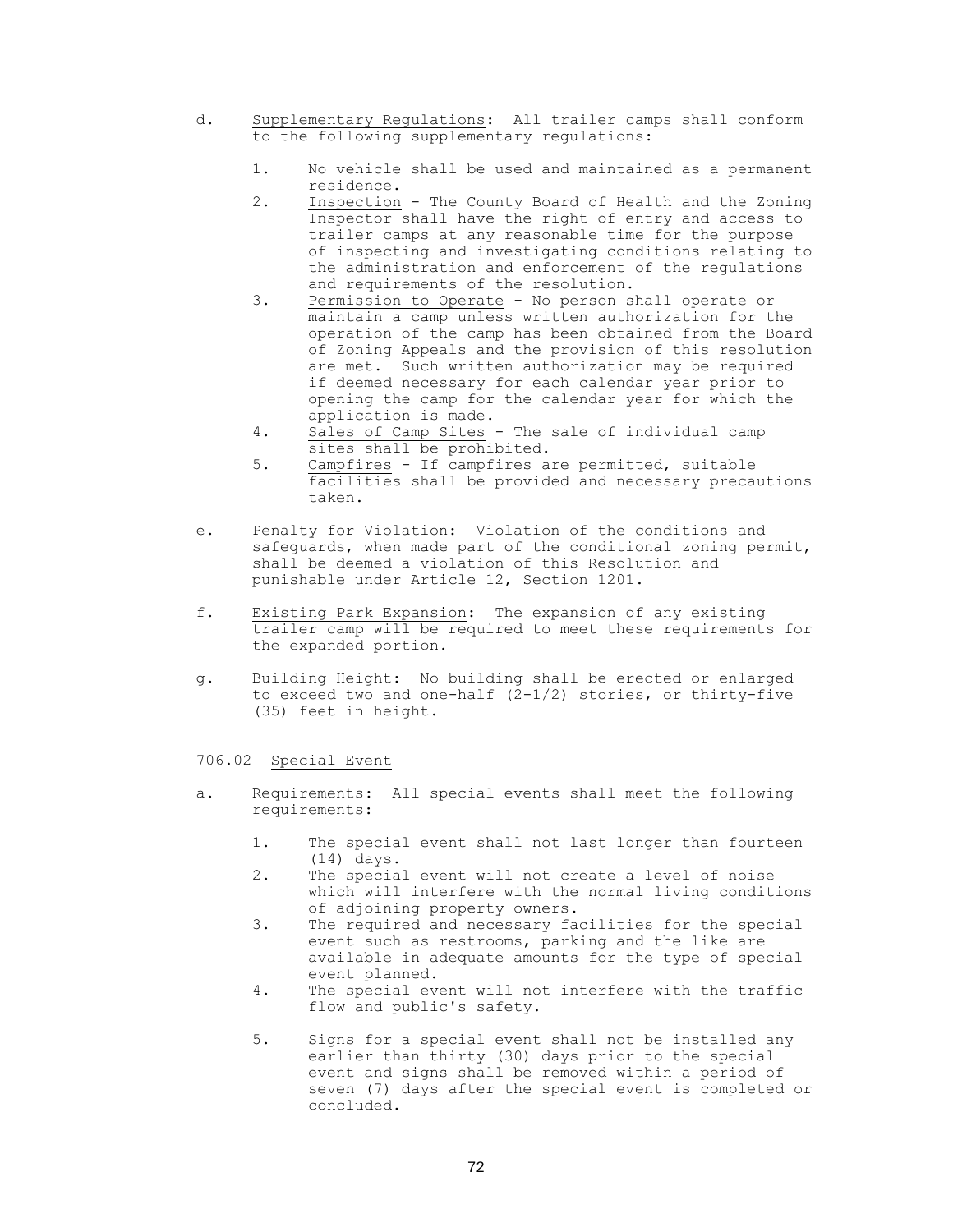d. Supplementary Regulations: All trailer camps shall conform to the following supplementary regulations:

   1. No vehicle shall be used and maintained as a permanent residence.
   2. Inspection - The County Board of Health and the Zoning Inspector shall have the right of entry and access to trailer camps at any reasonable time for the purpose of inspecting and investigating conditions relating to the administration and enforcement of the regulations and requirements of the resolution.
   3. Permission to Operate - No person shall operate or maintain a camp unless written authorization for the operation of the camp has been obtained from the Board of Zoning Appeals and the provision of this resolution are met. Such written authorization may be required if deemed necessary for each calendar year prior to opening the camp for the calendar year for which the application is made.
   4. Sales of Camp Sites - The sale of individual camp sites shall be prohibited.
   5. Campfires - If campfires are permitted, suitable facilities shall be provided and necessary precautions taken.

e. Penalty for Violation: Violation of the conditions and safeguards, when made part of the conditional zoning permit, shall be deemed a violation of this Resolution and punishable under Article 12, Section 1201.

f. Existing Park Expansion: The expansion of any existing trailer camp will be required to meet these requirements for the expanded portion.

g. Building Height: No building shall be erected or enlarged to exceed two and one-half (2-1/2) stories, or thirty-five (35) feet in height.

706.02 Special Event

a. Requirements: All special events shall meet the following requirements:

   1. The special event shall not last longer than fourteen (14) days.
   2. The special event will not create a level of noise which will interfere with the normal living conditions of adjoining property owners.
   3. The required and necessary facilities for the special event such as restrooms, parking and the like are available in adequate amounts for the type of special event planned.
   4. The special event will not interfere with the traffic flow and public's safety.

   5. Signs for a special event shall not be installed any earlier than thirty (30) days prior to the special event and signs shall be removed within a period of seven (7) days after the special event is completed or concluded.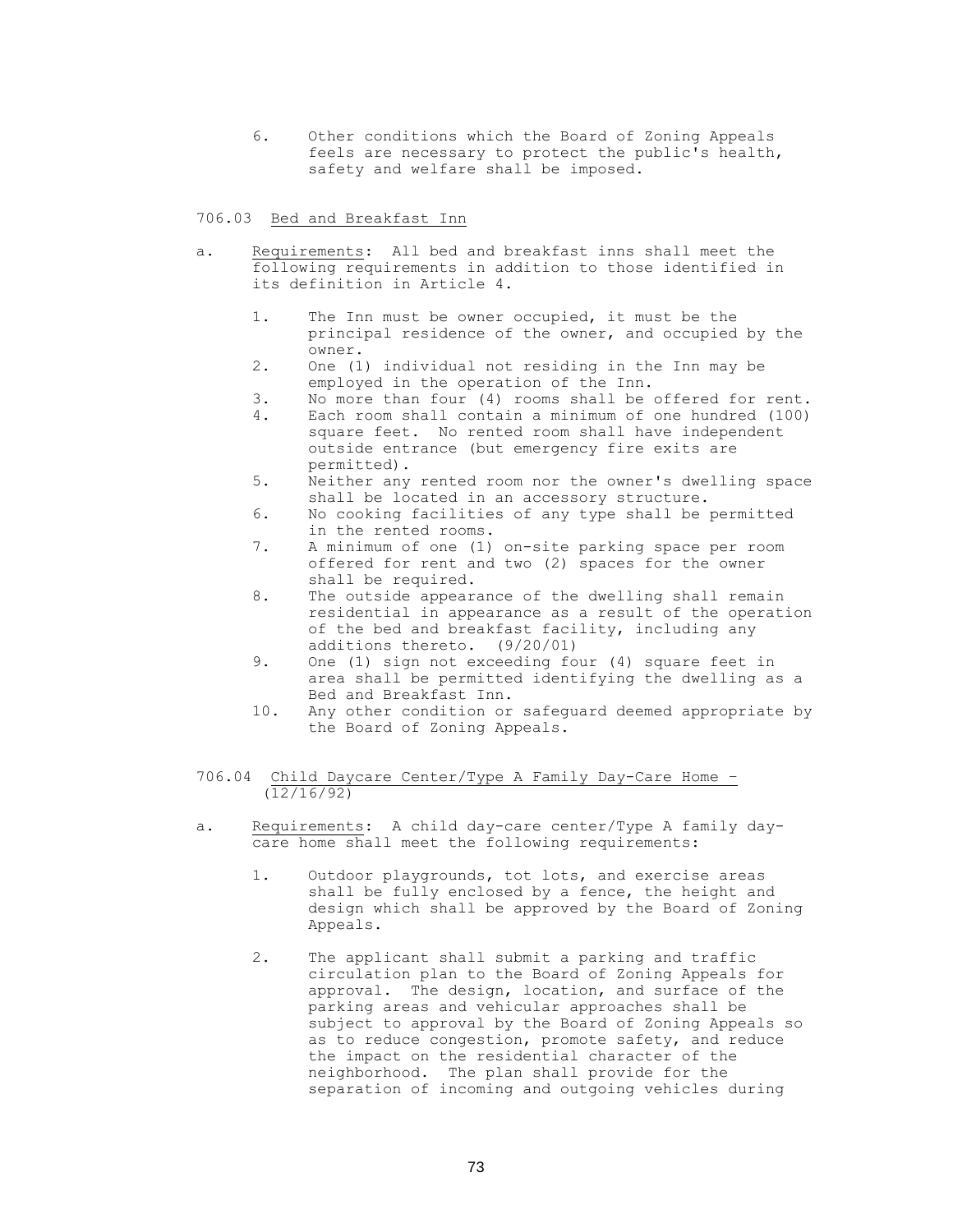6. Other conditions which the Board of Zoning Appeals feels are necessary to protect the public's health, safety and welfare shall be imposed.

706.03 <u>Bed and Breakfast Inn</u>

a. <u>Requirements</u>: All bed and breakfast inns shall meet the following requirements in addition to those identified in its definition in Article 4.

1. The Inn must be owner occupied, it must be the principal residence of the owner, and occupied by the owner.
2. One (1) individual not residing in the Inn may be employed in the operation of the Inn.
3. No more than four (4) rooms shall be offered for rent.
4. Each room shall contain a minimum of one hundred (100) square feet. No rented room shall have independent outside entrance (but emergency fire exits are permitted).
5. Neither any rented room nor the owner's dwelling space shall be located in an accessory structure.
6. No cooking facilities of any type shall be permitted in the rented rooms.
7. A minimum of one (1) on-site parking space per room offered for rent and two (2) spaces for the owner shall be required.
8. The outside appearance of the dwelling shall remain residential in appearance as a result of the operation of the bed and breakfast facility, including any additions thereto. (9/20/01)
9. One (1) sign not exceeding four (4) square feet in area shall be permitted identifying the dwelling as a Bed and Breakfast Inn.
10. Any other condition or safeguard deemed appropriate by the Board of Zoning Appeals.

706.04 <u>Child Daycare Center/Type A Family Day-Care Home – (12/16/92)</u>

a. <u>Requirements</u>: A child day-care center/Type A family day-care home shall meet the following requirements:

1. Outdoor playgrounds, tot lots, and exercise areas shall be fully enclosed by a fence, the height and design which shall be approved by the Board of Zoning Appeals.

2. The applicant shall submit a parking and traffic circulation plan to the Board of Zoning Appeals for approval. The design, location, and surface of the parking areas and vehicular approaches shall be subject to approval by the Board of Zoning Appeals so as to reduce congestion, promote safety, and reduce the impact on the residential character of the neighborhood. The plan shall provide for the separation of incoming and outgoing vehicles during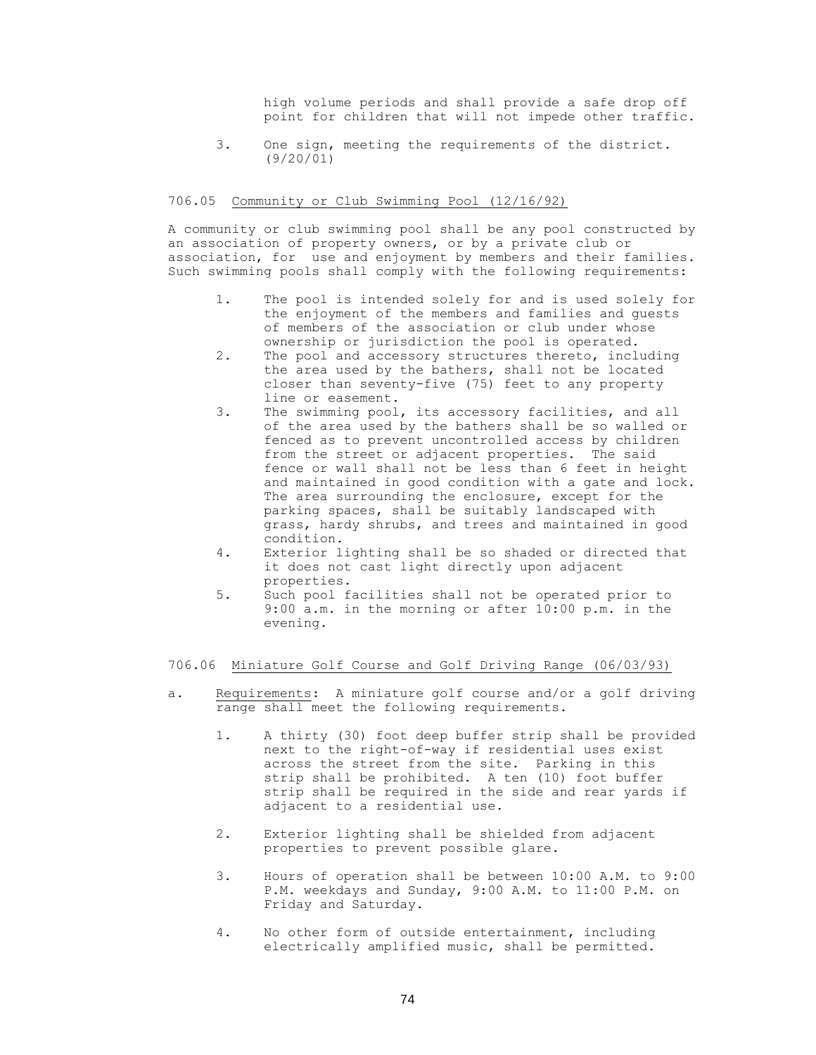high volume periods and shall provide a safe drop off point for children that will not impede other traffic.

3. One sign, meeting the requirements of the district. (9/20/01)

### 706.05 Community or Club Swimming Pool (12/16/92)

A community or club swimming pool shall be any pool constructed by an association of property owners, or by a private club or association, for use and enjoyment by members and their families. Such swimming pools shall comply with the following requirements:

1. The pool is intended solely for and is used solely for the enjoyment of the members and families and guests of members of the association or club under whose ownership or jurisdiction the pool is operated.
2. The pool and accessory structures thereto, including the area used by the bathers, shall not be located closer than seventy-five (75) feet to any property line or easement.
3. The swimming pool, its accessory facilities, and all of the area used by the bathers shall be so walled or fenced as to prevent uncontrolled access by children from the street or adjacent properties. The said fence or wall shall not be less than 6 feet in height and maintained in good condition with a gate and lock. The area surrounding the enclosure, except for the parking spaces, shall be suitably landscaped with grass, hardy shrubs, and trees and maintained in good condition.
4. Exterior lighting shall be so shaded or directed that it does not cast light directly upon adjacent properties.
5. Such pool facilities shall not be operated prior to 9:00 a.m. in the morning or after 10:00 p.m. in the evening.

### 706.06 Miniature Golf Course and Golf Driving Range (06/03/93)

a. Requirements: A miniature golf course and/or a golf driving range shall meet the following requirements.

1. A thirty (30) foot deep buffer strip shall be provided next to the right-of-way if residential uses exist across the street from the site. Parking in this strip shall be prohibited. A ten (10) foot buffer strip shall be required in the side and rear yards if adjacent to a residential use.

2. Exterior lighting shall be shielded from adjacent properties to prevent possible glare.

3. Hours of operation shall be between 10:00 A.M. to 9:00 P.M. weekdays and Sunday, 9:00 A.M. to 11:00 P.M. on Friday and Saturday.

4. No other form of outside entertainment, including electrically amplified music, shall be permitted.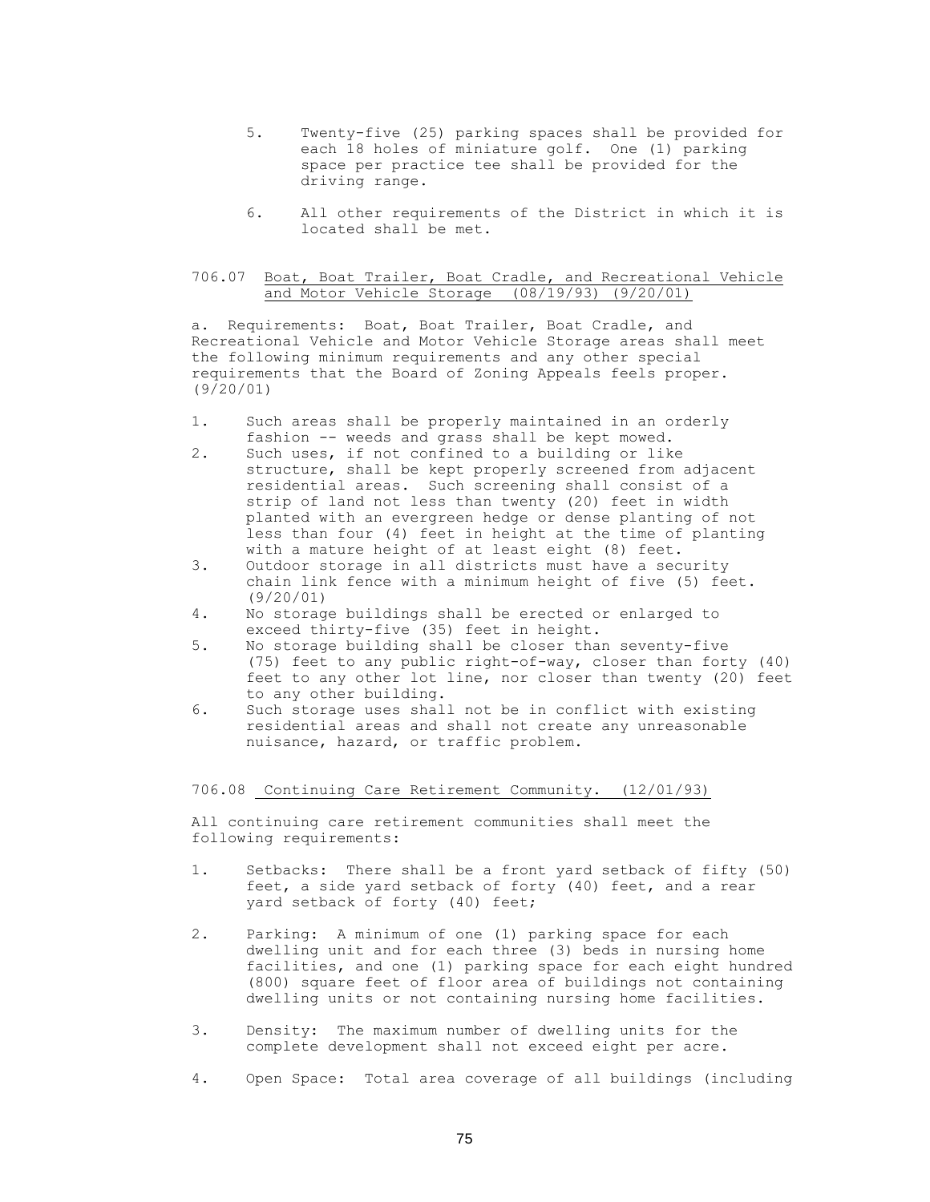5. Twenty-five (25) parking spaces shall be provided for each 18 holes of miniature golf. One (1) parking space per practice tee shall be provided for the driving range.

6. All other requirements of the District in which it is located shall be met.

### 706.07 Boat, Boat Trailer, Boat Cradle, and Recreational Vehicle and Motor Vehicle Storage (08/19/93) (9/20/01)

a. Requirements: Boat, Boat Trailer, Boat Cradle, and Recreational Vehicle and Motor Vehicle Storage areas shall meet the following minimum requirements and any other special requirements that the Board of Zoning Appeals feels proper. (9/20/01)

1. Such areas shall be properly maintained in an orderly fashion -- weeds and grass shall be kept mowed.
2. Such uses, if not confined to a building or like structure, shall be kept properly screened from adjacent residential areas. Such screening shall consist of a strip of land not less than twenty (20) feet in width planted with an evergreen hedge or dense planting of not less than four (4) feet in height at the time of planting with a mature height of at least eight (8) feet.
3. Outdoor storage in all districts must have a security chain link fence with a minimum height of five (5) feet. (9/20/01)
4. No storage buildings shall be erected or enlarged to exceed thirty-five (35) feet in height.
5. No storage building shall be closer than seventy-five (75) feet to any public right-of-way, closer than forty (40) feet to any other lot line, nor closer than twenty (20) feet to any other building.
6. Such storage uses shall not be in conflict with existing residential areas and shall not create any unreasonable nuisance, hazard, or traffic problem.

### 706.08 Continuing Care Retirement Community. (12/01/93)

All continuing care retirement communities shall meet the following requirements:

1. Setbacks: There shall be a front yard setback of fifty (50) feet, a side yard setback of forty (40) feet, and a rear yard setback of forty (40) feet;

2. Parking: A minimum of one (1) parking space for each dwelling unit and for each three (3) beds in nursing home facilities, and one (1) parking space for each eight hundred (800) square feet of floor area of buildings not containing dwelling units or not containing nursing home facilities.

3. Density: The maximum number of dwelling units for the complete development shall not exceed eight per acre.

4. Open Space: Total area coverage of all buildings (including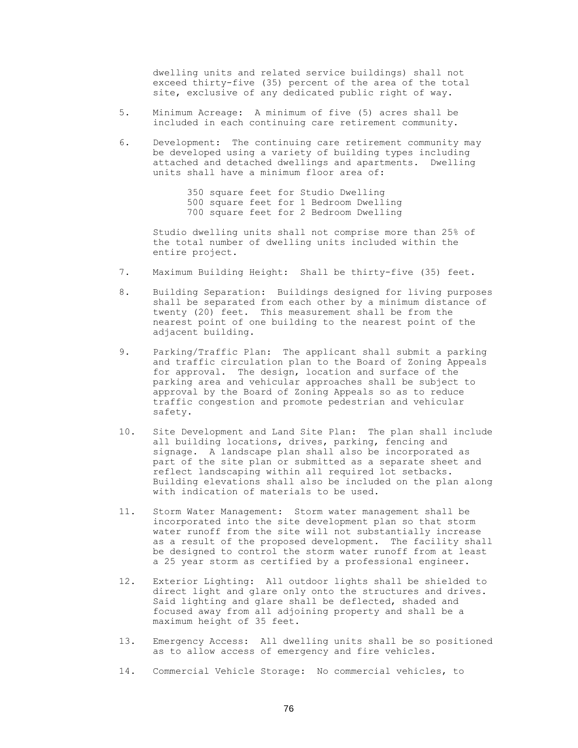dwelling units and related service buildings) shall not exceed thirty-five (35) percent of the area of the total site, exclusive of any dedicated public right of way.

5. Minimum Acreage: A minimum of five (5) acres shall be included in each continuing care retirement community.

6. Development: The continuing care retirement community may be developed using a variety of building types including attached and detached dwellings and apartments. Dwelling units shall have a minimum floor area of:

   350 square feet for Studio Dwelling
   500 square feet for 1 Bedroom Dwelling
   700 square feet for 2 Bedroom Dwelling

   Studio dwelling units shall not comprise more than 25% of the total number of dwelling units included within the entire project.

7. Maximum Building Height: Shall be thirty-five (35) feet.

8. Building Separation: Buildings designed for living purposes shall be separated from each other by a minimum distance of twenty (20) feet. This measurement shall be from the nearest point of one building to the nearest point of the adjacent building.

9. Parking/Traffic Plan: The applicant shall submit a parking and traffic circulation plan to the Board of Zoning Appeals for approval. The design, location and surface of the parking area and vehicular approaches shall be subject to approval by the Board of Zoning Appeals so as to reduce traffic congestion and promote pedestrian and vehicular safety.

10. Site Development and Land Site Plan: The plan shall include all building locations, drives, parking, fencing and signage. A landscape plan shall also be incorporated as part of the site plan or submitted as a separate sheet and reflect landscaping within all required lot setbacks. Building elevations shall also be included on the plan along with indication of materials to be used.

11. Storm Water Management: Storm water management shall be incorporated into the site development plan so that storm water runoff from the site will not substantially increase as a result of the proposed development. The facility shall be designed to control the storm water runoff from at least a 25 year storm as certified by a professional engineer.

12. Exterior Lighting: All outdoor lights shall be shielded to direct light and glare only onto the structures and drives. Said lighting and glare shall be deflected, shaded and focused away from all adjoining property and shall be a maximum height of 35 feet.

13. Emergency Access: All dwelling units shall be so positioned as to allow access of emergency and fire vehicles.

14. Commercial Vehicle Storage: No commercial vehicles, to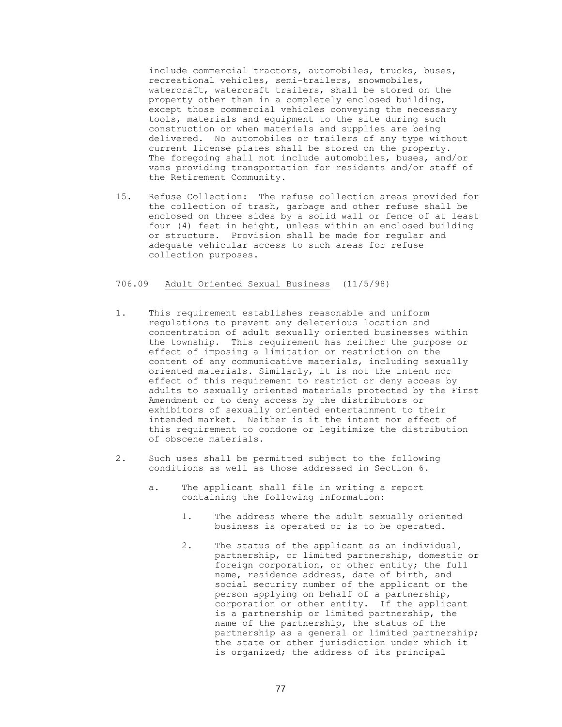include commercial tractors, automobiles, trucks, buses, recreational vehicles, semi-trailers, snowmobiles, watercraft, watercraft trailers, shall be stored on the property other than in a completely enclosed building, except those commercial vehicles conveying the necessary tools, materials and equipment to the site during such construction or when materials and supplies are being delivered. No automobiles or trailers of any type without current license plates shall be stored on the property. The foregoing shall not include automobiles, buses, and/or vans providing transportation for residents and/or staff of the Retirement Community.

15. Refuse Collection: The refuse collection areas provided for the collection of trash, garbage and other refuse shall be enclosed on three sides by a solid wall or fence of at least four (4) feet in height, unless within an enclosed building or structure. Provision shall be made for regular and adequate vehicular access to such areas for refuse collection purposes.

706.09 Adult Oriented Sexual Business (11/5/98)

1. This requirement establishes reasonable and uniform regulations to prevent any deleterious location and concentration of adult sexually oriented businesses within the township. This requirement has neither the purpose or effect of imposing a limitation or restriction on the content of any communicative materials, including sexually oriented materials. Similarly, it is not the intent nor effect of this requirement to restrict or deny access by adults to sexually oriented materials protected by the First Amendment or to deny access by the distributors or exhibitors of sexually oriented entertainment to their intended market. Neither is it the intent nor effect of this requirement to condone or legitimize the distribution of obscene materials.

2. Such uses shall be permitted subject to the following conditions as well as those addressed in Section 6.

   a. The applicant shall file in writing a report containing the following information:

      1. The address where the adult sexually oriented business is operated or is to be operated.

      2. The status of the applicant as an individual, partnership, or limited partnership, domestic or foreign corporation, or other entity; the full name, residence address, date of birth, and social security number of the applicant or the person applying on behalf of a partnership, corporation or other entity. If the applicant is a partnership or limited partnership, the name of the partnership, the status of the partnership as a general or limited partnership; the state or other jurisdiction under which it is organized; the address of its principal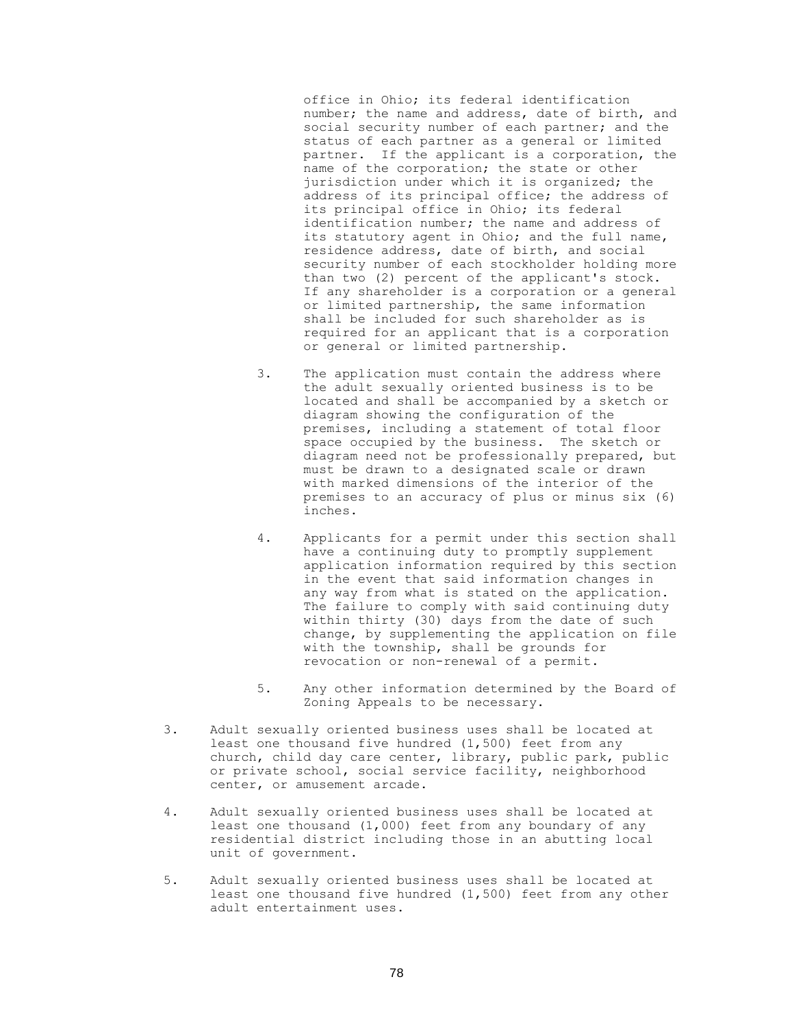office in Ohio; its federal identification number; the name and address, date of birth, and social security number of each partner; and the status of each partner as a general or limited partner. If the applicant is a corporation, the name of the corporation; the state or other jurisdiction under which it is organized; the address of its principal office; the address of its principal office in Ohio; its federal identification number; the name and address of its statutory agent in Ohio; and the full name, residence address, date of birth, and social security number of each stockholder holding more than two (2) percent of the applicant's stock. If any shareholder is a corporation or a general or limited partnership, the same information shall be included for such shareholder as is required for an applicant that is a corporation or general or limited partnership.

  3. The application must contain the address where the adult sexually oriented business is to be located and shall be accompanied by a sketch or diagram showing the configuration of the premises, including a statement of total floor space occupied by the business. The sketch or diagram need not be professionally prepared, but must be drawn to a designated scale or drawn with marked dimensions of the interior of the premises to an accuracy of plus or minus six (6) inches.

  4. Applicants for a permit under this section shall have a continuing duty to promptly supplement application information required by this section in the event that said information changes in any way from what is stated on the application. The failure to comply with said continuing duty within thirty (30) days from the date of such change, by supplementing the application on file with the township, shall be grounds for revocation or non-renewal of a permit.

  5. Any other information determined by the Board of Zoning Appeals to be necessary.

3. Adult sexually oriented business uses shall be located at least one thousand five hundred (1,500) feet from any church, child day care center, library, public park, public or private school, social service facility, neighborhood center, or amusement arcade.

4. Adult sexually oriented business uses shall be located at least one thousand (1,000) feet from any boundary of any residential district including those in an abutting local unit of government.

5. Adult sexually oriented business uses shall be located at least one thousand five hundred (1,500) feet from any other adult entertainment uses.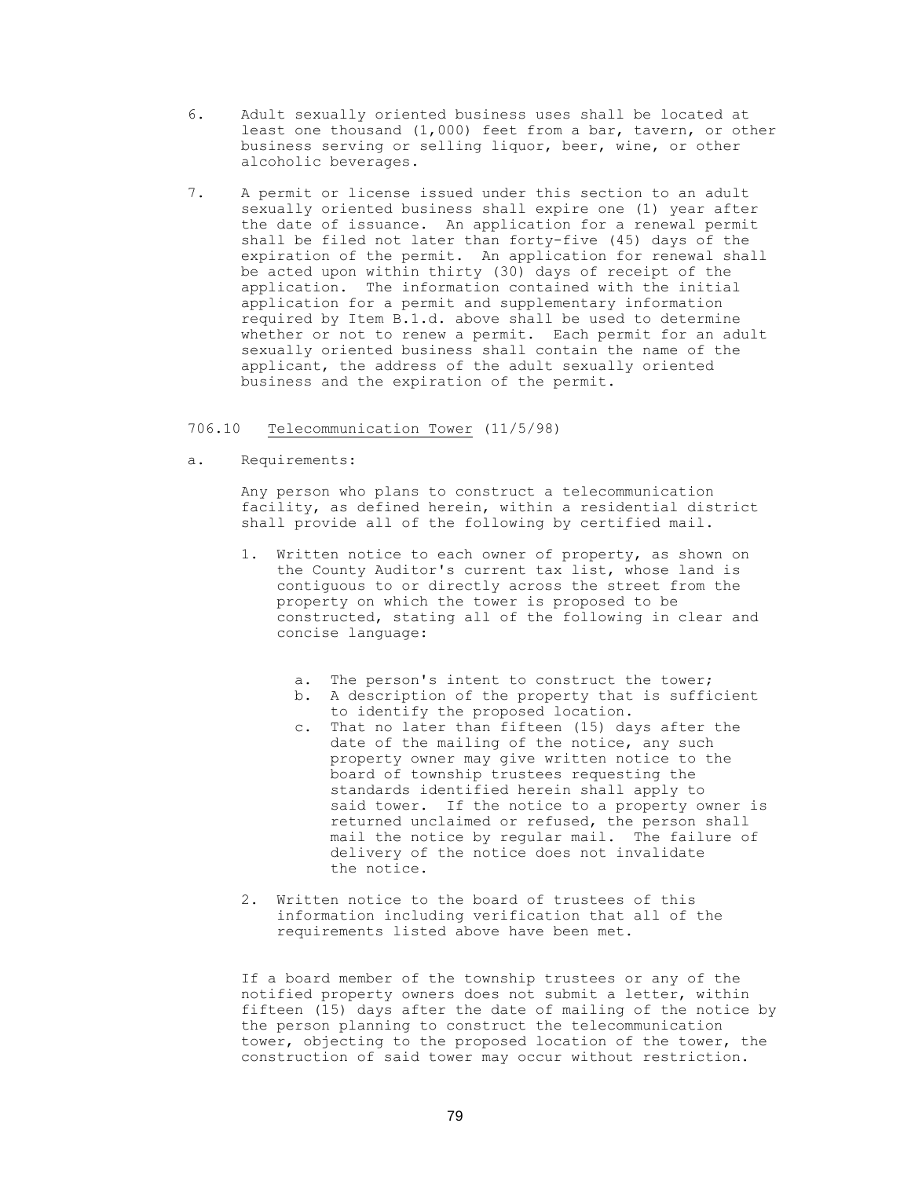6. Adult sexually oriented business uses shall be located at least one thousand (1,000) feet from a bar, tavern, or other business serving or selling liquor, beer, wine, or other alcoholic beverages.

7. A permit or license issued under this section to an adult sexually oriented business shall expire one (1) year after the date of issuance. An application for a renewal permit shall be filed not later than forty-five (45) days of the expiration of the permit. An application for renewal shall be acted upon within thirty (30) days of receipt of the application. The information contained with the initial application for a permit and supplementary information required by Item B.1.d. above shall be used to determine whether or not to renew a permit. Each permit for an adult sexually oriented business shall contain the name of the applicant, the address of the adult sexually oriented business and the expiration of the permit.

### 706.10 Telecommunication Tower (11/5/98)

a. Requirements:

Any person who plans to construct a telecommunication facility, as defined herein, within a residential district shall provide all of the following by certified mail.

1. Written notice to each owner of property, as shown on the County Auditor's current tax list, whose land is contiguous to or directly across the street from the property on which the tower is proposed to be constructed, stating all of the following in clear and concise language:

   a. The person's intent to construct the tower;
   b. A description of the property that is sufficient to identify the proposed location.
   c. That no later than fifteen (15) days after the date of the mailing of the notice, any such property owner may give written notice to the board of township trustees requesting the standards identified herein shall apply to said tower. If the notice to a property owner is returned unclaimed or refused, the person shall mail the notice by regular mail. The failure of delivery of the notice does not invalidate the notice.

2. Written notice to the board of trustees of this information including verification that all of the requirements listed above have been met.

If a board member of the township trustees or any of the notified property owners does not submit a letter, within fifteen (15) days after the date of mailing of the notice by the person planning to construct the telecommunication tower, objecting to the proposed location of the tower, the construction of said tower may occur without restriction.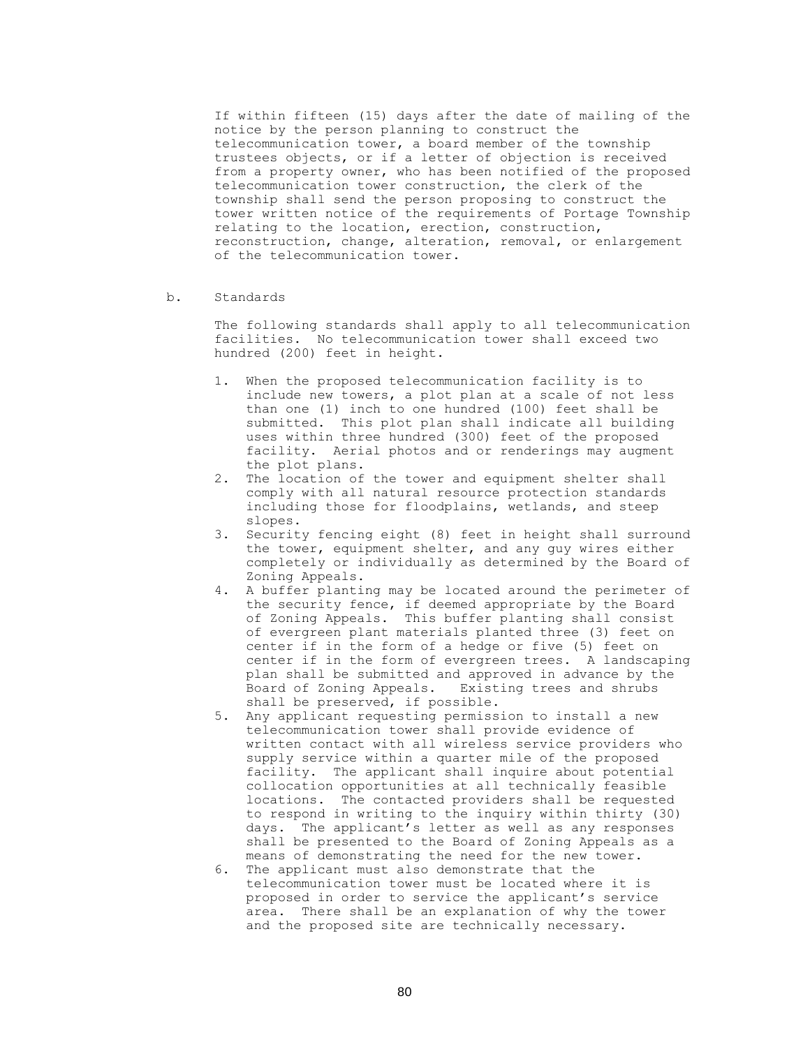If within fifteen (15) days after the date of mailing of the notice by the person planning to construct the telecommunication tower, a board member of the township trustees objects, or if a letter of objection is received from a property owner, who has been notified of the proposed telecommunication tower construction, the clerk of the township shall send the person proposing to construct the tower written notice of the requirements of Portage Township relating to the location, erection, construction, reconstruction, change, alteration, removal, or enlargement of the telecommunication tower.

b. Standards

The following standards shall apply to all telecommunication facilities. No telecommunication tower shall exceed two hundred (200) feet in height.

1. When the proposed telecommunication facility is to include new towers, a plot plan at a scale of not less than one (1) inch to one hundred (100) feet shall be submitted. This plot plan shall indicate all building uses within three hundred (300) feet of the proposed facility. Aerial photos and or renderings may augment the plot plans.
2. The location of the tower and equipment shelter shall comply with all natural resource protection standards including those for floodplains, wetlands, and steep slopes.
3. Security fencing eight (8) feet in height shall surround the tower, equipment shelter, and any guy wires either completely or individually as determined by the Board of Zoning Appeals.
4. A buffer planting may be located around the perimeter of the security fence, if deemed appropriate by the Board of Zoning Appeals. This buffer planting shall consist of evergreen plant materials planted three (3) feet on center if in the form of a hedge or five (5) feet on center if in the form of evergreen trees. A landscaping plan shall be submitted and approved in advance by the Board of Zoning Appeals. Existing trees and shrubs shall be preserved, if possible.
5. Any applicant requesting permission to install a new telecommunication tower shall provide evidence of written contact with all wireless service providers who supply service within a quarter mile of the proposed facility. The applicant shall inquire about potential collocation opportunities at all technically feasible locations. The contacted providers shall be requested to respond in writing to the inquiry within thirty (30) days. The applicant's letter as well as any responses shall be presented to the Board of Zoning Appeals as a means of demonstrating the need for the new tower.
6. The applicant must also demonstrate that the telecommunication tower must be located where it is proposed in order to service the applicant's service area. There shall be an explanation of why the tower and the proposed site are technically necessary.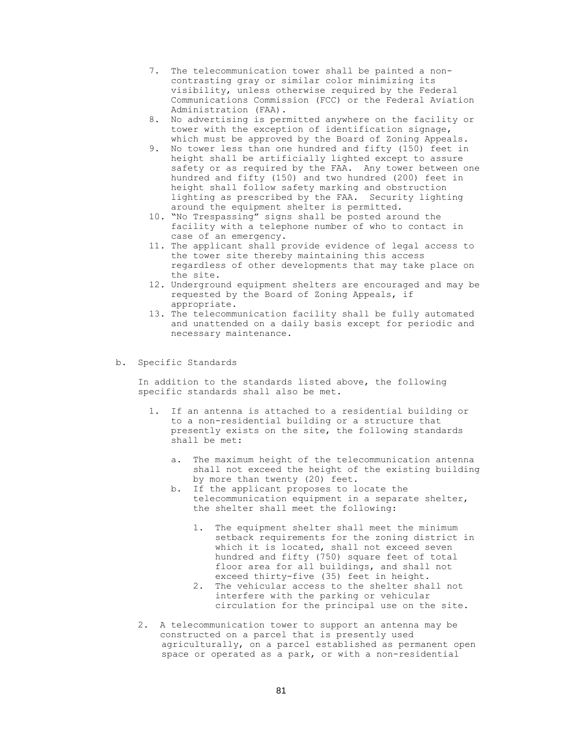7. The telecommunication tower shall be painted a non-contrasting gray or similar color minimizing its visibility, unless otherwise required by the Federal Communications Commission (FCC) or the Federal Aviation Administration (FAA).
8. No advertising is permitted anywhere on the facility or tower with the exception of identification signage, which must be approved by the Board of Zoning Appeals.
9. No tower less than one hundred and fifty (150) feet in height shall be artificially lighted except to assure safety or as required by the FAA. Any tower between one hundred and fifty (150) and two hundred (200) feet in height shall follow safety marking and obstruction lighting as prescribed by the FAA. Security lighting around the equipment shelter is permitted.
10. "No Trespassing" signs shall be posted around the facility with a telephone number of who to contact in case of an emergency.
11. The applicant shall provide evidence of legal access to the tower site thereby maintaining this access regardless of other developments that may take place on the site.
12. Underground equipment shelters are encouraged and may be requested by the Board of Zoning Appeals, if appropriate.
13. The telecommunication facility shall be fully automated and unattended on a daily basis except for periodic and necessary maintenance.

b. Specific Standards

In addition to the standards listed above, the following specific standards shall also be met.

1. If an antenna is attached to a residential building or to a non-residential building or a structure that presently exists on the site, the following standards shall be met:

   a. The maximum height of the telecommunication antenna shall not exceed the height of the existing building by more than twenty (20) feet.
   b. If the applicant proposes to locate the telecommunication equipment in a separate shelter, the shelter shall meet the following:

      1. The equipment shelter shall meet the minimum setback requirements for the zoning district in which it is located, shall not exceed seven hundred and fifty (750) square feet of total floor area for all buildings, and shall not exceed thirty-five (35) feet in height.
      2. The vehicular access to the shelter shall not interfere with the parking or vehicular circulation for the principal use on the site.

2. A telecommunication tower to support an antenna may be constructed on a parcel that is presently used agriculturally, on a parcel established as permanent open space or operated as a park, or with a non-residential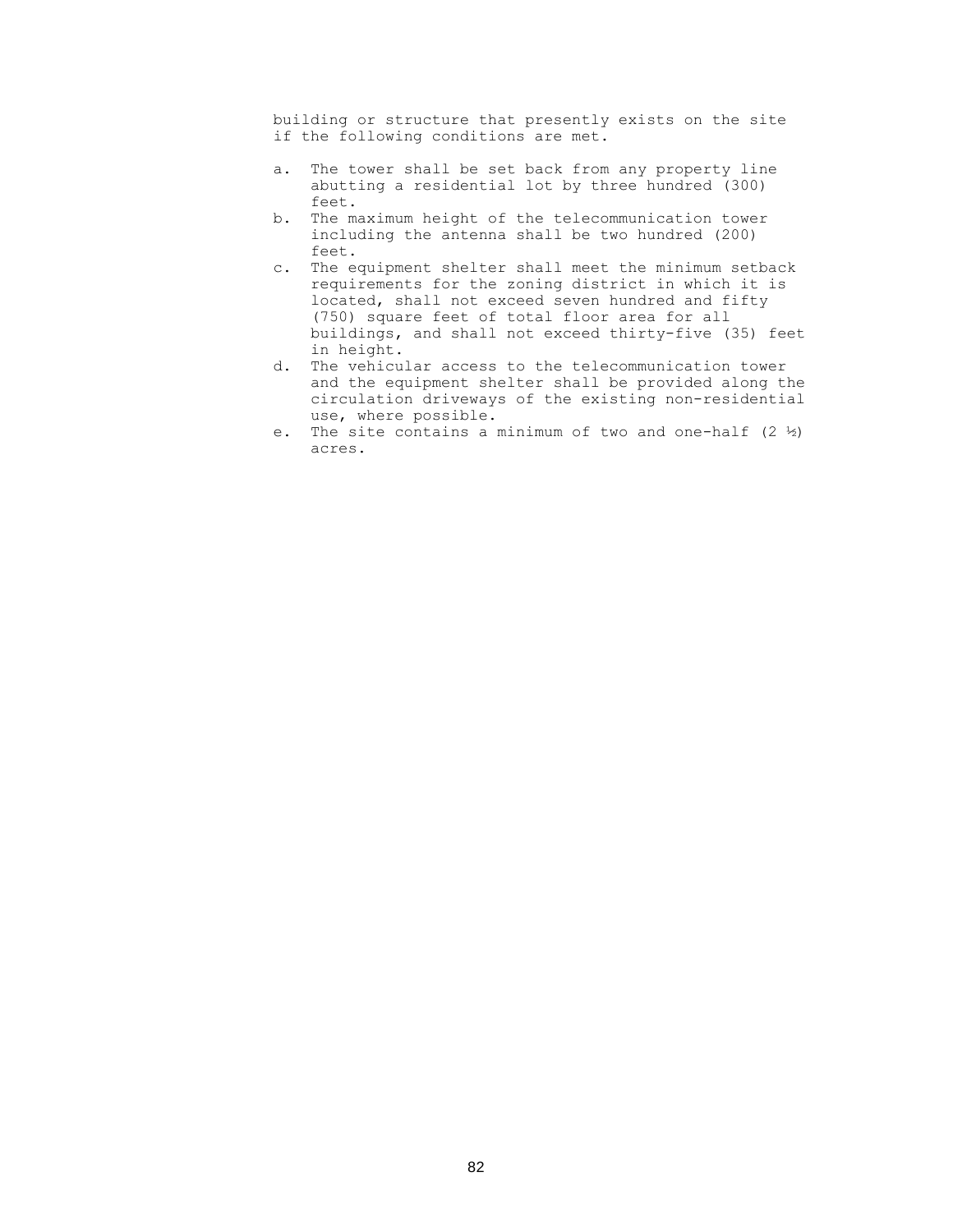building or structure that presently exists on the site if the following conditions are met.

a. The tower shall be set back from any property line abutting a residential lot by three hundred (300) feet.
b. The maximum height of the telecommunication tower including the antenna shall be two hundred (200) feet.
c. The equipment shelter shall meet the minimum setback requirements for the zoning district in which it is located, shall not exceed seven hundred and fifty (750) square feet of total floor area for all buildings, and shall not exceed thirty-five (35) feet in height.
d. The vehicular access to the telecommunication tower and the equipment shelter shall be provided along the circulation driveways of the existing non-residential use, where possible.
e. The site contains a minimum of two and one-half (2 ½) acres.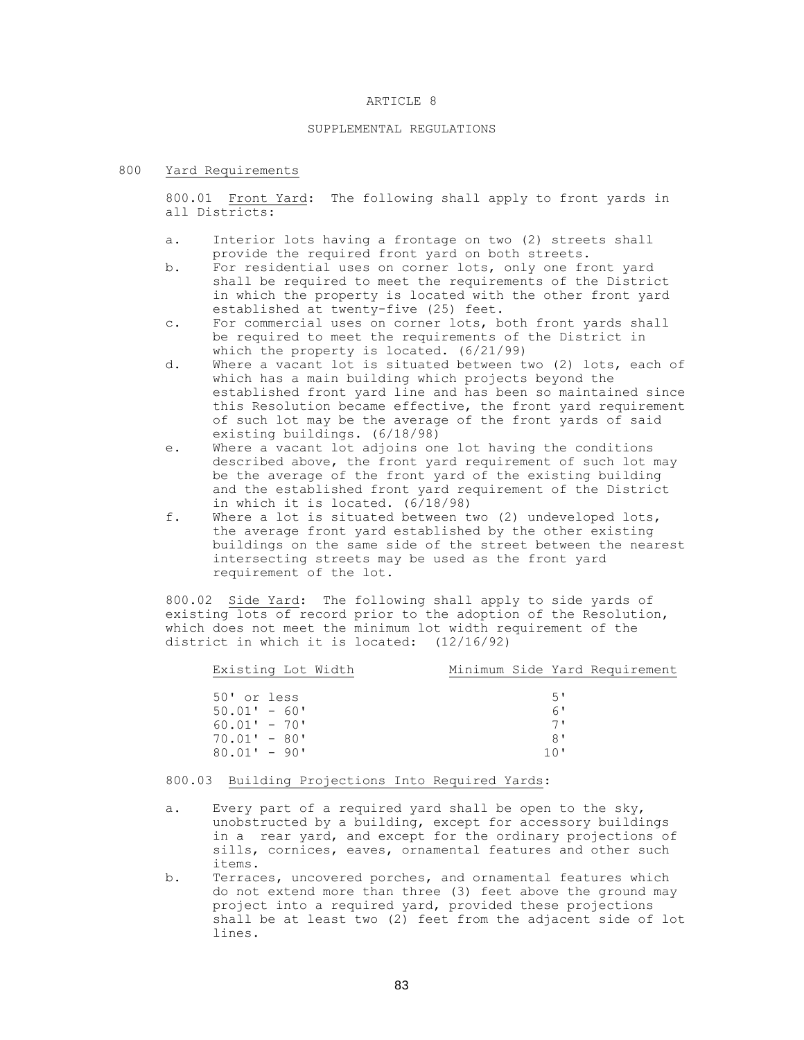# ARTICLE 8

## SUPPLEMENTAL REGULATIONS

### 800 Yard Requirements

800.01 Front Yard: The following shall apply to front yards in all Districts:

a. Interior lots having a frontage on two (2) streets shall provide the required front yard on both streets.

b. For residential uses on corner lots, only one front yard shall be required to meet the requirements of the District in which the property is located with the other front yard established at twenty-five (25) feet.

c. For commercial uses on corner lots, both front yards shall be required to meet the requirements of the District in which the property is located. (6/21/99)

d. Where a vacant lot is situated between two (2) lots, each of which has a main building which projects beyond the established front yard line and has been so maintained since this Resolution became effective, the front yard requirement of such lot may be the average of the front yards of said existing buildings. (6/18/98)

e. Where a vacant lot adjoins one lot having the conditions described above, the front yard requirement of such lot may be the average of the front yard of the existing building and the established front yard requirement of the District in which it is located. (6/18/98)

f. Where a lot is situated between two (2) undeveloped lots, the average front yard established by the other existing buildings on the same side of the street between the nearest intersecting streets may be used as the front yard requirement of the lot.

800.02 Side Yard: The following shall apply to side yards of existing lots of record prior to the adoption of the Resolution, which does not meet the minimum lot width requirement of the district in which it is located: (12/16/92)

| Existing Lot Width | Minimum Side Yard Requirement |
|---|---|
| 50' or less | 5' |
| 50.01' - 60' | 6' |
| 60.01' - 70' | 7' |
| 70.01' - 80' | 8' |
| 80.01' - 90' | 10' |

800.03 Building Projections Into Required Yards:

a. Every part of a required yard shall be open to the sky, unobstructed by a building, except for accessory buildings in a rear yard, and except for the ordinary projections of sills, cornices, eaves, ornamental features and other such items.

b. Terraces, uncovered porches, and ornamental features which do not extend more than three (3) feet above the ground may project into a required yard, provided these projections shall be at least two (2) feet from the adjacent side of lot lines.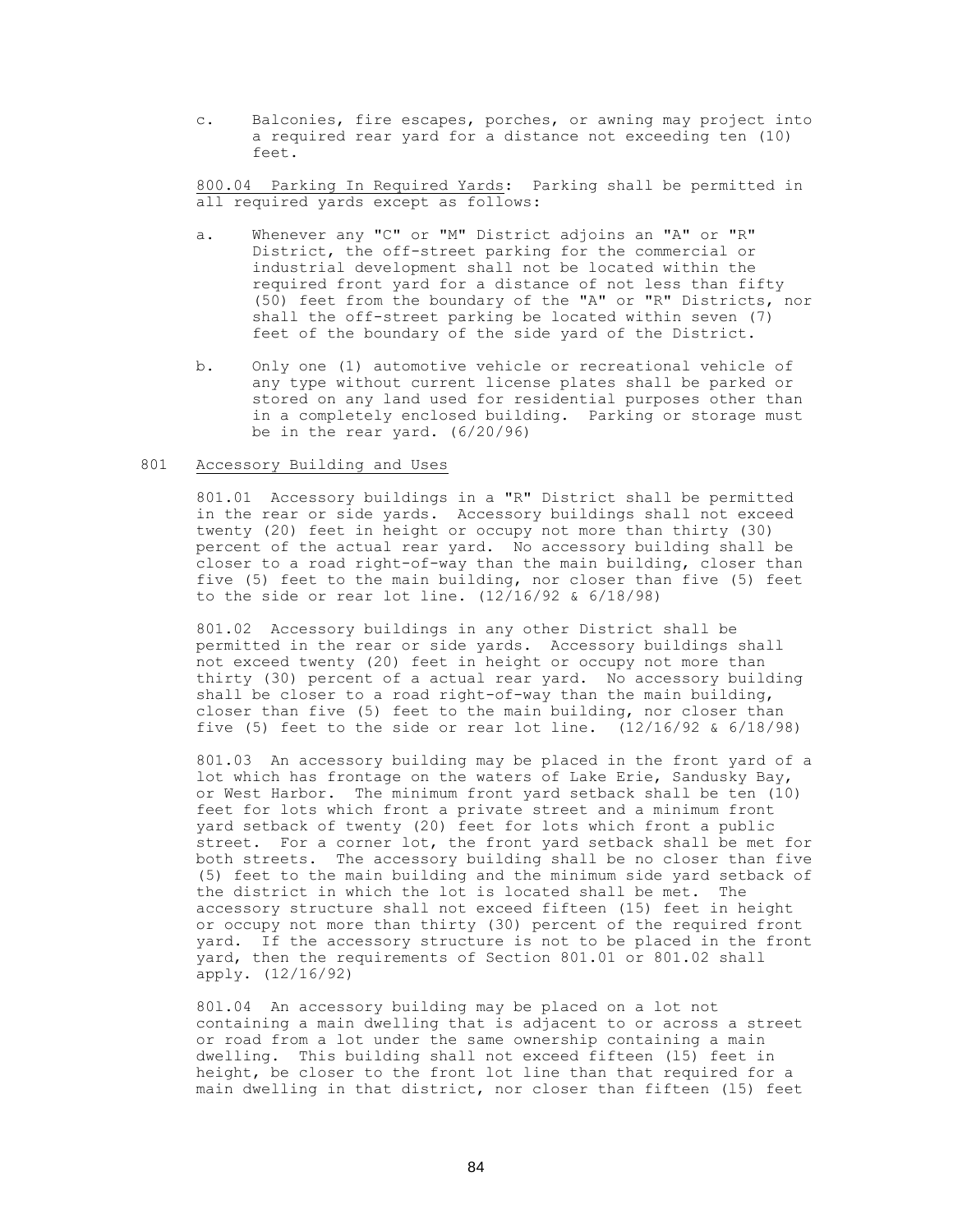c. Balconies, fire escapes, porches, or awning may project into a required rear yard for a distance not exceeding ten (10) feet.

800.04 Parking In Required Yards: Parking shall be permitted in all required yards except as follows:

a. Whenever any "C" or "M" District adjoins an "A" or "R" District, the off-street parking for the commercial or industrial development shall not be located within the required front yard for a distance of not less than fifty (50) feet from the boundary of the "A" or "R" Districts, nor shall the off-street parking be located within seven (7) feet of the boundary of the side yard of the District.

b. Only one (1) automotive vehicle or recreational vehicle of any type without current license plates shall be parked or stored on any land used for residential purposes other than in a completely enclosed building. Parking or storage must be in the rear yard. (6/20/96)

## 801 Accessory Building and Uses

801.01 Accessory buildings in a "R" District shall be permitted in the rear or side yards. Accessory buildings shall not exceed twenty (20) feet in height or occupy not more than thirty (30) percent of the actual rear yard. No accessory building shall be closer to a road right-of-way than the main building, closer than five (5) feet to the main building, nor closer than five (5) feet to the side or rear lot line. (12/16/92 & 6/18/98)

801.02 Accessory buildings in any other District shall be permitted in the rear or side yards. Accessory buildings shall not exceed twenty (20) feet in height or occupy not more than thirty (30) percent of a actual rear yard. No accessory building shall be closer to a road right-of-way than the main building, closer than five (5) feet to the main building, nor closer than five (5) feet to the side or rear lot line. (12/16/92 & 6/18/98)

801.03 An accessory building may be placed in the front yard of a lot which has frontage on the waters of Lake Erie, Sandusky Bay, or West Harbor. The minimum front yard setback shall be ten (10) feet for lots which front a private street and a minimum front yard setback of twenty (20) feet for lots which front a public street. For a corner lot, the front yard setback shall be met for both streets. The accessory building shall be no closer than five (5) feet to the main building and the minimum side yard setback of the district in which the lot is located shall be met. The accessory structure shall not exceed fifteen (15) feet in height or occupy not more than thirty (30) percent of the required front yard. If the accessory structure is not to be placed in the front yard, then the requirements of Section 801.01 or 801.02 shall apply. (12/16/92)

801.04 An accessory building may be placed on a lot not containing a main dwelling that is adjacent to or across a street or road from a lot under the same ownership containing a main dwelling. This building shall not exceed fifteen (15) feet in height, be closer to the front lot line than that required for a main dwelling in that district, nor closer than fifteen (15) feet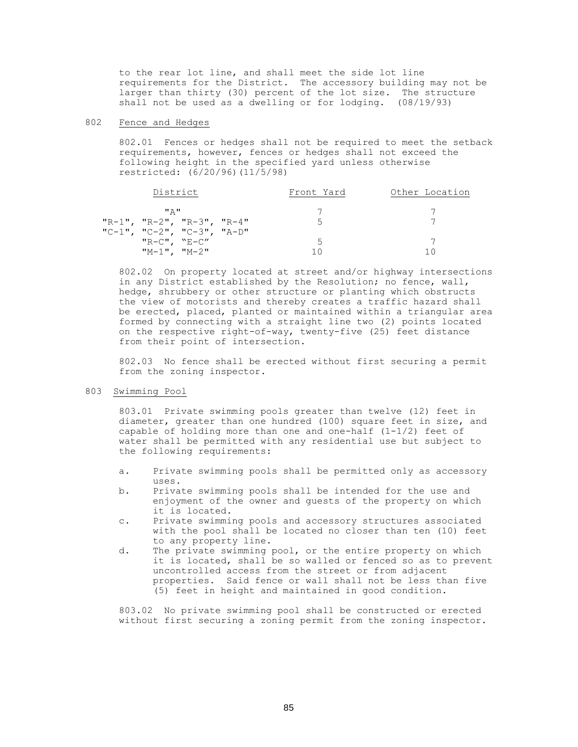to the rear lot line, and shall meet the side lot line requirements for the District. The accessory building may not be larger than thirty (30) percent of the lot size. The structure shall not be used as a dwelling or for lodging. (08/19/93)

## 802 Fence and Hedges

802.01 Fences or hedges shall not be required to meet the setback requirements, however, fences or hedges shall not exceed the following height in the specified yard unless otherwise restricted: (6/20/96)(11/5/98)

| District | Front Yard | Other Location |
|---|---|---|
| "A" | 7 | 7 |
| "R-1", "R-2", "R-3", "R-4" "C-1", "C-2", "C-3", "A-D" | 5 | 7 |
| "R-C", "E-C" | 5 | 7 |
| "M-1", "M-2" | 10 | 10 |

802.02 On property located at street and/or highway intersections in any District established by the Resolution; no fence, wall, hedge, shrubbery or other structure or planting which obstructs the view of motorists and thereby creates a traffic hazard shall be erected, placed, planted or maintained within a triangular area formed by connecting with a straight line two (2) points located on the respective right-of-way, twenty-five (25) feet distance from their point of intersection.

802.03 No fence shall be erected without first securing a permit from the zoning inspector.

## 803 Swimming Pool

803.01 Private swimming pools greater than twelve (12) feet in diameter, greater than one hundred (100) square feet in size, and capable of holding more than one and one-half (1-1/2) feet of water shall be permitted with any residential use but subject to the following requirements:

a. Private swimming pools shall be permitted only as accessory uses.
b. Private swimming pools shall be intended for the use and enjoyment of the owner and guests of the property on which it is located.
c. Private swimming pools and accessory structures associated with the pool shall be located no closer than ten (10) feet to any property line.
d. The private swimming pool, or the entire property on which it is located, shall be so walled or fenced so as to prevent uncontrolled access from the street or from adjacent properties. Said fence or wall shall not be less than five (5) feet in height and maintained in good condition.

803.02 No private swimming pool shall be constructed or erected without first securing a zoning permit from the zoning inspector.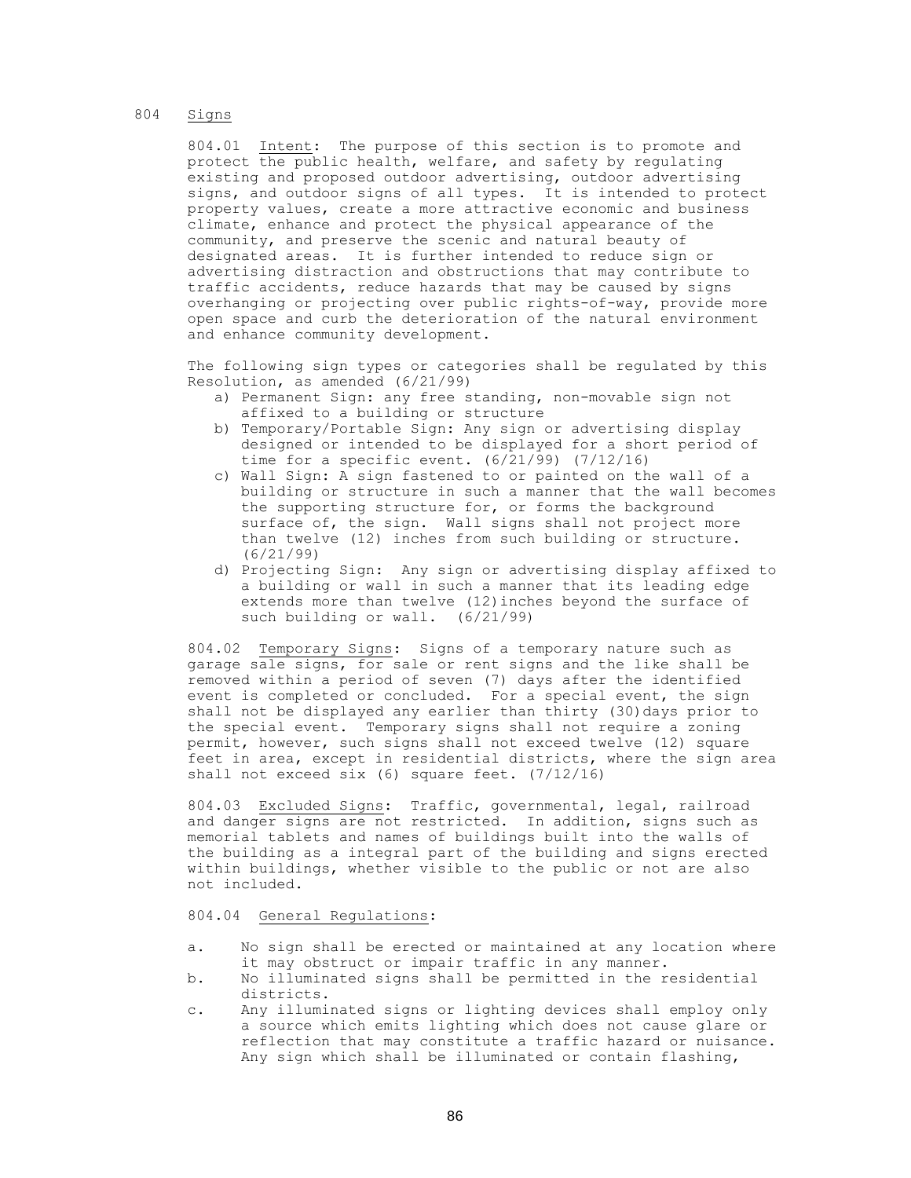## 804 Signs

804.01 Intent: The purpose of this section is to promote and protect the public health, welfare, and safety by regulating existing and proposed outdoor advertising, outdoor advertising signs, and outdoor signs of all types. It is intended to protect property values, create a more attractive economic and business climate, enhance and protect the physical appearance of the community, and preserve the scenic and natural beauty of designated areas. It is further intended to reduce sign or advertising distraction and obstructions that may contribute to traffic accidents, reduce hazards that may be caused by signs overhanging or projecting over public rights-of-way, provide more open space and curb the deterioration of the natural environment and enhance community development.

The following sign types or categories shall be regulated by this Resolution, as amended (6/21/99)

a) Permanent Sign: any free standing, non-movable sign not affixed to a building or structure
b) Temporary/Portable Sign: Any sign or advertising display designed or intended to be displayed for a short period of time for a specific event. (6/21/99) (7/12/16)
c) Wall Sign: A sign fastened to or painted on the wall of a building or structure in such a manner that the wall becomes the supporting structure for, or forms the background surface of, the sign. Wall signs shall not project more than twelve (12) inches from such building or structure. (6/21/99)
d) Projecting Sign: Any sign or advertising display affixed to a building or wall in such a manner that its leading edge extends more than twelve (12)inches beyond the surface of such building or wall. (6/21/99)

804.02 Temporary Signs: Signs of a temporary nature such as garage sale signs, for sale or rent signs and the like shall be removed within a period of seven (7) days after the identified event is completed or concluded. For a special event, the sign shall not be displayed any earlier than thirty (30)days prior to the special event. Temporary signs shall not require a zoning permit, however, such signs shall not exceed twelve (12) square feet in area, except in residential districts, where the sign area shall not exceed six (6) square feet. (7/12/16)

804.03 Excluded Signs: Traffic, governmental, legal, railroad and danger signs are not restricted. In addition, signs such as memorial tablets and names of buildings built into the walls of the building as a integral part of the building and signs erected within buildings, whether visible to the public or not are also not included.

804.04 General Regulations:

a. No sign shall be erected or maintained at any location where it may obstruct or impair traffic in any manner.
b. No illuminated signs shall be permitted in the residential districts.
c. Any illuminated signs or lighting devices shall employ only a source which emits lighting which does not cause glare or reflection that may constitute a traffic hazard or nuisance. Any sign which shall be illuminated or contain flashing,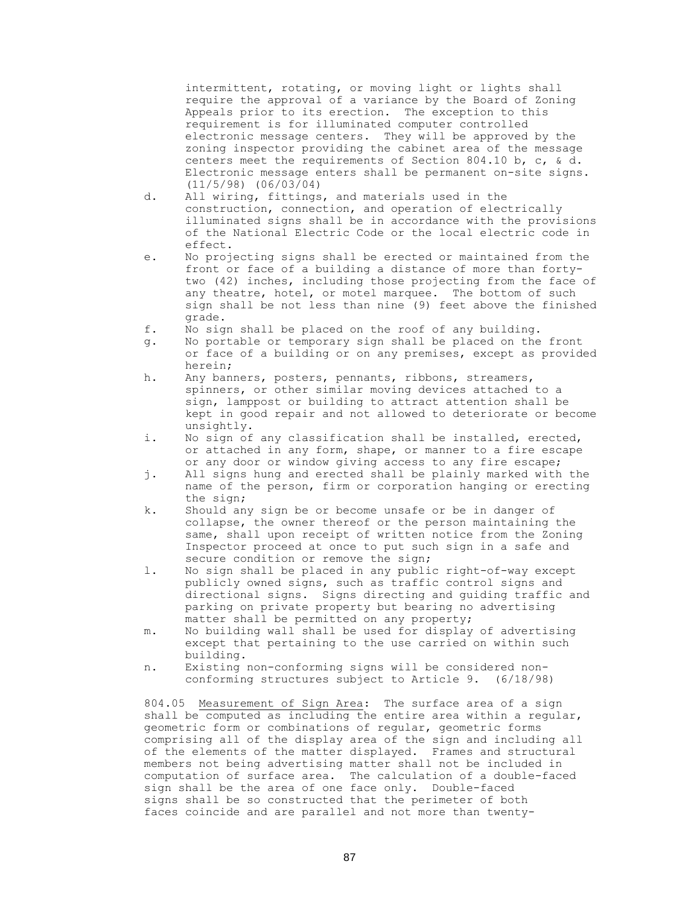intermittent, rotating, or moving light or lights shall require the approval of a variance by the Board of Zoning Appeals prior to its erection. The exception to this requirement is for illuminated computer controlled electronic message centers. They will be approved by the zoning inspector providing the cabinet area of the message centers meet the requirements of Section 804.10 b, c, & d. Electronic message enters shall be permanent on-site signs. (11/5/98) (06/03/04)

d. All wiring, fittings, and materials used in the construction, connection, and operation of electrically illuminated signs shall be in accordance with the provisions of the National Electric Code or the local electric code in effect.

e. No projecting signs shall be erected or maintained from the front or face of a building a distance of more than forty-two (42) inches, including those projecting from the face of any theatre, hotel, or motel marquee. The bottom of such sign shall be not less than nine (9) feet above the finished grade.

f. No sign shall be placed on the roof of any building.

g. No portable or temporary sign shall be placed on the front or face of a building or on any premises, except as provided herein;

h. Any banners, posters, pennants, ribbons, streamers, spinners, or other similar moving devices attached to a sign, lamppost or building to attract attention shall be kept in good repair and not allowed to deteriorate or become unsightly.

i. No sign of any classification shall be installed, erected, or attached in any form, shape, or manner to a fire escape or any door or window giving access to any fire escape;

j. All signs hung and erected shall be plainly marked with the name of the person, firm or corporation hanging or erecting the sign;

k. Should any sign be or become unsafe or be in danger of collapse, the owner thereof or the person maintaining the same, shall upon receipt of written notice from the Zoning Inspector proceed at once to put such sign in a safe and secure condition or remove the sign;

l. No sign shall be placed in any public right-of-way except publicly owned signs, such as traffic control signs and directional signs. Signs directing and guiding traffic and parking on private property but bearing no advertising matter shall be permitted on any property;

m. No building wall shall be used for display of advertising except that pertaining to the use carried on within such building.

n. Existing non-conforming signs will be considered non-conforming structures subject to Article 9. (6/18/98)

804.05 Measurement of Sign Area: The surface area of a sign shall be computed as including the entire area within a regular, geometric form or combinations of regular, geometric forms comprising all of the display area of the sign and including all of the elements of the matter displayed. Frames and structural members not being advertising matter shall not be included in computation of surface area. The calculation of a double-faced sign shall be the area of one face only. Double-faced signs shall be so constructed that the perimeter of both faces coincide and are parallel and not more than twenty-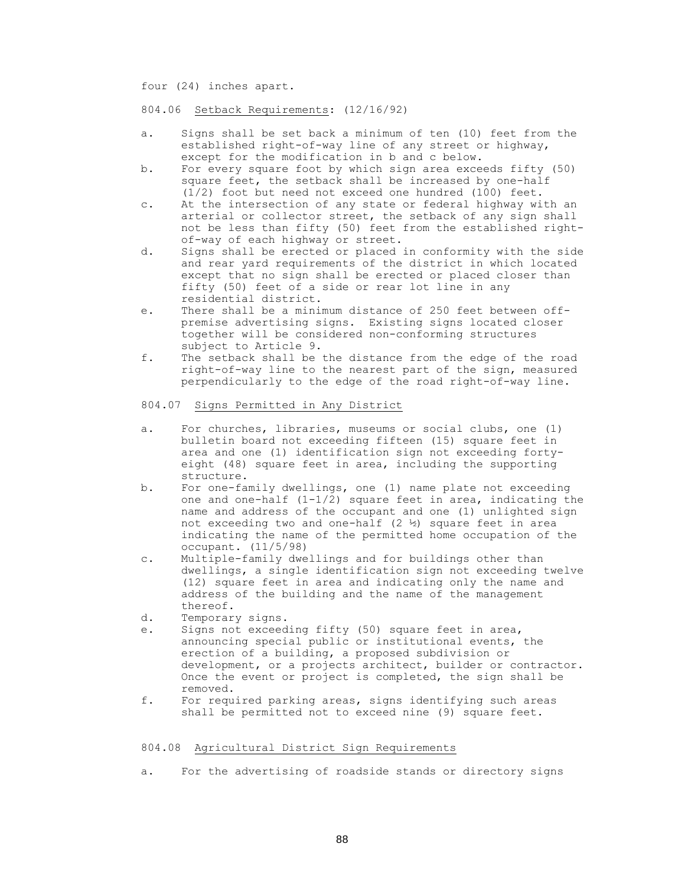four (24) inches apart.

804.06 Setback Requirements: (12/16/92)

a. Signs shall be set back a minimum of ten (10) feet from the established right-of-way line of any street or highway, except for the modification in b and c below.
b. For every square foot by which sign area exceeds fifty (50) square feet, the setback shall be increased by one-half (1/2) foot but need not exceed one hundred (100) feet.
c. At the intersection of any state or federal highway with an arterial or collector street, the setback of any sign shall not be less than fifty (50) feet from the established right-of-way of each highway or street.
d. Signs shall be erected or placed in conformity with the side and rear yard requirements of the district in which located except that no sign shall be erected or placed closer than fifty (50) feet of a side or rear lot line in any residential district.
e. There shall be a minimum distance of 250 feet between off-premise advertising signs. Existing signs located closer together will be considered non-conforming structures subject to Article 9.
f. The setback shall be the distance from the edge of the road right-of-way line to the nearest part of the sign, measured perpendicularly to the edge of the road right-of-way line.

804.07 Signs Permitted in Any District

a. For churches, libraries, museums or social clubs, one (1) bulletin board not exceeding fifteen (15) square feet in area and one (1) identification sign not exceeding forty-eight (48) square feet in area, including the supporting structure.
b. For one-family dwellings, one (1) name plate not exceeding one and one-half (1-1/2) square feet in area, indicating the name and address of the occupant and one (1) unlighted sign not exceeding two and one-half (2 ½) square feet in area indicating the name of the permitted home occupation of the occupant. (11/5/98)
c. Multiple-family dwellings and for buildings other than dwellings, a single identification sign not exceeding twelve (12) square feet in area and indicating only the name and address of the building and the name of the management thereof.
d. Temporary signs.
e. Signs not exceeding fifty (50) square feet in area, announcing special public or institutional events, the erection of a building, a proposed subdivision or development, or a projects architect, builder or contractor. Once the event or project is completed, the sign shall be removed.
f. For required parking areas, signs identifying such areas shall be permitted not to exceed nine (9) square feet.

804.08 Agricultural District Sign Requirements

a. For the advertising of roadside stands or directory signs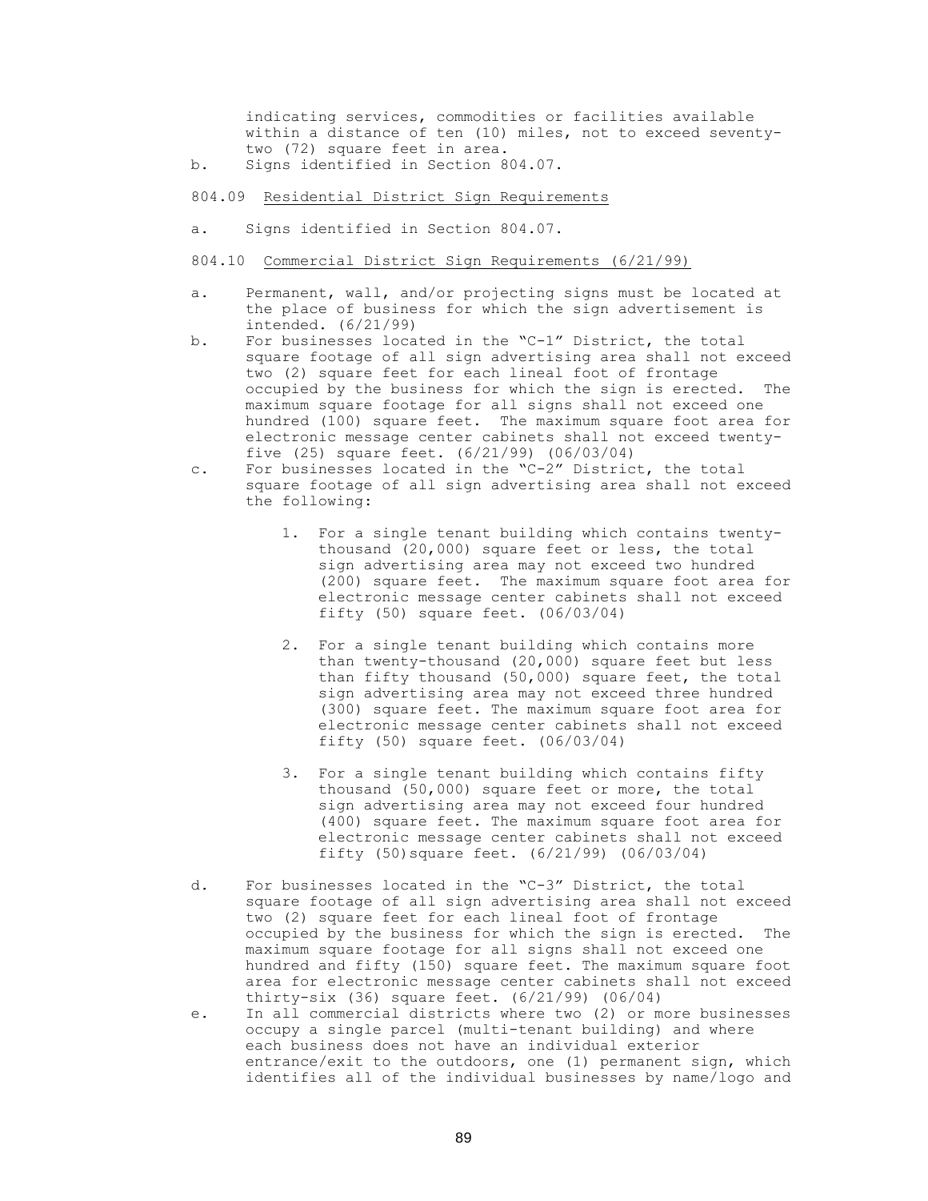indicating services, commodities or facilities available within a distance of ten (10) miles, not to exceed seventy-two (72) square feet in area.

b. Signs identified in Section 804.07.

804.09 <u>Residential District Sign Requirements</u>

a. Signs identified in Section 804.07.

804.10 <u>Commercial District Sign Requirements (6/21/99)</u>

a. Permanent, wall, and/or projecting signs must be located at the place of business for which the sign advertisement is intended. (6/21/99)

b. For businesses located in the "C-1" District, the total square footage of all sign advertising area shall not exceed two (2) square feet for each lineal foot of frontage occupied by the business for which the sign is erected. The maximum square footage for all signs shall not exceed one hundred (100) square feet. The maximum square foot area for electronic message center cabinets shall not exceed twenty-five (25) square feet. (6/21/99) (06/03/04)

c. For businesses located in the "C-2" District, the total square footage of all sign advertising area shall not exceed the following:

   1. For a single tenant building which contains twenty-thousand (20,000) square feet or less, the total sign advertising area may not exceed two hundred (200) square feet. The maximum square foot area for electronic message center cabinets shall not exceed fifty (50) square feet. (06/03/04)

   2. For a single tenant building which contains more than twenty-thousand (20,000) square feet but less than fifty thousand (50,000) square feet, the total sign advertising area may not exceed three hundred (300) square feet. The maximum square foot area for electronic message center cabinets shall not exceed fifty (50) square feet. (06/03/04)

   3. For a single tenant building which contains fifty thousand (50,000) square feet or more, the total sign advertising area may not exceed four hundred (400) square feet. The maximum square foot area for electronic message center cabinets shall not exceed fifty (50)square feet. (6/21/99) (06/03/04)

d. For businesses located in the "C-3" District, the total square footage of all sign advertising area shall not exceed two (2) square feet for each lineal foot of frontage occupied by the business for which the sign is erected. The maximum square footage for all signs shall not exceed one hundred and fifty (150) square feet. The maximum square foot area for electronic message center cabinets shall not exceed thirty-six (36) square feet. (6/21/99) (06/04)

e. In all commercial districts where two (2) or more businesses occupy a single parcel (multi-tenant building) and where each business does not have an individual exterior entrance/exit to the outdoors, one (1) permanent sign, which identifies all of the individual businesses by name/logo and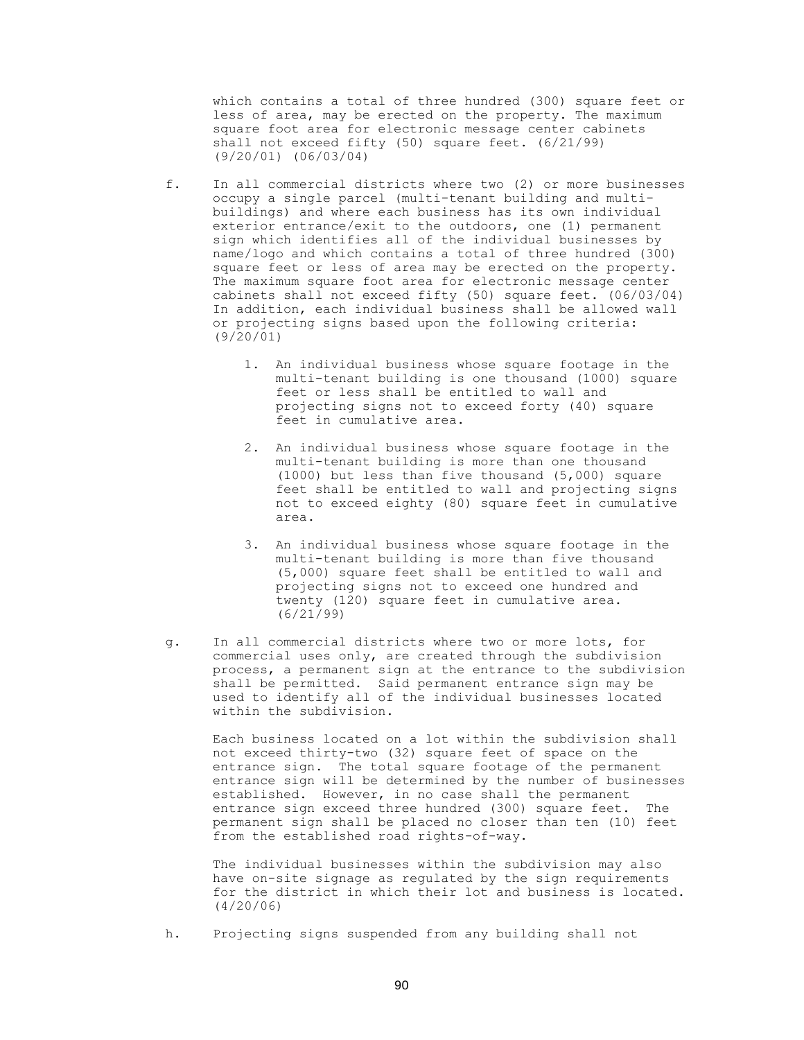which contains a total of three hundred (300) square feet or less of area, may be erected on the property. The maximum square foot area for electronic message center cabinets shall not exceed fifty (50) square feet. (6/21/99) (9/20/01) (06/03/04)

f. In all commercial districts where two (2) or more businesses occupy a single parcel (multi-tenant building and multi-buildings) and where each business has its own individual exterior entrance/exit to the outdoors, one (1) permanent sign which identifies all of the individual businesses by name/logo and which contains a total of three hundred (300) square feet or less of area may be erected on the property. The maximum square foot area for electronic message center cabinets shall not exceed fifty (50) square feet. (06/03/04) In addition, each individual business shall be allowed wall or projecting signs based upon the following criteria: (9/20/01)

   1. An individual business whose square footage in the multi-tenant building is one thousand (1000) square feet or less shall be entitled to wall and projecting signs not to exceed forty (40) square feet in cumulative area.

   2. An individual business whose square footage in the multi-tenant building is more than one thousand (1000) but less than five thousand (5,000) square feet shall be entitled to wall and projecting signs not to exceed eighty (80) square feet in cumulative area.

   3. An individual business whose square footage in the multi-tenant building is more than five thousand (5,000) square feet shall be entitled to wall and projecting signs not to exceed one hundred and twenty (120) square feet in cumulative area. (6/21/99)

g. In all commercial districts where two or more lots, for commercial uses only, are created through the subdivision process, a permanent sign at the entrance to the subdivision shall be permitted. Said permanent entrance sign may be used to identify all of the individual businesses located within the subdivision.

   Each business located on a lot within the subdivision shall not exceed thirty-two (32) square feet of space on the entrance sign. The total square footage of the permanent entrance sign will be determined by the number of businesses established. However, in no case shall the permanent entrance sign exceed three hundred (300) square feet. The permanent sign shall be placed no closer than ten (10) feet from the established road rights-of-way.

   The individual businesses within the subdivision may also have on-site signage as regulated by the sign requirements for the district in which their lot and business is located. (4/20/06)

h. Projecting signs suspended from any building shall not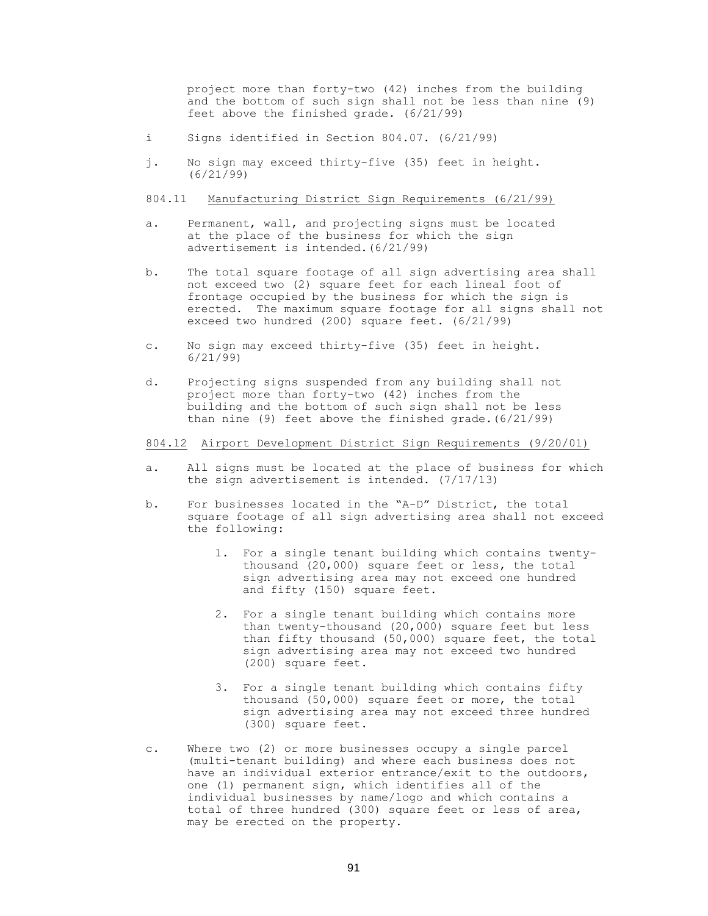project more than forty-two (42) inches from the building and the bottom of such sign shall not be less than nine (9) feet above the finished grade. (6/21/99)

i Signs identified in Section 804.07. (6/21/99)

j. No sign may exceed thirty-five (35) feet in height. (6/21/99)

804.11 <u>Manufacturing District Sign Requirements (6/21/99)</u>

a. Permanent, wall, and projecting signs must be located at the place of the business for which the sign advertisement is intended.(6/21/99)

b. The total square footage of all sign advertising area shall not exceed two (2) square feet for each lineal foot of frontage occupied by the business for which the sign is erected. The maximum square footage for all signs shall not exceed two hundred (200) square feet. (6/21/99)

c. No sign may exceed thirty-five (35) feet in height. 6/21/99)

d. Projecting signs suspended from any building shall not project more than forty-two (42) inches from the building and the bottom of such sign shall not be less than nine (9) feet above the finished grade.(6/21/99)

804.12 <u>Airport Development District Sign Requirements (9/20/01)</u>

a. All signs must be located at the place of business for which the sign advertisement is intended. (7/17/13)

b. For businesses located in the "A-D" District, the total square footage of all sign advertising area shall not exceed the following:

   1. For a single tenant building which contains twenty-thousand (20,000) square feet or less, the total sign advertising area may not exceed one hundred and fifty (150) square feet.

   2. For a single tenant building which contains more than twenty-thousand (20,000) square feet but less than fifty thousand (50,000) square feet, the total sign advertising area may not exceed two hundred (200) square feet.

   3. For a single tenant building which contains fifty thousand (50,000) square feet or more, the total sign advertising area may not exceed three hundred (300) square feet.

c. Where two (2) or more businesses occupy a single parcel (multi-tenant building) and where each business does not have an individual exterior entrance/exit to the outdoors, one (1) permanent sign, which identifies all of the individual businesses by name/logo and which contains a total of three hundred (300) square feet or less of area, may be erected on the property.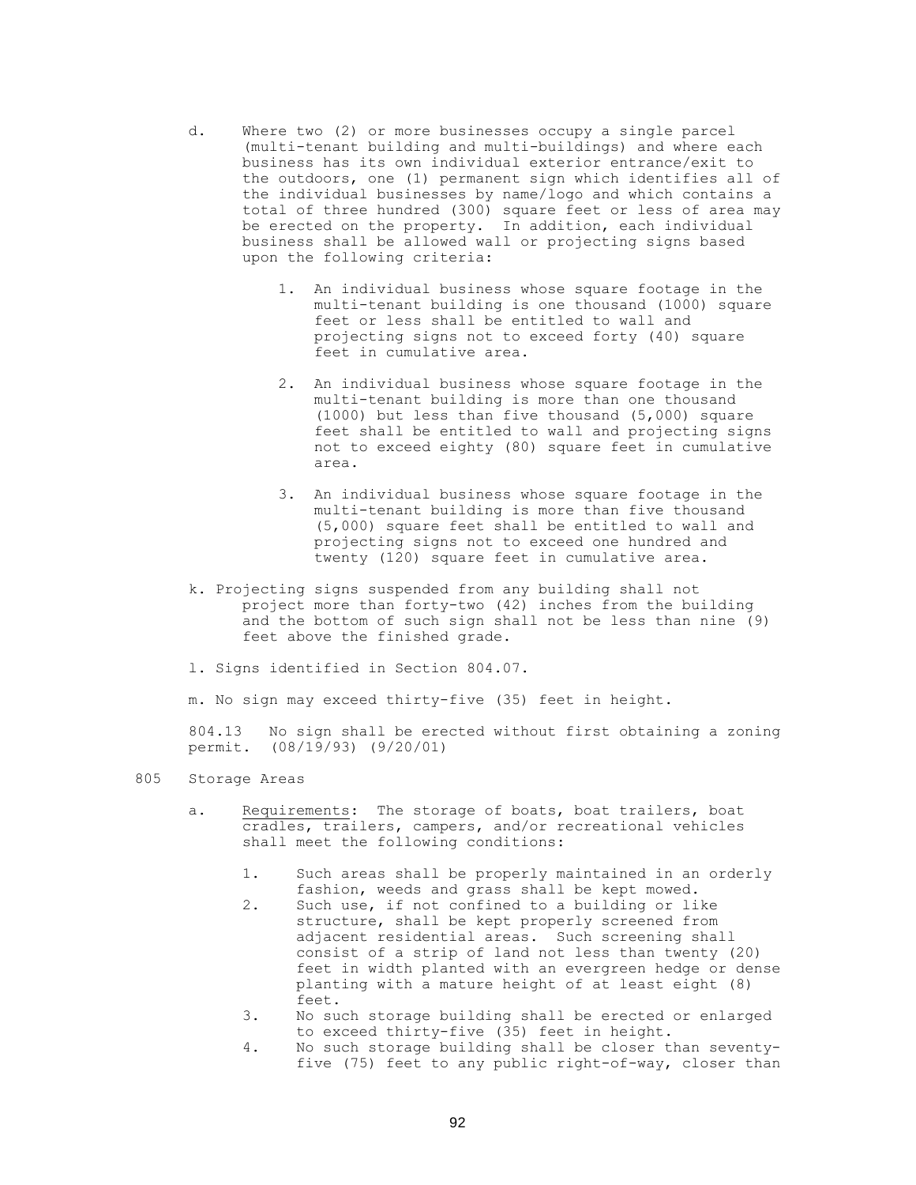d. Where two (2) or more businesses occupy a single parcel (multi-tenant building and multi-buildings) and where each business has its own individual exterior entrance/exit to the outdoors, one (1) permanent sign which identifies all of the individual businesses by name/logo and which contains a total of three hundred (300) square feet or less of area may be erected on the property. In addition, each individual business shall be allowed wall or projecting signs based upon the following criteria:

   1. An individual business whose square footage in the multi-tenant building is one thousand (1000) square feet or less shall be entitled to wall and projecting signs not to exceed forty (40) square feet in cumulative area.

   2. An individual business whose square footage in the multi-tenant building is more than one thousand (1000) but less than five thousand (5,000) square feet shall be entitled to wall and projecting signs not to exceed eighty (80) square feet in cumulative area.

   3. An individual business whose square footage in the multi-tenant building is more than five thousand (5,000) square feet shall be entitled to wall and projecting signs not to exceed one hundred and twenty (120) square feet in cumulative area.

k. Projecting signs suspended from any building shall not project more than forty-two (42) inches from the building and the bottom of such sign shall not be less than nine (9) feet above the finished grade.

l. Signs identified in Section 804.07.

m. No sign may exceed thirty-five (35) feet in height.

804.13 No sign shall be erected without first obtaining a zoning permit. (08/19/93) (9/20/01)

805 Storage Areas

a. Requirements: The storage of boats, boat trailers, boat cradles, trailers, campers, and/or recreational vehicles shall meet the following conditions:

   1. Such areas shall be properly maintained in an orderly fashion, weeds and grass shall be kept mowed.
   2. Such use, if not confined to a building or like structure, shall be kept properly screened from adjacent residential areas. Such screening shall consist of a strip of land not less than twenty (20) feet in width planted with an evergreen hedge or dense planting with a mature height of at least eight (8) feet.
   3. No such storage building shall be erected or enlarged to exceed thirty-five (35) feet in height.
   4. No such storage building shall be closer than seventy-five (75) feet to any public right-of-way, closer than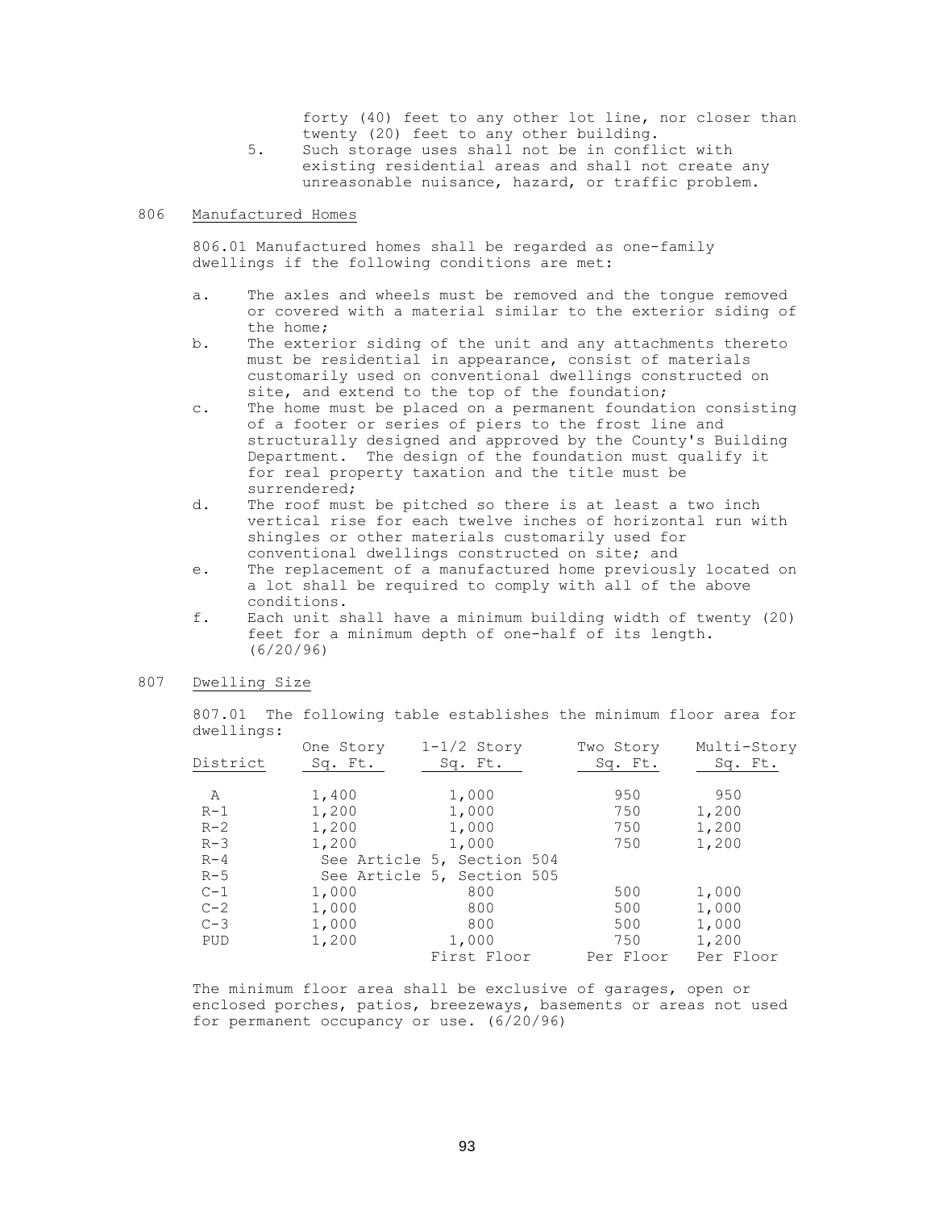forty (40) feet to any other lot line, nor closer than twenty (20) feet to any other building.

5. Such storage uses shall not be in conflict with existing residential areas and shall not create any unreasonable nuisance, hazard, or traffic problem.

## 806 Manufactured Homes

806.01 Manufactured homes shall be regarded as one-family dwellings if the following conditions are met:

a. The axles and wheels must be removed and the tongue removed or covered with a material similar to the exterior siding of the home;

b. The exterior siding of the unit and any attachments thereto must be residential in appearance, consist of materials customarily used on conventional dwellings constructed on site, and extend to the top of the foundation;

c. The home must be placed on a permanent foundation consisting of a footer or series of piers to the frost line and structurally designed and approved by the County's Building Department. The design of the foundation must qualify it for real property taxation and the title must be surrendered;

d. The roof must be pitched so there is at least a two inch vertical rise for each twelve inches of horizontal run with shingles or other materials customarily used for conventional dwellings constructed on site; and

e. The replacement of a manufactured home previously located on a lot shall be required to comply with all of the above conditions.

f. Each unit shall have a minimum building width of twenty (20) feet for a minimum depth of one-half of its length. (6/20/96)

## 807 Dwelling Size

807.01 The following table establishes the minimum floor area for dwellings:

| District | One Story Sq. Ft. | 1-1/2 Story Sq. Ft. | Two Story Sq. Ft. | Multi-Story Sq. Ft. |
|---|---|---|---|---|
| A | 1,400 | 1,000 | 950 | 950 |
| R-1 | 1,200 | 1,000 | 750 | 1,200 |
| R-2 | 1,200 | 1,000 | 750 | 1,200 |
| R-3 | 1,200 | 1,000 | 750 | 1,200 |
| R-4 | See Article 5, Section 504 | | | |
| R-5 | See Article 5, Section 505 | | | |
| C-1 | 1,000 | 800 | 500 | 1,000 |
| C-2 | 1,000 | 800 | 500 | 1,000 |
| C-3 | 1,000 | 800 | 500 | 1,000 |
| PUD | 1,200 | 1,000 | 750 | 1,200 |
| | | First Floor | Per Floor | Per Floor |

The minimum floor area shall be exclusive of garages, open or enclosed porches, patios, breezeways, basements or areas not used for permanent occupancy or use. (6/20/96)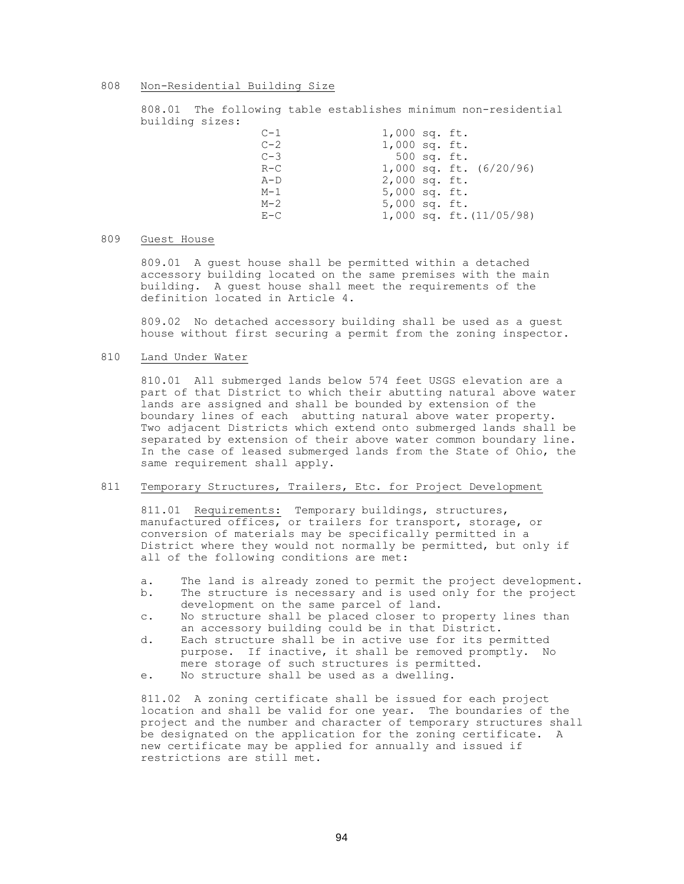## 808 Non-Residential Building Size

808.01 The following table establishes minimum non-residential building sizes:

| District | Minimum Size |
|---|---|
| C-1 | 1,000 sq. ft. |
| C-2 | 1,000 sq. ft. |
| C-3 | 500 sq. ft. |
| R-C | 1,000 sq. ft. (6/20/96) |
| A-D | 2,000 sq. ft. |
| M-1 | 5,000 sq. ft. |
| M-2 | 5,000 sq. ft. |
| E-C | 1,000 sq. ft.(11/05/98) |

## 809 Guest House

809.01 A guest house shall be permitted within a detached accessory building located on the same premises with the main building. A guest house shall meet the requirements of the definition located in Article 4.

809.02 No detached accessory building shall be used as a guest house without first securing a permit from the zoning inspector.

## 810 Land Under Water

810.01 All submerged lands below 574 feet USGS elevation are a part of that District to which their abutting natural above water lands are assigned and shall be bounded by extension of the boundary lines of each abutting natural above water property. Two adjacent Districts which extend onto submerged lands shall be separated by extension of their above water common boundary line. In the case of leased submerged lands from the State of Ohio, the same requirement shall apply.

## 811 Temporary Structures, Trailers, Etc. for Project Development

811.01 Requirements: Temporary buildings, structures, manufactured offices, or trailers for transport, storage, or conversion of materials may be specifically permitted in a District where they would not normally be permitted, but only if all of the following conditions are met:

a. The land is already zoned to permit the project development.
b. The structure is necessary and is used only for the project development on the same parcel of land.
c. No structure shall be placed closer to property lines than an accessory building could be in that District.
d. Each structure shall be in active use for its permitted purpose. If inactive, it shall be removed promptly. No mere storage of such structures is permitted.
e. No structure shall be used as a dwelling.

811.02 A zoning certificate shall be issued for each project location and shall be valid for one year. The boundaries of the project and the number and character of temporary structures shall be designated on the application for the zoning certificate. A new certificate may be applied for annually and issued if restrictions are still met.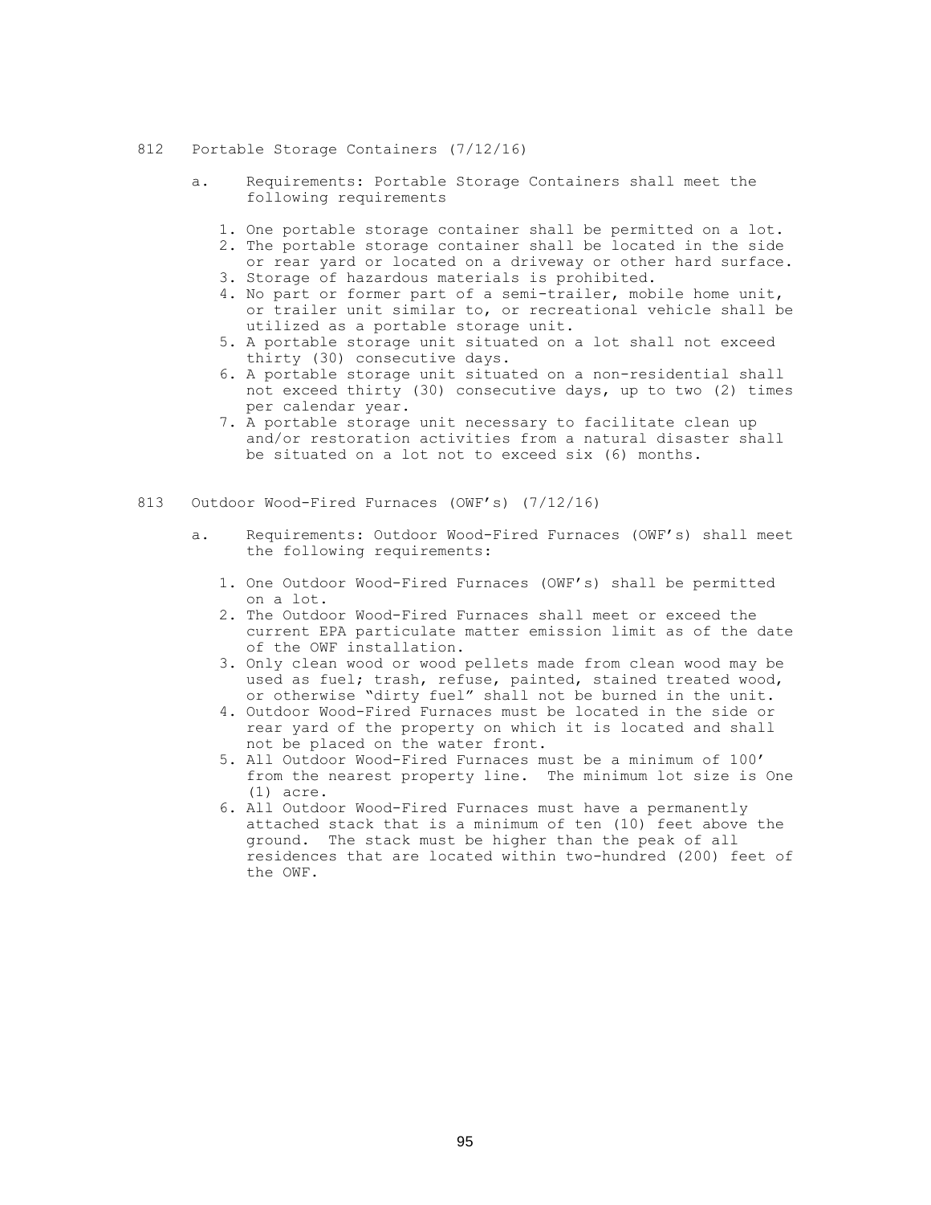## 812 Portable Storage Containers (7/12/16)

a. Requirements: Portable Storage Containers shall meet the following requirements

1. One portable storage container shall be permitted on a lot.
2. The portable storage container shall be located in the side or rear yard or located on a driveway or other hard surface.
3. Storage of hazardous materials is prohibited.
4. No part or former part of a semi-trailer, mobile home unit, or trailer unit similar to, or recreational vehicle shall be utilized as a portable storage unit.
5. A portable storage unit situated on a lot shall not exceed thirty (30) consecutive days.
6. A portable storage unit situated on a non-residential shall not exceed thirty (30) consecutive days, up to two (2) times per calendar year.
7. A portable storage unit necessary to facilitate clean up and/or restoration activities from a natural disaster shall be situated on a lot not to exceed six (6) months.

## 813 Outdoor Wood-Fired Furnaces (OWF's) (7/12/16)

a. Requirements: Outdoor Wood-Fired Furnaces (OWF's) shall meet the following requirements:

1. One Outdoor Wood-Fired Furnaces (OWF's) shall be permitted on a lot.
2. The Outdoor Wood-Fired Furnaces shall meet or exceed the current EPA particulate matter emission limit as of the date of the OWF installation.
3. Only clean wood or wood pellets made from clean wood may be used as fuel; trash, refuse, painted, stained treated wood, or otherwise "dirty fuel" shall not be burned in the unit.
4. Outdoor Wood-Fired Furnaces must be located in the side or rear yard of the property on which it is located and shall not be placed on the water front.
5. All Outdoor Wood-Fired Furnaces must be a minimum of 100' from the nearest property line. The minimum lot size is One (1) acre.
6. All Outdoor Wood-Fired Furnaces must have a permanently attached stack that is a minimum of ten (10) feet above the ground. The stack must be higher than the peak of all residences that are located within two-hundred (200) feet of the OWF.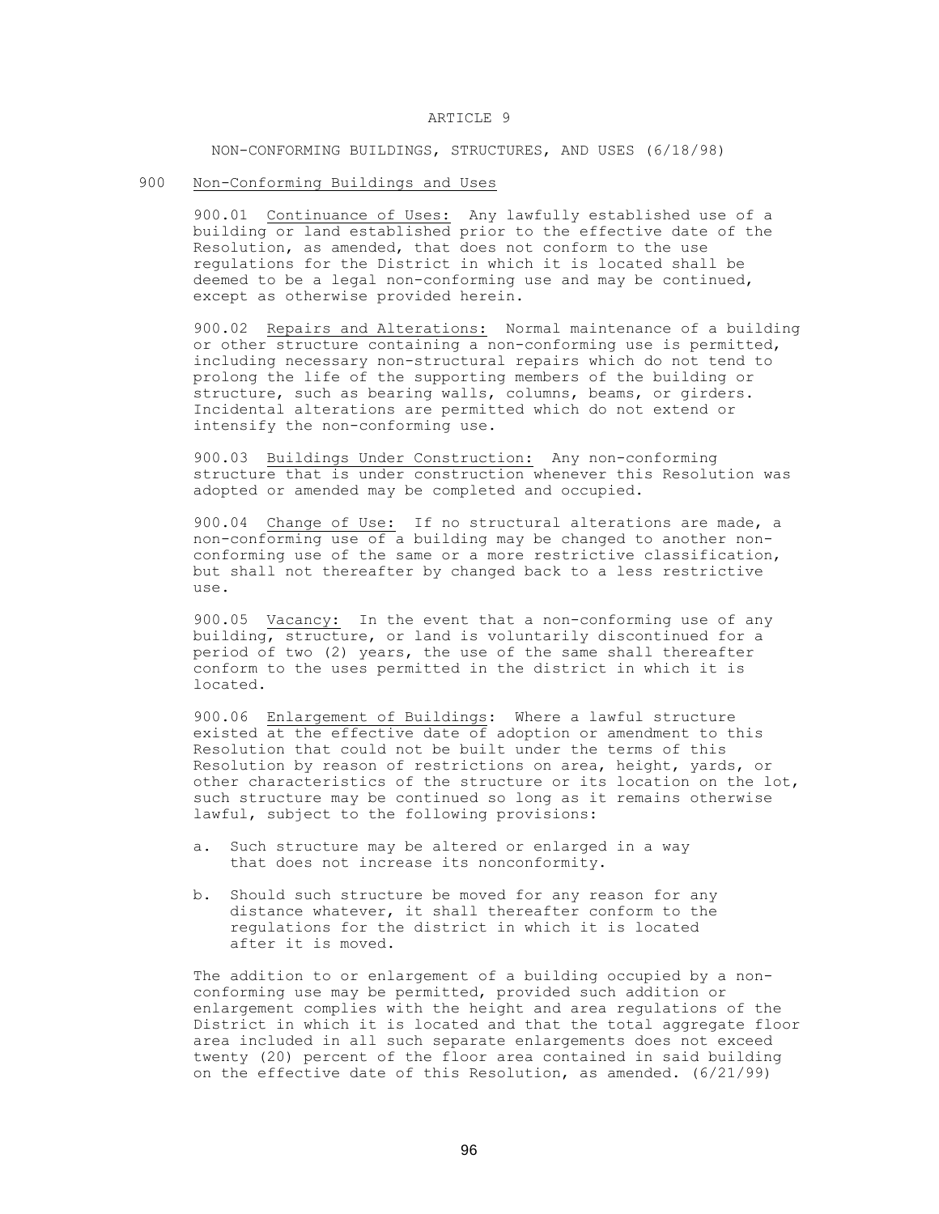# ARTICLE 9

## NON-CONFORMING BUILDINGS, STRUCTURES, AND USES (6/18/98)

### 900 Non-Conforming Buildings and Uses

900.01 Continuance of Uses: Any lawfully established use of a building or land established prior to the effective date of the Resolution, as amended, that does not conform to the use regulations for the District in which it is located shall be deemed to be a legal non-conforming use and may be continued, except as otherwise provided herein.

900.02 Repairs and Alterations: Normal maintenance of a building or other structure containing a non-conforming use is permitted, including necessary non-structural repairs which do not tend to prolong the life of the supporting members of the building or structure, such as bearing walls, columns, beams, or girders. Incidental alterations are permitted which do not extend or intensify the non-conforming use.

900.03 Buildings Under Construction: Any non-conforming structure that is under construction whenever this Resolution was adopted or amended may be completed and occupied.

900.04 Change of Use: If no structural alterations are made, a non-conforming use of a building may be changed to another non-conforming use of the same or a more restrictive classification, but shall not thereafter by changed back to a less restrictive use.

900.05 Vacancy: In the event that a non-conforming use of any building, structure, or land is voluntarily discontinued for a period of two (2) years, the use of the same shall thereafter conform to the uses permitted in the district in which it is located.

900.06 Enlargement of Buildings: Where a lawful structure existed at the effective date of adoption or amendment to this Resolution that could not be built under the terms of this Resolution by reason of restrictions on area, height, yards, or other characteristics of the structure or its location on the lot, such structure may be continued so long as it remains otherwise lawful, subject to the following provisions:

a. Such structure may be altered or enlarged in a way that does not increase its nonconformity.

b. Should such structure be moved for any reason for any distance whatever, it shall thereafter conform to the regulations for the district in which it is located after it is moved.

The addition to or enlargement of a building occupied by a non-conforming use may be permitted, provided such addition or enlargement complies with the height and area regulations of the District in which it is located and that the total aggregate floor area included in all such separate enlargements does not exceed twenty (20) percent of the floor area contained in said building on the effective date of this Resolution, as amended. (6/21/99)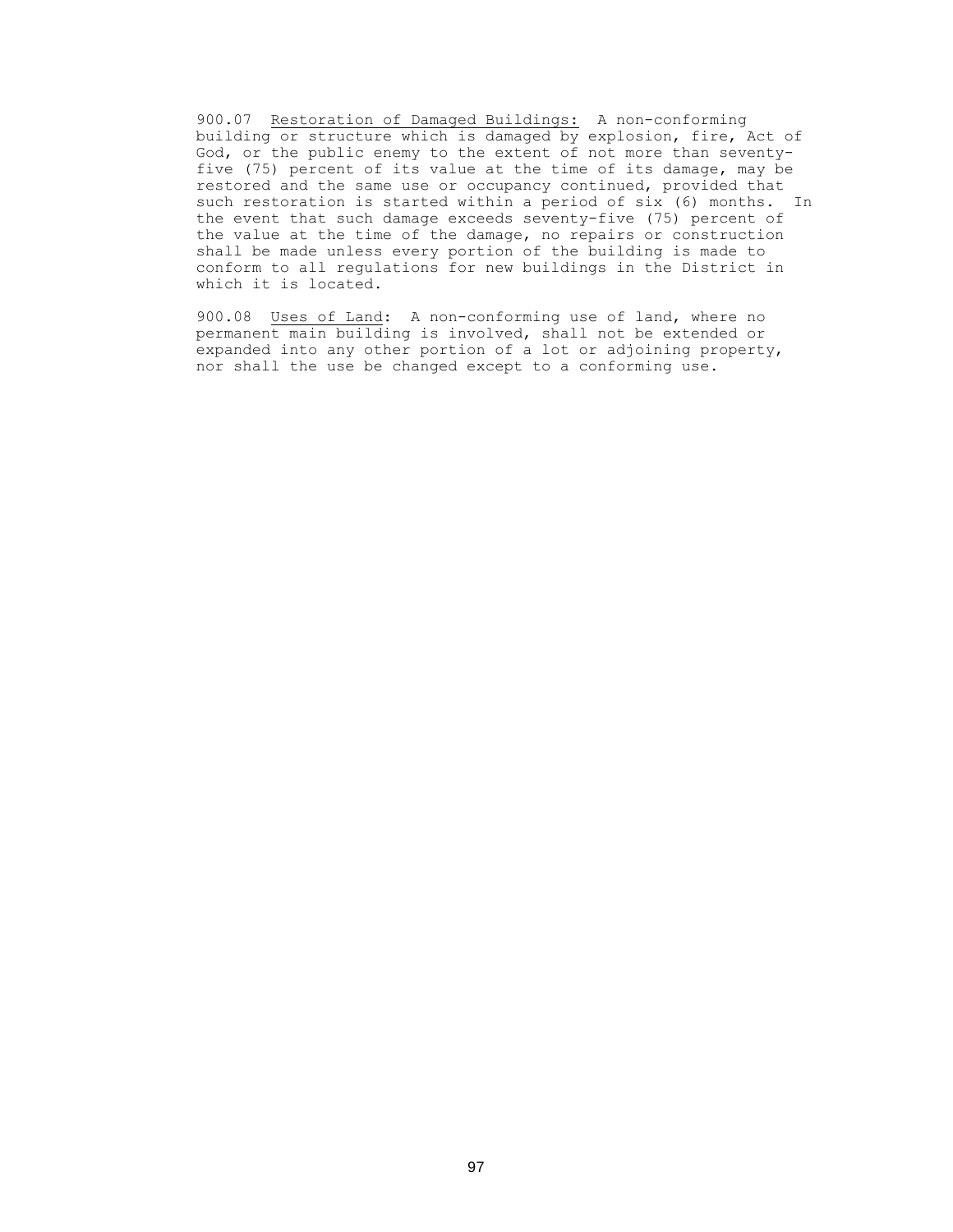900.07 Restoration of Damaged Buildings: A non-conforming building or structure which is damaged by explosion, fire, Act of God, or the public enemy to the extent of not more than seventy-five (75) percent of its value at the time of its damage, may be restored and the same use or occupancy continued, provided that such restoration is started within a period of six (6) months. In the event that such damage exceeds seventy-five (75) percent of the value at the time of the damage, no repairs or construction shall be made unless every portion of the building is made to conform to all regulations for new buildings in the District in which it is located.

900.08 Uses of Land: A non-conforming use of land, where no permanent main building is involved, shall not be extended or expanded into any other portion of a lot or adjoining property, nor shall the use be changed except to a conforming use.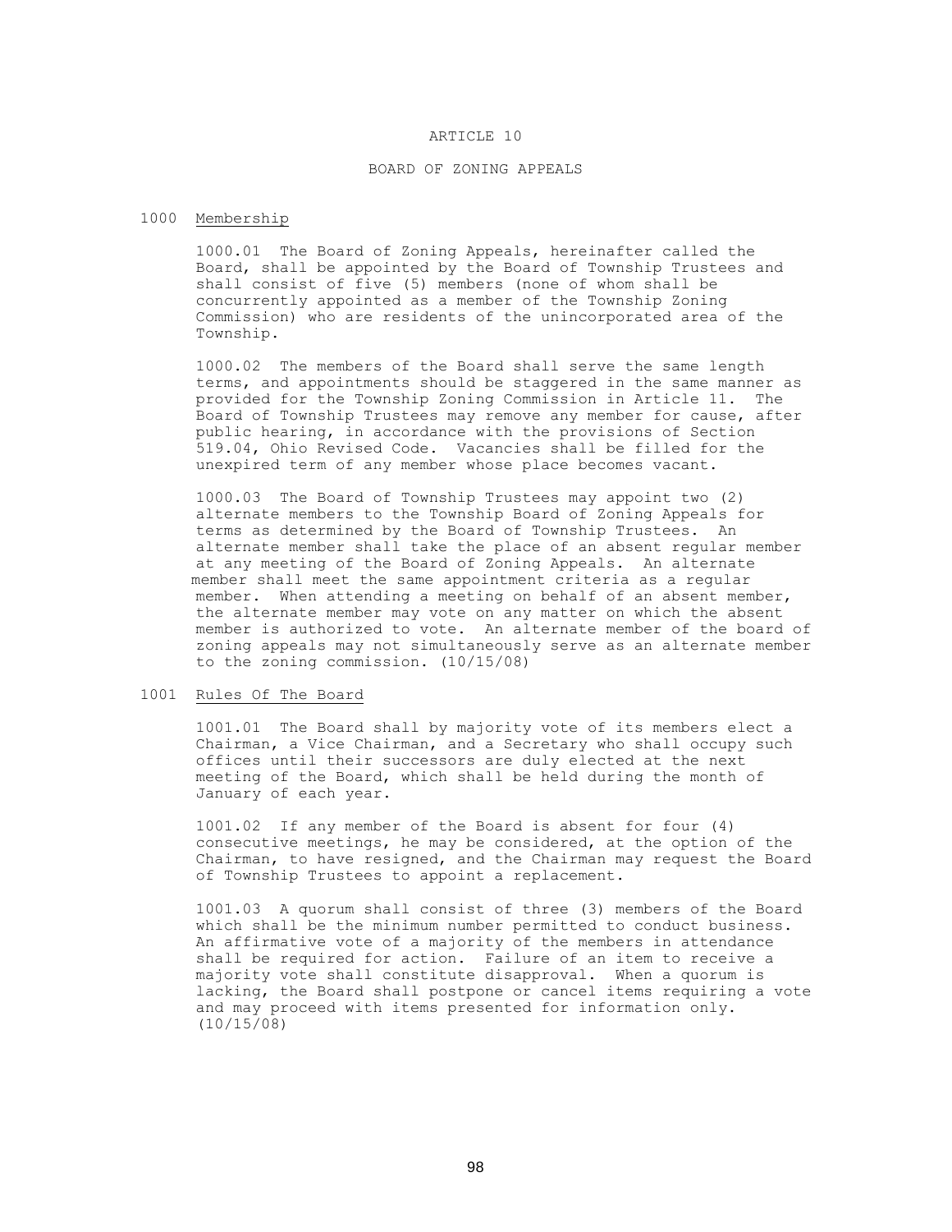# ARTICLE 10

## BOARD OF ZONING APPEALS

### 1000 Membership

1000.01 The Board of Zoning Appeals, hereinafter called the Board, shall be appointed by the Board of Township Trustees and shall consist of five (5) members (none of whom shall be concurrently appointed as a member of the Township Zoning Commission) who are residents of the unincorporated area of the Township.

1000.02 The members of the Board shall serve the same length terms, and appointments should be staggered in the same manner as provided for the Township Zoning Commission in Article 11. The Board of Township Trustees may remove any member for cause, after public hearing, in accordance with the provisions of Section 519.04, Ohio Revised Code. Vacancies shall be filled for the unexpired term of any member whose place becomes vacant.

1000.03 The Board of Township Trustees may appoint two (2) alternate members to the Township Board of Zoning Appeals for terms as determined by the Board of Township Trustees. An alternate member shall take the place of an absent regular member at any meeting of the Board of Zoning Appeals. An alternate member shall meet the same appointment criteria as a regular member. When attending a meeting on behalf of an absent member, the alternate member may vote on any matter on which the absent member is authorized to vote. An alternate member of the board of zoning appeals may not simultaneously serve as an alternate member to the zoning commission. (10/15/08)

### 1001 Rules Of The Board

1001.01 The Board shall by majority vote of its members elect a Chairman, a Vice Chairman, and a Secretary who shall occupy such offices until their successors are duly elected at the next meeting of the Board, which shall be held during the month of January of each year.

1001.02 If any member of the Board is absent for four (4) consecutive meetings, he may be considered, at the option of the Chairman, to have resigned, and the Chairman may request the Board of Township Trustees to appoint a replacement.

1001.03 A quorum shall consist of three (3) members of the Board which shall be the minimum number permitted to conduct business. An affirmative vote of a majority of the members in attendance shall be required for action. Failure of an item to receive a majority vote shall constitute disapproval. When a quorum is lacking, the Board shall postpone or cancel items requiring a vote and may proceed with items presented for information only. (10/15/08)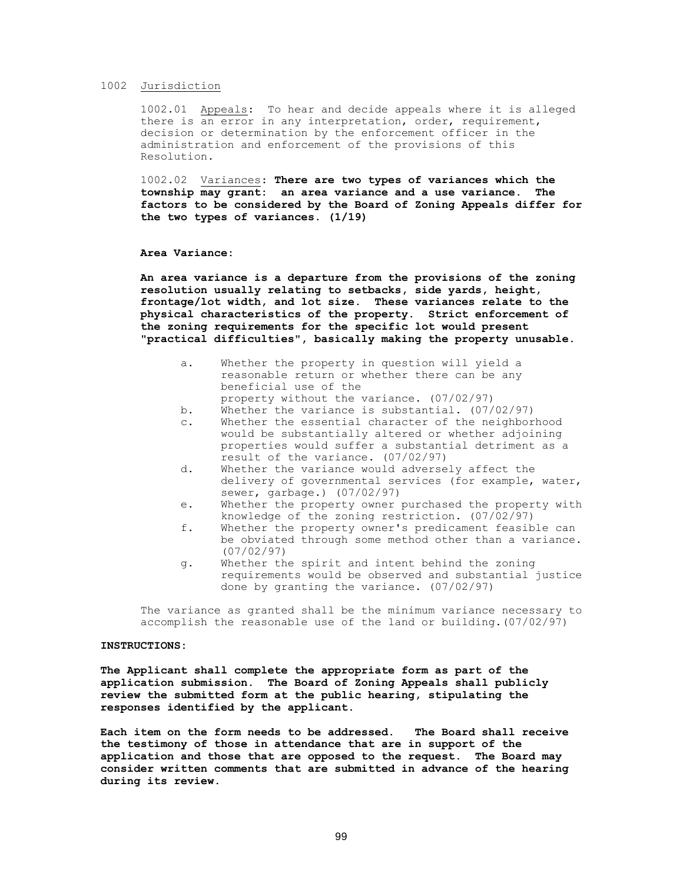## 1002 Jurisdiction

1002.01 Appeals: To hear and decide appeals where it is alleged there is an error in any interpretation, order, requirement, decision or determination by the enforcement officer in the administration and enforcement of the provisions of this Resolution.

1002.02 Variances: **There are two types of variances which the township may grant: an area variance and a use variance. The factors to be considered by the Board of Zoning Appeals differ for the two types of variances. (1/19)**

**Area Variance:**

**An area variance is a departure from the provisions of the zoning resolution usually relating to setbacks, side yards, height, frontage/lot width, and lot size. These variances relate to the physical characteristics of the property. Strict enforcement of the zoning requirements for the specific lot would present "practical difficulties", basically making the property unusable.**

a. Whether the property in question will yield a reasonable return or whether there can be any beneficial use of the property without the variance. (07/02/97)
b. Whether the variance is substantial. (07/02/97)
c. Whether the essential character of the neighborhood would be substantially altered or whether adjoining properties would suffer a substantial detriment as a result of the variance. (07/02/97)
d. Whether the variance would adversely affect the delivery of governmental services (for example, water, sewer, garbage.) (07/02/97)
e. Whether the property owner purchased the property with knowledge of the zoning restriction. (07/02/97)
f. Whether the property owner's predicament feasible can be obviated through some method other than a variance. (07/02/97)
g. Whether the spirit and intent behind the zoning requirements would be observed and substantial justice done by granting the variance. (07/02/97)

The variance as granted shall be the minimum variance necessary to accomplish the reasonable use of the land or building.(07/02/97)

**INSTRUCTIONS:**

**The Applicant shall complete the appropriate form as part of the application submission. The Board of Zoning Appeals shall publicly review the submitted form at the public hearing, stipulating the responses identified by the applicant.**

**Each item on the form needs to be addressed. The Board shall receive the testimony of those in attendance that are in support of the application and those that are opposed to the request. The Board may consider written comments that are submitted in advance of the hearing during its review.**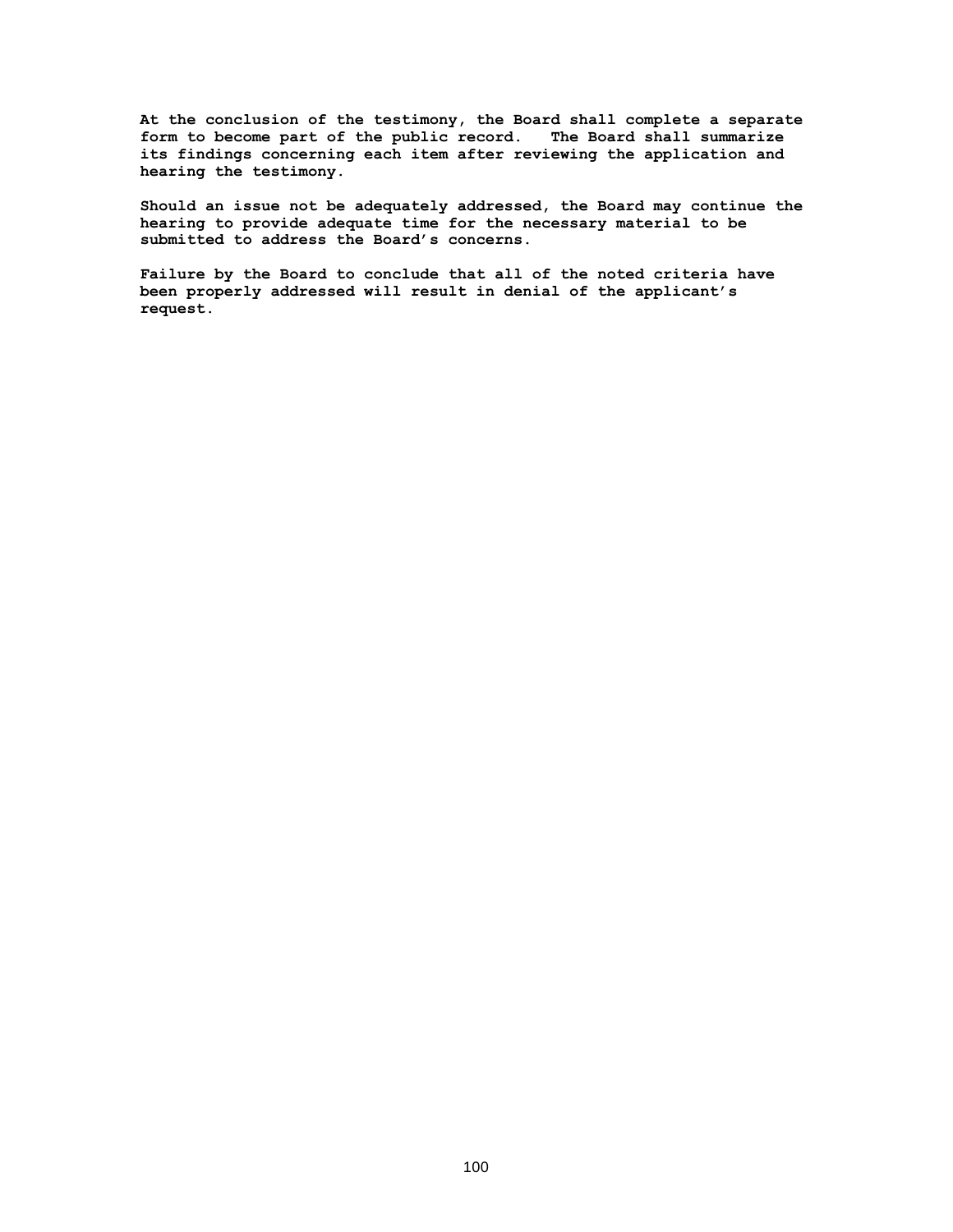**At the conclusion of the testimony, the Board shall complete a separate form to become part of the public record. The Board shall summarize its findings concerning each item after reviewing the application and hearing the testimony.**

**Should an issue not be adequately addressed, the Board may continue the hearing to provide adequate time for the necessary material to be submitted to address the Board's concerns.**

**Failure by the Board to conclude that all of the noted criteria have been properly addressed will result in denial of the applicant's request.**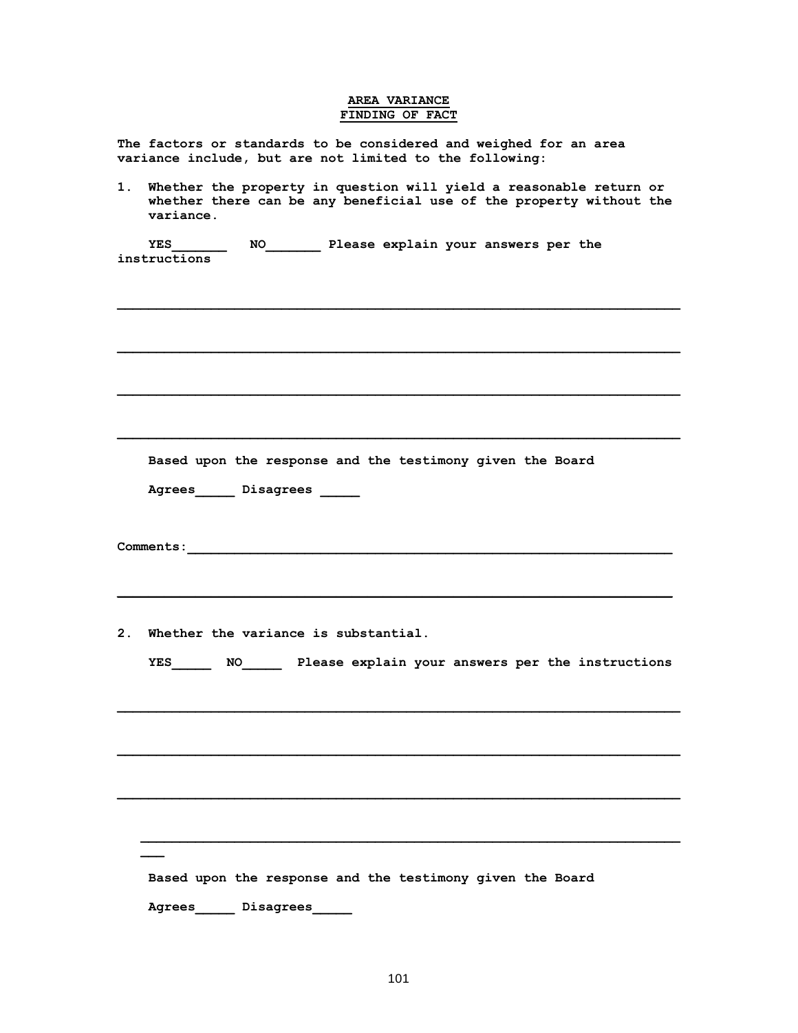**AREA VARIANCE**
**FINDING OF FACT**

**The factors or standards to be considered and weighed for an area variance include, but are not limited to the following:**

1. **Whether the property in question will yield a reasonable return or whether there can be any beneficial use of the property without the variance.**

   **YES_______ NO_______ Please explain your answers per the instructions**

_______________________________________________________________

_______________________________________________________________

_______________________________________________________________

_______________________________________________________________

   **Based upon the response and the testimony given the Board**

   **Agrees_____ Disagrees _____**

**Comments:**_______________________________________________________

_______________________________________________________________

2. **Whether the variance is substantial.**

   **YES_____ NO_____ Please explain your answers per the instructions**

_______________________________________________________________

_______________________________________________________________

_______________________________________________________________

_______________________________________________________________

   **Based upon the response and the testimony given the Board**

   **Agrees_____ Disagrees_____**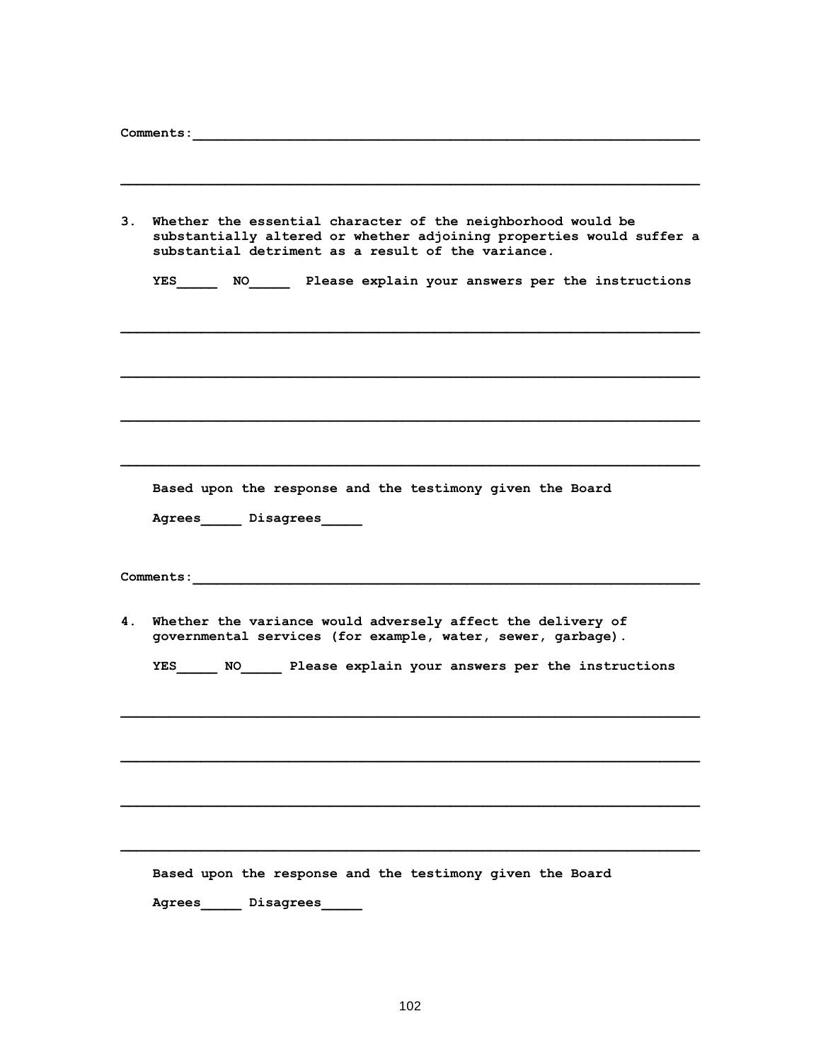**Comments:**\_\_\_\_\_\_\_\_\_\_\_\_\_\_\_\_\_\_\_\_\_\_\_\_\_\_\_\_\_\_\_\_\_\_\_\_\_\_\_\_\_\_\_\_\_\_\_\_\_\_\_\_\_\_\_\_\_\_\_\_

\_\_\_\_\_\_\_\_\_\_\_\_\_\_\_\_\_\_\_\_\_\_\_\_\_\_\_\_\_\_\_\_\_\_\_\_\_\_\_\_\_\_\_\_\_\_\_\_\_\_\_\_\_\_\_\_\_\_\_\_\_\_\_\_\_\_\_\_\_\_

**3. Whether the essential character of the neighborhood would be substantially altered or whether adjoining properties would suffer a substantial detriment as a result of the variance.**

**YES\_\_\_\_\_ NO\_\_\_\_\_ Please explain your answers per the instructions**

\_\_\_\_\_\_\_\_\_\_\_\_\_\_\_\_\_\_\_\_\_\_\_\_\_\_\_\_\_\_\_\_\_\_\_\_\_\_\_\_\_\_\_\_\_\_\_\_\_\_\_\_\_\_\_\_\_\_\_\_\_\_\_\_\_\_\_\_\_\_

\_\_\_\_\_\_\_\_\_\_\_\_\_\_\_\_\_\_\_\_\_\_\_\_\_\_\_\_\_\_\_\_\_\_\_\_\_\_\_\_\_\_\_\_\_\_\_\_\_\_\_\_\_\_\_\_\_\_\_\_\_\_\_\_\_\_\_\_\_\_

\_\_\_\_\_\_\_\_\_\_\_\_\_\_\_\_\_\_\_\_\_\_\_\_\_\_\_\_\_\_\_\_\_\_\_\_\_\_\_\_\_\_\_\_\_\_\_\_\_\_\_\_\_\_\_\_\_\_\_\_\_\_\_\_\_\_\_\_\_\_

\_\_\_\_\_\_\_\_\_\_\_\_\_\_\_\_\_\_\_\_\_\_\_\_\_\_\_\_\_\_\_\_\_\_\_\_\_\_\_\_\_\_\_\_\_\_\_\_\_\_\_\_\_\_\_\_\_\_\_\_\_\_\_\_\_\_\_\_\_\_

**Based upon the response and the testimony given the Board**

**Agrees\_\_\_\_\_ Disagrees\_\_\_\_\_**

**Comments:**\_\_\_\_\_\_\_\_\_\_\_\_\_\_\_\_\_\_\_\_\_\_\_\_\_\_\_\_\_\_\_\_\_\_\_\_\_\_\_\_\_\_\_\_\_\_\_\_\_\_\_\_\_\_\_\_\_\_\_\_

**4. Whether the variance would adversely affect the delivery of governmental services (for example, water, sewer, garbage).**

**YES\_\_\_\_\_ NO\_\_\_\_\_ Please explain your answers per the instructions**

\_\_\_\_\_\_\_\_\_\_\_\_\_\_\_\_\_\_\_\_\_\_\_\_\_\_\_\_\_\_\_\_\_\_\_\_\_\_\_\_\_\_\_\_\_\_\_\_\_\_\_\_\_\_\_\_\_\_\_\_\_\_\_\_\_\_\_\_\_\_

\_\_\_\_\_\_\_\_\_\_\_\_\_\_\_\_\_\_\_\_\_\_\_\_\_\_\_\_\_\_\_\_\_\_\_\_\_\_\_\_\_\_\_\_\_\_\_\_\_\_\_\_\_\_\_\_\_\_\_\_\_\_\_\_\_\_\_\_\_\_

\_\_\_\_\_\_\_\_\_\_\_\_\_\_\_\_\_\_\_\_\_\_\_\_\_\_\_\_\_\_\_\_\_\_\_\_\_\_\_\_\_\_\_\_\_\_\_\_\_\_\_\_\_\_\_\_\_\_\_\_\_\_\_\_\_\_\_\_\_\_

\_\_\_\_\_\_\_\_\_\_\_\_\_\_\_\_\_\_\_\_\_\_\_\_\_\_\_\_\_\_\_\_\_\_\_\_\_\_\_\_\_\_\_\_\_\_\_\_\_\_\_\_\_\_\_\_\_\_\_\_\_\_\_\_\_\_\_\_\_\_

**Based upon the response and the testimony given the Board**

**Agrees\_\_\_\_\_ Disagrees\_\_\_\_\_**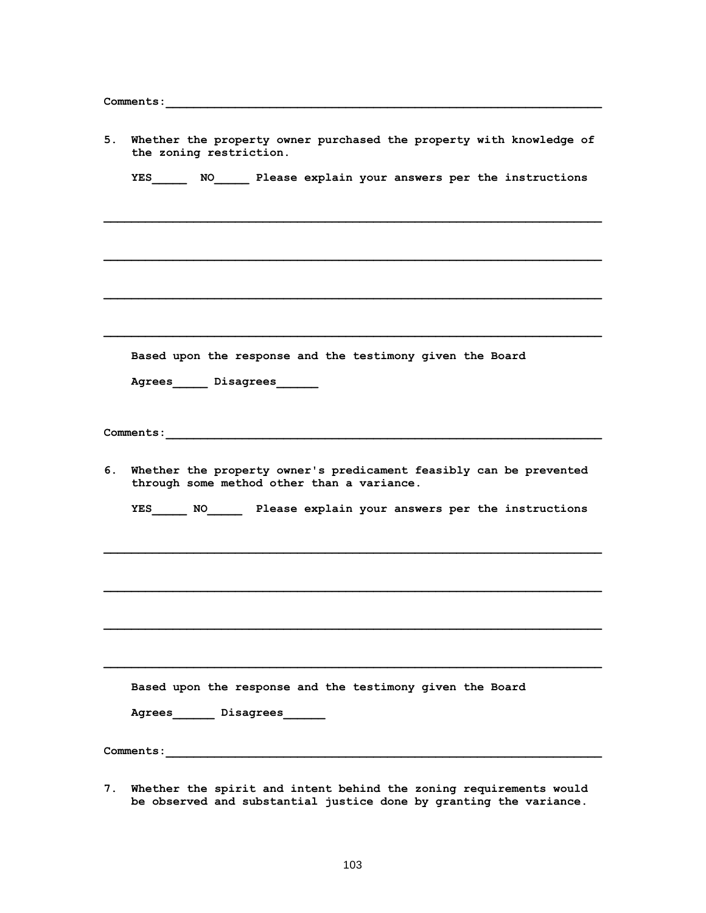**Comments:**\_\_\_\_\_\_\_\_\_\_\_\_\_\_\_\_\_\_\_\_\_\_\_\_\_\_\_\_\_\_\_\_\_\_\_\_\_\_\_\_\_\_\_\_\_\_\_\_\_\_\_\_\_\_\_\_\_\_\_\_

**5. Whether the property owner purchased the property with knowledge of the zoning restriction.**

**YES\_\_\_\_\_ NO\_\_\_\_\_ Please explain your answers per the instructions**

\_\_\_\_\_\_\_\_\_\_\_\_\_\_\_\_\_\_\_\_\_\_\_\_\_\_\_\_\_\_\_\_\_\_\_\_\_\_\_\_\_\_\_\_\_\_\_\_\_\_\_\_\_\_\_\_\_\_\_\_\_\_\_\_\_\_\_\_\_\_

\_\_\_\_\_\_\_\_\_\_\_\_\_\_\_\_\_\_\_\_\_\_\_\_\_\_\_\_\_\_\_\_\_\_\_\_\_\_\_\_\_\_\_\_\_\_\_\_\_\_\_\_\_\_\_\_\_\_\_\_\_\_\_\_\_\_\_\_\_\_

\_\_\_\_\_\_\_\_\_\_\_\_\_\_\_\_\_\_\_\_\_\_\_\_\_\_\_\_\_\_\_\_\_\_\_\_\_\_\_\_\_\_\_\_\_\_\_\_\_\_\_\_\_\_\_\_\_\_\_\_\_\_\_\_\_\_\_\_\_\_

\_\_\_\_\_\_\_\_\_\_\_\_\_\_\_\_\_\_\_\_\_\_\_\_\_\_\_\_\_\_\_\_\_\_\_\_\_\_\_\_\_\_\_\_\_\_\_\_\_\_\_\_\_\_\_\_\_\_\_\_\_\_\_\_\_\_\_\_\_\_

**Based upon the response and the testimony given the Board**

**Agrees\_\_\_\_\_ Disagrees\_\_\_\_\_\_**

**Comments:**\_\_\_\_\_\_\_\_\_\_\_\_\_\_\_\_\_\_\_\_\_\_\_\_\_\_\_\_\_\_\_\_\_\_\_\_\_\_\_\_\_\_\_\_\_\_\_\_\_\_\_\_\_\_\_\_\_\_\_\_

**6. Whether the property owner's predicament feasibly can be prevented through some method other than a variance.**

**YES\_\_\_\_\_ NO\_\_\_\_\_ Please explain your answers per the instructions**

\_\_\_\_\_\_\_\_\_\_\_\_\_\_\_\_\_\_\_\_\_\_\_\_\_\_\_\_\_\_\_\_\_\_\_\_\_\_\_\_\_\_\_\_\_\_\_\_\_\_\_\_\_\_\_\_\_\_\_\_\_\_\_\_\_\_\_\_\_\_

\_\_\_\_\_\_\_\_\_\_\_\_\_\_\_\_\_\_\_\_\_\_\_\_\_\_\_\_\_\_\_\_\_\_\_\_\_\_\_\_\_\_\_\_\_\_\_\_\_\_\_\_\_\_\_\_\_\_\_\_\_\_\_\_\_\_\_\_\_\_

\_\_\_\_\_\_\_\_\_\_\_\_\_\_\_\_\_\_\_\_\_\_\_\_\_\_\_\_\_\_\_\_\_\_\_\_\_\_\_\_\_\_\_\_\_\_\_\_\_\_\_\_\_\_\_\_\_\_\_\_\_\_\_\_\_\_\_\_\_\_

\_\_\_\_\_\_\_\_\_\_\_\_\_\_\_\_\_\_\_\_\_\_\_\_\_\_\_\_\_\_\_\_\_\_\_\_\_\_\_\_\_\_\_\_\_\_\_\_\_\_\_\_\_\_\_\_\_\_\_\_\_\_\_\_\_\_\_\_\_\_

**Based upon the response and the testimony given the Board**

**Agrees\_\_\_\_\_\_ Disagrees\_\_\_\_\_\_**

**Comments:**\_\_\_\_\_\_\_\_\_\_\_\_\_\_\_\_\_\_\_\_\_\_\_\_\_\_\_\_\_\_\_\_\_\_\_\_\_\_\_\_\_\_\_\_\_\_\_\_\_\_\_\_\_\_\_\_\_\_\_\_

**7. Whether the spirit and intent behind the zoning requirements would be observed and substantial justice done by granting the variance.**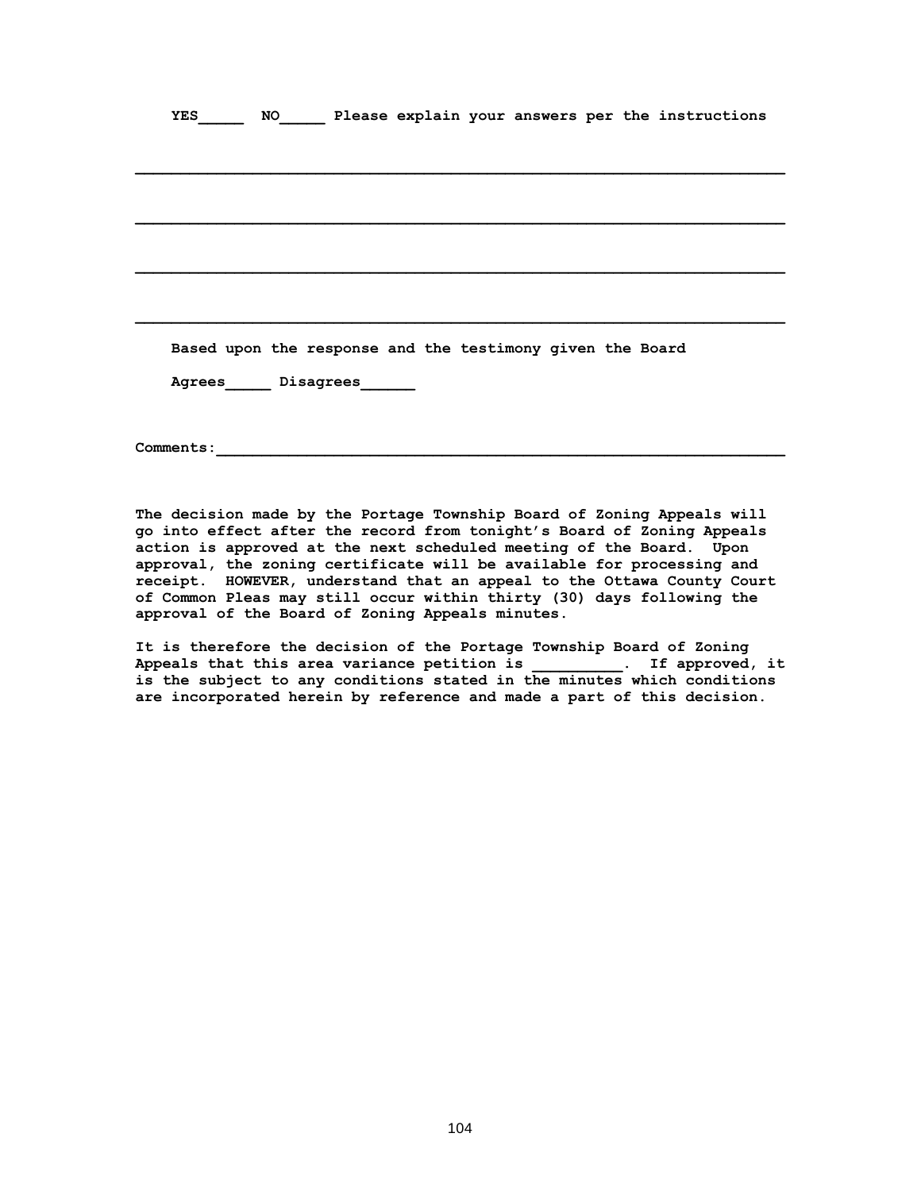**YES_____ NO_____ Please explain your answers per the instructions**

______________________________________________________________________

______________________________________________________________________

______________________________________________________________________

______________________________________________________________________

**Based upon the response and the testimony given the Board**

**Agrees_____ Disagrees______**

**Comments:____________________________________________________________**

**The decision made by the Portage Township Board of Zoning Appeals will go into effect after the record from tonight's Board of Zoning Appeals action is approved at the next scheduled meeting of the Board. Upon approval, the zoning certificate will be available for processing and receipt. HOWEVER, understand that an appeal to the Ottawa County Court of Common Pleas may still occur within thirty (30) days following the approval of the Board of Zoning Appeals minutes.**

**It is therefore the decision of the Portage Township Board of Zoning Appeals that this area variance petition is __________. If approved, it is the subject to any conditions stated in the minutes which conditions are incorporated herein by reference and made a part of this decision.**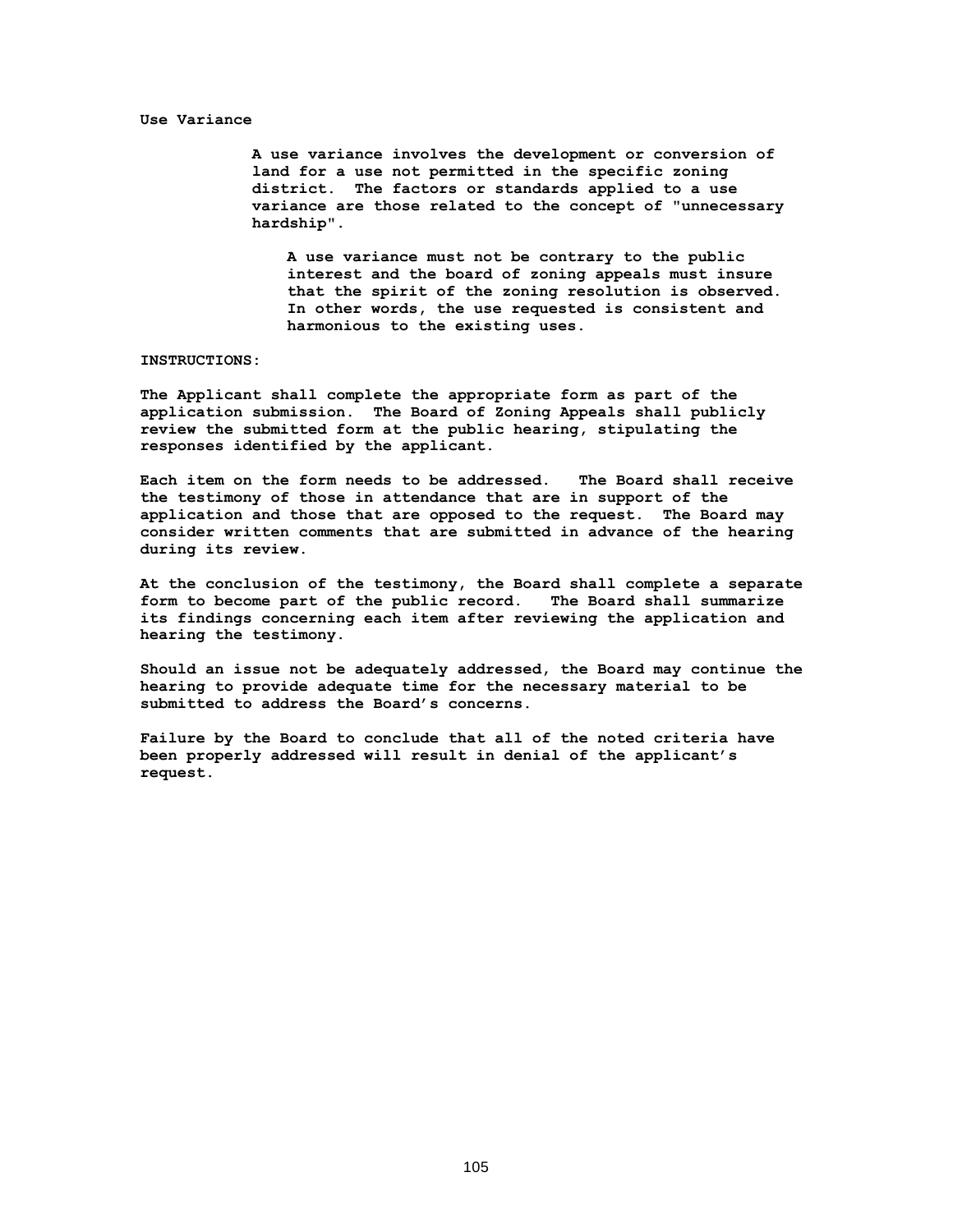**Use Variance**

> **A use variance involves the development or conversion of land for a use not permitted in the specific zoning district. The factors or standards applied to a use variance are those related to the concept of "unnecessary hardship".**
>
> > **A use variance must not be contrary to the public interest and the board of zoning appeals must insure that the spirit of the zoning resolution is observed. In other words, the use requested is consistent and harmonious to the existing uses.**

**INSTRUCTIONS:**

**The Applicant shall complete the appropriate form as part of the application submission. The Board of Zoning Appeals shall publicly review the submitted form at the public hearing, stipulating the responses identified by the applicant.**

**Each item on the form needs to be addressed. The Board shall receive the testimony of those in attendance that are in support of the application and those that are opposed to the request. The Board may consider written comments that are submitted in advance of the hearing during its review.**

**At the conclusion of the testimony, the Board shall complete a separate form to become part of the public record. The Board shall summarize its findings concerning each item after reviewing the application and hearing the testimony.**

**Should an issue not be adequately addressed, the Board may continue the hearing to provide adequate time for the necessary material to be submitted to address the Board's concerns.**

**Failure by the Board to conclude that all of the noted criteria have been properly addressed will result in denial of the applicant's request.**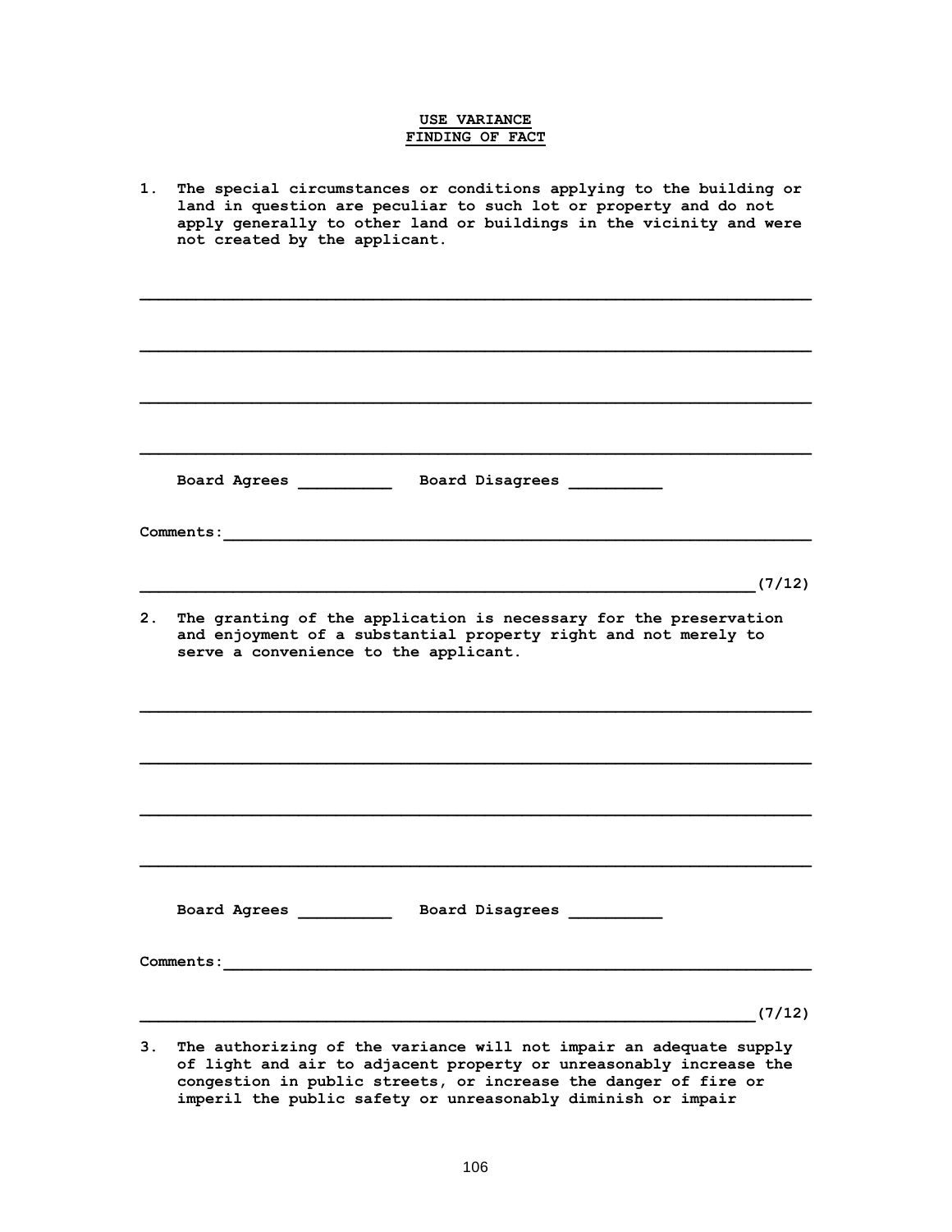**USE VARIANCE**
**FINDING OF FACT**

1. **The special circumstances or conditions applying to the building or land in question are peculiar to such lot or property and do not apply generally to other land or buildings in the vicinity and were not created by the applicant.**

______________________________________________________________________

______________________________________________________________________

______________________________________________________________________

______________________________________________________________________

**Board Agrees __________ Board Disagrees __________**

**Comments:**_____________________________________________________________

_________________________________________________________________**(7/12)**

2. **The granting of the application is necessary for the preservation and enjoyment of a substantial property right and not merely to serve a convenience to the applicant.**

______________________________________________________________________

______________________________________________________________________

______________________________________________________________________

______________________________________________________________________

**Board Agrees __________ Board Disagrees __________**

**Comments:**_____________________________________________________________

_________________________________________________________________**(7/12)**

3. **The authorizing of the variance will not impair an adequate supply of light and air to adjacent property or unreasonably increase the congestion in public streets, or increase the danger of fire or imperil the public safety or unreasonably diminish or impair**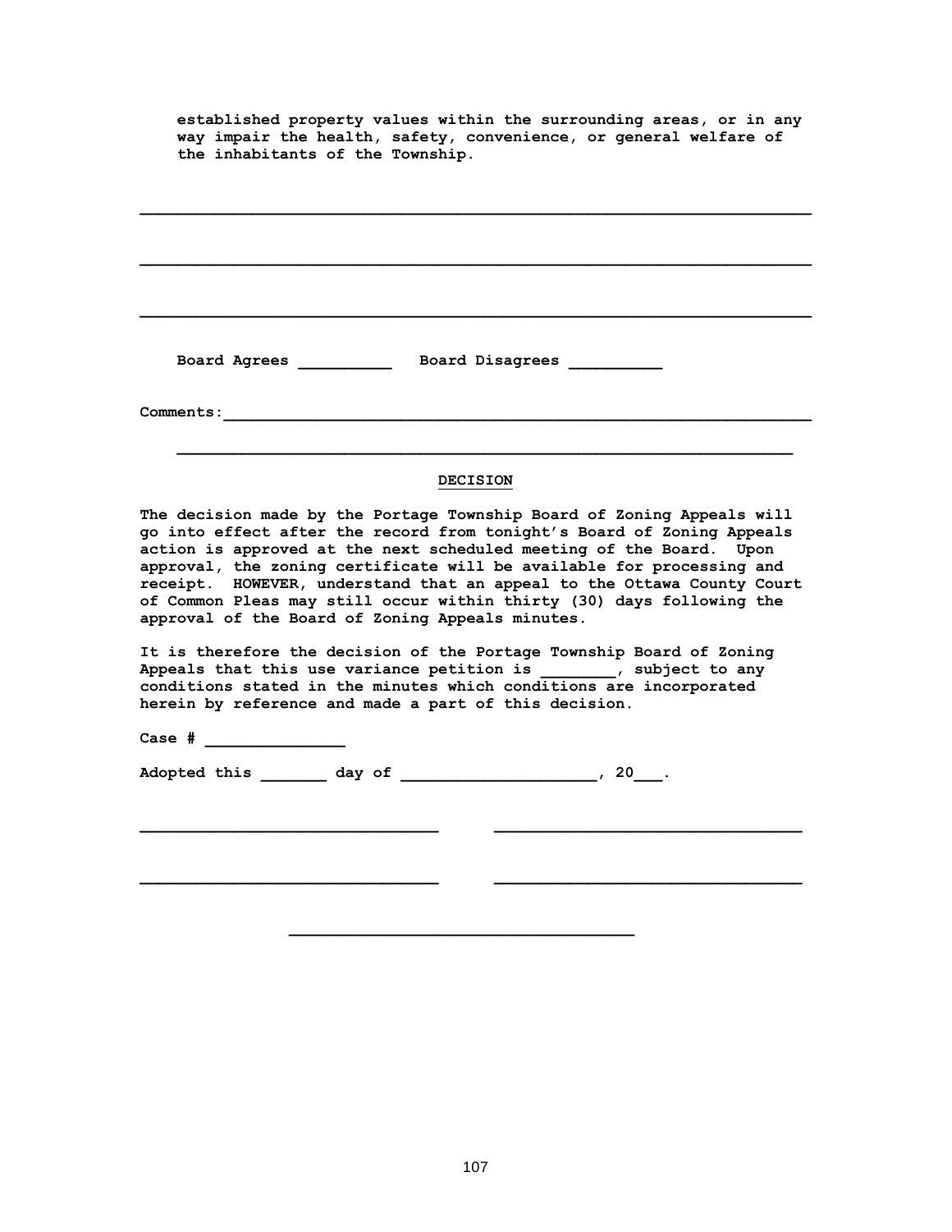**established property values within the surrounding areas, or in any way impair the health, safety, convenience, or general welfare of the inhabitants of the Township.**

______________________________________________________________________

______________________________________________________________________

______________________________________________________________________

**Board Agrees __________ Board Disagrees __________**

**Comments:______________________________________________________________**

______________________________________________________________________

**DECISION**

**The decision made by the Portage Township Board of Zoning Appeals will go into effect after the record from tonight's Board of Zoning Appeals action is approved at the next scheduled meeting of the Board. Upon approval, the zoning certificate will be available for processing and receipt. HOWEVER, understand that an appeal to the Ottawa County Court of Common Pleas may still occur within thirty (30) days following the approval of the Board of Zoning Appeals minutes.**

**It is therefore the decision of the Portage Township Board of Zoning Appeals that this use variance petition is ________, subject to any conditions stated in the minutes which conditions are incorporated herein by reference and made a part of this decision.**

**Case # ______________**

**Adopted this _______ day of ____________________, 20___.**

______________________________ ______________________________

______________________________ ______________________________

______________________________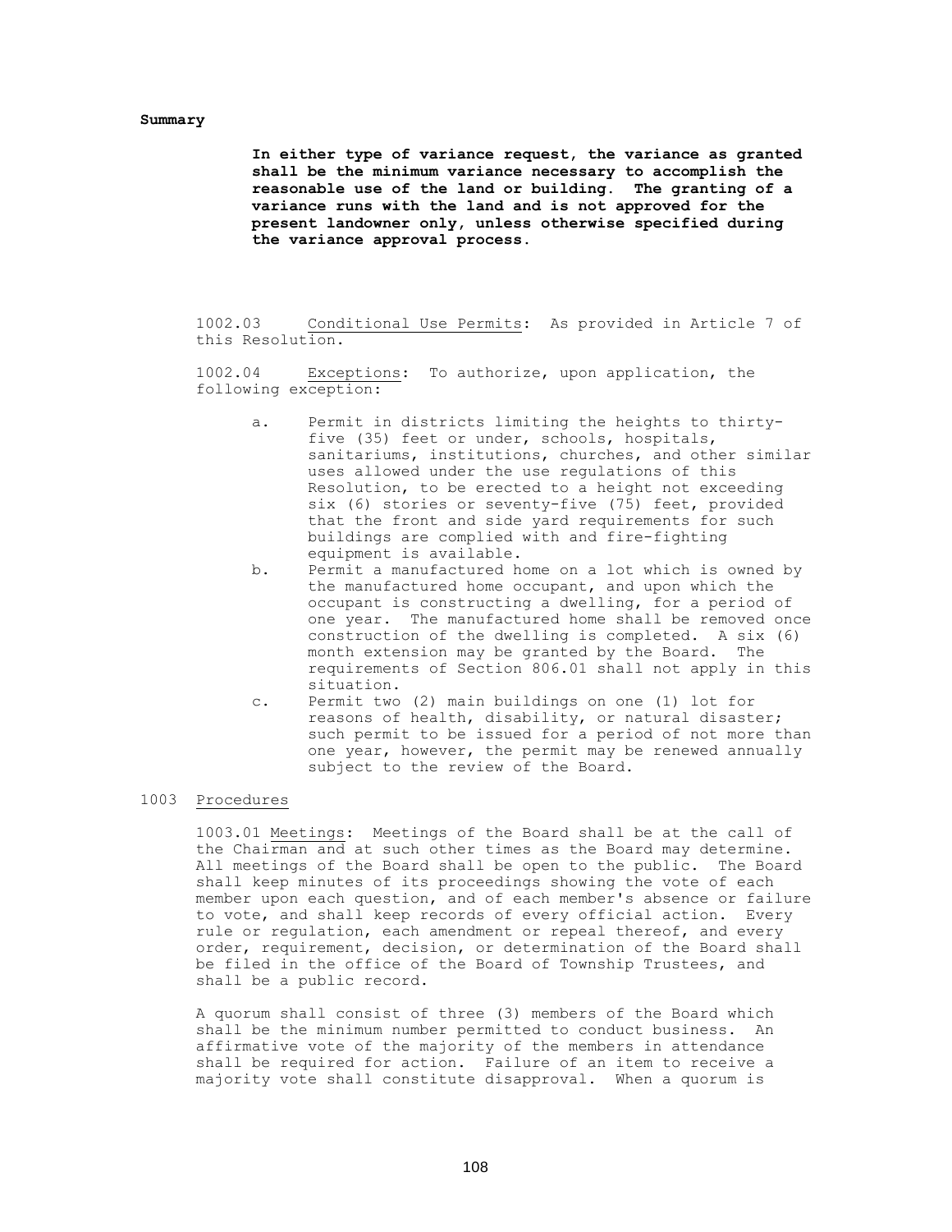**Summary**

> **In either type of variance request, the variance as granted shall be the minimum variance necessary to accomplish the reasonable use of the land or building. The granting of a variance runs with the land and is not approved for the present landowner only, unless otherwise specified during the variance approval process.**

1002.03 Conditional Use Permits: As provided in Article 7 of this Resolution.

1002.04 Exceptions: To authorize, upon application, the following exception:

a. Permit in districts limiting the heights to thirty-five (35) feet or under, schools, hospitals, sanitariums, institutions, churches, and other similar uses allowed under the use regulations of this Resolution, to be erected to a height not exceeding six (6) stories or seventy-five (75) feet, provided that the front and side yard requirements for such buildings are complied with and fire-fighting equipment is available.
b. Permit a manufactured home on a lot which is owned by the manufactured home occupant, and upon which the occupant is constructing a dwelling, for a period of one year. The manufactured home shall be removed once construction of the dwelling is completed. A six (6) month extension may be granted by the Board. The requirements of Section 806.01 shall not apply in this situation.
c. Permit two (2) main buildings on one (1) lot for reasons of health, disability, or natural disaster; such permit to be issued for a period of not more than one year, however, the permit may be renewed annually subject to the review of the Board.

## 1003 Procedures

1003.01 Meetings: Meetings of the Board shall be at the call of the Chairman and at such other times as the Board may determine. All meetings of the Board shall be open to the public. The Board shall keep minutes of its proceedings showing the vote of each member upon each question, and of each member's absence or failure to vote, and shall keep records of every official action. Every rule or regulation, each amendment or repeal thereof, and every order, requirement, decision, or determination of the Board shall be filed in the office of the Board of Township Trustees, and shall be a public record.

A quorum shall consist of three (3) members of the Board which shall be the minimum number permitted to conduct business. An affirmative vote of the majority of the members in attendance shall be required for action. Failure of an item to receive a majority vote shall constitute disapproval. When a quorum is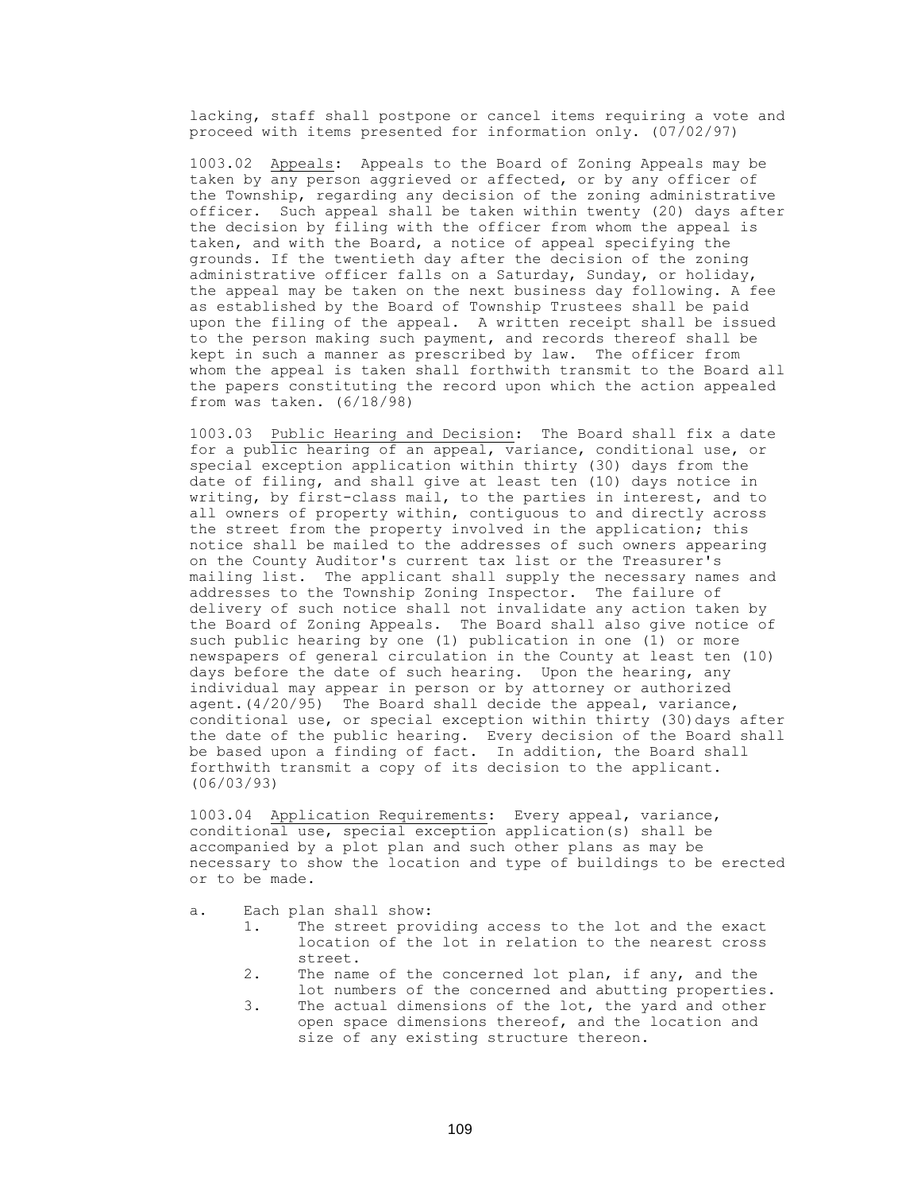lacking, staff shall postpone or cancel items requiring a vote and proceed with items presented for information only. (07/02/97)

1003.02 Appeals: Appeals to the Board of Zoning Appeals may be taken by any person aggrieved or affected, or by any officer of the Township, regarding any decision of the zoning administrative officer. Such appeal shall be taken within twenty (20) days after the decision by filing with the officer from whom the appeal is taken, and with the Board, a notice of appeal specifying the grounds. If the twentieth day after the decision of the zoning administrative officer falls on a Saturday, Sunday, or holiday, the appeal may be taken on the next business day following. A fee as established by the Board of Township Trustees shall be paid upon the filing of the appeal. A written receipt shall be issued to the person making such payment, and records thereof shall be kept in such a manner as prescribed by law. The officer from whom the appeal is taken shall forthwith transmit to the Board all the papers constituting the record upon which the action appealed from was taken. (6/18/98)

1003.03 Public Hearing and Decision: The Board shall fix a date for a public hearing of an appeal, variance, conditional use, or special exception application within thirty (30) days from the date of filing, and shall give at least ten (10) days notice in writing, by first-class mail, to the parties in interest, and to all owners of property within, contiguous to and directly across the street from the property involved in the application; this notice shall be mailed to the addresses of such owners appearing on the County Auditor's current tax list or the Treasurer's mailing list. The applicant shall supply the necessary names and addresses to the Township Zoning Inspector. The failure of delivery of such notice shall not invalidate any action taken by the Board of Zoning Appeals. The Board shall also give notice of such public hearing by one (1) publication in one (1) or more newspapers of general circulation in the County at least ten (10) days before the date of such hearing. Upon the hearing, any individual may appear in person or by attorney or authorized agent.(4/20/95) The Board shall decide the appeal, variance, conditional use, or special exception within thirty (30)days after the date of the public hearing. Every decision of the Board shall be based upon a finding of fact. In addition, the Board shall forthwith transmit a copy of its decision to the applicant. (06/03/93)

1003.04 Application Requirements: Every appeal, variance, conditional use, special exception application(s) shall be accompanied by a plot plan and such other plans as may be necessary to show the location and type of buildings to be erected or to be made.

a. Each plan shall show:
   1. The street providing access to the lot and the exact location of the lot in relation to the nearest cross street.
   2. The name of the concerned lot plan, if any, and the lot numbers of the concerned and abutting properties.
   3. The actual dimensions of the lot, the yard and other open space dimensions thereof, and the location and size of any existing structure thereon.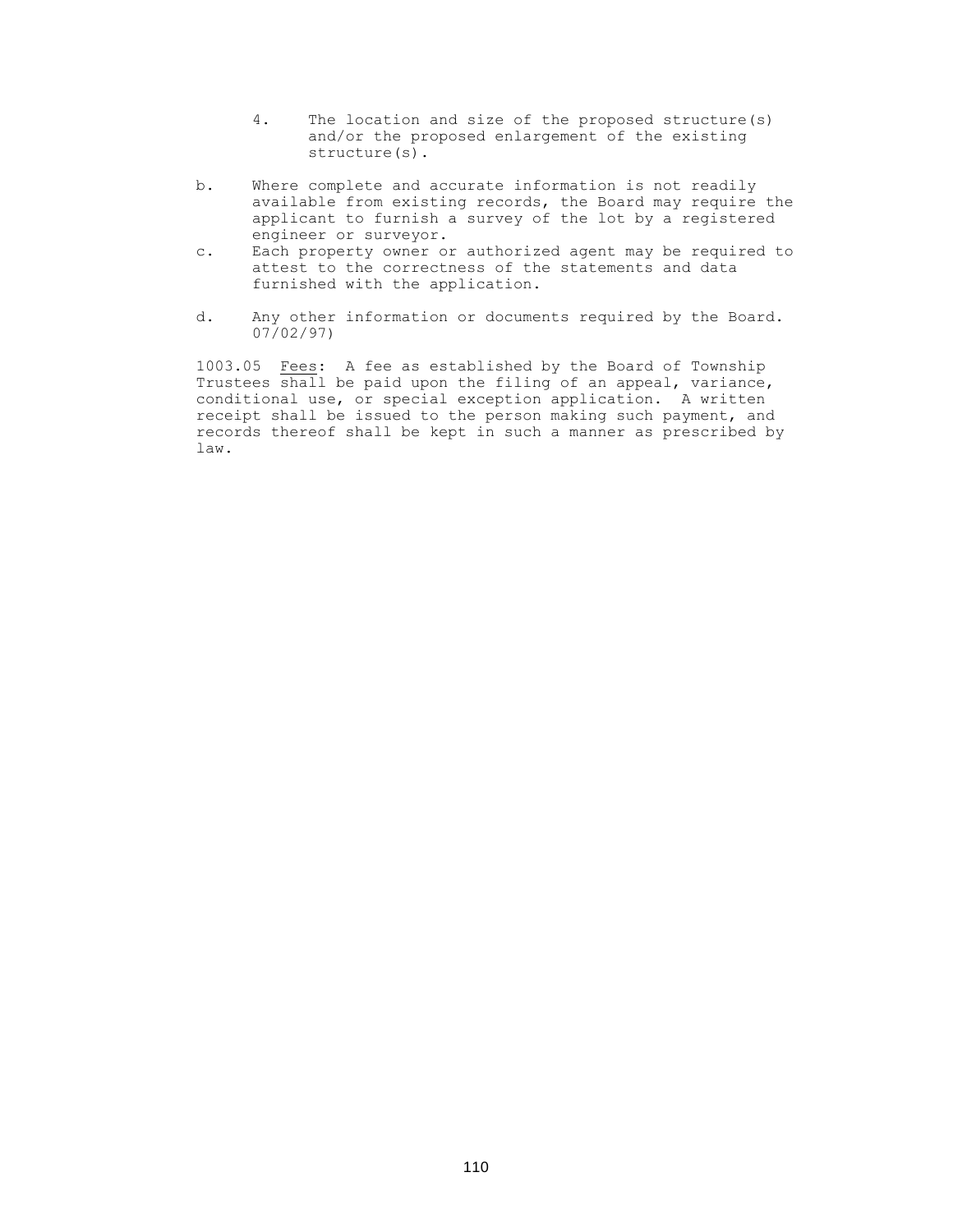4. The location and size of the proposed structure(s) and/or the proposed enlargement of the existing structure(s).

b. Where complete and accurate information is not readily available from existing records, the Board may require the applicant to furnish a survey of the lot by a registered engineer or surveyor.

c. Each property owner or authorized agent may be required to attest to the correctness of the statements and data furnished with the application.

d. Any other information or documents required by the Board. 07/02/97)

1003.05 <u>Fees</u>: A fee as established by the Board of Township Trustees shall be paid upon the filing of an appeal, variance, conditional use, or special exception application. A written receipt shall be issued to the person making such payment, and records thereof shall be kept in such a manner as prescribed by law.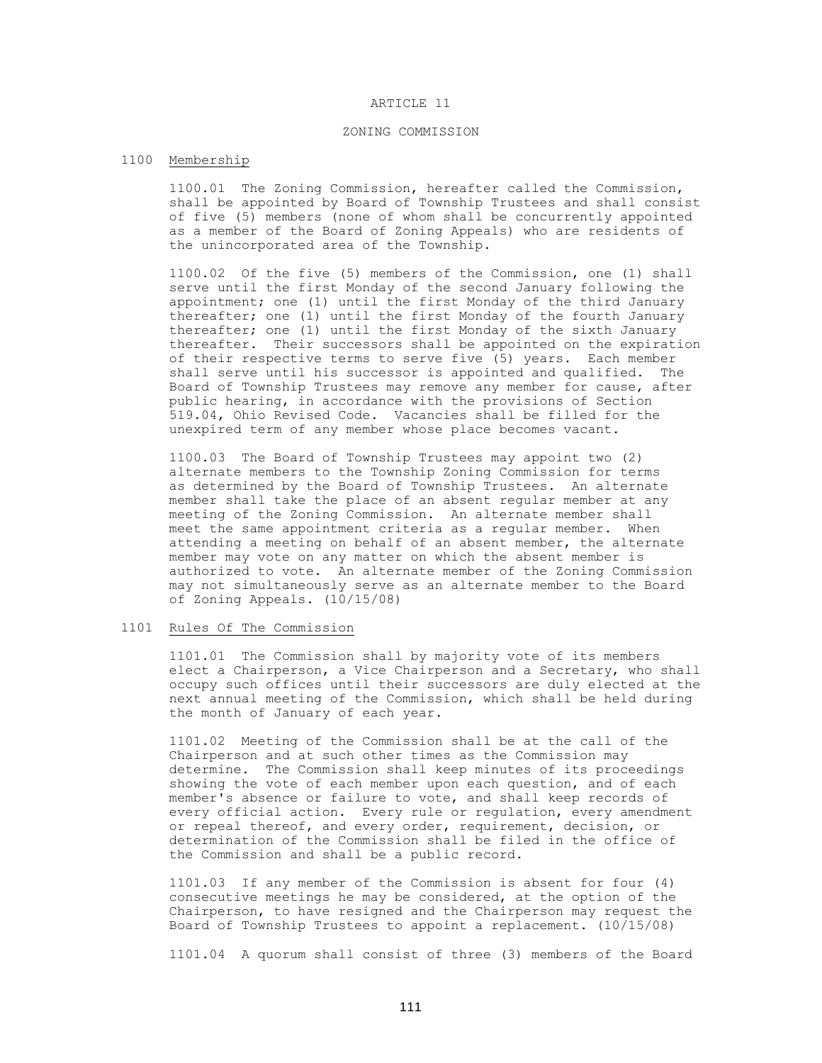# ARTICLE 11

## ZONING COMMISSION

### 1100 Membership

1100.01 The Zoning Commission, hereafter called the Commission, shall be appointed by Board of Township Trustees and shall consist of five (5) members (none of whom shall be concurrently appointed as a member of the Board of Zoning Appeals) who are residents of the unincorporated area of the Township.

1100.02 Of the five (5) members of the Commission, one (1) shall serve until the first Monday of the second January following the appointment; one (1) until the first Monday of the third January thereafter; one (1) until the first Monday of the fourth January thereafter; one (1) until the first Monday of the sixth January thereafter. Their successors shall be appointed on the expiration of their respective terms to serve five (5) years. Each member shall serve until his successor is appointed and qualified. The Board of Township Trustees may remove any member for cause, after public hearing, in accordance with the provisions of Section 519.04, Ohio Revised Code. Vacancies shall be filled for the unexpired term of any member whose place becomes vacant.

1100.03 The Board of Township Trustees may appoint two (2) alternate members to the Township Zoning Commission for terms as determined by the Board of Township Trustees. An alternate member shall take the place of an absent regular member at any meeting of the Zoning Commission. An alternate member shall meet the same appointment criteria as a regular member. When attending a meeting on behalf of an absent member, the alternate member may vote on any matter on which the absent member is authorized to vote. An alternate member of the Zoning Commission may not simultaneously serve as an alternate member to the Board of Zoning Appeals. (10/15/08)

### 1101 Rules Of The Commission

1101.01 The Commission shall by majority vote of its members elect a Chairperson, a Vice Chairperson and a Secretary, who shall occupy such offices until their successors are duly elected at the next annual meeting of the Commission, which shall be held during the month of January of each year.

1101.02 Meeting of the Commission shall be at the call of the Chairperson and at such other times as the Commission may determine. The Commission shall keep minutes of its proceedings showing the vote of each member upon each question, and of each member's absence or failure to vote, and shall keep records of every official action. Every rule or regulation, every amendment or repeal thereof, and every order, requirement, decision, or determination of the Commission shall be filed in the office of the Commission and shall be a public record.

1101.03 If any member of the Commission is absent for four (4) consecutive meetings he may be considered, at the option of the Chairperson, to have resigned and the Chairperson may request the Board of Township Trustees to appoint a replacement. (10/15/08)

1101.04 A quorum shall consist of three (3) members of the Board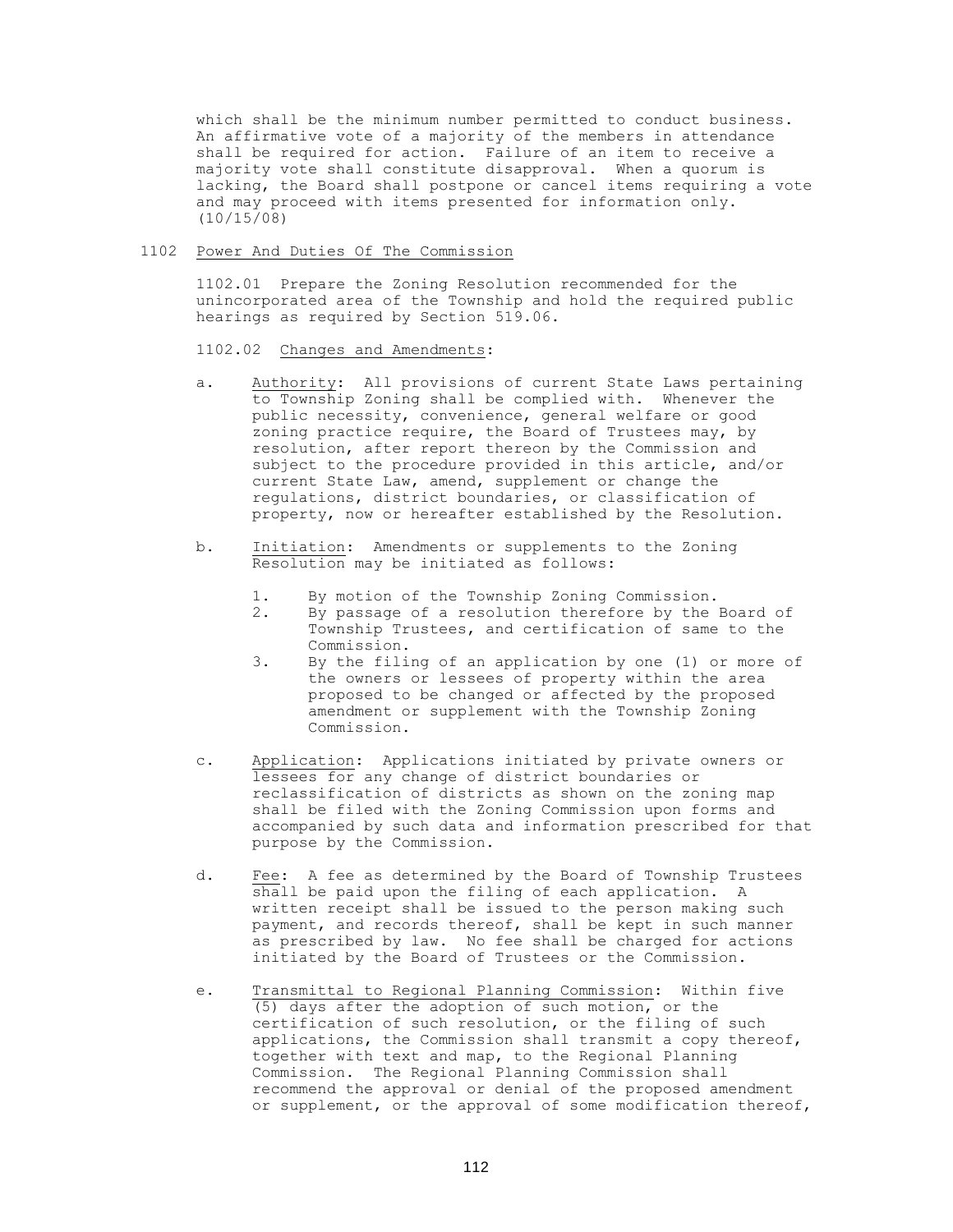which shall be the minimum number permitted to conduct business. An affirmative vote of a majority of the members in attendance shall be required for action. Failure of an item to receive a majority vote shall constitute disapproval. When a quorum is lacking, the Board shall postpone or cancel items requiring a vote and may proceed with items presented for information only. (10/15/08)

## 1102 Power And Duties Of The Commission

1102.01 Prepare the Zoning Resolution recommended for the unincorporated area of the Township and hold the required public hearings as required by Section 519.06.

1102.02 Changes and Amendments:

a. Authority: All provisions of current State Laws pertaining to Township Zoning shall be complied with. Whenever the public necessity, convenience, general welfare or good zoning practice require, the Board of Trustees may, by resolution, after report thereon by the Commission and subject to the procedure provided in this article, and/or current State Law, amend, supplement or change the regulations, district boundaries, or classification of property, now or hereafter established by the Resolution.

b. Initiation: Amendments or supplements to the Zoning Resolution may be initiated as follows:

   1. By motion of the Township Zoning Commission.
   2. By passage of a resolution therefore by the Board of Township Trustees, and certification of same to the Commission.
   3. By the filing of an application by one (1) or more of the owners or lessees of property within the area proposed to be changed or affected by the proposed amendment or supplement with the Township Zoning Commission.

c. Application: Applications initiated by private owners or lessees for any change of district boundaries or reclassification of districts as shown on the zoning map shall be filed with the Zoning Commission upon forms and accompanied by such data and information prescribed for that purpose by the Commission.

d. Fee: A fee as determined by the Board of Township Trustees shall be paid upon the filing of each application. A written receipt shall be issued to the person making such payment, and records thereof, shall be kept in such manner as prescribed by law. No fee shall be charged for actions initiated by the Board of Trustees or the Commission.

e. Transmittal to Regional Planning Commission: Within five (5) days after the adoption of such motion, or the certification of such resolution, or the filing of such applications, the Commission shall transmit a copy thereof, together with text and map, to the Regional Planning Commission. The Regional Planning Commission shall recommend the approval or denial of the proposed amendment or supplement, or the approval of some modification thereof,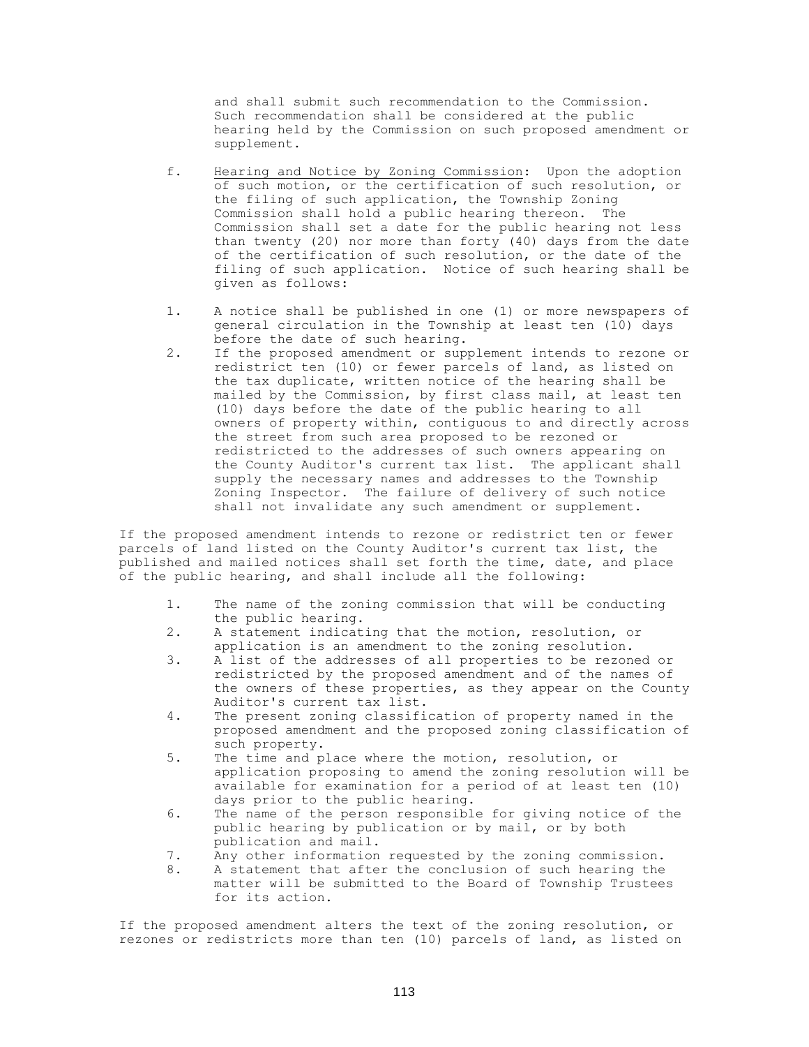and shall submit such recommendation to the Commission. Such recommendation shall be considered at the public hearing held by the Commission on such proposed amendment or supplement.

f. <u>Hearing and Notice by Zoning Commission</u>: Upon the adoption of such motion, or the certification of such resolution, or the filing of such application, the Township Zoning Commission shall hold a public hearing thereon. The Commission shall set a date for the public hearing not less than twenty (20) nor more than forty (40) days from the date of the certification of such resolution, or the date of the filing of such application. Notice of such hearing shall be given as follows:

1. A notice shall be published in one (1) or more newspapers of general circulation in the Township at least ten (10) days before the date of such hearing.
2. If the proposed amendment or supplement intends to rezone or redistrict ten (10) or fewer parcels of land, as listed on the tax duplicate, written notice of the hearing shall be mailed by the Commission, by first class mail, at least ten (10) days before the date of the public hearing to all owners of property within, contiguous to and directly across the street from such area proposed to be rezoned or redistricted to the addresses of such owners appearing on the County Auditor's current tax list. The applicant shall supply the necessary names and addresses to the Township Zoning Inspector. The failure of delivery of such notice shall not invalidate any such amendment or supplement.

If the proposed amendment intends to rezone or redistrict ten or fewer parcels of land listed on the County Auditor's current tax list, the published and mailed notices shall set forth the time, date, and place of the public hearing, and shall include all the following:

1. The name of the zoning commission that will be conducting the public hearing.
2. A statement indicating that the motion, resolution, or application is an amendment to the zoning resolution.
3. A list of the addresses of all properties to be rezoned or redistricted by the proposed amendment and of the names of the owners of these properties, as they appear on the County Auditor's current tax list.
4. The present zoning classification of property named in the proposed amendment and the proposed zoning classification of such property.
5. The time and place where the motion, resolution, or application proposing to amend the zoning resolution will be available for examination for a period of at least ten (10) days prior to the public hearing.
6. The name of the person responsible for giving notice of the public hearing by publication or by mail, or by both publication and mail.
7. Any other information requested by the zoning commission.
8. A statement that after the conclusion of such hearing the matter will be submitted to the Board of Township Trustees for its action.

If the proposed amendment alters the text of the zoning resolution, or rezones or redistricts more than ten (10) parcels of land, as listed on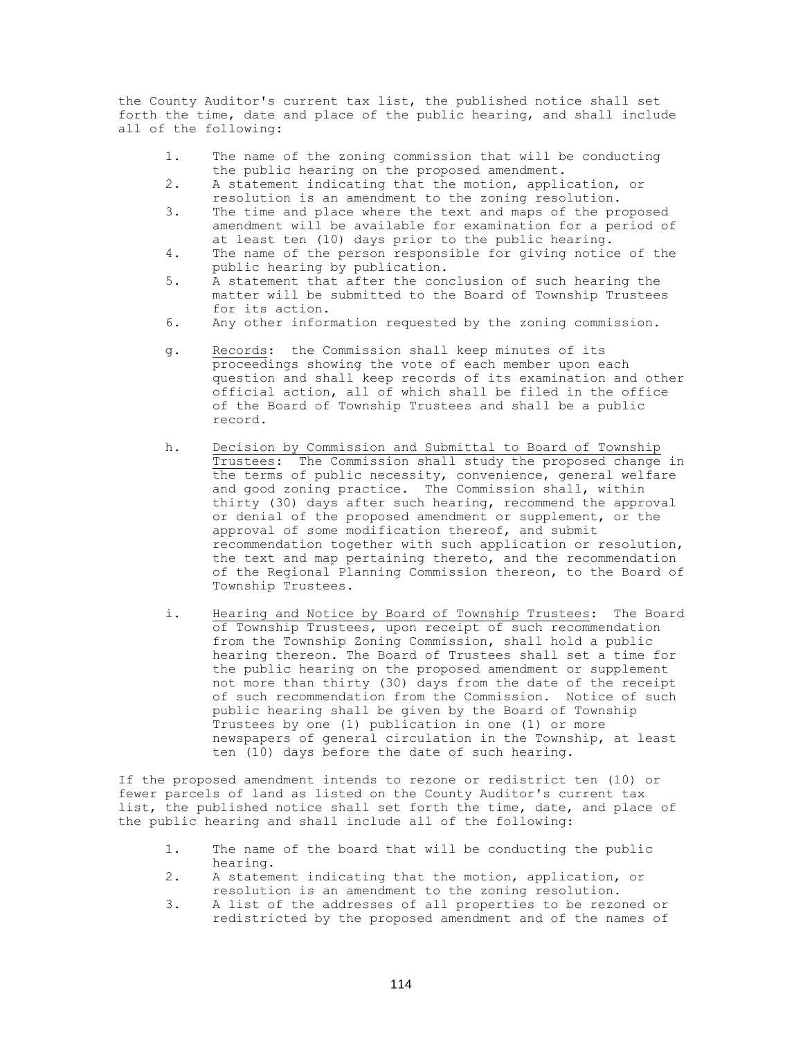the County Auditor's current tax list, the published notice shall set forth the time, date and place of the public hearing, and shall include all of the following:

1. The name of the zoning commission that will be conducting the public hearing on the proposed amendment.
2. A statement indicating that the motion, application, or resolution is an amendment to the zoning resolution.
3. The time and place where the text and maps of the proposed amendment will be available for examination for a period of at least ten (10) days prior to the public hearing.
4. The name of the person responsible for giving notice of the public hearing by publication.
5. A statement that after the conclusion of such hearing the matter will be submitted to the Board of Township Trustees for its action.
6. Any other information requested by the zoning commission.

g. Records: the Commission shall keep minutes of its proceedings showing the vote of each member upon each question and shall keep records of its examination and other official action, all of which shall be filed in the office of the Board of Township Trustees and shall be a public record.

h. Decision by Commission and Submittal to Board of Township Trustees: The Commission shall study the proposed change in the terms of public necessity, convenience, general welfare and good zoning practice. The Commission shall, within thirty (30) days after such hearing, recommend the approval or denial of the proposed amendment or supplement, or the approval of some modification thereof, and submit recommendation together with such application or resolution, the text and map pertaining thereto, and the recommendation of the Regional Planning Commission thereon, to the Board of Township Trustees.

i. Hearing and Notice by Board of Township Trustees: The Board of Township Trustees, upon receipt of such recommendation from the Township Zoning Commission, shall hold a public hearing thereon. The Board of Trustees shall set a time for the public hearing on the proposed amendment or supplement not more than thirty (30) days from the date of the receipt of such recommendation from the Commission. Notice of such public hearing shall be given by the Board of Township Trustees by one (1) publication in one (1) or more newspapers of general circulation in the Township, at least ten (10) days before the date of such hearing.

If the proposed amendment intends to rezone or redistrict ten (10) or fewer parcels of land as listed on the County Auditor's current tax list, the published notice shall set forth the time, date, and place of the public hearing and shall include all of the following:

1. The name of the board that will be conducting the public hearing.
2. A statement indicating that the motion, application, or resolution is an amendment to the zoning resolution.
3. A list of the addresses of all properties to be rezoned or redistricted by the proposed amendment and of the names of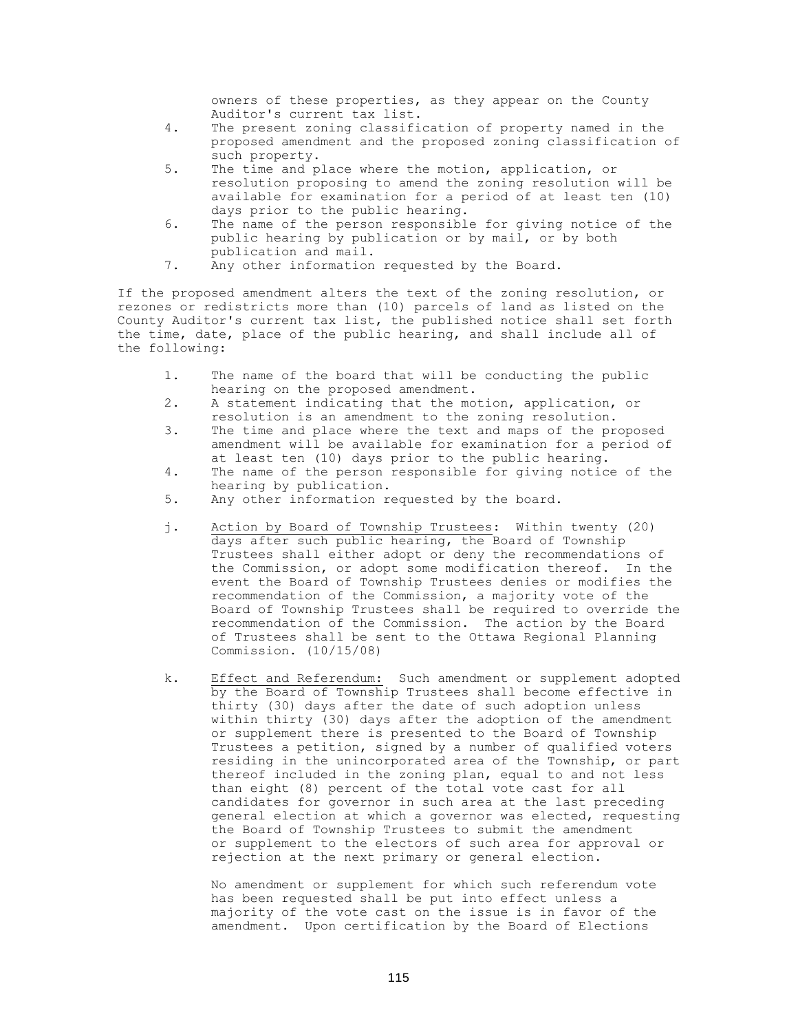owners of these properties, as they appear on the County Auditor's current tax list.

4. The present zoning classification of property named in the proposed amendment and the proposed zoning classification of such property.
5. The time and place where the motion, application, or resolution proposing to amend the zoning resolution will be available for examination for a period of at least ten (10) days prior to the public hearing.
6. The name of the person responsible for giving notice of the public hearing by publication or by mail, or by both publication and mail.
7. Any other information requested by the Board.

If the proposed amendment alters the text of the zoning resolution, or rezones or redistricts more than (10) parcels of land as listed on the County Auditor's current tax list, the published notice shall set forth the time, date, place of the public hearing, and shall include all of the following:

1. The name of the board that will be conducting the public hearing on the proposed amendment.
2. A statement indicating that the motion, application, or resolution is an amendment to the zoning resolution.
3. The time and place where the text and maps of the proposed amendment will be available for examination for a period of at least ten (10) days prior to the public hearing.
4. The name of the person responsible for giving notice of the hearing by publication.
5. Any other information requested by the board.

j. <u>Action by Board of Township Trustees</u>: Within twenty (20) days after such public hearing, the Board of Township Trustees shall either adopt or deny the recommendations of the Commission, or adopt some modification thereof. In the event the Board of Township Trustees denies or modifies the recommendation of the Commission, a majority vote of the Board of Township Trustees shall be required to override the recommendation of the Commission. The action by the Board of Trustees shall be sent to the Ottawa Regional Planning Commission. (10/15/08)

k. <u>Effect and Referendum:</u> Such amendment or supplement adopted by the Board of Township Trustees shall become effective in thirty (30) days after the date of such adoption unless within thirty (30) days after the adoption of the amendment or supplement there is presented to the Board of Township Trustees a petition, signed by a number of qualified voters residing in the unincorporated area of the Township, or part thereof included in the zoning plan, equal to and not less than eight (8) percent of the total vote cast for all candidates for governor in such area at the last preceding general election at which a governor was elected, requesting the Board of Township Trustees to submit the amendment or supplement to the electors of such area for approval or rejection at the next primary or general election.

No amendment or supplement for which such referendum vote has been requested shall be put into effect unless a majority of the vote cast on the issue is in favor of the amendment. Upon certification by the Board of Elections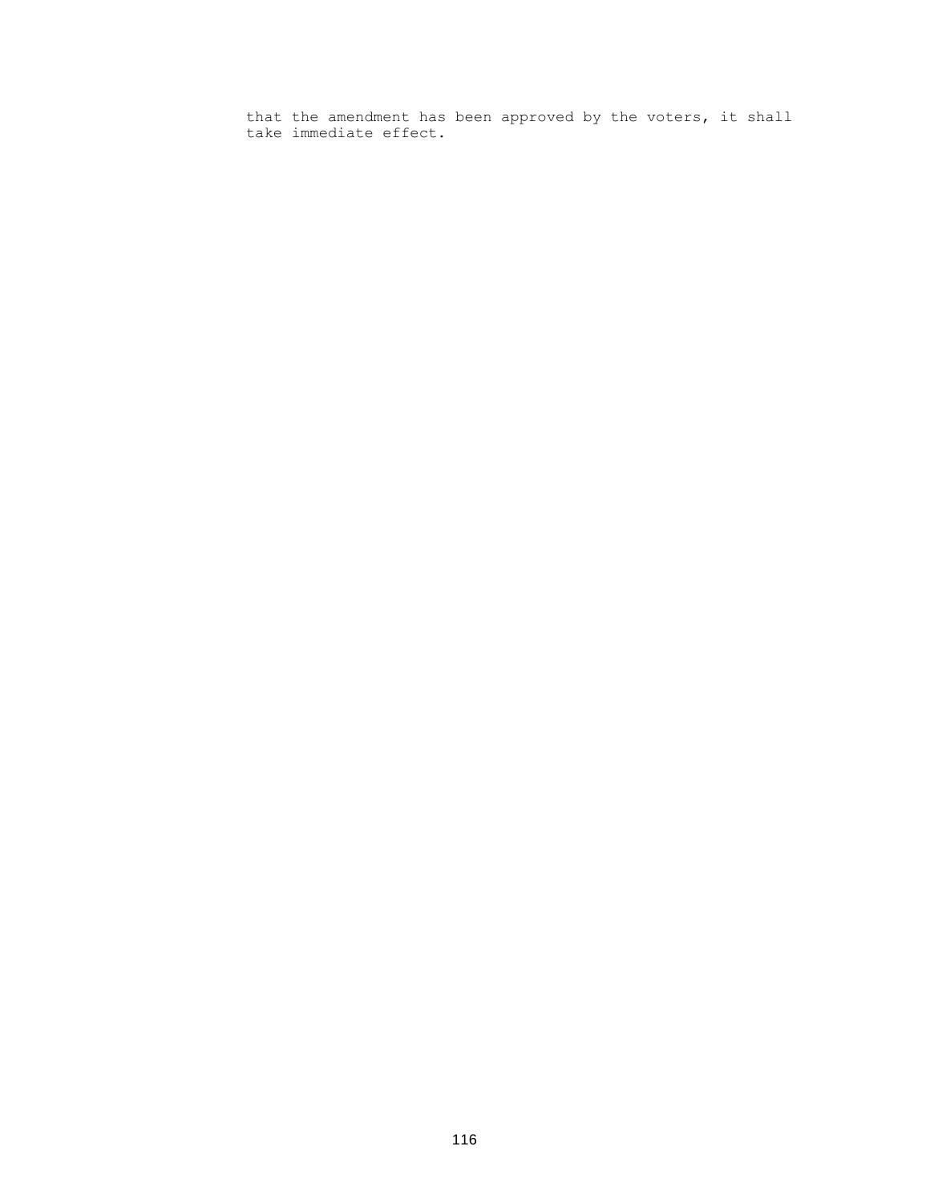that the amendment has been approved by the voters, it shall take immediate effect.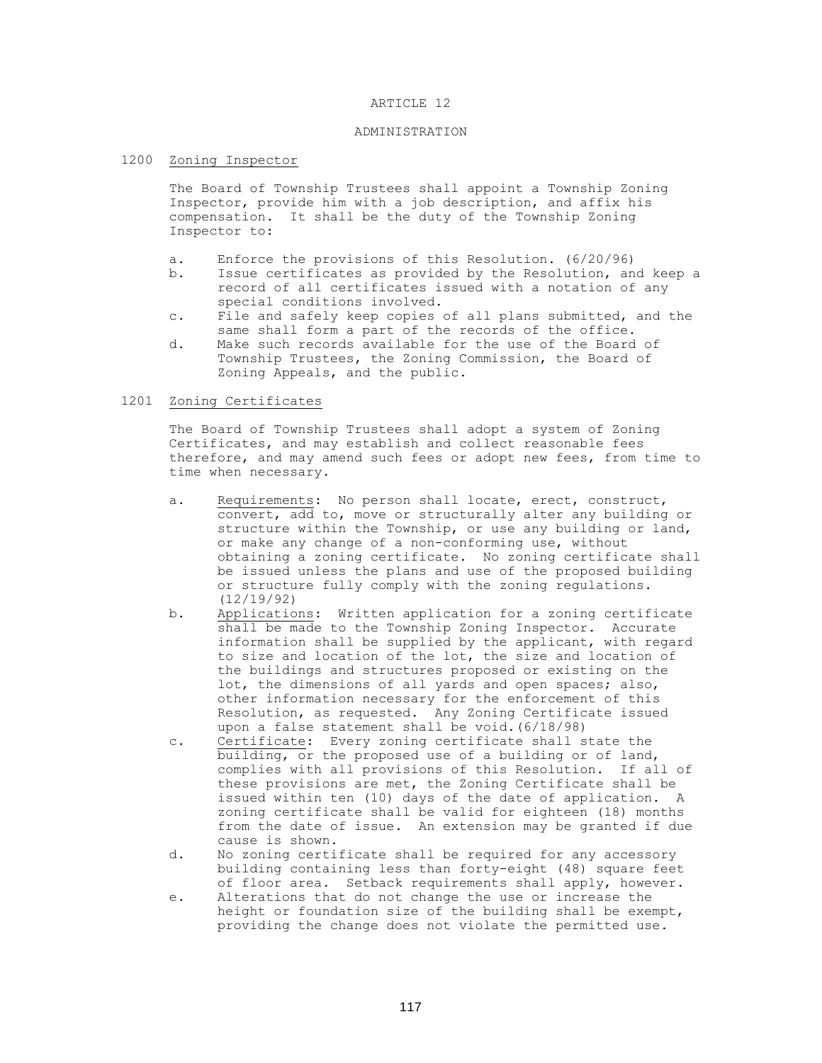# ARTICLE 12

## ADMINISTRATION

### 1200 Zoning Inspector

The Board of Township Trustees shall appoint a Township Zoning Inspector, provide him with a job description, and affix his compensation. It shall be the duty of the Township Zoning Inspector to:

a. Enforce the provisions of this Resolution. (6/20/96)
b. Issue certificates as provided by the Resolution, and keep a record of all certificates issued with a notation of any special conditions involved.
c. File and safely keep copies of all plans submitted, and the same shall form a part of the records of the office.
d. Make such records available for the use of the Board of Township Trustees, the Zoning Commission, the Board of Zoning Appeals, and the public.

### 1201 Zoning Certificates

The Board of Township Trustees shall adopt a system of Zoning Certificates, and may establish and collect reasonable fees therefore, and may amend such fees or adopt new fees, from time to time when necessary.

a. Requirements: No person shall locate, erect, construct, convert, add to, move or structurally alter any building or structure within the Township, or use any building or land, or make any change of a non-conforming use, without obtaining a zoning certificate. No zoning certificate shall be issued unless the plans and use of the proposed building or structure fully comply with the zoning regulations. (12/19/92)
b. Applications: Written application for a zoning certificate shall be made to the Township Zoning Inspector. Accurate information shall be supplied by the applicant, with regard to size and location of the lot, the size and location of the buildings and structures proposed or existing on the lot, the dimensions of all yards and open spaces; also, other information necessary for the enforcement of this Resolution, as requested. Any Zoning Certificate issued upon a false statement shall be void.(6/18/98)
c. Certificate: Every zoning certificate shall state the building, or the proposed use of a building or of land, complies with all provisions of this Resolution. If all of these provisions are met, the Zoning Certificate shall be issued within ten (10) days of the date of application. A zoning certificate shall be valid for eighteen (18) months from the date of issue. An extension may be granted if due cause is shown.
d. No zoning certificate shall be required for any accessory building containing less than forty-eight (48) square feet of floor area. Setback requirements shall apply, however.
e. Alterations that do not change the use or increase the height or foundation size of the building shall be exempt, providing the change does not violate the permitted use.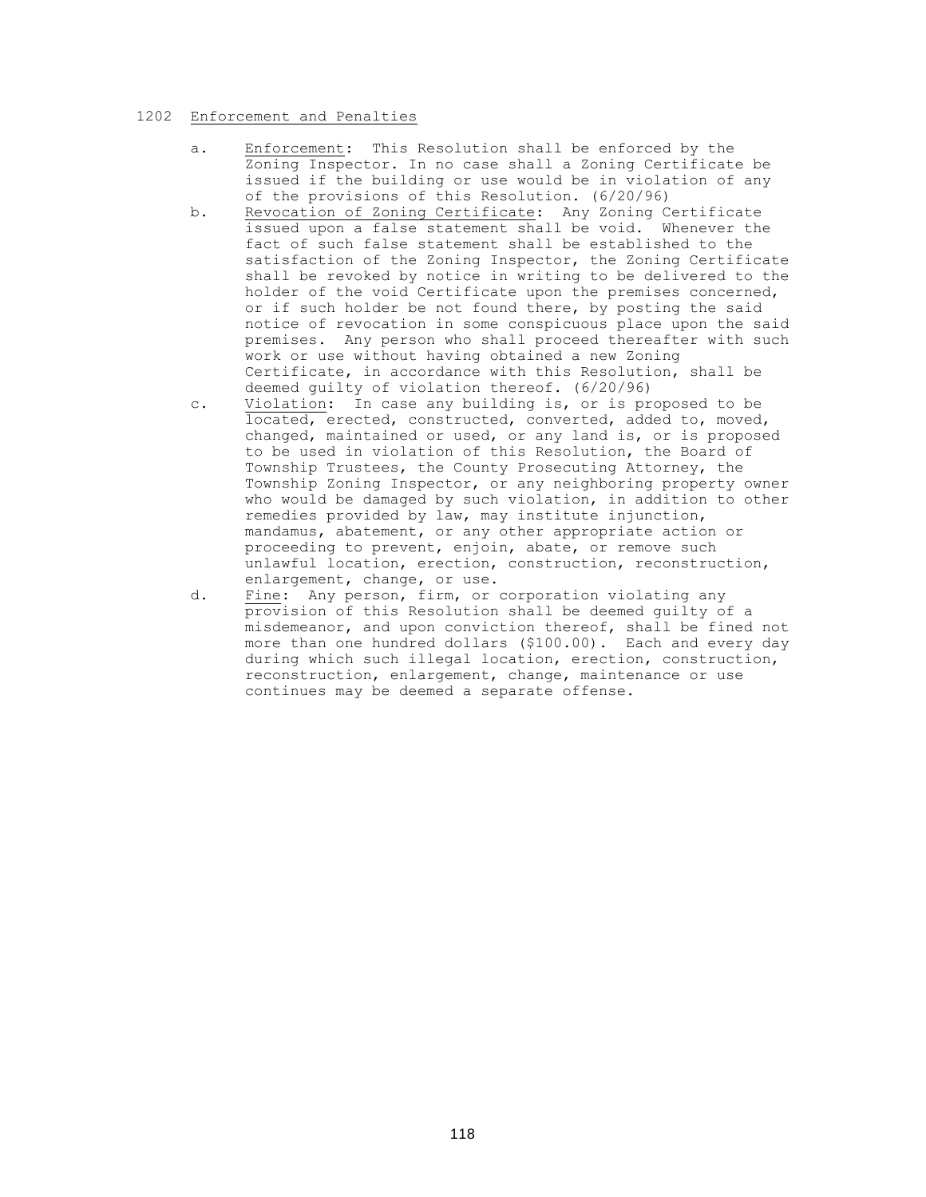## 1202 Enforcement and Penalties

a. Enforcement: This Resolution shall be enforced by the Zoning Inspector. In no case shall a Zoning Certificate be issued if the building or use would be in violation of any of the provisions of this Resolution. (6/20/96)

b. Revocation of Zoning Certificate: Any Zoning Certificate issued upon a false statement shall be void. Whenever the fact of such false statement shall be established to the satisfaction of the Zoning Inspector, the Zoning Certificate shall be revoked by notice in writing to be delivered to the holder of the void Certificate upon the premises concerned, or if such holder be not found there, by posting the said notice of revocation in some conspicuous place upon the said premises. Any person who shall proceed thereafter with such work or use without having obtained a new Zoning Certificate, in accordance with this Resolution, shall be deemed guilty of violation thereof. (6/20/96)

c. Violation: In case any building is, or is proposed to be located, erected, constructed, converted, added to, moved, changed, maintained or used, or any land is, or is proposed to be used in violation of this Resolution, the Board of Township Trustees, the County Prosecuting Attorney, the Township Zoning Inspector, or any neighboring property owner who would be damaged by such violation, in addition to other remedies provided by law, may institute injunction, mandamus, abatement, or any other appropriate action or proceeding to prevent, enjoin, abate, or remove such unlawful location, erection, construction, reconstruction, enlargement, change, or use.

d. Fine: Any person, firm, or corporation violating any provision of this Resolution shall be deemed guilty of a misdemeanor, and upon conviction thereof, shall be fined not more than one hundred dollars ($100.00). Each and every day during which such illegal location, erection, construction, reconstruction, enlargement, change, maintenance or use continues may be deemed a separate offense.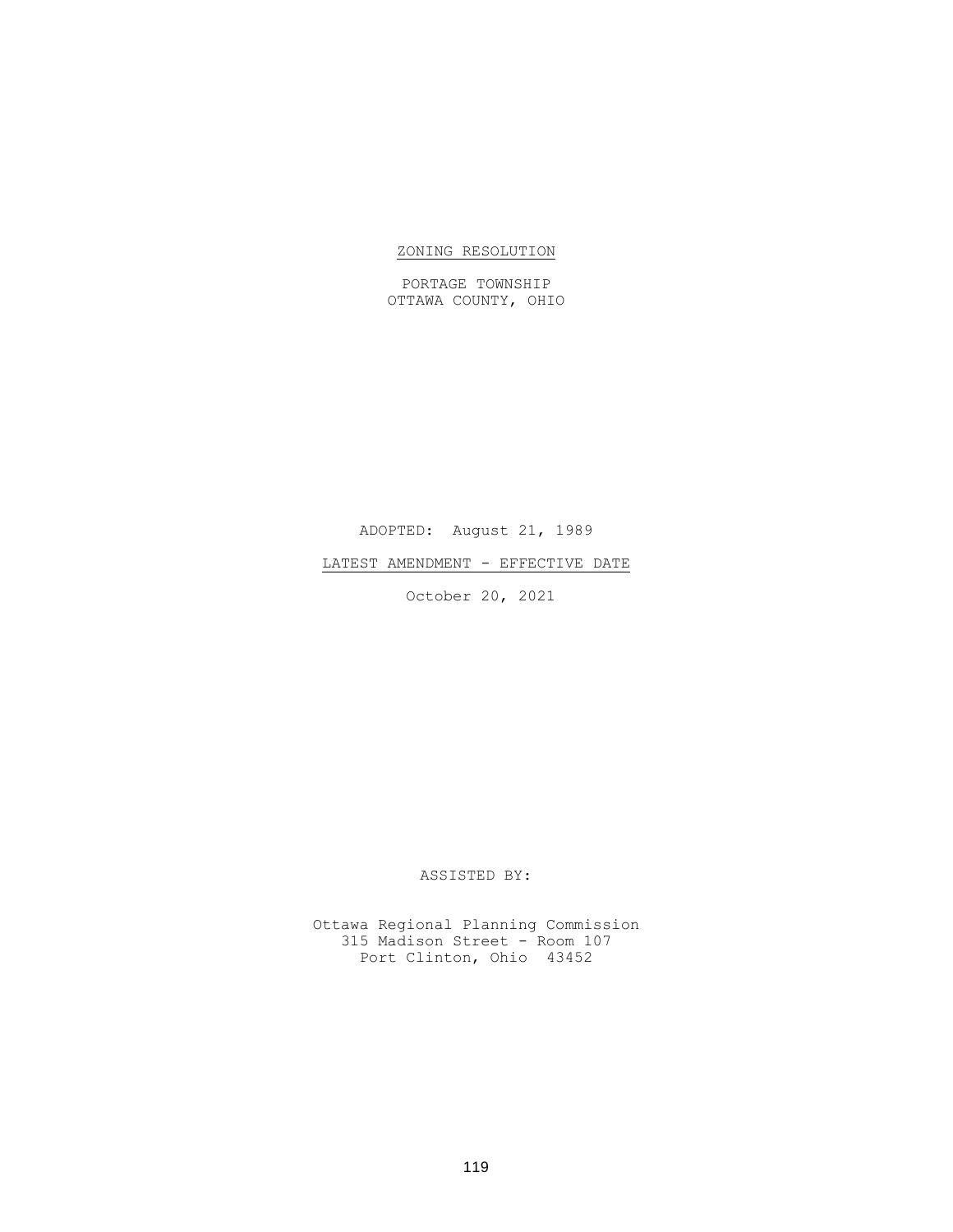# ZONING RESOLUTION

PORTAGE TOWNSHIP
OTTAWA COUNTY, OHIO

ADOPTED: August 21, 1989

LATEST AMENDMENT - EFFECTIVE DATE

October 20, 2021

ASSISTED BY:

Ottawa Regional Planning Commission
315 Madison Street - Room 107
Port Clinton, Ohio 43452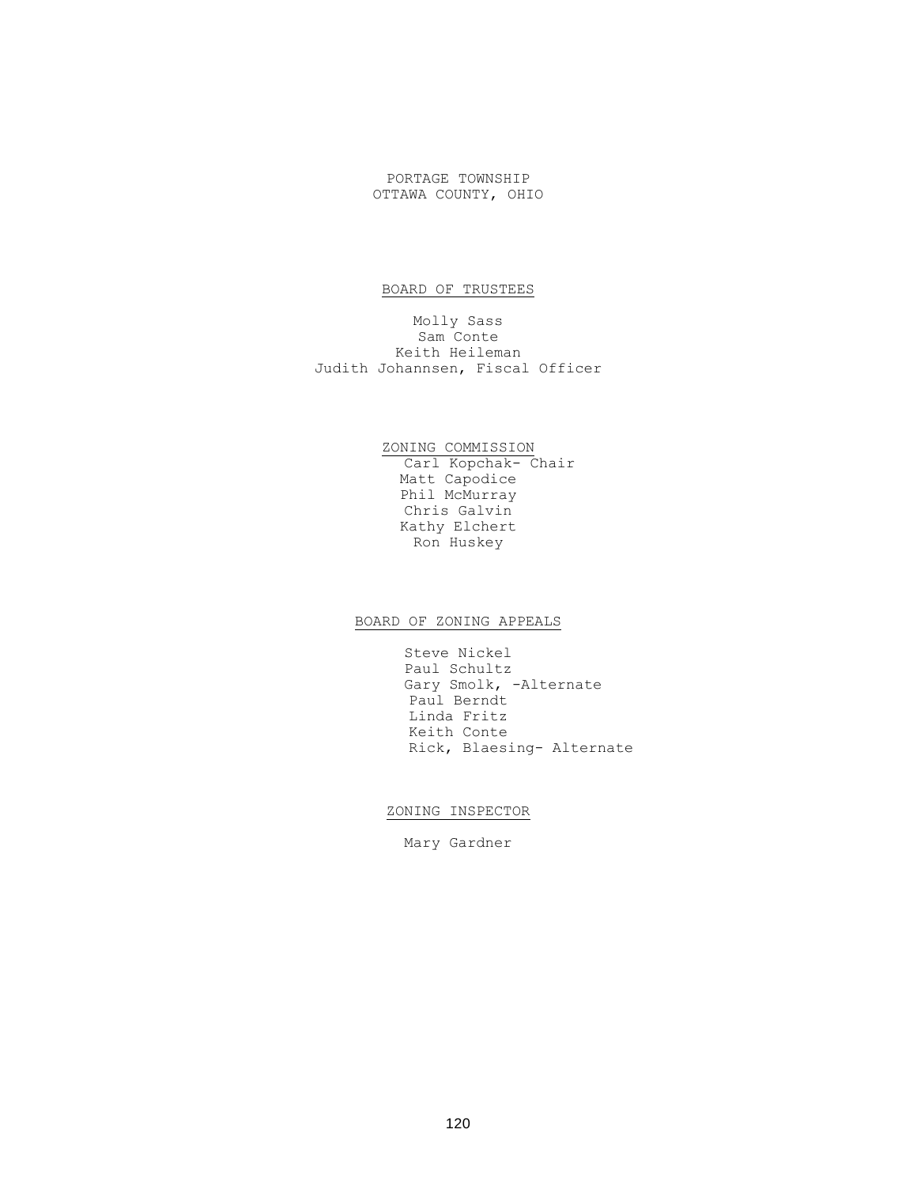PORTAGE TOWNSHIP
OTTAWA COUNTY, OHIO

## BOARD OF TRUSTEES

Molly Sass
Sam Conte
Keith Heileman
Judith Johannsen, Fiscal Officer

## ZONING COMMISSION

Carl Kopchak- Chair
Matt Capodice
Phil McMurray
Chris Galvin
Kathy Elchert
Ron Huskey

## BOARD OF ZONING APPEALS

Steve Nickel
Paul Schultz
Gary Smolk, -Alternate
Paul Berndt
Linda Fritz
Keith Conte
Rick, Blaesing- Alternate

## ZONING INSPECTOR

Mary Gardner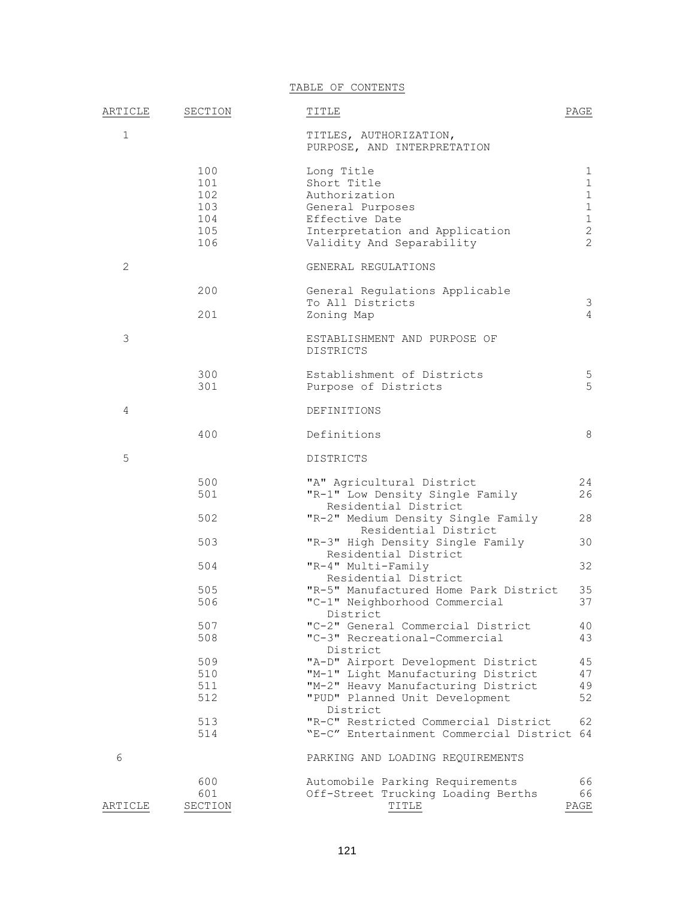TABLE OF CONTENTS

| ARTICLE | SECTION | TITLE | PAGE |
|---|---|---|---|
| 1 | | TITLES, AUTHORIZATION, PURPOSE, AND INTERPRETATION | |
| | 100 | Long Title | 1 |
| | 101 | Short Title | 1 |
| | 102 | Authorization | 1 |
| | 103 | General Purposes | 1 |
| | 104 | Effective Date | 1 |
| | 105 | Interpretation and Application | 2 |
| | 106 | Validity And Separability | 2 |
| 2 | | GENERAL REGULATIONS | |
| | 200 | General Regulations Applicable To All Districts | 3 |
| | 201 | Zoning Map | 4 |
| 3 | | ESTABLISHMENT AND PURPOSE OF DISTRICTS | |
| | 300 | Establishment of Districts | 5 |
| | 301 | Purpose of Districts | 5 |
| 4 | | DEFINITIONS | |
| | 400 | Definitions | 8 |
| 5 | | DISTRICTS | |
| | 500 | "A" Agricultural District | 24 |
| | 501 | "R-1" Low Density Single Family Residential District | 26 |
| | 502 | "R-2" Medium Density Single Family Residential District | 28 |
| | 503 | "R-3" High Density Single Family Residential District | 30 |
| | 504 | "R-4" Multi-Family Residential District | 32 |
| | 505 | "R-5" Manufactured Home Park District | 35 |
| | 506 | "C-1" Neighborhood Commercial District | 37 |
| | 507 | "C-2" General Commercial District | 40 |
| | 508 | "C-3" Recreational-Commercial District | 43 |
| | 509 | "A-D" Airport Development District | 45 |
| | 510 | "M-1" Light Manufacturing District | 47 |
| | 511 | "M-2" Heavy Manufacturing District | 49 |
| | 512 | "PUD" Planned Unit Development District | 52 |
| | 513 | "R-C" Restricted Commercial District | 62 |
| | 514 | "E-C" Entertainment Commercial District | 64 |
| 6 | | PARKING AND LOADING REQUIREMENTS | |
| | 600 | Automobile Parking Requirements | 66 |
| | 601 | Off-Street Trucking Loading Berths | 66 |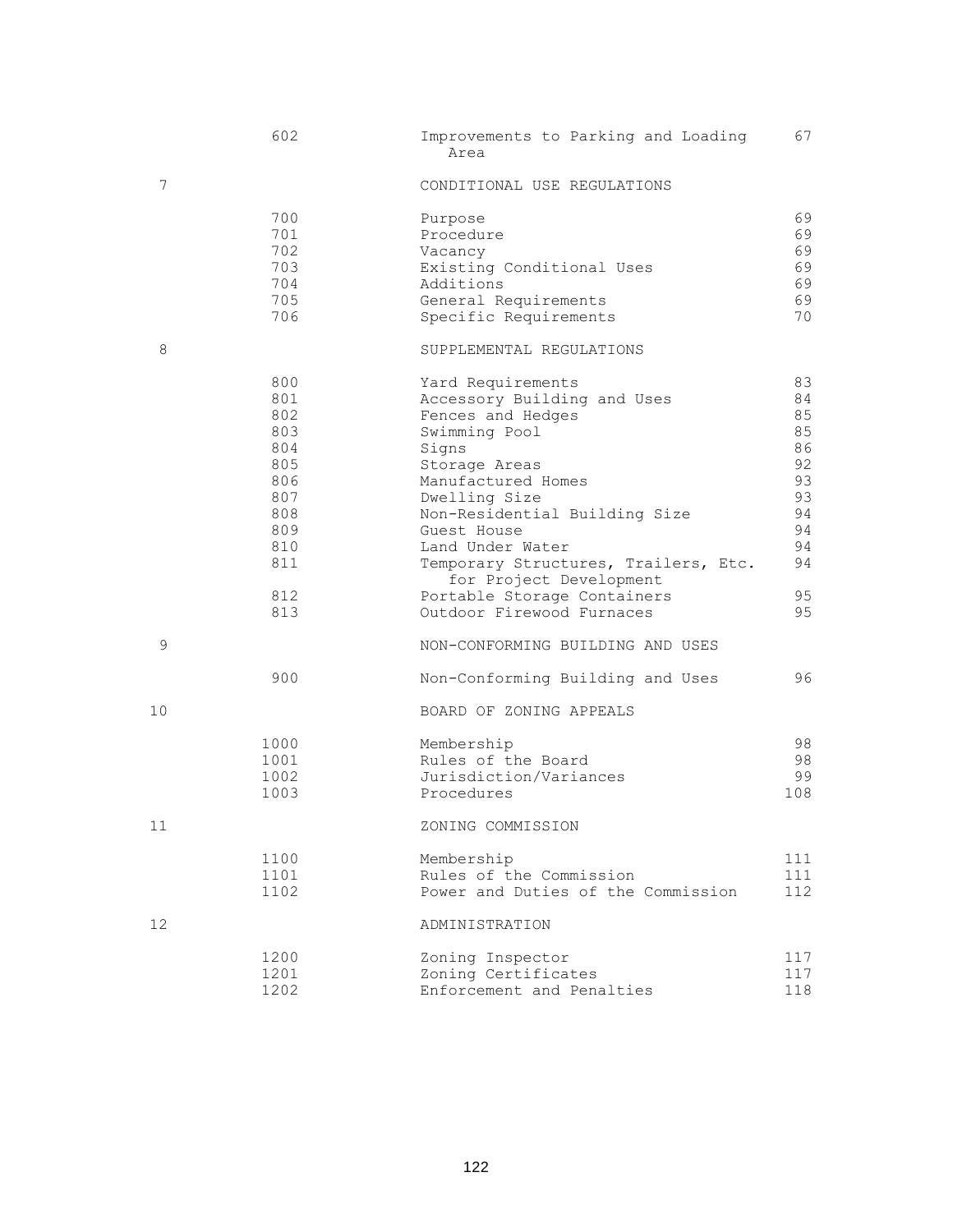| | | | |
|---|---|---|---|
| | 602 | Improvements to Parking and Loading Area | 67 |
| 7 | | CONDITIONAL USE REGULATIONS | |
| | 700 | Purpose | 69 |
| | 701 | Procedure | 69 |
| | 702 | Vacancy | 69 |
| | 703 | Existing Conditional Uses | 69 |
| | 704 | Additions | 69 |
| | 705 | General Requirements | 69 |
| | 706 | Specific Requirements | 70 |
| 8 | | SUPPLEMENTAL REGULATIONS | |
| | 800 | Yard Requirements | 83 |
| | 801 | Accessory Building and Uses | 84 |
| | 802 | Fences and Hedges | 85 |
| | 803 | Swimming Pool | 85 |
| | 804 | Signs | 86 |
| | 805 | Storage Areas | 92 |
| | 806 | Manufactured Homes | 93 |
| | 807 | Dwelling Size | 93 |
| | 808 | Non-Residential Building Size | 94 |
| | 809 | Guest House | 94 |
| | 810 | Land Under Water | 94 |
| | 811 | Temporary Structures, Trailers, Etc. for Project Development | 94 |
| | 812 | Portable Storage Containers | 95 |
| | 813 | Outdoor Firewood Furnaces | 95 |
| 9 | | NON-CONFORMING BUILDING AND USES | |
| | 900 | Non-Conforming Building and Uses | 96 |
| 10 | | BOARD OF ZONING APPEALS | |
| | 1000 | Membership | 98 |
| | 1001 | Rules of the Board | 98 |
| | 1002 | Jurisdiction/Variances | 99 |
| | 1003 | Procedures | 108 |
| 11 | | ZONING COMMISSION | |
| | 1100 | Membership | 111 |
| | 1101 | Rules of the Commission | 111 |
| | 1102 | Power and Duties of the Commission | 112 |
| 12 | | ADMINISTRATION | |
| | 1200 | Zoning Inspector | 117 |
| | 1201 | Zoning Certificates | 117 |
| | 1202 | Enforcement and Penalties | 118 |